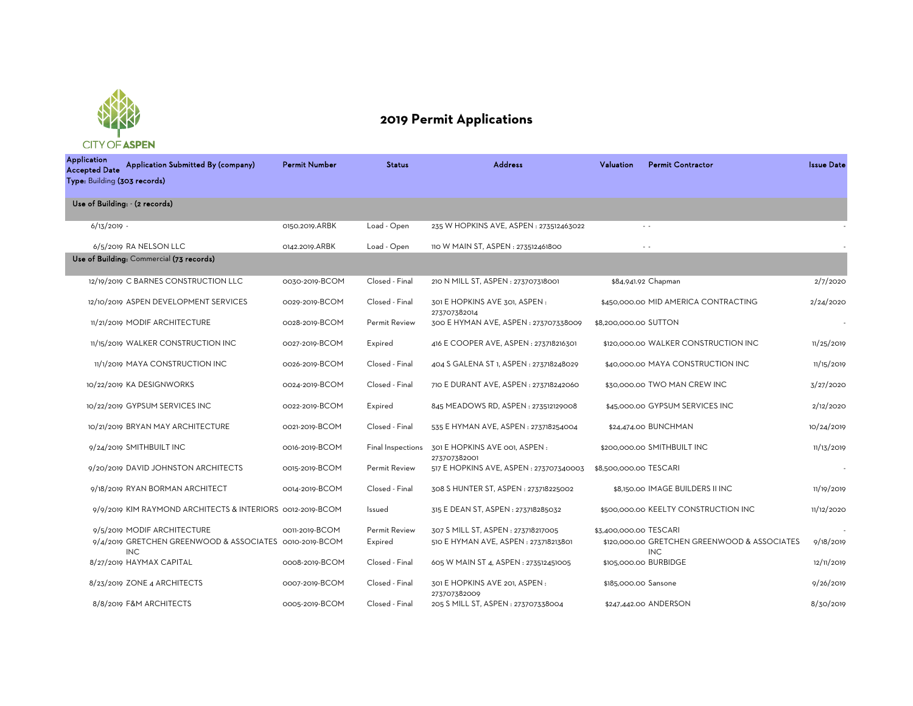CITY OF ASPEN

# 2019 Permit Applications

| Application Accepted Date | Application Submitted By (company) | Permit Number | Status | Address | Valuation | Permit Contractor | Issue Date |
|---|---|---|---|---|---|---|---|
| **Type:** Building **(303 records)** | | | | | | | |
| **Use of Building: - (2 records)** | | | | | | | |
| 6/13/2019 | - | 0150.2019.ARBK | Load - Open | 235 W HOPKINS AVE, ASPEN : 273512463022 | | - - | - |
| 6/5/2019 | RA NELSON LLC | 0142.2019.ARBK | Load - Open | 110 W MAIN ST, ASPEN : 273512461800 | | - - | - |
| **Use of Building:** Commercial **(73 records)** | | | | | | | |
| 12/19/2019 | C BARNES CONSTRUCTION LLC | 0030-2019-BCOM | Closed - Final | 210 N MILL ST, ASPEN : 273707318001 | $84,941.92 | Chapman | 2/7/2020 |
| 12/10/2019 | ASPEN DEVELOPMENT SERVICES | 0029-2019-BCOM | Closed - Final | 301 E HOPKINS AVE 301, ASPEN : 273707382014 | $450,000.00 | MID AMERICA CONTRACTING | 2/24/2020 |
| 11/21/2019 | MODIF ARCHITECTURE | 0028-2019-BCOM | Permit Review | 300 E HYMAN AVE, ASPEN : 273707338009 | $8,200,000.00 | SUTTON | - |
| 11/15/2019 | WALKER CONSTRUCTION INC | 0027-2019-BCOM | Expired | 416 E COOPER AVE, ASPEN : 273718216301 | $120,000.00 | WALKER CONSTRUCTION INC | 11/25/2019 |
| 11/1/2019 | MAYA CONSTRUCTION INC | 0026-2019-BCOM | Closed - Final | 404 S GALENA ST 1, ASPEN : 273718248029 | $40,000.00 | MAYA CONSTRUCTION INC | 11/15/2019 |
| 10/22/2019 | KA DESIGNWORKS | 0024-2019-BCOM | Closed - Final | 710 E DURANT AVE, ASPEN : 273718242060 | $30,000.00 | TWO MAN CREW INC | 3/27/2020 |
| 10/22/2019 | GYPSUM SERVICES INC | 0022-2019-BCOM | Expired | 845 MEADOWS RD, ASPEN : 273512129008 | $45,000.00 | GYPSUM SERVICES INC | 2/12/2020 |
| 10/21/2019 | BRYAN MAY ARCHITECTURE | 0021-2019-BCOM | Closed - Final | 535 E HYMAN AVE, ASPEN : 273718254004 | $24,474.00 | BUNCHMAN | 10/24/2019 |
| 9/24/2019 | SMITHBUILT INC | 0016-2019-BCOM | Final Inspections | 301 E HOPKINS AVE 001, ASPEN : 273707382001 | $200,000.00 | SMITHBUILT INC | 11/13/2019 |
| 9/20/2019 | DAVID JOHNSTON ARCHITECTS | 0015-2019-BCOM | Permit Review | 517 E HOPKINS AVE, ASPEN : 273707340003 | $8,500,000.00 | TESCARI | - |
| 9/18/2019 | RYAN BORMAN ARCHITECT | 0014-2019-BCOM | Closed - Final | 308 S HUNTER ST, ASPEN : 273718225002 | $8,150.00 | IMAGE BUILDERS II INC | 11/19/2019 |
| 9/9/2019 | KIM RAYMOND ARCHITECTS & INTERIORS | 0012-2019-BCOM | Issued | 315 E DEAN ST, ASPEN : 273718285032 | $500,000.00 | KEELTY CONSTRUCTION INC | 11/12/2020 |
| 9/5/2019 | MODIF ARCHITECTURE | 0011-2019-BCOM | Permit Review | 307 S MILL ST, ASPEN : 273718217005 | $3,400,000.00 | TESCARI | - |
| 9/4/2019 | GRETCHEN GREENWOOD & ASSOCIATES INC | 0010-2019-BCOM | Expired | 510 E HYMAN AVE, ASPEN : 273718213801 | $120,000.00 | GRETCHEN GREENWOOD & ASSOCIATES INC | 9/18/2019 |
| 8/27/2019 | HAYMAX CAPITAL | 0008-2019-BCOM | Closed - Final | 605 W MAIN ST 4, ASPEN : 273512451005 | $105,000.00 | BURBIDGE | 12/11/2019 |
| 8/23/2019 | ZONE 4 ARCHITECTS | 0007-2019-BCOM | Closed - Final | 301 E HOPKINS AVE 201, ASPEN : 273707382009 | $185,000.00 | Sansone | 9/26/2019 |
| 8/8/2019 | F&M ARCHITECTS | 0005-2019-BCOM | Closed - Final | 205 S MILL ST, ASPEN : 273707338004 | $247,442.00 | ANDERSON | 8/30/2019 |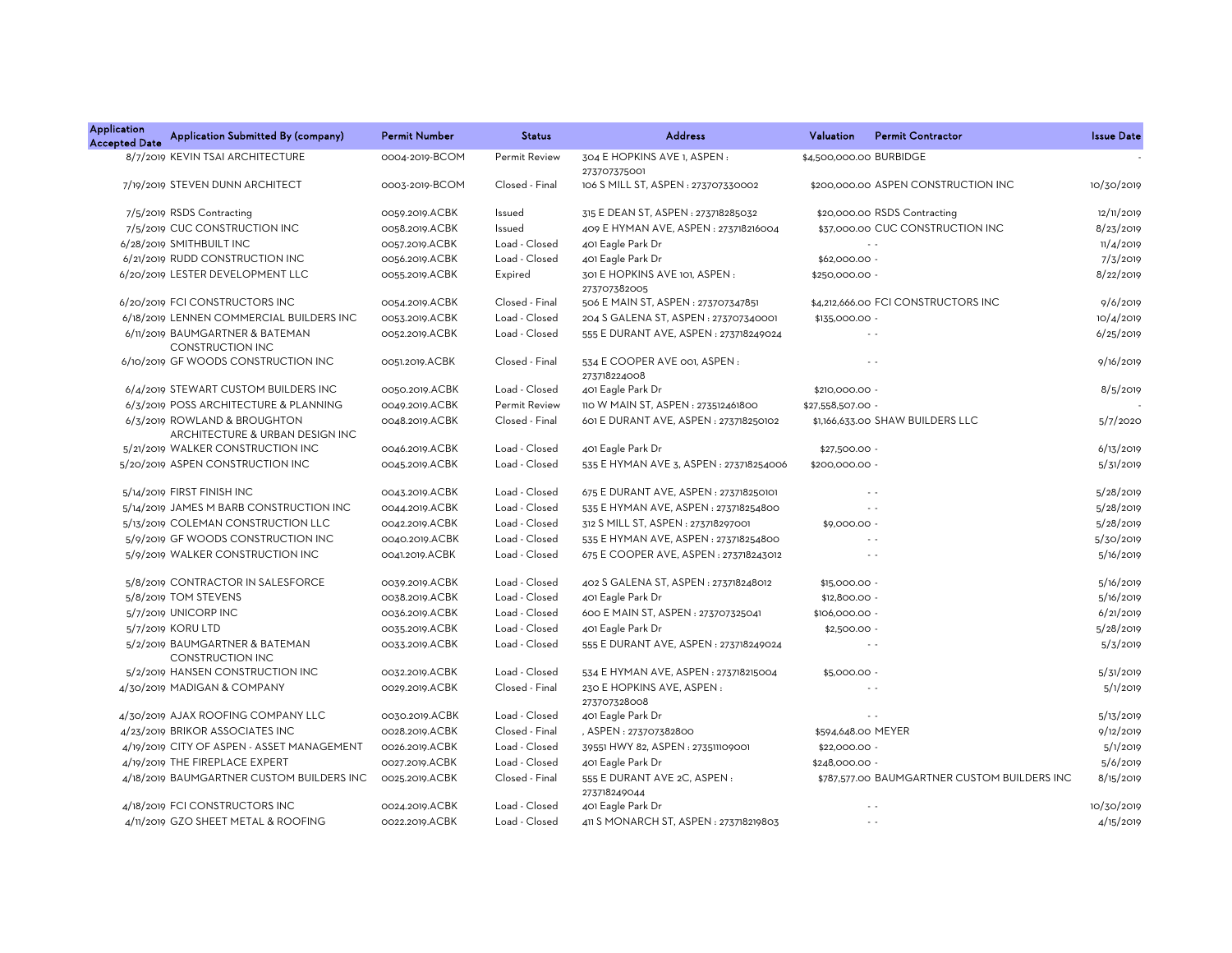| Application Accepted Date | Application Submitted By (company) | Permit Number | Status | Address | Valuation | Permit Contractor | Issue Date |
|---|---|---|---|---|---|---|---|
| 8/7/2019 | KEVIN TSAI ARCHITECTURE | 0004-2019-BCOM | Permit Review | 304 E HOPKINS AVE 1, ASPEN : 273707375001 | $4,500,000.00 | BURBIDGE | - |
| 7/19/2019 | STEVEN DUNN ARCHITECT | 0003-2019-BCOM | Closed - Final | 106 S MILL ST, ASPEN : 273707330002 | $200,000.00 | ASPEN CONSTRUCTION INC | 10/30/2019 |
| 7/5/2019 | RSDS Contracting | 0059.2019.ACBK | Issued | 315 E DEAN ST, ASPEN : 273718285032 | $20,000.00 | RSDS Contracting | 12/11/2019 |
| 7/5/2019 | CUC CONSTRUCTION INC | 0058.2019.ACBK | Issued | 409 E HYMAN AVE, ASPEN : 273718216004 | $37,000.00 | CUC CONSTRUCTION INC | 8/23/2019 |
| 6/28/2019 | SMITHBUILT INC | 0057.2019.ACBK | Load - Closed | 401 Eagle Park Dr | - | - | 11/4/2019 |
| 6/21/2019 | RUDD CONSTRUCTION INC | 0056.2019.ACBK | Load - Closed | 401 Eagle Park Dr | $62,000.00 | - | 7/3/2019 |
| 6/20/2019 | LESTER DEVELOPMENT LLC | 0055.2019.ACBK | Expired | 301 E HOPKINS AVE 101, ASPEN : 273707382005 | $250,000.00 | - | 8/22/2019 |
| 6/20/2019 | FCI CONSTRUCTORS INC | 0054.2019.ACBK | Closed - Final | 506 E MAIN ST, ASPEN : 273707347851 | $4,212,666.00 | FCI CONSTRUCTORS INC | 9/6/2019 |
| 6/18/2019 | LENNEN COMMERCIAL BUILDERS INC | 0053.2019.ACBK | Load - Closed | 204 S GALENA ST, ASPEN : 273707340001 | $135,000.00 | - | 10/4/2019 |
| 6/11/2019 | BAUMGARTNER & BATEMAN CONSTRUCTION INC | 0052.2019.ACBK | Load - Closed | 555 E DURANT AVE, ASPEN : 273718249024 | - | - | 6/25/2019 |
| 6/10/2019 | GF WOODS CONSTRUCTION INC | 0051.2019.ACBK | Closed - Final | 534 E COOPER AVE 001, ASPEN : 273718224008 | - | - | 9/16/2019 |
| 6/4/2019 | STEWART CUSTOM BUILDERS INC | 0050.2019.ACBK | Load - Closed | 401 Eagle Park Dr | $210,000.00 | - | 8/5/2019 |
| 6/3/2019 | POSS ARCHITECTURE & PLANNING | 0049.2019.ACBK | Permit Review | 110 W MAIN ST, ASPEN : 273512461800 | $27,558,507.00 | - | - |
| 6/3/2019 | ROWLAND & BROUGHTON ARCHITECTURE & URBAN DESIGN INC | 0048.2019.ACBK | Closed - Final | 601 E DURANT AVE, ASPEN : 273718250102 | $1,166,633.00 | SHAW BUILDERS LLC | 5/7/2020 |
| 5/21/2019 | WALKER CONSTRUCTION INC | 0046.2019.ACBK | Load - Closed | 401 Eagle Park Dr | $27,500.00 | - | 6/13/2019 |
| 5/20/2019 | ASPEN CONSTRUCTION INC | 0045.2019.ACBK | Load - Closed | 535 E HYMAN AVE 3, ASPEN : 273718254006 | $200,000.00 | - | 5/31/2019 |
| 5/14/2019 | FIRST FINISH INC | 0043.2019.ACBK | Load - Closed | 675 E DURANT AVE, ASPEN : 273718250101 | - | - | 5/28/2019 |
| 5/14/2019 | JAMES M BARB CONSTRUCTION INC | 0044.2019.ACBK | Load - Closed | 535 E HYMAN AVE, ASPEN : 273718254800 | - | - | 5/28/2019 |
| 5/13/2019 | COLEMAN CONSTRUCTION LLC | 0042.2019.ACBK | Load - Closed | 312 S MILL ST, ASPEN : 273718297001 | $9,000.00 | - | 5/28/2019 |
| 5/9/2019 | GF WOODS CONSTRUCTION INC | 0040.2019.ACBK | Load - Closed | 535 E HYMAN AVE, ASPEN : 273718254800 | - | - | 5/30/2019 |
| 5/9/2019 | WALKER CONSTRUCTION INC | 0041.2019.ACBK | Load - Closed | 675 E COOPER AVE, ASPEN : 273718243012 | - | - | 5/16/2019 |
| 5/8/2019 | CONTRACTOR IN SALESFORCE | 0039.2019.ACBK | Load - Closed | 402 S GALENA ST, ASPEN : 273718248012 | $15,000.00 | - | 5/16/2019 |
| 5/8/2019 | TOM STEVENS | 0038.2019.ACBK | Load - Closed | 401 Eagle Park Dr | $12,800.00 | - | 5/16/2019 |
| 5/7/2019 | UNICORP INC | 0036.2019.ACBK | Load - Closed | 600 E MAIN ST, ASPEN : 273707325041 | $106,000.00 | - | 6/21/2019 |
| 5/7/2019 | KORU LTD | 0035.2019.ACBK | Load - Closed | 401 Eagle Park Dr | $2,500.00 | - | 5/28/2019 |
| 5/2/2019 | BAUMGARTNER & BATEMAN CONSTRUCTION INC | 0033.2019.ACBK | Load - Closed | 555 E DURANT AVE, ASPEN : 273718249024 | - | - | 5/3/2019 |
| 5/2/2019 | HANSEN CONSTRUCTION INC | 0032.2019.ACBK | Load - Closed | 534 E HYMAN AVE, ASPEN : 273718215004 | $5,000.00 | - | 5/31/2019 |
| 4/30/2019 | MADIGAN & COMPANY | 0029.2019.ACBK | Closed - Final | 230 E HOPKINS AVE, ASPEN : 273707328008 | - | - | 5/1/2019 |
| 4/30/2019 | AJAX ROOFING COMPANY LLC | 0030.2019.ACBK | Load - Closed | 401 Eagle Park Dr | - | - | 5/13/2019 |
| 4/23/2019 | BRIKOR ASSOCIATES INC | 0028.2019.ACBK | Closed - Final | , ASPEN : 273707382800 | $594,648.00 | MEYER | 9/12/2019 |
| 4/19/2019 | CITY OF ASPEN - ASSET MANAGEMENT | 0026.2019.ACBK | Load - Closed | 39551 HWY 82, ASPEN : 273511109001 | $22,000.00 | - | 5/1/2019 |
| 4/19/2019 | THE FIREPLACE EXPERT | 0027.2019.ACBK | Load - Closed | 401 Eagle Park Dr | $248,000.00 | - | 5/6/2019 |
| 4/18/2019 | BAUMGARTNER CUSTOM BUILDERS INC | 0025.2019.ACBK | Closed - Final | 555 E DURANT AVE 2C, ASPEN : 273718249044 | $787,577.00 | BAUMGARTNER CUSTOM BUILDERS INC | 8/15/2019 |
| 4/18/2019 | FCI CONSTRUCTORS INC | 0024.2019.ACBK | Load - Closed | 401 Eagle Park Dr | - | - | 10/30/2019 |
| 4/11/2019 | GZO SHEET METAL & ROOFING | 0022.2019.ACBK | Load - Closed | 411 S MONARCH ST, ASPEN : 273718219803 | - | - | 4/15/2019 |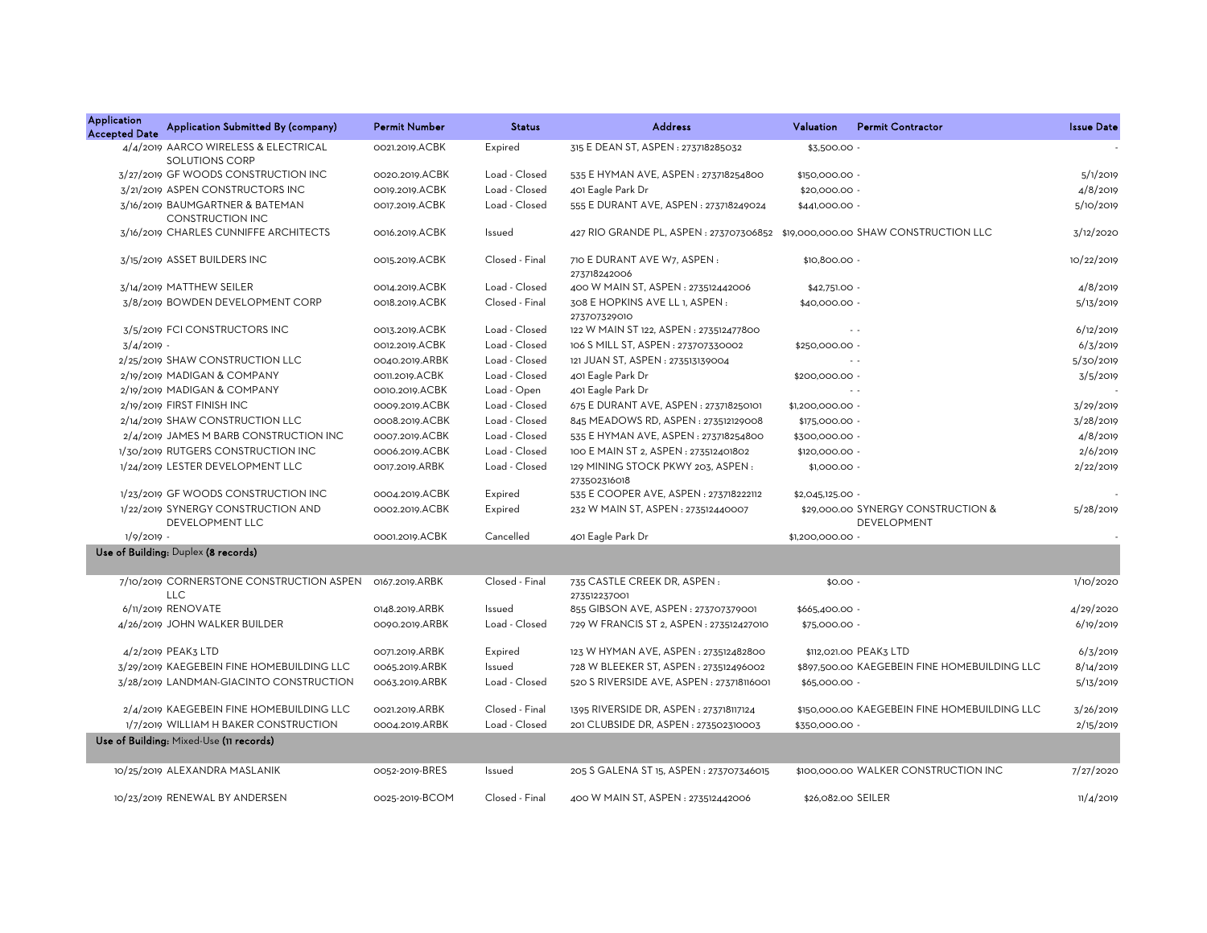| Application Accepted Date | Application Submitted By (company) | Permit Number | Status | Address | Valuation | Permit Contractor | Issue Date |
|---|---|---|---|---|---|---|---|
| 4/4/2019 | AARCO WIRELESS & ELECTRICAL SOLUTIONS CORP | 0021.2019.ACBK | Expired | 315 E DEAN ST, ASPEN : 273718285032 | $3,500.00 | - | - |
| 3/27/2019 | GF WOODS CONSTRUCTION INC | 0020.2019.ACBK | Load - Closed | 535 E HYMAN AVE, ASPEN : 273718254800 | $150,000.00 | - | 5/1/2019 |
| 3/21/2019 | ASPEN CONSTRUCTORS INC | 0019.2019.ACBK | Load - Closed | 401 Eagle Park Dr | $20,000.00 | - | 4/8/2019 |
| 3/16/2019 | BAUMGARTNER & BATEMAN CONSTRUCTION INC | 0017.2019.ACBK | Load - Closed | 555 E DURANT AVE, ASPEN : 273718249024 | $441,000.00 | - | 5/10/2019 |
| 3/16/2019 | CHARLES CUNNIFFE ARCHITECTS | 0016.2019.ACBK | Issued | 427 RIO GRANDE PL, ASPEN : 273707306852 | $19,000,000.00 | SHAW CONSTRUCTION LLC | 3/12/2020 |
| 3/15/2019 | ASSET BUILDERS INC | 0015.2019.ACBK | Closed - Final | 710 E DURANT AVE W7, ASPEN : 273718242006 | $10,800.00 | - | 10/22/2019 |
| 3/14/2019 | MATTHEW SEILER | 0014.2019.ACBK | Load - Closed | 400 W MAIN ST, ASPEN : 273512442006 | $42,751.00 | - | 4/8/2019 |
| 3/8/2019 | BOWDEN DEVELOPMENT CORP | 0018.2019.ACBK | Closed - Final | 308 E HOPKINS AVE LL 1, ASPEN : 273707329010 | $40,000.00 | - | 5/13/2019 |
| 3/5/2019 | FCI CONSTRUCTORS INC | 0013.2019.ACBK | Load - Closed | 122 W MAIN ST 122, ASPEN : 273512477800 | - | - | 6/12/2019 |
| 3/4/2019 | - | 0012.2019.ACBK | Load - Closed | 106 S MILL ST, ASPEN : 273707330002 | $250,000.00 | - | 6/3/2019 |
| 2/25/2019 | SHAW CONSTRUCTION LLC | 0040.2019.ARBK | Load - Closed | 121 JUAN ST, ASPEN : 273513139004 | - | - | 5/30/2019 |
| 2/19/2019 | MADIGAN & COMPANY | 0011.2019.ACBK | Load - Closed | 401 Eagle Park Dr | $200,000.00 | - | 3/5/2019 |
| 2/19/2019 | MADIGAN & COMPANY | 0010.2019.ACBK | Load - Open | 401 Eagle Park Dr | - | - | - |
| 2/19/2019 | FIRST FINISH INC | 0009.2019.ACBK | Load - Closed | 675 E DURANT AVE, ASPEN : 273718250101 | $1,200,000.00 | - | 3/29/2019 |
| 2/14/2019 | SHAW CONSTRUCTION LLC | 0008.2019.ACBK | Load - Closed | 845 MEADOWS RD, ASPEN : 273512129008 | $175,000.00 | - | 3/28/2019 |
| 2/4/2019 | JAMES M BARB CONSTRUCTION INC | 0007.2019.ACBK | Load - Closed | 535 E HYMAN AVE, ASPEN : 273718254800 | $300,000.00 | - | 4/8/2019 |
| 1/30/2019 | RUTGERS CONSTRUCTION INC | 0006.2019.ACBK | Load - Closed | 100 E MAIN ST 2, ASPEN : 273512401802 | $120,000.00 | - | 2/6/2019 |
| 1/24/2019 | LESTER DEVELOPMENT LLC | 0017.2019.ARBK | Load - Closed | 129 MINING STOCK PKWY 203, ASPEN : 273502316018 | $1,000.00 | - | 2/22/2019 |
| 1/23/2019 | GF WOODS CONSTRUCTION INC | 0004.2019.ACBK | Expired | 535 E COOPER AVE, ASPEN : 273718222112 | $2,045,125.00 | - | - |
| 1/22/2019 | SYNERGY CONSTRUCTION AND DEVELOPMENT LLC | 0002.2019.ACBK | Expired | 232 W MAIN ST, ASPEN : 273512440007 | $29,000.00 | SYNERGY CONSTRUCTION & DEVELOPMENT | 5/28/2019 |
| 1/9/2019 | - | 0001.2019.ACBK | Cancelled | 401 Eagle Park Dr | $1,200,000.00 | - | - |
| **Use of Building: Duplex (8 records)** | | | | | | | |
| 7/10/2019 | CORNERSTONE CONSTRUCTION ASPEN LLC | 0167.2019.ARBK | Closed - Final | 735 CASTLE CREEK DR, ASPEN : 273512237001 | $0.00 | - | 1/10/2020 |
| 6/11/2019 | RENOVATE | 0148.2019.ARBK | Issued | 855 GIBSON AVE, ASPEN : 273707379001 | $665,400.00 | - | 4/29/2020 |
| 4/26/2019 | JOHN WALKER BUILDER | 0090.2019.ARBK | Load - Closed | 729 W FRANCIS ST 2, ASPEN : 273512427010 | $75,000.00 | - | 6/19/2019 |
| 4/2/2019 | PEAK3 LTD | 0071.2019.ARBK | Expired | 123 W HYMAN AVE, ASPEN : 273512482800 | $112,021.00 | PEAK3 LTD | 6/3/2019 |
| 3/29/2019 | KAEGEBEIN FINE HOMEBUILDING LLC | 0065.2019.ARBK | Issued | 728 W BLEEKER ST, ASPEN : 273512496002 | $897,500.00 | KAEGEBEIN FINE HOMEBUILDING LLC | 8/14/2019 |
| 3/28/2019 | LANDMAN-GIACINTO CONSTRUCTION | 0063.2019.ARBK | Load - Closed | 520 S RIVERSIDE AVE, ASPEN : 273718116001 | $65,000.00 | - | 5/13/2019 |
| 2/4/2019 | KAEGEBEIN FINE HOMEBUILDING LLC | 0021.2019.ARBK | Closed - Final | 1395 RIVERSIDE DR, ASPEN : 273718117124 | $150,000.00 | KAEGEBEIN FINE HOMEBUILDING LLC | 3/26/2019 |
| 1/7/2019 | WILLIAM H BAKER CONSTRUCTION | 0004.2019.ARBK | Load - Closed | 201 CLUBSIDE DR, ASPEN : 273502310003 | $350,000.00 | - | 2/15/2019 |
| **Use of Building: Mixed-Use (11 records)** | | | | | | | |
| 10/25/2019 | ALEXANDRA MASLANIK | 0052-2019-BRES | Issued | 205 S GALENA ST 15, ASPEN : 273707346015 | $100,000.00 | WALKER CONSTRUCTION INC | 7/27/2020 |
| 10/23/2019 | RENEWAL BY ANDERSEN | 0025-2019-BCOM | Closed - Final | 400 W MAIN ST, ASPEN : 273512442006 | $26,082.00 | SEILER | 11/4/2019 |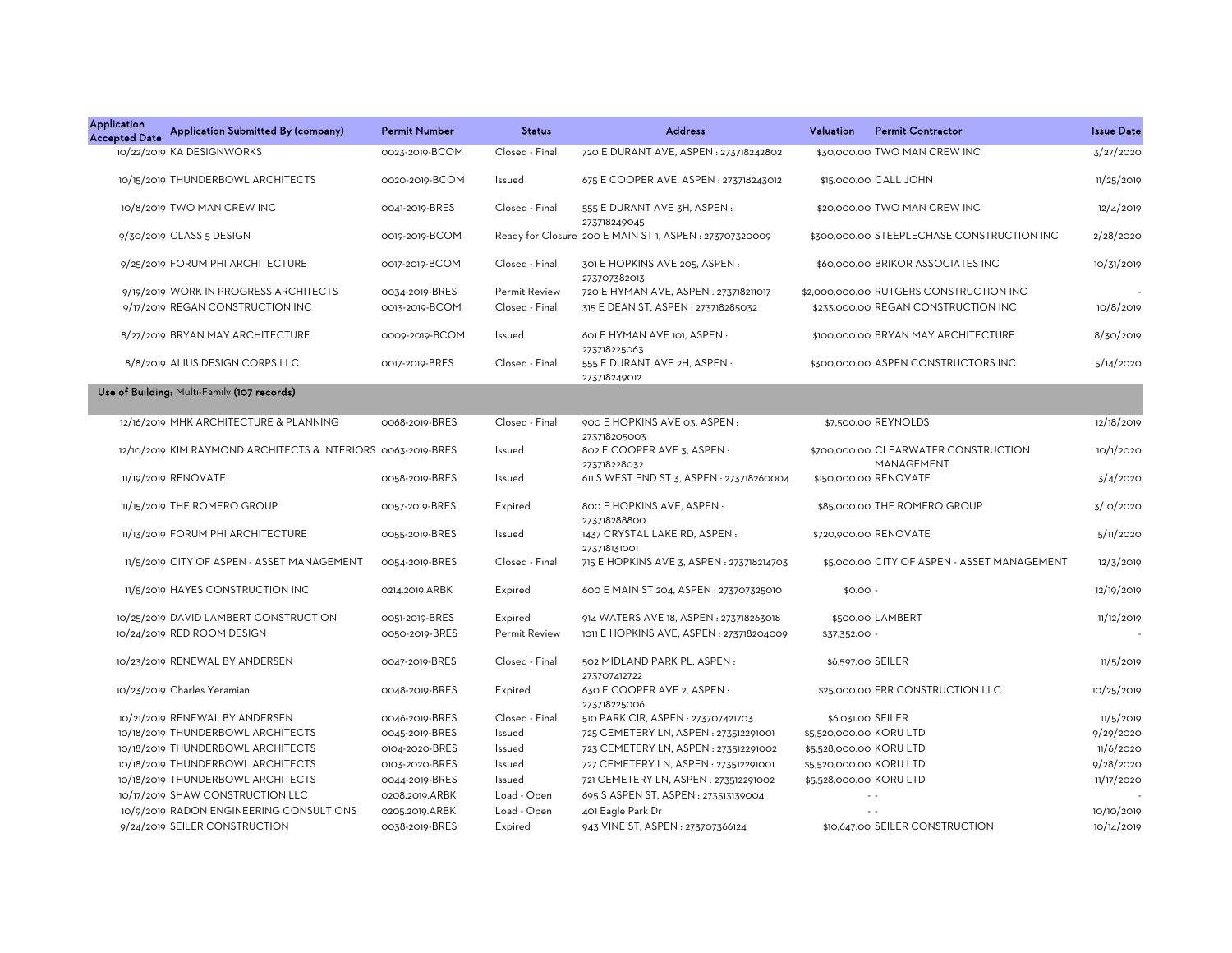| Application Accepted Date | Application Submitted By (company) | Permit Number | Status | Address | Valuation | Permit Contractor | Issue Date |
|---|---|---|---|---|---|---|---|
| 10/22/2019 | KA DESIGNWORKS | 0023-2019-BCOM | Closed - Final | 720 E DURANT AVE, ASPEN : 273718242802 | $30,000.00 | TWO MAN CREW INC | 3/27/2020 |
| 10/15/2019 | THUNDERBOWL ARCHITECTS | 0020-2019-BCOM | Issued | 675 E COOPER AVE, ASPEN : 273718243012 | $15,000.00 | CALL JOHN | 11/25/2019 |
| 10/8/2019 | TWO MAN CREW INC | 0041-2019-BRES | Closed - Final | 555 E DURANT AVE 3H, ASPEN : 273718249045 | $20,000.00 | TWO MAN CREW INC | 12/4/2019 |
| 9/30/2019 | CLASS 5 DESIGN | 0019-2019-BCOM | Ready for Closure | 200 E MAIN ST 1, ASPEN : 273707320009 | $300,000.00 | STEEPLECHASE CONSTRUCTION INC | 2/28/2020 |
| 9/25/2019 | FORUM PHI ARCHITECTURE | 0017-2019-BCOM | Closed - Final | 301 E HOPKINS AVE 205, ASPEN : 273707382013 | $60,000.00 | BRIKOR ASSOCIATES INC | 10/31/2019 |
| 9/19/2019 | WORK IN PROGRESS ARCHITECTS | 0034-2019-BRES | Permit Review | 720 E HYMAN AVE, ASPEN : 273718211017 | $2,000,000.00 | RUTGERS CONSTRUCTION INC | - |
| 9/17/2019 | REGAN CONSTRUCTION INC | 0013-2019-BCOM | Closed - Final | 315 E DEAN ST, ASPEN : 273718285032 | $233,000.00 | REGAN CONSTRUCTION INC | 10/8/2019 |
| 8/27/2019 | BRYAN MAY ARCHITECTURE | 0009-2019-BCOM | Issued | 601 E HYMAN AVE 101, ASPEN : 273718225063 | $100,000.00 | BRYAN MAY ARCHITECTURE | 8/30/2019 |
| 8/8/2019 | ALIUS DESIGN CORPS LLC | 0017-2019-BRES | Closed - Final | 555 E DURANT AVE 2H, ASPEN : 273718249012 | $300,000.00 | ASPEN CONSTRUCTORS INC | 5/14/2020 |
| **Use of Building: Multi-Family (107 records)** | | | | | | | |
| 12/16/2019 | MHK ARCHITECTURE & PLANNING | 0068-2019-BRES | Closed - Final | 900 E HOPKINS AVE 03, ASPEN : 273718205003 | $7,500.00 | REYNOLDS | 12/18/2019 |
| 12/10/2019 | KIM RAYMOND ARCHITECTS & INTERIORS | 0063-2019-BRES | Issued | 802 E COOPER AVE 3, ASPEN : 273718228032 | $700,000.00 | CLEARWATER CONSTRUCTION MANAGEMENT | 10/1/2020 |
| 11/19/2019 | RENOVATE | 0058-2019-BRES | Issued | 611 S WEST END ST 3, ASPEN : 273718260004 | $150,000.00 | RENOVATE | 3/4/2020 |
| 11/15/2019 | THE ROMERO GROUP | 0057-2019-BRES | Expired | 800 E HOPKINS AVE, ASPEN : 273718288800 | $85,000.00 | THE ROMERO GROUP | 3/10/2020 |
| 11/13/2019 | FORUM PHI ARCHITECTURE | 0055-2019-BRES | Issued | 1437 CRYSTAL LAKE RD, ASPEN : 273718131001 | $720,900.00 | RENOVATE | 5/11/2020 |
| 11/5/2019 | CITY OF ASPEN - ASSET MANAGEMENT | 0054-2019-BRES | Closed - Final | 715 E HOPKINS AVE 3, ASPEN : 273718214703 | $5,000.00 | CITY OF ASPEN - ASSET MANAGEMENT | 12/3/2019 |
| 11/5/2019 | HAYES CONSTRUCTION INC | 0214.2019.ARBK | Expired | 600 E MAIN ST 204, ASPEN : 273707325010 | $0.00 | - | 12/19/2019 |
| 10/25/2019 | DAVID LAMBERT CONSTRUCTION | 0051-2019-BRES | Expired | 914 WATERS AVE 18, ASPEN : 273718263018 | $500.00 | LAMBERT | 11/12/2019 |
| 10/24/2019 | RED ROOM DESIGN | 0050-2019-BRES | Permit Review | 1011 E HOPKINS AVE, ASPEN : 273718204009 | $37,352.00 | - | - |
| 10/23/2019 | RENEWAL BY ANDERSEN | 0047-2019-BRES | Closed - Final | 502 MIDLAND PARK PL, ASPEN : 273707412722 | $6,597.00 | SEILER | 11/5/2019 |
| 10/23/2019 | Charles Yeramian | 0048-2019-BRES | Expired | 630 E COOPER AVE 2, ASPEN : 273718225006 | $25,000.00 | FRR CONSTRUCTION LLC | 10/25/2019 |
| 10/21/2019 | RENEWAL BY ANDERSEN | 0046-2019-BRES | Closed - Final | 510 PARK CIR, ASPEN : 273707421703 | $6,031.00 | SEILER | 11/5/2019 |
| 10/18/2019 | THUNDERBOWL ARCHITECTS | 0045-2019-BRES | Issued | 725 CEMETERY LN, ASPEN : 273512291001 | $5,520,000.00 | KORU LTD | 9/29/2020 |
| 10/18/2019 | THUNDERBOWL ARCHITECTS | 0104-2020-BRES | Issued | 723 CEMETERY LN, ASPEN : 273512291002 | $5,528,000.00 | KORU LTD | 11/6/2020 |
| 10/18/2019 | THUNDERBOWL ARCHITECTS | 0103-2020-BRES | Issued | 727 CEMETERY LN, ASPEN : 273512291001 | $5,520,000.00 | KORU LTD | 9/28/2020 |
| 10/18/2019 | THUNDERBOWL ARCHITECTS | 0044-2019-BRES | Issued | 721 CEMETERY LN, ASPEN : 273512291002 | $5,528,000.00 | KORU LTD | 11/17/2020 |
| 10/17/2019 | SHAW CONSTRUCTION LLC | 0208.2019.ARBK | Load - Open | 695 S ASPEN ST, ASPEN : 273513139004 | - | - | - |
| 10/9/2019 | RADON ENGINEERING CONSULTIONS | 0205.2019.ARBK | Load - Open | 401 Eagle Park Dr | - | - | 10/10/2019 |
| 9/24/2019 | SEILER CONSTRUCTION | 0038-2019-BRES | Expired | 943 VINE ST, ASPEN : 273707366124 | $10,647.00 | SEILER CONSTRUCTION | 10/14/2019 |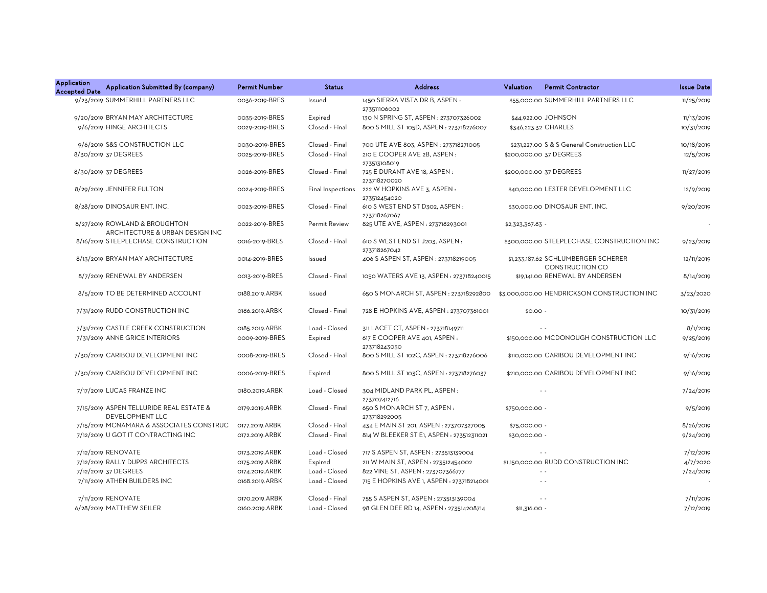| Application Accepted Date | Application Submitted By (company) | Permit Number | Status | Address | Valuation | Permit Contractor | Issue Date |
|---|---|---|---|---|---|---|---|
| 9/23/2019 | SUMMERHILL PARTNERS LLC | 0036-2019-BRES | Issued | 1450 SIERRA VISTA DR B, ASPEN : 273511106002 | $55,000.00 | SUMMERHILL PARTNERS LLC | 11/25/2019 |
| 9/20/2019 | BRYAN MAY ARCHITECTURE | 0035-2019-BRES | Expired | 130 N SPRING ST, ASPEN : 273707326002 | $44,922.00 | JOHNSON | 11/13/2019 |
| 9/6/2019 | HINGE ARCHITECTS | 0029-2019-BRES | Closed - Final | 800 S MILL ST 105D, ASPEN : 273718276007 | $346,223.32 | CHARLES | 10/31/2019 |
| 9/6/2019 | S&S CONSTRUCTION LLC | 0030-2019-BRES | Closed - Final | 700 UTE AVE 803, ASPEN : 273718271005 | $231,227.00 | S & S General Construction LLC | 10/18/2019 |
| 8/30/2019 | 37 DEGREES | 0025-2019-BRES | Closed - Final | 210 E COOPER AVE 2B, ASPEN : 273513108019 | $200,000.00 | 37 DEGREES | 12/5/2019 |
| 8/30/2019 | 37 DEGREES | 0026-2019-BRES | Closed - Final | 725 E DURANT AVE 18, ASPEN : 273718270020 | $200,000.00 | 37 DEGREES | 11/27/2019 |
| 8/29/2019 | JENNIFER FULTON | 0024-2019-BRES | Final Inspections | 222 W HOPKINS AVE 3, ASPEN : 273512454020 | $40,000.00 | LESTER DEVELOPMENT LLC | 12/9/2019 |
| 8/28/2019 | DINOSAUR ENT. INC. | 0023-2019-BRES | Closed - Final | 610 S WEST END ST D302, ASPEN : 273718267067 | $30,000.00 | DINOSAUR ENT. INC. | 9/20/2019 |
| 8/27/2019 | ROWLAND & BROUGHTON ARCHITECTURE & URBAN DESIGN INC | 0022-2019-BRES | Permit Review | 825 UTE AVE, ASPEN : 273718293001 | $2,323,367.83 | - | - |
| 8/16/2019 | STEEPLECHASE CONSTRUCTION | 0016-2019-BRES | Closed - Final | 610 S WEST END ST J203, ASPEN : 273718267042 | $300,000.00 | STEEPLECHASE CONSTRUCTION INC | 9/23/2019 |
| 8/13/2019 | BRYAN MAY ARCHITECTURE | 0014-2019-BRES | Issued | 406 S ASPEN ST, ASPEN : 273718219005 | $1,233,187.62 | SCHLUMBERGER SCHERER CONSTRUCTION CO | 12/11/2019 |
| 8/7/2019 | RENEWAL BY ANDERSEN | 0013-2019-BRES | Closed - Final | 1050 WATERS AVE 13, ASPEN : 273718240015 | $19,141.00 | RENEWAL BY ANDERSEN | 8/14/2019 |
| 8/5/2019 | TO BE DETERMINED ACCOUNT | 0188.2019.ARBK | Issued | 650 S MONARCH ST, ASPEN : 273718292800 | $3,000,000.00 | HENDRICKSON CONSTRUCTION INC | 3/23/2020 |
| 7/31/2019 | RUDD CONSTRUCTION INC | 0186.2019.ARBK | Closed - Final | 728 E HOPKINS AVE, ASPEN : 273707361001 | $0.00 | - | 10/31/2019 |
| 7/31/2019 | CASTLE CREEK CONSTRUCTION | 0185.2019.ARBK | Load - Closed | 311 LACET CT, ASPEN : 273718149711 | - | - | 8/1/2019 |
| 7/31/2019 | ANNE GRICE INTERIORS | 0009-2019-BRES | Expired | 617 E COOPER AVE 401, ASPEN : 273718243050 | $150,000.00 | MCDONOUGH CONSTRUCTION LLC | 9/25/2019 |
| 7/30/2019 | CARIBOU DEVELOPMENT INC | 0008-2019-BRES | Closed - Final | 800 S MILL ST 102C, ASPEN : 273718276006 | $110,000.00 | CARIBOU DEVELOPMENT INC | 9/16/2019 |
| 7/30/2019 | CARIBOU DEVELOPMENT INC | 0006-2019-BRES | Expired | 800 S MILL ST 103C, ASPEN : 273718276037 | $210,000.00 | CARIBOU DEVELOPMENT INC | 9/16/2019 |
| 7/17/2019 | LUCAS FRANZE INC | 0180.2019.ARBK | Load - Closed | 304 MIDLAND PARK PL, ASPEN : 273707412716 | - | - | 7/24/2019 |
| 7/15/2019 | ASPEN TELLURIDE REAL ESTATE & DEVELOPMENT LLC | 0179.2019.ARBK | Closed - Final | 650 S MONARCH ST 7, ASPEN : 273718292005 | $750,000.00 | - | 9/5/2019 |
| 7/15/2019 | MCNAMARA & ASSOCIATES CONSTRUC | 0177.2019.ARBK | Closed - Final | 434 E MAIN ST 201, ASPEN : 273707327005 | $75,000.00 | - | 8/26/2019 |
| 7/12/2019 | U GOT IT CONTRACTING INC | 0172.2019.ARBK | Closed - Final | 814 W BLEEKER ST E1, ASPEN : 273512311021 | $30,000.00 | - | 9/24/2019 |
| 7/12/2019 | RENOVATE | 0173.2019.ARBK | Load - Closed | 717 S ASPEN ST, ASPEN : 273513139004 | - | - | 7/12/2019 |
| 7/12/2019 | RALLY DUPPS ARCHITECTS | 0175.2019.ARBK | Expired | 211 W MAIN ST, ASPEN : 273512454002 | $1,150,000.00 | RUDD CONSTRUCTION INC | 4/7/2020 |
| 7/12/2019 | 37 DEGREES | 0174.2019.ARBK | Load - Closed | 822 VINE ST, ASPEN : 273707366777 | - | - | 7/24/2019 |
| 7/11/2019 | ATHEN BUILDERS INC | 0168.2019.ARBK | Load - Closed | 715 E HOPKINS AVE 1, ASPEN : 273718214001 | - | - | - |
| 7/11/2019 | RENOVATE | 0170.2019.ARBK | Closed - Final | 755 S ASPEN ST, ASPEN : 273513139004 | - | - | 7/11/2019 |
| 6/28/2019 | MATTHEW SEILER | 0160.2019.ARBK | Load - Closed | 98 GLEN DEE RD 14, ASPEN : 273514208714 | $11,316.00 | - | 7/12/2019 |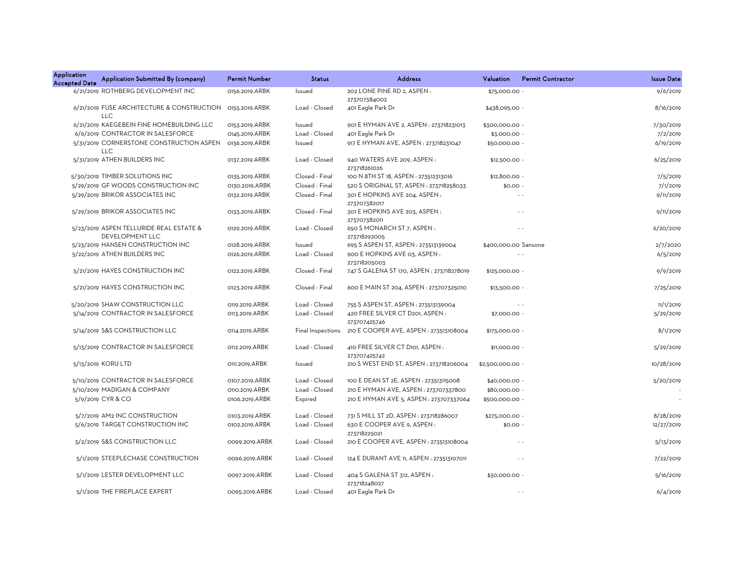| Application Accepted Date | Application Submitted By (company) | Permit Number | Status | Address | Valuation | Permit Contractor | Issue Date |
|---|---|---|---|---|---|---|---|
| 6/21/2019 | ROTHBERG DEVELOPMENT INC | 0156.2019.ARBK | Issued | 202 LONE PINE RD 2, ASPEN : 273707384002 | $75,000.00 | - | 9/6/2019 |
| 6/21/2019 | FUSE ARCHITECTURE & CONSTRUCTION LLC | 0155.2019.ARBK | Load - Closed | 401 Eagle Park Dr | $438,095.00 | - | 8/16/2019 |
| 6/21/2019 | KAEGEBEIN FINE HOMEBUILDING LLC | 0153.2019.ARBK | Issued | 901 E HYMAN AVE 2, ASPEN : 273718231013 | $300,000.00 | - | 7/30/2019 |
| 6/6/2019 | CONTRACTOR IN SALESFORCE | 0145.2019.ARBK | Load - Closed | 401 Eagle Park Dr | $3,000.00 | - | 7/2/2019 |
| 5/31/2019 | CORNERSTONE CONSTRUCTION ASPEN LLC | 0136.2019.ARBK | Issued | 917 E HYMAN AVE, ASPEN : 273718231047 | $50,000.00 | - | 6/19/2019 |
| 5/31/2019 | ATHEN BUILDERS INC | 0137.2019.ARBK | Load - Closed | 940 WATERS AVE 209, ASPEN : 273718261026 | $12,500.00 | - | 6/25/2019 |
| 5/30/2019 | TIMBER SOLUTIONS INC | 0135.2019.ARBK | Closed - Final | 100 N 8TH ST 18, ASPEN : 273512313016 | $12,800.00 | - | 7/5/2019 |
| 5/29/2019 | GF WOODS CONSTRUCTION INC | 0130.2019.ARBK | Closed - Final | 520 S ORIGINAL ST, ASPEN : 273718258033 | $0.00 | - | 7/1/2019 |
| 5/29/2019 | BRIKOR ASSOCIATES INC | 0132.2019.ARBK | Closed - Final | 301 E HOPKINS AVE 204, ASPEN : 273707382017 | - | - | 9/11/2019 |
| 5/29/2019 | BRIKOR ASSOCIATES INC | 0133.2019.ARBK | Closed - Final | 301 E HOPKINS AVE 203, ASPEN : 273707382011 | - | - | 9/11/2019 |
| 5/23/2019 | ASPEN TELLURIDE REAL ESTATE & DEVELOPMENT LLC | 0129.2019.ARBK | Load - Closed | 650 S MONARCH ST 7, ASPEN : 273718292005 | - | - | 6/20/2019 |
| 5/23/2019 | HANSEN CONSTRUCTION INC | 0128.2019.ARBK | Issued | 695 S ASPEN ST, ASPEN : 273513139004 | $400,000.00 | Sansone | 2/7/2020 |
| 5/22/2019 | ATHEN BUILDERS INC | 0126.2019.ARBK | Load - Closed | 900 E HOPKINS AVE 03, ASPEN : 273718205003 | - | - | 6/5/2019 |
| 5/21/2019 | HAYES CONSTRUCTION INC | 0122.2019.ARBK | Closed - Final | 747 S GALENA ST 170, ASPEN : 273718278019 | $125,000.00 | - | 9/9/2019 |
| 5/21/2019 | HAYES CONSTRUCTION INC | 0123.2019.ARBK | Closed - Final | 600 E MAIN ST 204, ASPEN : 273707325010 | $13,500.00 | - | 7/25/2019 |
| 5/20/2019 | SHAW CONSTRUCTION LLC | 0119.2019.ARBK | Load - Closed | 755 S ASPEN ST, ASPEN : 273513139004 | - | - | 11/1/2019 |
| 5/14/2019 | CONTRACTOR IN SALESFORCE | 0113.2019.ARBK | Load - Closed | 420 FREE SILVER CT D201, ASPEN : 273707425746 | $7,000.00 | - | 5/29/2019 |
| 5/14/2019 | S&S CONSTRUCTION LLC | 0114.2019.ARBK | Final Inspections | 210 E COOPER AVE, ASPEN : 273513108004 | $175,000.00 | - | 8/1/2019 |
| 5/13/2019 | CONTRACTOR IN SALESFORCE | 0112.2019.ARBK | Load - Closed | 410 FREE SILVER CT D101, ASPEN : 273707425742 | $11,000.00 | - | 5/29/2019 |
| 5/13/2019 | KORU LTD | 0111.2019.ARBK | Issued | 210 S WEST END ST, ASPEN : 273718206004 | $2,500,000.00 | - | 10/28/2019 |
| 5/10/2019 | CONTRACTOR IN SALESFORCE | 0107.2019.ARBK | Load - Closed | 100 E DEAN ST 2E, ASPEN : 273513115008 | $40,000.00 | - | 5/20/2019 |
| 5/10/2019 | MADIGAN & COMPANY | 0110.2019.ARBK | Load - Closed | 210 E HYMAN AVE, ASPEN : 273707337800 | $80,000.00 | - | - |
| 5/9/2019 | CYR & CO | 0106.2019.ARBK | Expired | 210 E HYMAN AVE 5, ASPEN : 273707337064 | $500,000.00 | - | - |
| 5/7/2019 | AM2 INC CONSTRUCTION | 0103.2019.ARBK | Load - Closed | 731 S MILL ST 2D, ASPEN : 273718286007 | $275,000.00 | - | 8/28/2019 |
| 5/6/2019 | TARGET CONSTRUCTION INC | 0102.2019.ARBK | Load - Closed | 630 E COOPER AVE 9, ASPEN : 273718225021 | $0.00 | - | 12/27/2019 |
| 5/2/2019 | S&S CONSTRUCTION LLC | 0099.2019.ARBK | Load - Closed | 210 E COOPER AVE, ASPEN : 273513108004 | - | - | 5/13/2019 |
| 5/1/2019 | STEEPLECHASE CONSTRUCTION | 0096.2019.ARBK | Load - Closed | 124 E DURANT AVE 11, ASPEN : 273513107011 | - | - | 7/22/2019 |
| 5/1/2019 | LESTER DEVELOPMENT LLC | 0097.2019.ARBK | Load - Closed | 404 S GALENA ST 312, ASPEN : 273718248027 | $30,000.00 | - | 5/16/2019 |
| 5/1/2019 | THE FIREPLACE EXPERT | 0095.2019.ARBK | Load - Closed | 401 Eagle Park Dr | - | - | 6/4/2019 |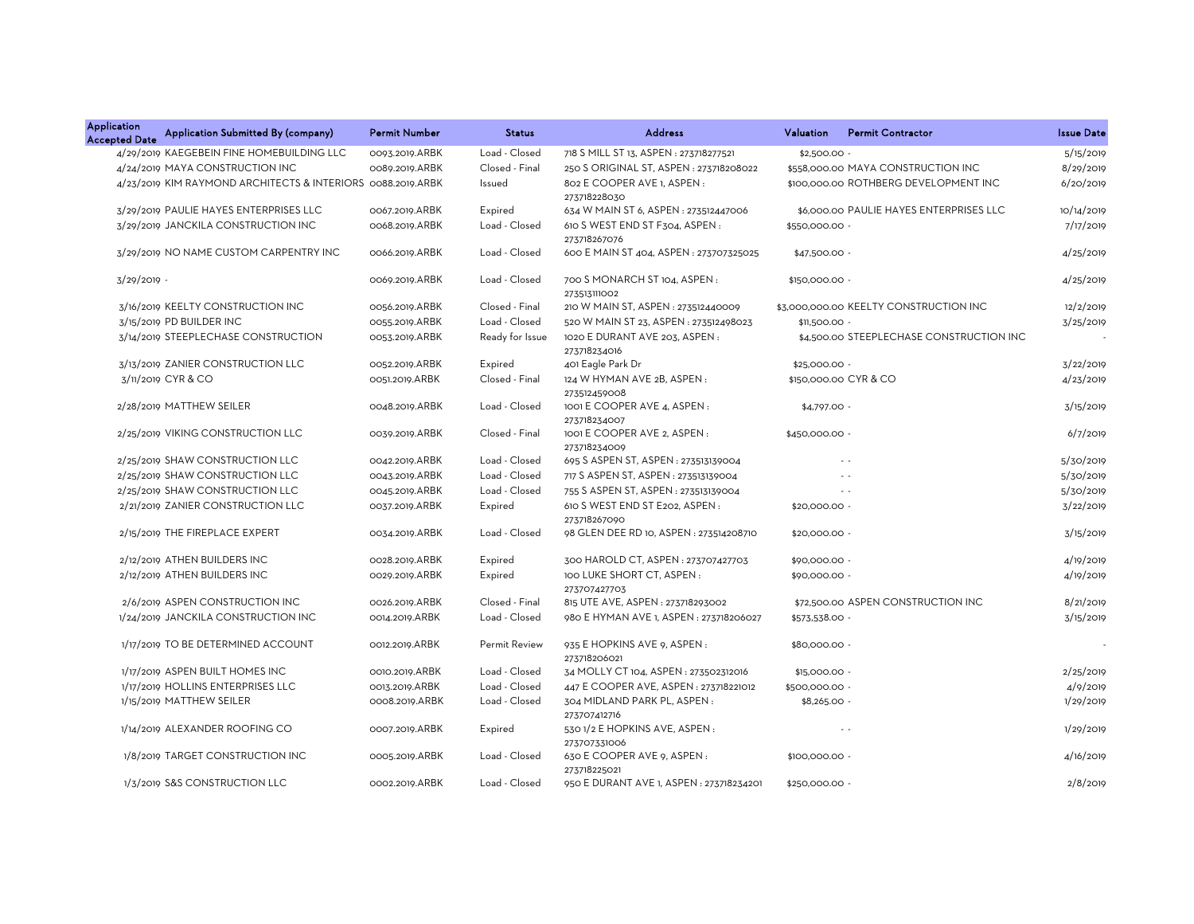| Application Accepted Date | Application Submitted By (company) | Permit Number | Status | Address | Valuation | Permit Contractor | Issue Date |
|---|---|---|---|---|---|---|---|
| 4/29/2019 | KAEGEBEIN FINE HOMEBUILDING LLC | 0093.2019.ARBK | Load - Closed | 718 S MILL ST 13, ASPEN : 273718277521 | $2,500.00 | - | 5/15/2019 |
| 4/24/2019 | MAYA CONSTRUCTION INC | 0089.2019.ARBK | Closed - Final | 250 S ORIGINAL ST, ASPEN : 273718208022 | $558,000.00 | MAYA CONSTRUCTION INC | 8/29/2019 |
| 4/23/2019 | KIM RAYMOND ARCHITECTS & INTERIORS | 0088.2019.ARBK | Issued | 802 E COOPER AVE 1, ASPEN : 273718228030 | $100,000.00 | ROTHBERG DEVELOPMENT INC | 6/20/2019 |
| 3/29/2019 | PAULIE HAYES ENTERPRISES LLC | 0067.2019.ARBK | Expired | 634 W MAIN ST 6, ASPEN : 273512447006 | $6,000.00 | PAULIE HAYES ENTERPRISES LLC | 10/14/2019 |
| 3/29/2019 | JANCKILA CONSTRUCTION INC | 0068.2019.ARBK | Load - Closed | 610 S WEST END ST F304, ASPEN : 273718267076 | $550,000.00 | - | 7/17/2019 |
| 3/29/2019 | NO NAME CUSTOM CARPENTRY INC | 0066.2019.ARBK | Load - Closed | 600 E MAIN ST 404, ASPEN : 273707325025 | $47,500.00 | - | 4/25/2019 |
| 3/29/2019 | - | 0069.2019.ARBK | Load - Closed | 700 S MONARCH ST 104, ASPEN : 273513111002 | $150,000.00 | - | 4/25/2019 |
| 3/16/2019 | KEELTY CONSTRUCTION INC | 0056.2019.ARBK | Closed - Final | 210 W MAIN ST, ASPEN : 273512440009 | $3,000,000.00 | KEELTY CONSTRUCTION INC | 12/2/2019 |
| 3/15/2019 | PD BUILDER INC | 0055.2019.ARBK | Load - Closed | 520 W MAIN ST 23, ASPEN : 273512498023 | $11,500.00 | - | 3/25/2019 |
| 3/14/2019 | STEEPLECHASE CONSTRUCTION | 0053.2019.ARBK | Ready for Issue | 1020 E DURANT AVE 203, ASPEN : 273718234016 | $4,500.00 | STEEPLECHASE CONSTRUCTION INC | - |
| 3/13/2019 | ZANIER CONSTRUCTION LLC | 0052.2019.ARBK | Expired | 401 Eagle Park Dr | $25,000.00 | - | 3/22/2019 |
| 3/11/2019 | CYR & CO | 0051.2019.ARBK | Closed - Final | 124 W HYMAN AVE 2B, ASPEN : 273512459008 | $150,000.00 | CYR & CO | 4/23/2019 |
| 2/28/2019 | MATTHEW SEILER | 0048.2019.ARBK | Load - Closed | 1001 E COOPER AVE 4, ASPEN : 273718234007 | $4,797.00 | - | 3/15/2019 |
| 2/25/2019 | VIKING CONSTRUCTION LLC | 0039.2019.ARBK | Closed - Final | 1001 E COOPER AVE 2, ASPEN : 273718234009 | $450,000.00 | - | 6/7/2019 |
| 2/25/2019 | SHAW CONSTRUCTION LLC | 0042.2019.ARBK | Load - Closed | 695 S ASPEN ST, ASPEN : 273513139004 | - | - | 5/30/2019 |
| 2/25/2019 | SHAW CONSTRUCTION LLC | 0043.2019.ARBK | Load - Closed | 717 S ASPEN ST, ASPEN : 273513139004 | - | - | 5/30/2019 |
| 2/25/2019 | SHAW CONSTRUCTION LLC | 0045.2019.ARBK | Load - Closed | 755 S ASPEN ST, ASPEN : 273513139004 | - | - | 5/30/2019 |
| 2/21/2019 | ZANIER CONSTRUCTION LLC | 0037.2019.ARBK | Expired | 610 S WEST END ST E202, ASPEN : 273718267090 | $20,000.00 | - | 3/22/2019 |
| 2/15/2019 | THE FIREPLACE EXPERT | 0034.2019.ARBK | Load - Closed | 98 GLEN DEE RD 10, ASPEN : 273514208710 | $20,000.00 | - | 3/15/2019 |
| 2/12/2019 | ATHEN BUILDERS INC | 0028.2019.ARBK | Expired | 300 HAROLD CT, ASPEN : 273707427703 | $90,000.00 | - | 4/19/2019 |
| 2/12/2019 | ATHEN BUILDERS INC | 0029.2019.ARBK | Expired | 100 LUKE SHORT CT, ASPEN : 273707427703 | $90,000.00 | - | 4/19/2019 |
| 2/6/2019 | ASPEN CONSTRUCTION INC | 0026.2019.ARBK | Closed - Final | 815 UTE AVE, ASPEN : 273718293002 | $72,500.00 | ASPEN CONSTRUCTION INC | 8/21/2019 |
| 1/24/2019 | JANCKILA CONSTRUCTION INC | 0014.2019.ARBK | Load - Closed | 980 E HYMAN AVE 1, ASPEN : 273718206027 | $573,538.00 | - | 3/15/2019 |
| 1/17/2019 | TO BE DETERMINED ACCOUNT | 0012.2019.ARBK | Permit Review | 935 E HOPKINS AVE 9, ASPEN : 273718206021 | $80,000.00 | - | - |
| 1/17/2019 | ASPEN BUILT HOMES INC | 0010.2019.ARBK | Load - Closed | 34 MOLLY CT 104, ASPEN : 273502312016 | $15,000.00 | - | 2/25/2019 |
| 1/17/2019 | HOLLINS ENTERPRISES LLC | 0013.2019.ARBK | Load - Closed | 447 E COOPER AVE, ASPEN : 273718221012 | $500,000.00 | - | 4/9/2019 |
| 1/15/2019 | MATTHEW SEILER | 0008.2019.ARBK | Load - Closed | 304 MIDLAND PARK PL, ASPEN : 273707412716 | $8,265.00 | - | 1/29/2019 |
| 1/14/2019 | ALEXANDER ROOFING CO | 0007.2019.ARBK | Expired | 530 1/2 E HOPKINS AVE, ASPEN : 273707331006 | - | - | 1/29/2019 |
| 1/8/2019 | TARGET CONSTRUCTION INC | 0005.2019.ARBK | Load - Closed | 630 E COOPER AVE 9, ASPEN : 273718225021 | $100,000.00 | - | 4/16/2019 |
| 1/3/2019 | S&S CONSTRUCTION LLC | 0002.2019.ARBK | Load - Closed | 950 E DURANT AVE 1, ASPEN : 273718234201 | $250,000.00 | - | 2/8/2019 |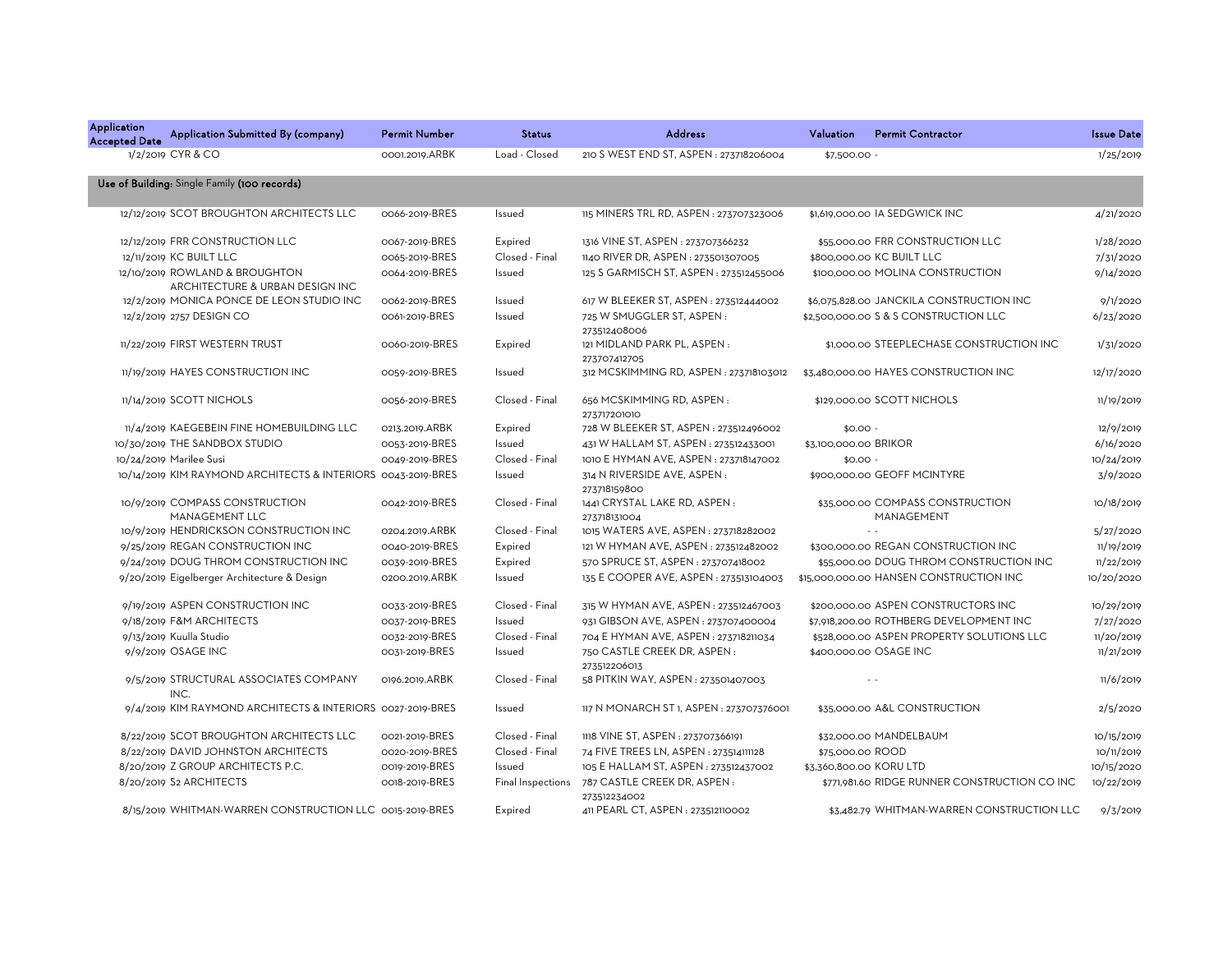| Application Accepted Date | Application Submitted By (company) | Permit Number | Status | Address | Valuation | Permit Contractor | Issue Date |
|---|---|---|---|---|---|---|---|
| 1/2/2019 | CYR & CO | 0001.2019.ARBK | Load - Closed | 210 S WEST END ST, ASPEN : 273718206004 | $7,500.00 | - | 1/25/2019 |
| **Use of Building:** Single Family **(100 records)** | | | | | | | |
| 12/12/2019 | SCOT BROUGHTON ARCHITECTS LLC | 0066-2019-BRES | Issued | 115 MINERS TRL RD, ASPEN : 273707323006 | $1,619,000.00 | IA SEDGWICK INC | 4/21/2020 |
| 12/12/2019 | FRR CONSTRUCTION LLC | 0067-2019-BRES | Expired | 1316 VINE ST, ASPEN : 273707366232 | $55,000.00 | FRR CONSTRUCTION LLC | 1/28/2020 |
| 12/11/2019 | KC BUILT LLC | 0065-2019-BRES | Closed - Final | 1140 RIVER DR, ASPEN : 273501307005 | $800,000.00 | KC BUILT LLC | 7/31/2020 |
| 12/10/2019 | ROWLAND & BROUGHTON ARCHITECTURE & URBAN DESIGN INC | 0064-2019-BRES | Issued | 125 S GARMISCH ST, ASPEN : 273512455006 | $100,000.00 | MOLINA CONSTRUCTION | 9/14/2020 |
| 12/2/2019 | MONICA PONCE DE LEON STUDIO INC | 0062-2019-BRES | Issued | 617 W BLEEKER ST, ASPEN : 273512444002 | $6,075,828.00 | JANCKILA CONSTRUCTION INC | 9/1/2020 |
| 12/2/2019 | 2757 DESIGN CO | 0061-2019-BRES | Issued | 725 W SMUGGLER ST, ASPEN : 273512408006 | $2,500,000.00 | S & S CONSTRUCTION LLC | 6/23/2020 |
| 11/22/2019 | FIRST WESTERN TRUST | 0060-2019-BRES | Expired | 121 MIDLAND PARK PL, ASPEN : 273707412705 | $1,000.00 | STEEPLECHASE CONSTRUCTION INC | 1/31/2020 |
| 11/19/2019 | HAYES CONSTRUCTION INC | 0059-2019-BRES | Issued | 312 MCSKIMMING RD, ASPEN : 273718103012 | $3,480,000.00 | HAYES CONSTRUCTION INC | 12/17/2020 |
| 11/14/2019 | SCOTT NICHOLS | 0056-2019-BRES | Closed - Final | 656 MCSKIMMING RD, ASPEN : 273717201010 | $129,000.00 | SCOTT NICHOLS | 11/19/2019 |
| 11/4/2019 | KAEGEBEIN FINE HOMEBUILDING LLC | 0213.2019.ARBK | Expired | 728 W BLEEKER ST, ASPEN : 273512496002 | $0.00 | - | 12/9/2019 |
| 10/30/2019 | THE SANDBOX STUDIO | 0053-2019-BRES | Issued | 431 W HALLAM ST, ASPEN : 273512433001 | $3,100,000.00 | BRIKOR | 6/16/2020 |
| 10/24/2019 | Marilee Susi | 0049-2019-BRES | Closed - Final | 1010 E HYMAN AVE, ASPEN : 273718147002 | $0.00 | - | 10/24/2019 |
| 10/14/2019 | KIM RAYMOND ARCHITECTS & INTERIORS | 0043-2019-BRES | Issued | 314 N RIVERSIDE AVE, ASPEN : 273718159800 | $900,000.00 | GEOFF MCINTYRE | 3/9/2020 |
| 10/9/2019 | COMPASS CONSTRUCTION MANAGEMENT LLC | 0042-2019-BRES | Closed - Final | 1441 CRYSTAL LAKE RD, ASPEN : 273718131004 | $35,000.00 | COMPASS CONSTRUCTION MANAGEMENT | 10/18/2019 |
| 10/9/2019 | HENDRICKSON CONSTRUCTION INC | 0204.2019.ARBK | Closed - Final | 1015 WATERS AVE, ASPEN : 273718282002 | - | - | 5/27/2020 |
| 9/25/2019 | REGAN CONSTRUCTION INC | 0040-2019-BRES | Expired | 121 W HYMAN AVE, ASPEN : 273512482002 | $300,000.00 | REGAN CONSTRUCTION INC | 11/19/2019 |
| 9/24/2019 | DOUG THROM CONSTRUCTION INC | 0039-2019-BRES | Expired | 570 SPRUCE ST, ASPEN : 273707418002 | $55,000.00 | DOUG THROM CONSTRUCTION INC | 11/22/2019 |
| 9/20/2019 | Eigelberger Architecture & Design | 0200.2019.ARBK | Issued | 135 E COOPER AVE, ASPEN : 273513104003 | $15,000,000.00 | HANSEN CONSTRUCTION INC | 10/20/2020 |
| 9/19/2019 | ASPEN CONSTRUCTION INC | 0033-2019-BRES | Closed - Final | 315 W HYMAN AVE, ASPEN : 273512467003 | $200,000.00 | ASPEN CONSTRUCTORS INC | 10/29/2019 |
| 9/18/2019 | F&M ARCHITECTS | 0037-2019-BRES | Issued | 931 GIBSON AVE, ASPEN : 273707400004 | $7,918,200.00 | ROTHBERG DEVELOPMENT INC | 7/27/2020 |
| 9/13/2019 | Kuulla Studio | 0032-2019-BRES | Closed - Final | 704 E HYMAN AVE, ASPEN : 273718211034 | $528,000.00 | ASPEN PROPERTY SOLUTIONS LLC | 11/20/2019 |
| 9/9/2019 | OSAGE INC | 0031-2019-BRES | Issued | 750 CASTLE CREEK DR, ASPEN : 273512206013 | $400,000.00 | OSAGE INC | 11/21/2019 |
| 9/5/2019 | STRUCTURAL ASSOCIATES COMPANY INC. | 0196.2019.ARBK | Closed - Final | 58 PITKIN WAY, ASPEN : 273501407003 | - | - | 11/6/2019 |
| 9/4/2019 | KIM RAYMOND ARCHITECTS & INTERIORS | 0027-2019-BRES | Issued | 117 N MONARCH ST 1, ASPEN : 273707376001 | $35,000.00 | A&L CONSTRUCTION | 2/5/2020 |
| 8/22/2019 | SCOT BROUGHTON ARCHITECTS LLC | 0021-2019-BRES | Closed - Final | 1118 VINE ST, ASPEN : 273707366191 | $32,000.00 | MANDELBAUM | 10/15/2019 |
| 8/22/2019 | DAVID JOHNSTON ARCHITECTS | 0020-2019-BRES | Closed - Final | 74 FIVE TREES LN, ASPEN : 273514111128 | $75,000.00 | ROOD | 10/1/2019 |
| 8/20/2019 | Z GROUP ARCHITECTS P.C. | 0019-2019-BRES | Issued | 105 E HALLAM ST, ASPEN : 273512437002 | $3,360,800.00 | KORU LTD | 10/15/2020 |
| 8/20/2019 | S2 ARCHITECTS | 0018-2019-BRES | Final Inspections | 787 CASTLE CREEK DR, ASPEN : 273512234002 | $771,981.60 | RIDGE RUNNER CONSTRUCTION CO INC | 10/22/2019 |
| 8/15/2019 | WHITMAN-WARREN CONSTRUCTION LLC | 0015-2019-BRES | Expired | 411 PEARL CT, ASPEN : 273512110002 | $3,482.79 | WHITMAN-WARREN CONSTRUCTION LLC | 9/3/2019 |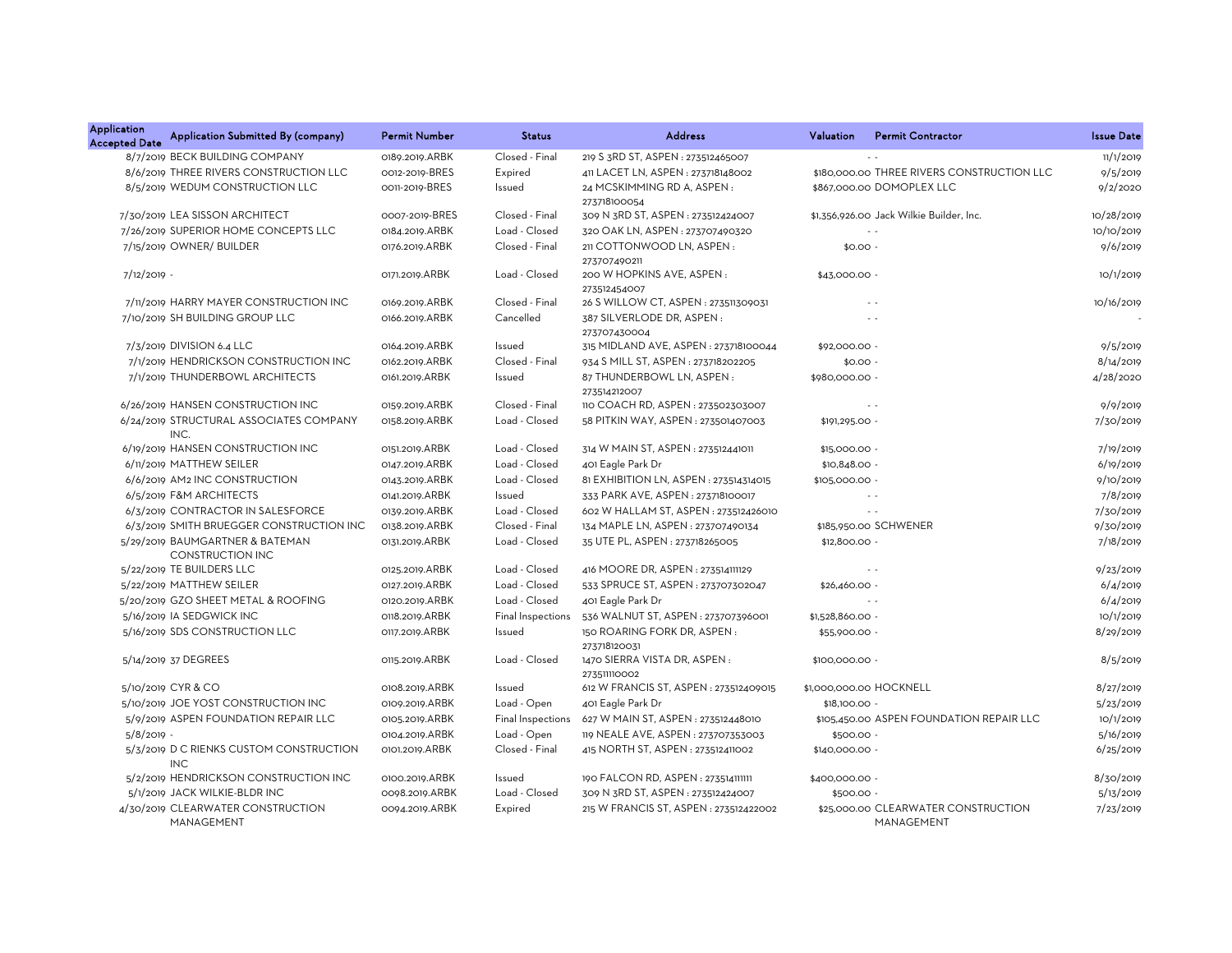| Application Accepted Date | Application Submitted By (company) | Permit Number | Status | Address | Valuation | Permit Contractor | Issue Date |
|---|---|---|---|---|---|---|---|
| 8/7/2019 | BECK BUILDING COMPANY | 0189.2019.ARBK | Closed - Final | 219 S 3RD ST, ASPEN : 273512465007 | - | - | 11/1/2019 |
| 8/6/2019 | THREE RIVERS CONSTRUCTION LLC | 0012-2019-BRES | Expired | 411 LACET LN, ASPEN : 273718148002 | $180,000.00 | THREE RIVERS CONSTRUCTION LLC | 9/5/2019 |
| 8/5/2019 | WEDUM CONSTRUCTION LLC | 0011-2019-BRES | Issued | 24 MCSKIMMING RD A, ASPEN : 273718100054 | $867,000.00 | DOMOPLEX LLC | 9/2/2020 |
| 7/30/2019 | LEA SISSON ARCHITECT | 0007-2019-BRES | Closed - Final | 309 N 3RD ST, ASPEN : 273512424007 | $1,356,926.00 | Jack Wilkie Builder, Inc. | 10/28/2019 |
| 7/26/2019 | SUPERIOR HOME CONCEPTS LLC | 0184.2019.ARBK | Load - Closed | 320 OAK LN, ASPEN : 273707490320 | - | - | 10/10/2019 |
| 7/15/2019 | OWNER/ BUILDER | 0176.2019.ARBK | Closed - Final | 211 COTTONWOOD LN, ASPEN : 273707490211 | $0.00 | - | 9/6/2019 |
| 7/12/2019 | - | 0171.2019.ARBK | Load - Closed | 200 W HOPKINS AVE, ASPEN : 273512454007 | $43,000.00 | - | 10/1/2019 |
| 7/11/2019 | HARRY MAYER CONSTRUCTION INC | 0169.2019.ARBK | Closed - Final | 26 S WILLOW CT, ASPEN : 273511309031 | - | - | 10/16/2019 |
| 7/10/2019 | SH BUILDING GROUP LLC | 0166.2019.ARBK | Cancelled | 387 SILVERLODE DR, ASPEN : 273707430004 | - | - | - |
| 7/3/2019 | DIVISION 6.4 LLC | 0164.2019.ARBK | Issued | 315 MIDLAND AVE, ASPEN : 273718100044 | $92,000.00 | - | 9/5/2019 |
| 7/1/2019 | HENDRICKSON CONSTRUCTION INC | 0162.2019.ARBK | Closed - Final | 934 S MILL ST, ASPEN : 273718202205 | $0.00 | - | 8/14/2019 |
| 7/1/2019 | THUNDERBOWL ARCHITECTS | 0161.2019.ARBK | Issued | 87 THUNDERBOWL LN, ASPEN : 273514212007 | $980,000.00 | - | 4/28/2020 |
| 6/26/2019 | HANSEN CONSTRUCTION INC | 0159.2019.ARBK | Closed - Final | 110 COACH RD, ASPEN : 273502303007 | - | - | 9/9/2019 |
| 6/24/2019 | STRUCTURAL ASSOCIATES COMPANY INC. | 0158.2019.ARBK | Load - Closed | 58 PITKIN WAY, ASPEN : 273501407003 | $191,295.00 | - | 7/30/2019 |
| 6/19/2019 | HANSEN CONSTRUCTION INC | 0151.2019.ARBK | Load - Closed | 314 W MAIN ST, ASPEN : 273512441011 | $15,000.00 | - | 7/19/2019 |
| 6/11/2019 | MATTHEW SEILER | 0147.2019.ARBK | Load - Closed | 401 Eagle Park Dr | $10,848.00 | - | 6/19/2019 |
| 6/6/2019 | AM2 INC CONSTRUCTION | 0143.2019.ARBK | Load - Closed | 81 EXHIBITION LN, ASPEN : 273514314015 | $105,000.00 | - | 9/10/2019 |
| 6/5/2019 | F&M ARCHITECTS | 0141.2019.ARBK | Issued | 333 PARK AVE, ASPEN : 273718100017 | - | - | 7/8/2019 |
| 6/3/2019 | CONTRACTOR IN SALESFORCE | 0139.2019.ARBK | Load - Closed | 602 W HALLAM ST, ASPEN : 273512426010 | - | - | 7/30/2019 |
| 6/3/2019 | SMITH BRUEGGER CONSTRUCTION INC | 0138.2019.ARBK | Closed - Final | 134 MAPLE LN, ASPEN : 273707490134 | $185,950.00 | SCHWENER | 9/30/2019 |
| 5/29/2019 | BAUMGARTNER & BATEMAN CONSTRUCTION INC | 0131.2019.ARBK | Load - Closed | 35 UTE PL, ASPEN : 273718265005 | $12,800.00 | - | 7/18/2019 |
| 5/22/2019 | TE BUILDERS LLC | 0125.2019.ARBK | Load - Closed | 416 MOORE DR, ASPEN : 273514111129 | - | - | 9/23/2019 |
| 5/22/2019 | MATTHEW SEILER | 0127.2019.ARBK | Load - Closed | 533 SPRUCE ST, ASPEN : 273707302047 | $26,460.00 | - | 6/4/2019 |
| 5/20/2019 | GZO SHEET METAL & ROOFING | 0120.2019.ARBK | Load - Closed | 401 Eagle Park Dr | - | - | 6/4/2019 |
| 5/16/2019 | IA SEDGWICK INC | 0118.2019.ARBK | Final Inspections | 536 WALNUT ST, ASPEN : 273707396001 | $1,528,860.00 | - | 10/1/2019 |
| 5/16/2019 | SDS CONSTRUCTION LLC | 0117.2019.ARBK | Issued | 150 ROARING FORK DR, ASPEN : 273718120031 | $55,900.00 | - | 8/29/2019 |
| 5/14/2019 | 37 DEGREES | 0115.2019.ARBK | Load - Closed | 1470 SIERRA VISTA DR, ASPEN : 273511110002 | $100,000.00 | - | 8/5/2019 |
| 5/10/2019 | CYR & CO | 0108.2019.ARBK | Issued | 612 W FRANCIS ST, ASPEN : 273512409015 | $1,000,000.00 | HOCKNELL | 8/27/2019 |
| 5/10/2019 | JOE YOST CONSTRUCTION INC | 0109.2019.ARBK | Load - Open | 401 Eagle Park Dr | $18,100.00 | - | 5/23/2019 |
| 5/9/2019 | ASPEN FOUNDATION REPAIR LLC | 0105.2019.ARBK | Final Inspections | 627 W MAIN ST, ASPEN : 273512448010 | $105,450.00 | ASPEN FOUNDATION REPAIR LLC | 10/1/2019 |
| 5/8/2019 | - | 0104.2019.ARBK | Load - Open | 119 NEALE AVE, ASPEN : 273707353003 | $500.00 | - | 5/16/2019 |
| 5/3/2019 | D C RIENKS CUSTOM CONSTRUCTION INC | 0101.2019.ARBK | Closed - Final | 415 NORTH ST, ASPEN : 273512411002 | $140,000.00 | - | 6/25/2019 |
| 5/2/2019 | HENDRICKSON CONSTRUCTION INC | 0100.2019.ARBK | Issued | 190 FALCON RD, ASPEN : 273514111111 | $400,000.00 | - | 8/30/2019 |
| 5/1/2019 | JACK WILKIE-BLDR INC | 0098.2019.ARBK | Load - Closed | 309 N 3RD ST, ASPEN : 273512424007 | $500.00 | - | 5/13/2019 |
| 4/30/2019 | CLEARWATER CONSTRUCTION MANAGEMENT | 0094.2019.ARBK | Expired | 215 W FRANCIS ST, ASPEN : 273512422002 | $25,000.00 | CLEARWATER CONSTRUCTION MANAGEMENT | 7/23/2019 |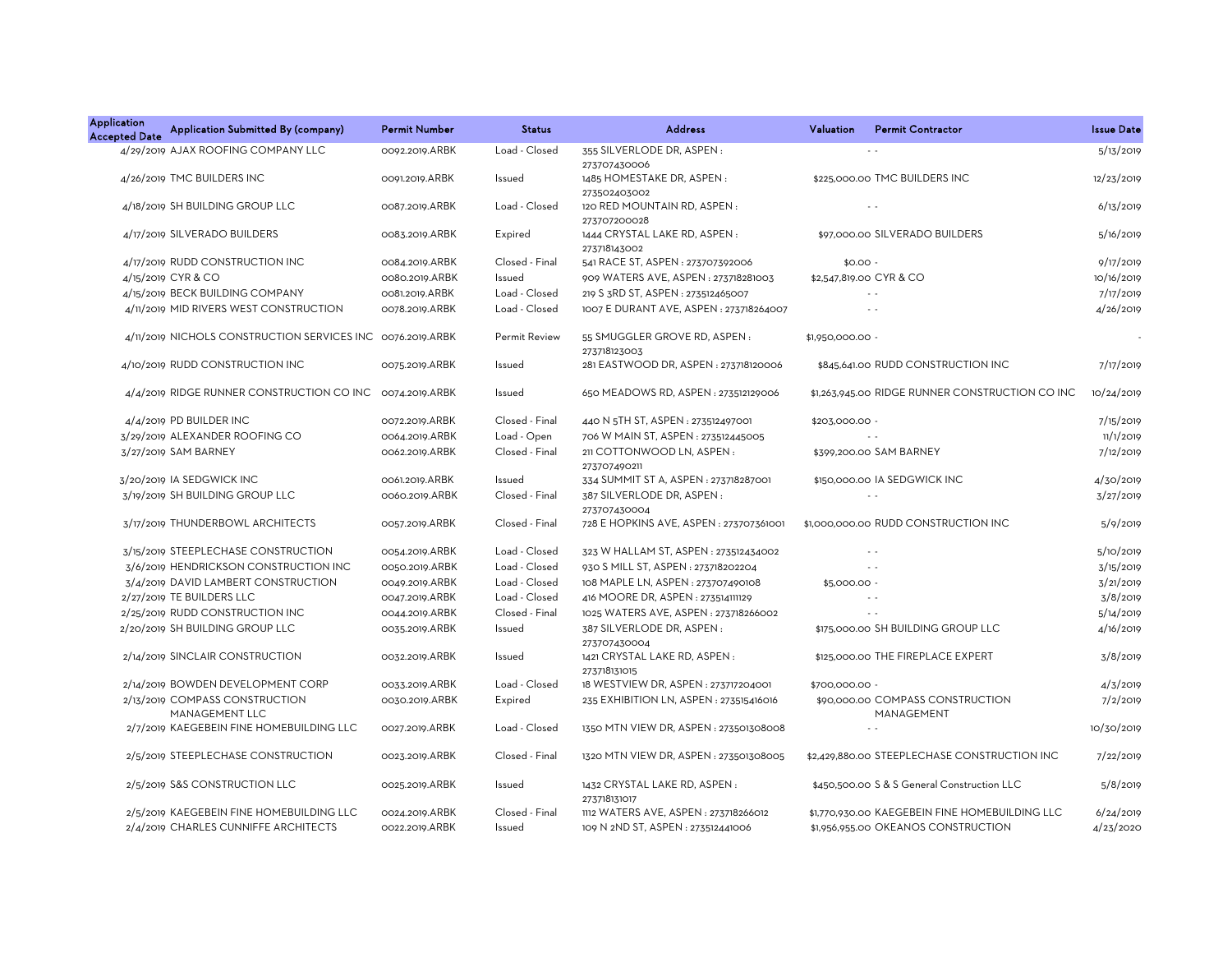| Application Accepted Date | Application Submitted By (company) | Permit Number | Status | Address | Valuation | Permit Contractor | Issue Date |
|---|---|---|---|---|---|---|---|
| 4/29/2019 | AJAX ROOFING COMPANY LLC | 0092.2019.ARBK | Load - Closed | 355 SILVERLODE DR, ASPEN : 273707430006 | | - - | 5/13/2019 |
| 4/26/2019 | TMC BUILDERS INC | 0091.2019.ARBK | Issued | 1485 HOMESTAKE DR, ASPEN : 273502403002 | $225,000.00 | TMC BUILDERS INC | 12/23/2019 |
| 4/18/2019 | SH BUILDING GROUP LLC | 0087.2019.ARBK | Load - Closed | 120 RED MOUNTAIN RD, ASPEN : 273707200028 | | - - | 6/13/2019 |
| 4/17/2019 | SILVERADO BUILDERS | 0083.2019.ARBK | Expired | 1444 CRYSTAL LAKE RD, ASPEN : 273718143002 | $97,000.00 | SILVERADO BUILDERS | 5/16/2019 |
| 4/17/2019 | RUDD CONSTRUCTION INC | 0084.2019.ARBK | Closed - Final | 541 RACE ST, ASPEN : 273707392006 | $0.00 | - | 9/17/2019 |
| 4/15/2019 | CYR & CO | 0080.2019.ARBK | Issued | 909 WATERS AVE, ASPEN : 273718281003 | $2,547,819.00 | CYR & CO | 10/16/2019 |
| 4/15/2019 | BECK BUILDING COMPANY | 0081.2019.ARBK | Load - Closed | 219 S 3RD ST, ASPEN : 273512465007 | | - - | 7/17/2019 |
| 4/11/2019 | MID RIVERS WEST CONSTRUCTION | 0078.2019.ARBK | Load - Closed | 1007 E DURANT AVE, ASPEN : 273718264007 | | - - | 4/26/2019 |
| 4/11/2019 | NICHOLS CONSTRUCTION SERVICES INC | 0076.2019.ARBK | Permit Review | 55 SMUGGLER GROVE RD, ASPEN : 273718123003 | $1,950,000.00 | - | - |
| 4/10/2019 | RUDD CONSTRUCTION INC | 0075.2019.ARBK | Issued | 281 EASTWOOD DR, ASPEN : 273718120006 | $845,641.00 | RUDD CONSTRUCTION INC | 7/17/2019 |
| 4/4/2019 | RIDGE RUNNER CONSTRUCTION CO INC | 0074.2019.ARBK | Issued | 650 MEADOWS RD, ASPEN : 273512129006 | $1,263,945.00 | RIDGE RUNNER CONSTRUCTION CO INC | 10/24/2019 |
| 4/4/2019 | PD BUILDER INC | 0072.2019.ARBK | Closed - Final | 440 N 5TH ST, ASPEN : 273512497001 | $203,000.00 | - | 7/15/2019 |
| 3/29/2019 | ALEXANDER ROOFING CO | 0064.2019.ARBK | Load - Open | 706 W MAIN ST, ASPEN : 273512445005 | | - - | 11/1/2019 |
| 3/27/2019 | SAM BARNEY | 0062.2019.ARBK | Closed - Final | 211 COTTONWOOD LN, ASPEN : 273707490211 | $399,200.00 | SAM BARNEY | 7/12/2019 |
| 3/20/2019 | IA SEDGWICK INC | 0061.2019.ARBK | Issued | 334 SUMMIT ST A, ASPEN : 273718287001 | $150,000.00 | IA SEDGWICK INC | 4/30/2019 |
| 3/19/2019 | SH BUILDING GROUP LLC | 0060.2019.ARBK | Closed - Final | 387 SILVERLODE DR, ASPEN : 273707430004 | | - - | 3/27/2019 |
| 3/17/2019 | THUNDERBOWL ARCHITECTS | 0057.2019.ARBK | Closed - Final | 728 E HOPKINS AVE, ASPEN : 273707361001 | $1,000,000.00 | RUDD CONSTRUCTION INC | 5/9/2019 |
| 3/15/2019 | STEEPLECHASE CONSTRUCTION | 0054.2019.ARBK | Load - Closed | 323 W HALLAM ST, ASPEN : 273512434002 | | - - | 5/10/2019 |
| 3/6/2019 | HENDRICKSON CONSTRUCTION INC | 0050.2019.ARBK | Load - Closed | 930 S MILL ST, ASPEN : 273718202204 | | - - | 3/15/2019 |
| 3/4/2019 | DAVID LAMBERT CONSTRUCTION | 0049.2019.ARBK | Load - Closed | 108 MAPLE LN, ASPEN : 273707490108 | $5,000.00 | - | 3/21/2019 |
| 2/27/2019 | TE BUILDERS LLC | 0047.2019.ARBK | Load - Closed | 416 MOORE DR, ASPEN : 273514111129 | | - - | 3/8/2019 |
| 2/25/2019 | RUDD CONSTRUCTION INC | 0044.2019.ARBK | Closed - Final | 1025 WATERS AVE, ASPEN : 273718266002 | | - - | 5/14/2019 |
| 2/20/2019 | SH BUILDING GROUP LLC | 0035.2019.ARBK | Issued | 387 SILVERLODE DR, ASPEN : 273707430004 | $175,000.00 | SH BUILDING GROUP LLC | 4/16/2019 |
| 2/14/2019 | SINCLAIR CONSTRUCTION | 0032.2019.ARBK | Issued | 1421 CRYSTAL LAKE RD, ASPEN : 273718131015 | $125,000.00 | THE FIREPLACE EXPERT | 3/8/2019 |
| 2/14/2019 | BOWDEN DEVELOPMENT CORP | 0033.2019.ARBK | Load - Closed | 18 WESTVIEW DR, ASPEN : 273717204001 | $700,000.00 | - | 4/3/2019 |
| 2/13/2019 | COMPASS CONSTRUCTION MANAGEMENT LLC | 0030.2019.ARBK | Expired | 235 EXHIBITION LN, ASPEN : 273515416016 | $90,000.00 | COMPASS CONSTRUCTION MANAGEMENT | 7/2/2019 |
| 2/7/2019 | KAEGEBEIN FINE HOMEBUILDING LLC | 0027.2019.ARBK | Load - Closed | 1350 MTN VIEW DR, ASPEN : 273501308008 | | - - | 10/30/2019 |
| 2/5/2019 | STEEPLECHASE CONSTRUCTION | 0023.2019.ARBK | Closed - Final | 1320 MTN VIEW DR, ASPEN : 273501308005 | $2,429,880.00 | STEEPLECHASE CONSTRUCTION INC | 7/22/2019 |
| 2/5/2019 | S&S CONSTRUCTION LLC | 0025.2019.ARBK | Issued | 1432 CRYSTAL LAKE RD, ASPEN : 273718131017 | $450,500.00 | S & S General Construction LLC | 5/8/2019 |
| 2/5/2019 | KAEGEBEIN FINE HOMEBUILDING LLC | 0024.2019.ARBK | Closed - Final | 1112 WATERS AVE, ASPEN : 273718266012 | $1,770,930.00 | KAEGEBEIN FINE HOMEBUILDING LLC | 6/24/2019 |
| 2/4/2019 | CHARLES CUNNIFFE ARCHITECTS | 0022.2019.ARBK | Issued | 109 N 2ND ST, ASPEN : 273512441006 | $1,956,955.00 | OKEANOS CONSTRUCTION | 4/23/2020 |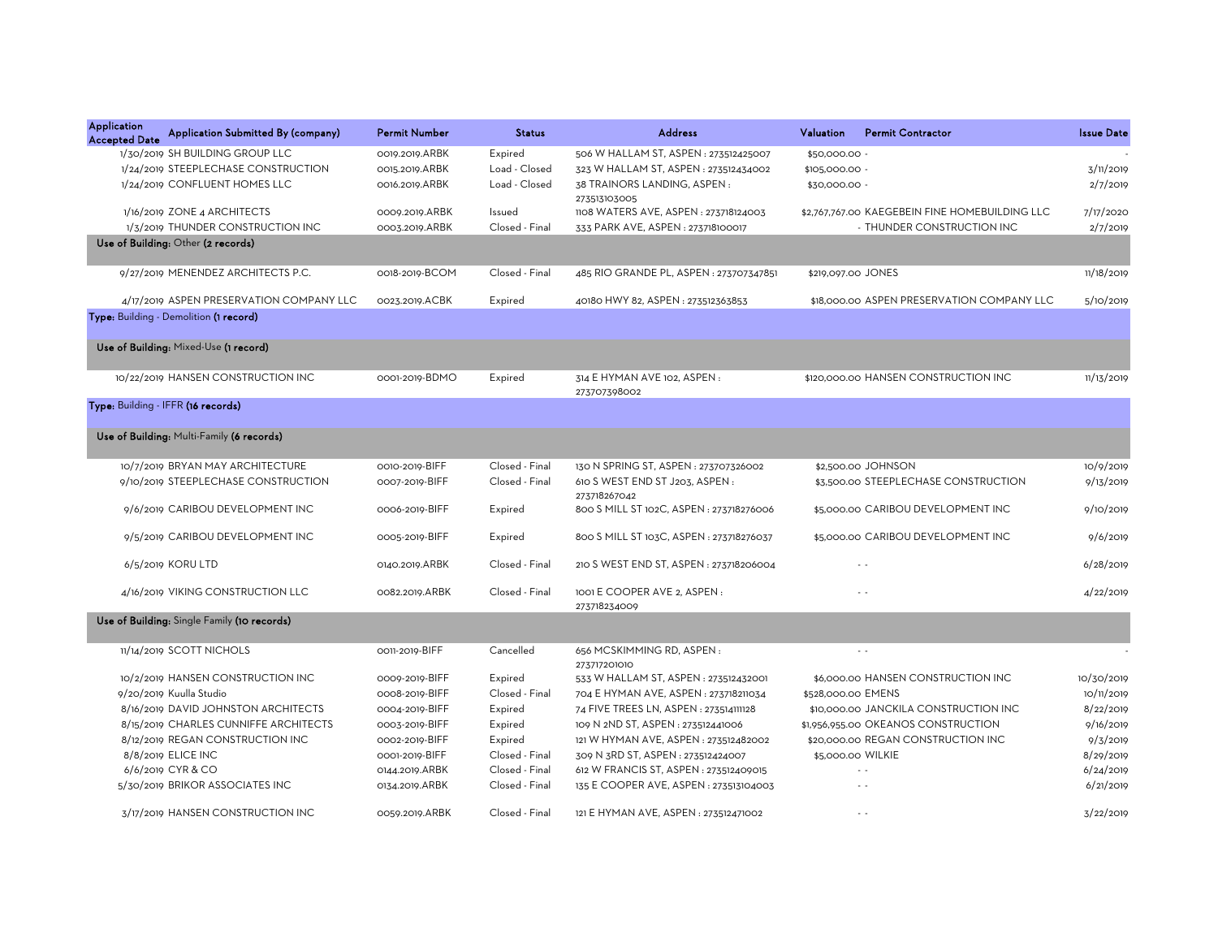| Application Accepted Date | Application Submitted By (company) | Permit Number | Status | Address | Valuation | Permit Contractor | Issue Date |
|---|---|---|---|---|---|---|---|
| 1/30/2019 | SH BUILDING GROUP LLC | 0019.2019.ARBK | Expired | 506 W HALLAM ST, ASPEN : 273512425007 | $50,000.00 | - | - |
| 1/24/2019 | STEEPLECHASE CONSTRUCTION | 0015.2019.ARBK | Load - Closed | 323 W HALLAM ST, ASPEN : 273512434002 | $105,000.00 | - | 3/11/2019 |
| 1/24/2019 | CONFLUENT HOMES LLC | 0016.2019.ARBK | Load - Closed | 38 TRAINORS LANDING, ASPEN : 273513103005 | $30,000.00 | - | 2/7/2019 |
| 1/16/2019 | ZONE 4 ARCHITECTS | 0009.2019.ARBK | Issued | 1108 WATERS AVE, ASPEN : 273718124003 | $2,767,767.00 | KAEGEBEIN FINE HOMEBUILDING LLC | 7/17/2020 |
| 1/3/2019 | THUNDER CONSTRUCTION INC | 0003.2019.ARBK | Closed - Final | 333 PARK AVE, ASPEN : 273718100017 | - | THUNDER CONSTRUCTION INC | 2/7/2019 |
| **Use of Building:** Other **(2 records)** | | | | | | | |
| 9/27/2019 | MENENDEZ ARCHITECTS P.C. | 0018-2019-BCOM | Closed - Final | 485 RIO GRANDE PL, ASPEN : 273707347851 | $219,097.00 | JONES | 11/18/2019 |
| 4/17/2019 | ASPEN PRESERVATION COMPANY LLC | 0023.2019.ACBK | Expired | 40180 HWY 82, ASPEN : 273512363853 | $18,000.00 | ASPEN PRESERVATION COMPANY LLC | 5/10/2019 |
| **Type:** Building - Demolition **(1 record)** | | | | | | | |
| **Use of Building:** Mixed-Use **(1 record)** | | | | | | | |
| 10/22/2019 | HANSEN CONSTRUCTION INC | 0001-2019-BDMO | Expired | 314 E HYMAN AVE 102, ASPEN : 273707398002 | $120,000.00 | HANSEN CONSTRUCTION INC | 11/13/2019 |
| **Type:** Building - IFFR **(16 records)** | | | | | | | |
| **Use of Building:** Multi-Family **(6 records)** | | | | | | | |
| 10/7/2019 | BRYAN MAY ARCHITECTURE | 0010-2019-BIFF | Closed - Final | 130 N SPRING ST, ASPEN : 273707326002 | $2,500.00 | JOHNSON | 10/9/2019 |
| 9/10/2019 | STEEPLECHASE CONSTRUCTION | 0007-2019-BIFF | Closed - Final | 610 S WEST END ST J203, ASPEN : 273718267042 | $3,500.00 | STEEPLECHASE CONSTRUCTION | 9/13/2019 |
| 9/6/2019 | CARIBOU DEVELOPMENT INC | 0006-2019-BIFF | Expired | 800 S MILL ST 102C, ASPEN : 273718276006 | $5,000.00 | CARIBOU DEVELOPMENT INC | 9/10/2019 |
| 9/5/2019 | CARIBOU DEVELOPMENT INC | 0005-2019-BIFF | Expired | 800 S MILL ST 103C, ASPEN : 273718276037 | $5,000.00 | CARIBOU DEVELOPMENT INC | 9/6/2019 |
| 6/5/2019 | KORU LTD | 0140.2019.ARBK | Closed - Final | 210 S WEST END ST, ASPEN : 273718206004 | - | - | 6/28/2019 |
| 4/16/2019 | VIKING CONSTRUCTION LLC | 0082.2019.ARBK | Closed - Final | 1001 E COOPER AVE 2, ASPEN : 273718234009 | - | - | 4/22/2019 |
| **Use of Building:** Single Family **(10 records)** | | | | | | | |
| 11/14/2019 | SCOTT NICHOLS | 0011-2019-BIFF | Cancelled | 656 MCSKIMMING RD, ASPEN : 273717201010 | - | - | - |
| 10/2/2019 | HANSEN CONSTRUCTION INC | 0009-2019-BIFF | Expired | 533 W HALLAM ST, ASPEN : 273512432001 | $6,000.00 | HANSEN CONSTRUCTION INC | 10/30/2019 |
| 9/20/2019 | Kuulla Studio | 0008-2019-BIFF | Closed - Final | 704 E HYMAN AVE, ASPEN : 273718211034 | $528,000.00 | EMENS | 10/11/2019 |
| 8/16/2019 | DAVID JOHNSTON ARCHITECTS | 0004-2019-BIFF | Expired | 74 FIVE TREES LN, ASPEN : 273514111128 | $10,000.00 | JANCKILA CONSTRUCTION INC | 8/22/2019 |
| 8/15/2019 | CHARLES CUNNIFFE ARCHITECTS | 0003-2019-BIFF | Expired | 109 N 2ND ST, ASPEN : 273512441006 | $1,956,955.00 | OKEANOS CONSTRUCTION | 9/16/2019 |
| 8/12/2019 | REGAN CONSTRUCTION INC | 0002-2019-BIFF | Expired | 121 W HYMAN AVE, ASPEN : 273512482002 | $20,000.00 | REGAN CONSTRUCTION INC | 9/3/2019 |
| 8/8/2019 | ELICE INC | 0001-2019-BIFF | Closed - Final | 309 N 3RD ST, ASPEN : 273512424007 | $5,000.00 | WILKIE | 8/29/2019 |
| 6/6/2019 | CYR & CO | 0144.2019.ARBK | Closed - Final | 612 W FRANCIS ST, ASPEN : 273512409015 | - | - | 6/24/2019 |
| 5/30/2019 | BRIKOR ASSOCIATES INC | 0134.2019.ARBK | Closed - Final | 135 E COOPER AVE, ASPEN : 273513104003 | - | - | 6/21/2019 |
| 3/17/2019 | HANSEN CONSTRUCTION INC | 0059.2019.ARBK | Closed - Final | 121 E HYMAN AVE, ASPEN : 273512471002 | - | - | 3/22/2019 |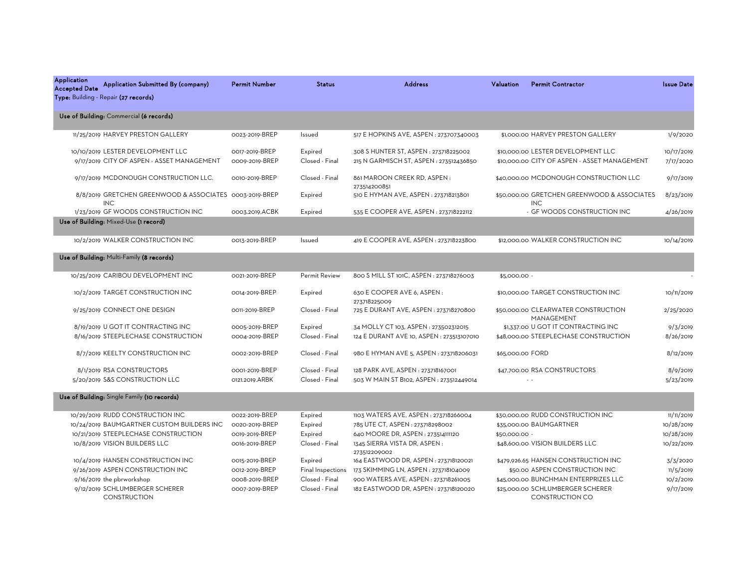| Application Accepted Date | Application Submitted By (company) | Permit Number | Status | Address | Valuation | Permit Contractor | Issue Date |
|---|---|---|---|---|---|---|---|
| **Type:** Building - Repair **(27 records)** | | | | | | | |
| **Use of Building:** Commercial **(6 records)** | | | | | | | |
| 11/25/2019 | HARVEY PRESTON GALLERY | 0023-2019-BREP | Issued | 517 E HOPKINS AVE, ASPEN : 273707340003 | $1,000.00 | HARVEY PRESTON GALLERY | 1/9/2020 |
| 10/10/2019 | LESTER DEVELOPMENT LLC | 0017-2019-BREP | Expired | 308 S HUNTER ST, ASPEN : 273718225002 | $10,000.00 | LESTER DEVELOPMENT LLC | 10/17/2019 |
| 9/17/2019 | CITY OF ASPEN - ASSET MANAGEMENT | 0009-2019-BREP | Closed - Final | 215 N GARMISCH ST, ASPEN : 273512436850 | $10,000.00 | CITY OF ASPEN - ASSET MANAGEMENT | 7/17/2020 |
| 9/17/2019 | MCDONOUGH CONSTRUCTION LLC. | 0010-2019-BREP | Closed - Final | 861 MAROON CREEK RD, ASPEN : 273514200851 | $40,000.00 | MCDONOUGH CONSTRUCTION LLC | 9/17/2019 |
| 8/8/2019 | GRETCHEN GREENWOOD & ASSOCIATES INC | 0003-2019-BREP | Expired | 510 E HYMAN AVE, ASPEN : 273718213801 | $50,000.00 | GRETCHEN GREENWOOD & ASSOCIATES INC | 8/23/2019 |
| 1/23/2019 | GF WOODS CONSTRUCTION INC | 0003.2019.ACBK | Expired | 535 E COOPER AVE, ASPEN : 273718222112 | - | GF WOODS CONSTRUCTION INC | 4/26/2019 |
| **Use of Building:** Mixed-Use **(1 record)** | | | | | | | |
| 10/2/2019 | WALKER CONSTRUCTION INC | 0013-2019-BREP | Issued | 419 E COOPER AVE, ASPEN : 273718223800 | $12,000.00 | WALKER CONSTRUCTION INC | 10/14/2019 |
| **Use of Building:** Multi-Family **(8 records)** | | | | | | | |
| 10/25/2019 | CARIBOU DEVELOPMENT INC | 0021-2019-BREP | Permit Review | 800 S MILL ST 101C, ASPEN : 273718276003 | $5,000.00 | - | - |
| 10/2/2019 | TARGET CONSTRUCTION INC | 0014-2019-BREP | Expired | 630 E COOPER AVE 6, ASPEN : 273718225009 | $10,000.00 | TARGET CONSTRUCTION INC | 10/11/2019 |
| 9/25/2019 | CONNECT ONE DESIGN | 0011-2019-BREP | Closed - Final | 725 E DURANT AVE, ASPEN : 273718270800 | $50,000.00 | CLEARWATER CONSTRUCTION MANAGEMENT | 2/25/2020 |
| 8/19/2019 | U GOT IT CONTRACTING INC | 0005-2019-BREP | Expired | 34 MOLLY CT 103, ASPEN : 273502312015 | $1,337.00 | U GOT IT CONTRACTING INC | 9/3/2019 |
| 8/16/2019 | STEEPLECHASE CONSTRUCTION | 0004-2019-BREP | Closed - Final | 124 E DURANT AVE 10, ASPEN : 273513107010 | $48,000.00 | STEEPLECHASE CONSTRUCTION | 8/26/2019 |
| 8/7/2019 | KEELTY CONSTRUCTION INC | 0002-2019-BREP | Closed - Final | 980 E HYMAN AVE 5, ASPEN : 273718206031 | $65,000.00 | FORD | 8/12/2019 |
| 8/1/2019 | RSA CONSTRUCTORS | 0001-2019-BREP | Closed - Final | 128 PARK AVE, ASPEN : 273718167001 | $47,700.00 | RSA CONSTRUCTORS | 8/9/2019 |
| 5/20/2019 | S&S CONSTRUCTION LLC | 0121.2019.ARBK | Closed - Final | 503 W MAIN ST B102, ASPEN : 273512449014 | - | - | 5/23/2019 |
| **Use of Building:** Single Family **(10 records)** | | | | | | | |
| 10/29/2019 | RUDD CONSTRUCTION INC | 0022-2019-BREP | Expired | 1103 WATERS AVE, ASPEN : 273718266004 | $30,000.00 | RUDD CONSTRUCTION INC | 11/11/2019 |
| 10/24/2019 | BAUMGARTNER CUSTOM BUILDERS INC | 0020-2019-BREP | Expired | 785 UTE CT, ASPEN : 273718298002 | $35,000.00 | BAUMGARTNER | 10/28/2019 |
| 10/21/2019 | STEEPLECHASE CONSTRUCTION | 0019-2019-BREP | Expired | 640 MOORE DR, ASPEN : 273514111120 | $50,000.00 | - | 10/28/2019 |
| 10/8/2019 | VISION BUILDERS LLC | 0016-2019-BREP | Closed - Final | 1345 SIERRA VISTA DR, ASPEN : 273512209002 | $48,600.00 | VISION BUILDERS LLC | 10/22/2019 |
| 10/4/2019 | HANSEN CONSTRUCTION INC | 0015-2019-BREP | Expired | 164 EASTWOOD DR, ASPEN : 273718120021 | $479,926.65 | HANSEN CONSTRUCTION INC | 3/3/2020 |
| 9/26/2019 | ASPEN CONSTRUCTION INC | 0012-2019-BREP | Final Inspections | 173 SKIMMING LN, ASPEN : 273718104009 | $50.00 | ASPEN CONSTRUCTION INC | 11/5/2019 |
| 9/16/2019 | the pbrworkshop | 0008-2019-BREP | Closed - Final | 900 WATERS AVE, ASPEN : 273718261005 | $45,000.00 | BUNCHMAN ENTERPRIZES LLC | 10/2/2019 |
| 9/12/2019 | SCHLUMBERGER SCHERER CONSTRUCTION | 0007-2019-BREP | Closed - Final | 182 EASTWOOD DR, ASPEN : 273718120020 | $25,000.00 | SCHLUMBERGER SCHERER CONSTRUCTION CO | 9/17/2019 |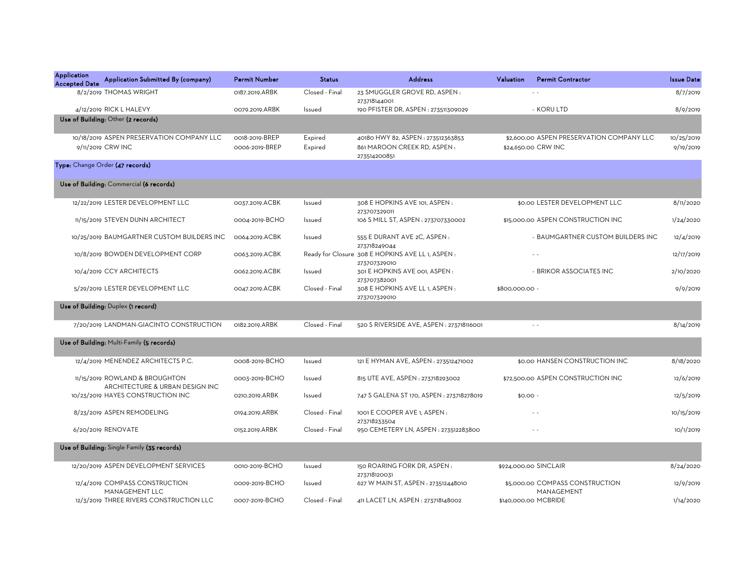| Application Accepted Date | Application Submitted By (company) | Permit Number | Status | Address | Valuation | Permit Contractor | Issue Date |
|---|---|---|---|---|---|---|---|
| 8/2/2019 | THOMAS WRIGHT | 0187.2019.ARBK | Closed - Final | 23 SMUGGLER GROVE RD, ASPEN : 273718144001 | - | - | 8/7/2019 |
| 4/12/2019 | RICK L HALEVY | 0079.2019.ARBK | Issued | 190 PFISTER DR, ASPEN : 273511309029 | - | KORU LTD | 8/9/2019 |
| **Use of Building:** Other **(2 records)** | | | | | | | |
| 10/18/2019 | ASPEN PRESERVATION COMPANY LLC | 0018-2019-BREP | Expired | 40180 HWY 82, ASPEN : 273512363853 | $2,600.00 | ASPEN PRESERVATION COMPANY LLC | 10/25/2019 |
| 9/11/2019 | CRW INC | 0006-2019-BREP | Expired | 861 MAROON CREEK RD, ASPEN : 273514200851 | $24,650.00 | CRW INC | 9/19/2019 |
| **Type:** Change Order **(47 records)** | | | | | | | |
| **Use of Building:** Commercial **(6 records)** | | | | | | | |
| 12/22/2019 | LESTER DEVELOPMENT LLC | 0037.2019.ACBK | Issued | 308 E HOPKINS AVE 101, ASPEN : 273707329011 | $0.00 | LESTER DEVELOPMENT LLC | 8/11/2020 |
| 11/15/2019 | STEVEN DUNN ARCHITECT | 0004-2019-BCHO | Issued | 106 S MILL ST, ASPEN : 273707330002 | $15,000.00 | ASPEN CONSTRUCTION INC | 1/24/2020 |
| 10/25/2019 | BAUMGARTNER CUSTOM BUILDERS INC | 0064.2019.ACBK | Issued | 555 E DURANT AVE 2C, ASPEN : 273718249044 | - | BAUMGARTNER CUSTOM BUILDERS INC | 12/4/2019 |
| 10/8/2019 | BOWDEN DEVELOPMENT CORP | 0063.2019.ACBK | Ready for Closure | 308 E HOPKINS AVE LL 1, ASPEN : 273707329010 | - | - | 12/17/2019 |
| 10/4/2019 | CCY ARCHITECTS | 0062.2019.ACBK | Issued | 301 E HOPKINS AVE 001, ASPEN : 273707382001 | - | BRIKOR ASSOCIATES INC | 2/10/2020 |
| 5/29/2019 | LESTER DEVELOPMENT LLC | 0047.2019.ACBK | Closed - Final | 308 E HOPKINS AVE LL 1, ASPEN : 273707329010 | $800,000.00 | - | 9/9/2019 |
| **Use of Building:** Duplex **(1 record)** | | | | | | | |
| 7/20/2019 | LANDMAN-GIACINTO CONSTRUCTION | 0182.2019.ARBK | Closed - Final | 520 S RIVERSIDE AVE, ASPEN : 273718116001 | - | - | 8/14/2019 |
| **Use of Building:** Multi-Family **(5 records)** | | | | | | | |
| 12/4/2019 | MENENDEZ ARCHITECTS P.C. | 0008-2019-BCHO | Issued | 121 E HYMAN AVE, ASPEN : 273512471002 | $0.00 | HANSEN CONSTRUCTION INC | 8/18/2020 |
| 11/15/2019 | ROWLAND & BROUGHTON ARCHITECTURE & URBAN DESIGN INC | 0003-2019-BCHO | Issued | 815 UTE AVE, ASPEN : 273718293002 | $72,500.00 | ASPEN CONSTRUCTION INC | 12/6/2019 |
| 10/23/2019 | HAYES CONSTRUCTION INC | 0210.2019.ARBK | Issued | 747 S GALENA ST 170, ASPEN : 273718278019 | $0.00 | - | 12/5/2019 |
| 8/23/2019 | ASPEN REMODELING | 0194.2019.ARBK | Closed - Final | 1001 E COOPER AVE 1, ASPEN : 273718233504 | - | - | 10/15/2019 |
| 6/20/2019 | RENOVATE | 0152.2019.ARBK | Closed - Final | 950 CEMETERY LN, ASPEN : 273512283800 | - | - | 10/1/2019 |
| **Use of Building:** Single Family **(35 records)** | | | | | | | |
| 12/20/2019 | ASPEN DEVELOPMENT SERVICES | 0010-2019-BCHO | Issued | 150 ROARING FORK DR, ASPEN : 273718120031 | $924,000.00 | SINCLAIR | 8/24/2020 |
| 12/4/2019 | COMPASS CONSTRUCTION MANAGEMENT LLC | 0009-2019-BCHO | Issued | 627 W MAIN ST, ASPEN : 273512448010 | $5,000.00 | COMPASS CONSTRUCTION MANAGEMENT | 12/9/2019 |
| 12/3/2019 | THREE RIVERS CONSTRUCTION LLC | 0007-2019-BCHO | Closed - Final | 411 LACET LN, ASPEN : 273718148002 | $140,000.00 | MCBRIDE | 1/14/2020 |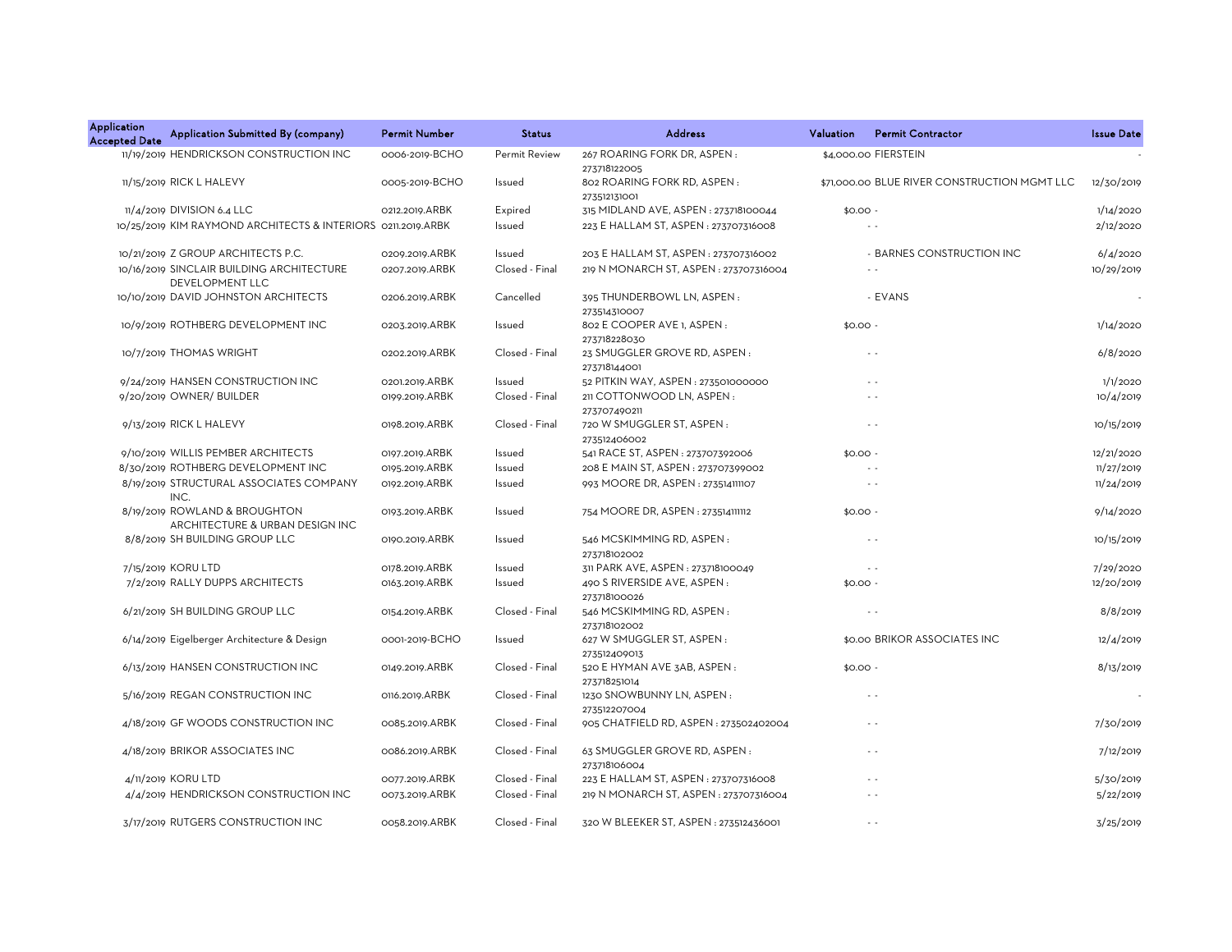| Application Accepted Date | Application Submitted By (company) | Permit Number | Status | Address | Valuation | Permit Contractor | Issue Date |
|---|---|---|---|---|---|---|---|
| 11/19/2019 | HENDRICKSON CONSTRUCTION INC | 0006-2019-BCHO | Permit Review | 267 ROARING FORK DR, ASPEN : 273718122005 | $4,000.00 | FIERSTEIN | - |
| 11/15/2019 | RICK L HALEVY | 0005-2019-BCHO | Issued | 802 ROARING FORK RD, ASPEN : 273512131001 | $71,000.00 | BLUE RIVER CONSTRUCTION MGMT LLC | 12/30/2019 |
| 11/4/2019 | DIVISION 6.4 LLC | 0212.2019.ARBK | Expired | 315 MIDLAND AVE, ASPEN : 273718100044 | $0.00 | - | 1/14/2020 |
| 10/25/2019 | KIM RAYMOND ARCHITECTS & INTERIORS | 0211.2019.ARBK | Issued | 223 E HALLAM ST, ASPEN : 273707316008 | - | - | 2/12/2020 |
| 10/21/2019 | Z GROUP ARCHITECTS P.C. | 0209.2019.ARBK | Issued | 203 E HALLAM ST, ASPEN : 273707316002 | - | BARNES CONSTRUCTION INC | 6/4/2020 |
| 10/16/2019 | SINCLAIR BUILDING ARCHITECTURE DEVELOPMENT LLC | 0207.2019.ARBK | Closed - Final | 219 N MONARCH ST, ASPEN : 273707316004 | - | - | 10/29/2019 |
| 10/10/2019 | DAVID JOHNSTON ARCHITECTS | 0206.2019.ARBK | Cancelled | 395 THUNDERBOWL LN, ASPEN : 273514310007 | - | EVANS | - |
| 10/9/2019 | ROTHBERG DEVELOPMENT INC | 0203.2019.ARBK | Issued | 802 E COOPER AVE 1, ASPEN : 273718228030 | $0.00 | - | 1/14/2020 |
| 10/7/2019 | THOMAS WRIGHT | 0202.2019.ARBK | Closed - Final | 23 SMUGGLER GROVE RD, ASPEN : 273718144001 | - | - | 6/8/2020 |
| 9/24/2019 | HANSEN CONSTRUCTION INC | 0201.2019.ARBK | Issued | 52 PITKIN WAY, ASPEN : 273501000000 | - | - | 1/1/2020 |
| 9/20/2019 | OWNER/ BUILDER | 0199.2019.ARBK | Closed - Final | 211 COTTONWOOD LN, ASPEN : 273707490211 | - | - | 10/4/2019 |
| 9/13/2019 | RICK L HALEVY | 0198.2019.ARBK | Closed - Final | 720 W SMUGGLER ST, ASPEN : 273512406002 | - | - | 10/15/2019 |
| 9/10/2019 | WILLIS PEMBER ARCHITECTS | 0197.2019.ARBK | Issued | 541 RACE ST, ASPEN : 273707392006 | $0.00 | - | 12/21/2020 |
| 8/30/2019 | ROTHBERG DEVELOPMENT INC | 0195.2019.ARBK | Issued | 208 E MAIN ST, ASPEN : 273707399002 | - | - | 11/27/2019 |
| 8/19/2019 | STRUCTURAL ASSOCIATES COMPANY INC. | 0192.2019.ARBK | Issued | 993 MOORE DR, ASPEN : 273514111107 | - | - | 11/24/2019 |
| 8/19/2019 | ROWLAND & BROUGHTON ARCHITECTURE & URBAN DESIGN INC | 0193.2019.ARBK | Issued | 754 MOORE DR, ASPEN : 273514111112 | $0.00 | - | 9/14/2020 |
| 8/8/2019 | SH BUILDING GROUP LLC | 0190.2019.ARBK | Issued | 546 MCSKIMMING RD, ASPEN : 273718102002 | - | - | 10/15/2019 |
| 7/15/2019 | KORU LTD | 0178.2019.ARBK | Issued | 311 PARK AVE, ASPEN : 273718100049 | - | - | 7/29/2020 |
| 7/2/2019 | RALLY DUPPS ARCHITECTS | 0163.2019.ARBK | Issued | 490 S RIVERSIDE AVE, ASPEN : 273718100026 | $0.00 | - | 12/20/2019 |
| 6/21/2019 | SH BUILDING GROUP LLC | 0154.2019.ARBK | Closed - Final | 546 MCSKIMMING RD, ASPEN : 273718102002 | - | - | 8/8/2019 |
| 6/14/2019 | Eigelberger Architecture & Design | 0001-2019-BCHO | Issued | 627 W SMUGGLER ST, ASPEN : 273512409013 | $0.00 | BRIKOR ASSOCIATES INC | 12/4/2019 |
| 6/13/2019 | HANSEN CONSTRUCTION INC | 0149.2019.ARBK | Closed - Final | 520 E HYMAN AVE 3AB, ASPEN : 273718251014 | $0.00 | - | 8/13/2019 |
| 5/16/2019 | REGAN CONSTRUCTION INC | 0116.2019.ARBK | Closed - Final | 1230 SNOWBUNNY LN, ASPEN : 273512207004 | - | - | - |
| 4/18/2019 | GF WOODS CONSTRUCTION INC | 0085.2019.ARBK | Closed - Final | 905 CHATFIELD RD, ASPEN : 273502402004 | - | - | 7/30/2019 |
| 4/18/2019 | BRIKOR ASSOCIATES INC | 0086.2019.ARBK | Closed - Final | 63 SMUGGLER GROVE RD, ASPEN : 273718106004 | - | - | 7/12/2019 |
| 4/11/2019 | KORU LTD | 0077.2019.ARBK | Closed - Final | 223 E HALLAM ST, ASPEN : 273707316008 | - | - | 5/30/2019 |
| 4/4/2019 | HENDRICKSON CONSTRUCTION INC | 0073.2019.ARBK | Closed - Final | 219 N MONARCH ST, ASPEN : 273707316004 | - | - | 5/22/2019 |
| 3/17/2019 | RUTGERS CONSTRUCTION INC | 0058.2019.ARBK | Closed - Final | 320 W BLEEKER ST, ASPEN : 273512436001 | - | - | 3/25/2019 |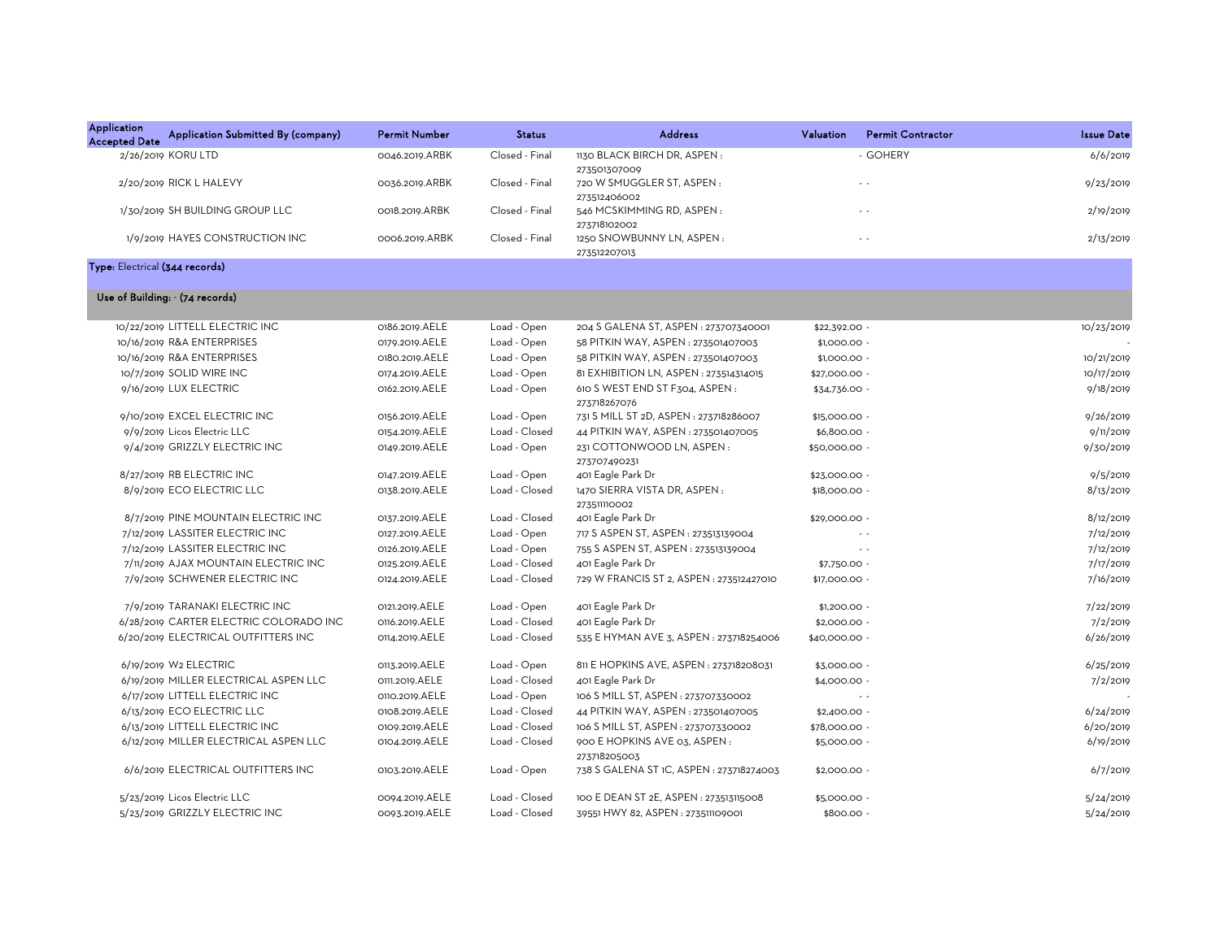| Application Accepted Date | Application Submitted By (company) | Permit Number | Status | Address | Valuation | Permit Contractor | Issue Date |
|---|---|---|---|---|---|---|---|
| 2/26/2019 | KORU LTD | 0046.2019.ARBK | Closed - Final | 1130 BLACK BIRCH DR, ASPEN : 273501307009 | | - GOHERY | 6/6/2019 |
| 2/20/2019 | RICK L HALEVY | 0036.2019.ARBK | Closed - Final | 720 W SMUGGLER ST, ASPEN : 273512406002 | | - - | 9/23/2019 |
| 1/30/2019 | SH BUILDING GROUP LLC | 0018.2019.ARBK | Closed - Final | 546 MCSKIMMING RD, ASPEN : 273718102002 | | - - | 2/19/2019 |
| 1/9/2019 | HAYES CONSTRUCTION INC | 0006.2019.ARBK | Closed - Final | 1250 SNOWBUNNY LN, ASPEN : 273512207013 | | - - | 2/13/2019 |
| **Type: Electrical (344 records)** | | | | | | | |
| **Use of Building: - (74 records)** | | | | | | | |
| 10/22/2019 | LITTELL ELECTRIC INC | 0186.2019.AELE | Load - Open | 204 S GALENA ST, ASPEN : 273707340001 | $22,392.00 | - | 10/23/2019 |
| 10/16/2019 | R&A ENTERPRISES | 0179.2019.AELE | Load - Open | 58 PITKIN WAY, ASPEN : 273501407003 | $1,000.00 | - | - |
| 10/16/2019 | R&A ENTERPRISES | 0180.2019.AELE | Load - Open | 58 PITKIN WAY, ASPEN : 273501407003 | $1,000.00 | - | 10/21/2019 |
| 10/7/2019 | SOLID WIRE INC | 0174.2019.AELE | Load - Open | 81 EXHIBITION LN, ASPEN : 273514314015 | $27,000.00 | - | 10/17/2019 |
| 9/16/2019 | LUX ELECTRIC | 0162.2019.AELE | Load - Open | 610 S WEST END ST F304, ASPEN : 273718267076 | $34,736.00 | - | 9/18/2019 |
| 9/10/2019 | EXCEL ELECTRIC INC | 0156.2019.AELE | Load - Open | 731 S MILL ST 2D, ASPEN : 273718286007 | $15,000.00 | - | 9/26/2019 |
| 9/9/2019 | Licos Electric LLC | 0154.2019.AELE | Load - Closed | 44 PITKIN WAY, ASPEN : 273501407005 | $6,800.00 | - | 9/11/2019 |
| 9/4/2019 | GRIZZLY ELECTRIC INC | 0149.2019.AELE | Load - Open | 231 COTTONWOOD LN, ASPEN : 273707490231 | $50,000.00 | - | 9/30/2019 |
| 8/27/2019 | RB ELECTRIC INC | 0147.2019.AELE | Load - Open | 401 Eagle Park Dr | $23,000.00 | - | 9/5/2019 |
| 8/9/2019 | ECO ELECTRIC LLC | 0138.2019.AELE | Load - Closed | 1470 SIERRA VISTA DR, ASPEN : 273511110002 | $18,000.00 | - | 8/13/2019 |
| 8/7/2019 | PINE MOUNTAIN ELECTRIC INC | 0137.2019.AELE | Load - Closed | 401 Eagle Park Dr | $29,000.00 | - | 8/12/2019 |
| 7/12/2019 | LASSITER ELECTRIC INC | 0127.2019.AELE | Load - Open | 717 S ASPEN ST, ASPEN : 273513139004 | | - - | 7/12/2019 |
| 7/12/2019 | LASSITER ELECTRIC INC | 0126.2019.AELE | Load - Open | 755 S ASPEN ST, ASPEN : 273513139004 | | - - | 7/12/2019 |
| 7/11/2019 | AJAX MOUNTAIN ELECTRIC INC | 0125.2019.AELE | Load - Closed | 401 Eagle Park Dr | $7,750.00 | - | 7/17/2019 |
| 7/9/2019 | SCHWENER ELECTRIC INC | 0124.2019.AELE | Load - Closed | 729 W FRANCIS ST 2, ASPEN : 273512427010 | $17,000.00 | - | 7/16/2019 |
| 7/9/2019 | TARANAKI ELECTRIC INC | 0121.2019.AELE | Load - Open | 401 Eagle Park Dr | $1,200.00 | - | 7/22/2019 |
| 6/28/2019 | CARTER ELECTRIC COLORADO INC | 0116.2019.AELE | Load - Closed | 401 Eagle Park Dr | $2,000.00 | - | 7/2/2019 |
| 6/20/2019 | ELECTRICAL OUTFITTERS INC | 0114.2019.AELE | Load - Closed | 535 E HYMAN AVE 3, ASPEN : 273718254006 | $40,000.00 | - | 6/26/2019 |
| 6/19/2019 | W2 ELECTRIC | 0113.2019.AELE | Load - Open | 811 E HOPKINS AVE, ASPEN : 273718208031 | $3,000.00 | - | 6/25/2019 |
| 6/19/2019 | MILLER ELECTRICAL ASPEN LLC | 0111.2019.AELE | Load - Closed | 401 Eagle Park Dr | $4,000.00 | - | 7/2/2019 |
| 6/17/2019 | LITTELL ELECTRIC INC | 0110.2019.AELE | Load - Open | 106 S MILL ST, ASPEN : 273707330002 | | - - | - |
| 6/13/2019 | ECO ELECTRIC LLC | 0108.2019.AELE | Load - Closed | 44 PITKIN WAY, ASPEN : 273501407005 | $2,400.00 | - | 6/24/2019 |
| 6/13/2019 | LITTELL ELECTRIC INC | 0109.2019.AELE | Load - Closed | 106 S MILL ST, ASPEN : 273707330002 | $78,000.00 | - | 6/20/2019 |
| 6/12/2019 | MILLER ELECTRICAL ASPEN LLC | 0104.2019.AELE | Load - Closed | 900 E HOPKINS AVE 03, ASPEN : 273718205003 | $5,000.00 | - | 6/19/2019 |
| 6/6/2019 | ELECTRICAL OUTFITTERS INC | 0103.2019.AELE | Load - Open | 738 S GALENA ST 1C, ASPEN : 273718274003 | $2,000.00 | - | 6/7/2019 |
| 5/23/2019 | Licos Electric LLC | 0094.2019.AELE | Load - Closed | 100 E DEAN ST 2E, ASPEN : 273513115008 | $5,000.00 | - | 5/24/2019 |
| 5/23/2019 | GRIZZLY ELECTRIC INC | 0093.2019.AELE | Load - Closed | 39551 HWY 82, ASPEN : 273511109001 | $800.00 | - | 5/24/2019 |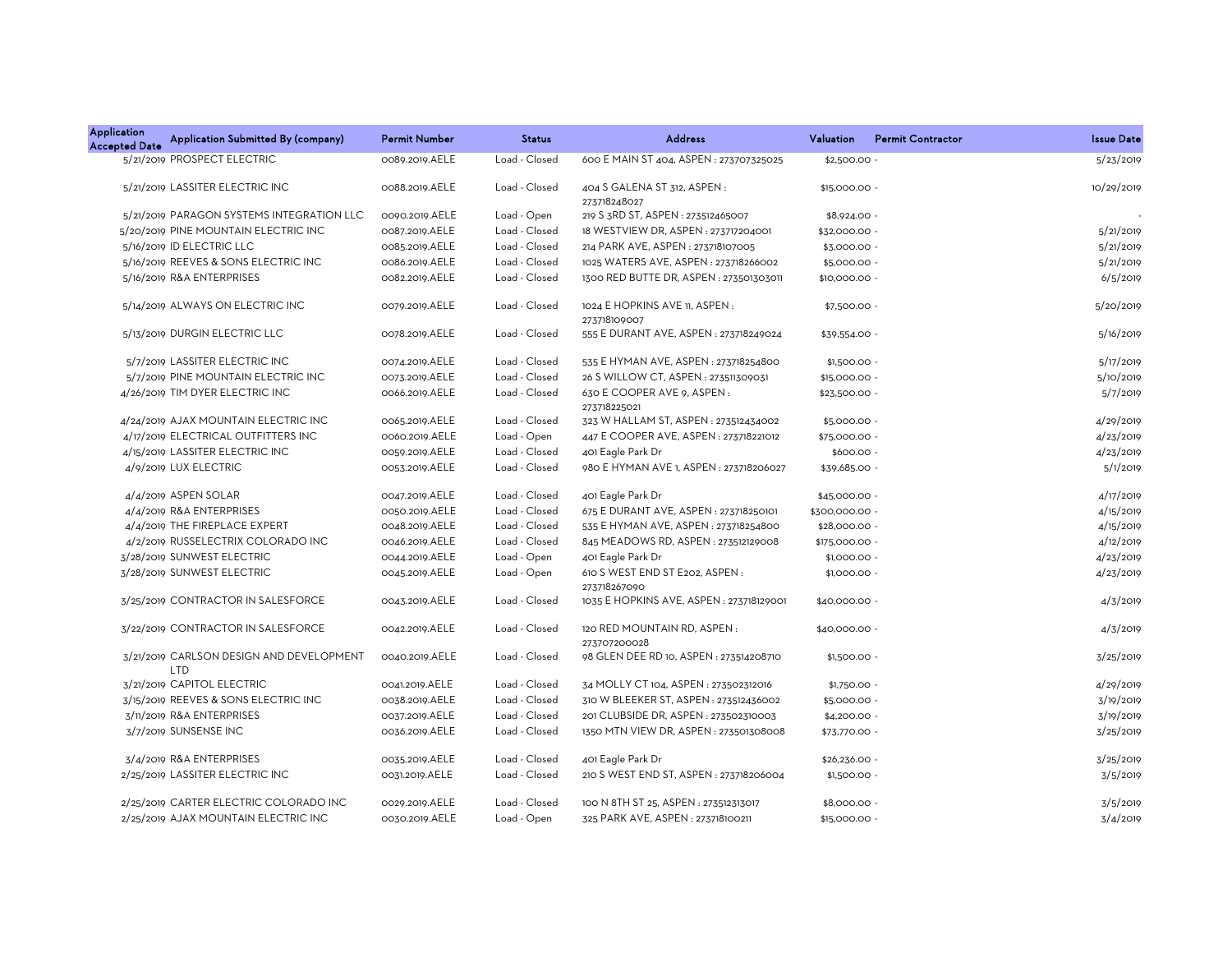| Application Accepted Date | Application Submitted By (company) | Permit Number | Status | Address | Valuation | Permit Contractor | Issue Date |
|---|---|---|---|---|---|---|---|
| 5/21/2019 | PROSPECT ELECTRIC | 0089.2019.AELE | Load - Closed | 600 E MAIN ST 404, ASPEN : 273707325025 | $2,500.00 | - | 5/23/2019 |
| 5/21/2019 | LASSITER ELECTRIC INC | 0088.2019.AELE | Load - Closed | 404 S GALENA ST 312, ASPEN : 273718248027 | $15,000.00 | - | 10/29/2019 |
| 5/21/2019 | PARAGON SYSTEMS INTEGRATION LLC | 0090.2019.AELE | Load - Open | 219 S 3RD ST, ASPEN : 273512465007 | $8,924.00 | - | - |
| 5/20/2019 | PINE MOUNTAIN ELECTRIC INC | 0087.2019.AELE | Load - Closed | 18 WESTVIEW DR, ASPEN : 273717204001 | $32,000.00 | - | 5/21/2019 |
| 5/16/2019 | ID ELECTRIC LLC | 0085.2019.AELE | Load - Closed | 214 PARK AVE, ASPEN : 273718107005 | $3,000.00 | - | 5/21/2019 |
| 5/16/2019 | REEVES & SONS ELECTRIC INC | 0086.2019.AELE | Load - Closed | 1025 WATERS AVE, ASPEN : 273718266002 | $5,000.00 | - | 5/21/2019 |
| 5/16/2019 | R&A ENTERPRISES | 0082.2019.AELE | Load - Closed | 1300 RED BUTTE DR, ASPEN : 273501303011 | $10,000.00 | - | 6/5/2019 |
| 5/14/2019 | ALWAYS ON ELECTRIC INC | 0079.2019.AELE | Load - Closed | 1024 E HOPKINS AVE 11, ASPEN : 273718109007 | $7,500.00 | - | 5/20/2019 |
| 5/13/2019 | DURGIN ELECTRIC LLC | 0078.2019.AELE | Load - Closed | 555 E DURANT AVE, ASPEN : 273718249024 | $39,554.00 | - | 5/16/2019 |
| 5/7/2019 | LASSITER ELECTRIC INC | 0074.2019.AELE | Load - Closed | 535 E HYMAN AVE, ASPEN : 273718254800 | $1,500.00 | - | 5/17/2019 |
| 5/7/2019 | PINE MOUNTAIN ELECTRIC INC | 0073.2019.AELE | Load - Closed | 26 S WILLOW CT, ASPEN : 273511309031 | $15,000.00 | - | 5/10/2019 |
| 4/26/2019 | TIM DYER ELECTRIC INC | 0066.2019.AELE | Load - Closed | 630 E COOPER AVE 9, ASPEN : 273718225021 | $23,500.00 | - | 5/7/2019 |
| 4/24/2019 | AJAX MOUNTAIN ELECTRIC INC | 0065.2019.AELE | Load - Closed | 323 W HALLAM ST, ASPEN : 273512434002 | $5,000.00 | - | 4/29/2019 |
| 4/17/2019 | ELECTRICAL OUTFITTERS INC | 0060.2019.AELE | Load - Open | 447 E COOPER AVE, ASPEN : 273718221012 | $75,000.00 | - | 4/23/2019 |
| 4/15/2019 | LASSITER ELECTRIC INC | 0059.2019.AELE | Load - Closed | 401 Eagle Park Dr | $600.00 | - | 4/23/2019 |
| 4/9/2019 | LUX ELECTRIC | 0053.2019.AELE | Load - Closed | 980 E HYMAN AVE 1, ASPEN : 273718206027 | $39,685.00 | - | 5/1/2019 |
| 4/4/2019 | ASPEN SOLAR | 0047.2019.AELE | Load - Closed | 401 Eagle Park Dr | $45,000.00 | - | 4/17/2019 |
| 4/4/2019 | R&A ENTERPRISES | 0050.2019.AELE | Load - Closed | 675 E DURANT AVE, ASPEN : 273718250101 | $300,000.00 | - | 4/15/2019 |
| 4/4/2019 | THE FIREPLACE EXPERT | 0048.2019.AELE | Load - Closed | 535 E HYMAN AVE, ASPEN : 273718254800 | $28,000.00 | - | 4/15/2019 |
| 4/2/2019 | RUSSELECTRIX COLORADO INC | 0046.2019.AELE | Load - Closed | 845 MEADOWS RD, ASPEN : 273512129008 | $175,000.00 | - | 4/12/2019 |
| 3/28/2019 | SUNWEST ELECTRIC | 0044.2019.AELE | Load - Open | 401 Eagle Park Dr | $1,000.00 | - | 4/23/2019 |
| 3/28/2019 | SUNWEST ELECTRIC | 0045.2019.AELE | Load - Open | 610 S WEST END ST E202, ASPEN : 273718267090 | $1,000.00 | - | 4/23/2019 |
| 3/25/2019 | CONTRACTOR IN SALESFORCE | 0043.2019.AELE | Load - Closed | 1035 E HOPKINS AVE, ASPEN : 273718129001 | $40,000.00 | - | 4/3/2019 |
| 3/22/2019 | CONTRACTOR IN SALESFORCE | 0042.2019.AELE | Load - Closed | 120 RED MOUNTAIN RD, ASPEN : 273707200028 | $40,000.00 | - | 4/3/2019 |
| 3/21/2019 | CARLSON DESIGN AND DEVELOPMENT LTD | 0040.2019.AELE | Load - Closed | 98 GLEN DEE RD 10, ASPEN : 273514208710 | $1,500.00 | - | 3/25/2019 |
| 3/21/2019 | CAPITOL ELECTRIC | 0041.2019.AELE | Load - Closed | 34 MOLLY CT 104, ASPEN : 273502312016 | $1,750.00 | - | 4/29/2019 |
| 3/15/2019 | REEVES & SONS ELECTRIC INC | 0038.2019.AELE | Load - Closed | 310 W BLEEKER ST, ASPEN : 273512436002 | $5,000.00 | - | 3/19/2019 |
| 3/11/2019 | R&A ENTERPRISES | 0037.2019.AELE | Load - Closed | 201 CLUBSIDE DR, ASPEN : 273502310003 | $4,200.00 | - | 3/19/2019 |
| 3/7/2019 | SUNSENSE INC | 0036.2019.AELE | Load - Closed | 1350 MTN VIEW DR, ASPEN : 273501308008 | $73,770.00 | - | 3/25/2019 |
| 3/4/2019 | R&A ENTERPRISES | 0035.2019.AELE | Load - Closed | 401 Eagle Park Dr | $26,236.00 | - | 3/25/2019 |
| 2/25/2019 | LASSITER ELECTRIC INC | 0031.2019.AELE | Load - Closed | 210 S WEST END ST, ASPEN : 273718206004 | $1,500.00 | - | 3/5/2019 |
| 2/25/2019 | CARTER ELECTRIC COLORADO INC | 0029.2019.AELE | Load - Closed | 100 N 8TH ST 25, ASPEN : 273512313017 | $8,000.00 | - | 3/5/2019 |
| 2/25/2019 | AJAX MOUNTAIN ELECTRIC INC | 0030.2019.AELE | Load - Open | 325 PARK AVE, ASPEN : 273718100211 | $15,000.00 | - | 3/4/2019 |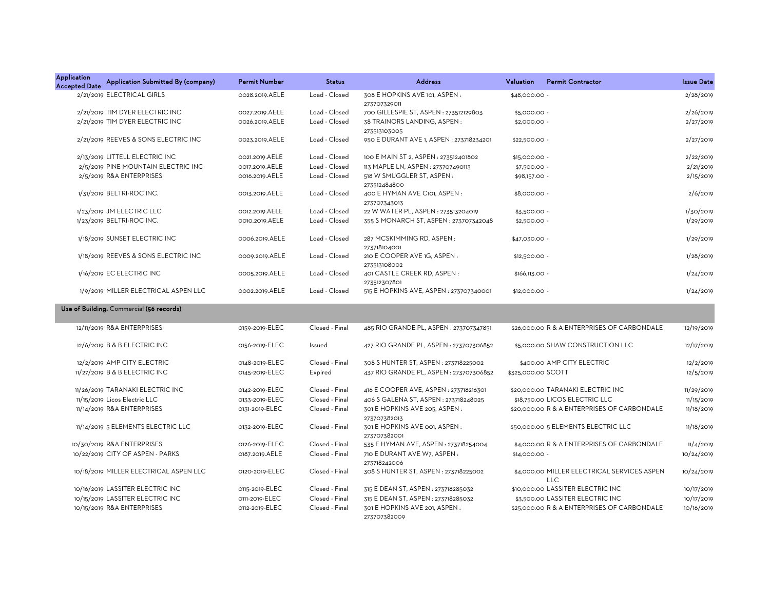| Application Accepted Date | Application Submitted By (company) | Permit Number | Status | Address | Valuation | Permit Contractor | Issue Date |
|---|---|---|---|---|---|---|---|
| 2/21/2019 | ELECTRICAL GIRLS | 0028.2019.AELE | Load - Closed | 308 E HOPKINS AVE 101, ASPEN : 273707329011 | $48,000.00 | - | 2/28/2019 |
| 2/21/2019 | TIM DYER ELECTRIC INC | 0027.2019.AELE | Load - Closed | 700 GILLESPIE ST, ASPEN : 273512129803 | $5,000.00 | - | 2/26/2019 |
| 2/21/2019 | TIM DYER ELECTRIC INC | 0026.2019.AELE | Load - Closed | 38 TRAINORS LANDING, ASPEN : 273513103005 | $2,000.00 | - | 2/27/2019 |
| 2/21/2019 | REEVES & SONS ELECTRIC INC | 0023.2019.AELE | Load - Closed | 950 E DURANT AVE 1, ASPEN : 273718234201 | $22,500.00 | - | 2/27/2019 |
| 2/13/2019 | LITTELL ELECTRIC INC | 0021.2019.AELE | Load - Closed | 100 E MAIN ST 2, ASPEN : 273512401802 | $15,000.00 | - | 2/22/2019 |
| 2/5/2019 | PINE MOUNTAIN ELECTRIC INC | 0017.2019.AELE | Load - Closed | 113 MAPLE LN, ASPEN : 273707490113 | $7,500.00 | - | 2/21/2019 |
| 2/5/2019 | R&A ENTERPRISES | 0016.2019.AELE | Load - Closed | 518 W SMUGGLER ST, ASPEN : 273512484800 | $98,157.00 | - | 2/15/2019 |
| 1/31/2019 | BELTRI-ROC INC. | 0013.2019.AELE | Load - Closed | 400 E HYMAN AVE C101, ASPEN : 273707343013 | $8,000.00 | - | 2/6/2019 |
| 1/23/2019 | JM ELECTRIC LLC | 0012.2019.AELE | Load - Closed | 22 W WATER PL, ASPEN : 273513204019 | $3,500.00 | - | 1/30/2019 |
| 1/23/2019 | BELTRI-ROC INC. | 0010.2019.AELE | Load - Closed | 355 S MONARCH ST, ASPEN : 273707342048 | $2,500.00 | - | 1/29/2019 |
| 1/18/2019 | SUNSET ELECTRIC INC | 0006.2019.AELE | Load - Closed | 287 MCSKIMMING RD, ASPEN : 273718104001 | $47,030.00 | - | 1/29/2019 |
| 1/18/2019 | REEVES & SONS ELECTRIC INC | 0009.2019.AELE | Load - Closed | 210 E COOPER AVE 1G, ASPEN : 273513108002 | $12,500.00 | - | 1/28/2019 |
| 1/16/2019 | EC ELECTRIC INC | 0005.2019.AELE | Load - Closed | 401 CASTLE CREEK RD, ASPEN : 273512307801 | $166,113.00 | - | 1/24/2019 |
| 1/9/2019 | MILLER ELECTRICAL ASPEN LLC | 0002.2019.AELE | Load - Closed | 515 E HOPKINS AVE, ASPEN : 273707340001 | $12,000.00 | - | 1/24/2019 |
| **Use of Building:** Commercial **(56 records)** | | | | | | | |
| 12/11/2019 | R&A ENTERPRISES | 0159-2019-ELEC | Closed - Final | 485 RIO GRANDE PL, ASPEN : 273707347851 | $26,000.00 | R & A ENTERPRISES OF CARBONDALE | 12/19/2019 |
| 12/6/2019 | B & B ELECTRIC INC | 0156-2019-ELEC | Issued | 427 RIO GRANDE PL, ASPEN : 273707306852 | $5,000.00 | SHAW CONSTRUCTION LLC | 12/17/2019 |
| 12/2/2019 | AMP CITY ELECTRIC | 0148-2019-ELEC | Closed - Final | 308 S HUNTER ST, ASPEN : 273718225002 | $400.00 | AMP CITY ELECTRIC | 12/2/2019 |
| 11/27/2019 | B & B ELECTRIC INC | 0145-2019-ELEC | Expired | 437 RIO GRANDE PL, ASPEN : 273707306852 | $325,000.00 | SCOTT | 12/5/2019 |
| 11/26/2019 | TARANAKI ELECTRIC INC | 0142-2019-ELEC | Closed - Final | 416 E COOPER AVE, ASPEN : 273718216301 | $20,000.00 | TARANAKI ELECTRIC INC | 11/29/2019 |
| 11/15/2019 | Licos Electric LLC | 0133-2019-ELEC | Closed - Final | 406 S GALENA ST, ASPEN : 273718248025 | $18,750.00 | LICOS ELECTRIC LLC | 11/15/2019 |
| 11/14/2019 | R&A ENTERPRISES | 0131-2019-ELEC | Closed - Final | 301 E HOPKINS AVE 205, ASPEN : 273707382013 | $20,000.00 | R & A ENTERPRISES OF CARBONDALE | 11/18/2019 |
| 11/14/2019 | 5 ELEMENTS ELECTRIC LLC | 0132-2019-ELEC | Closed - Final | 301 E HOPKINS AVE 001, ASPEN : 273707382001 | $50,000.00 | 5 ELEMENTS ELECTRIC LLC | 11/18/2019 |
| 10/30/2019 | R&A ENTERPRISES | 0126-2019-ELEC | Closed - Final | 535 E HYMAN AVE, ASPEN : 273718254004 | $4,000.00 | R & A ENTERPRISES OF CARBONDALE | 11/4/2019 |
| 10/22/2019 | CITY OF ASPEN - PARKS | 0187.2019.AELE | Closed - Final | 710 E DURANT AVE W7, ASPEN : 273718242006 | $14,000.00 | - | 10/24/2019 |
| 10/18/2019 | MILLER ELECTRICAL ASPEN LLC | 0120-2019-ELEC | Closed - Final | 308 S HUNTER ST, ASPEN : 273718225002 | $4,000.00 | MILLER ELECTRICAL SERVICES ASPEN LLC | 10/24/2019 |
| 10/16/2019 | LASSITER ELECTRIC INC | 0115-2019-ELEC | Closed - Final | 315 E DEAN ST, ASPEN : 273718285032 | $10,000.00 | LASSITER ELECTRIC INC | 10/17/2019 |
| 10/15/2019 | LASSITER ELECTRIC INC | 0111-2019-ELEC | Closed - Final | 315 E DEAN ST, ASPEN : 273718285032 | $3,500.00 | LASSITER ELECTRIC INC | 10/17/2019 |
| 10/15/2019 | R&A ENTERPRISES | 0112-2019-ELEC | Closed - Final | 301 E HOPKINS AVE 201, ASPEN : 273707382009 | $25,000.00 | R & A ENTERPRISES OF CARBONDALE | 10/16/2019 |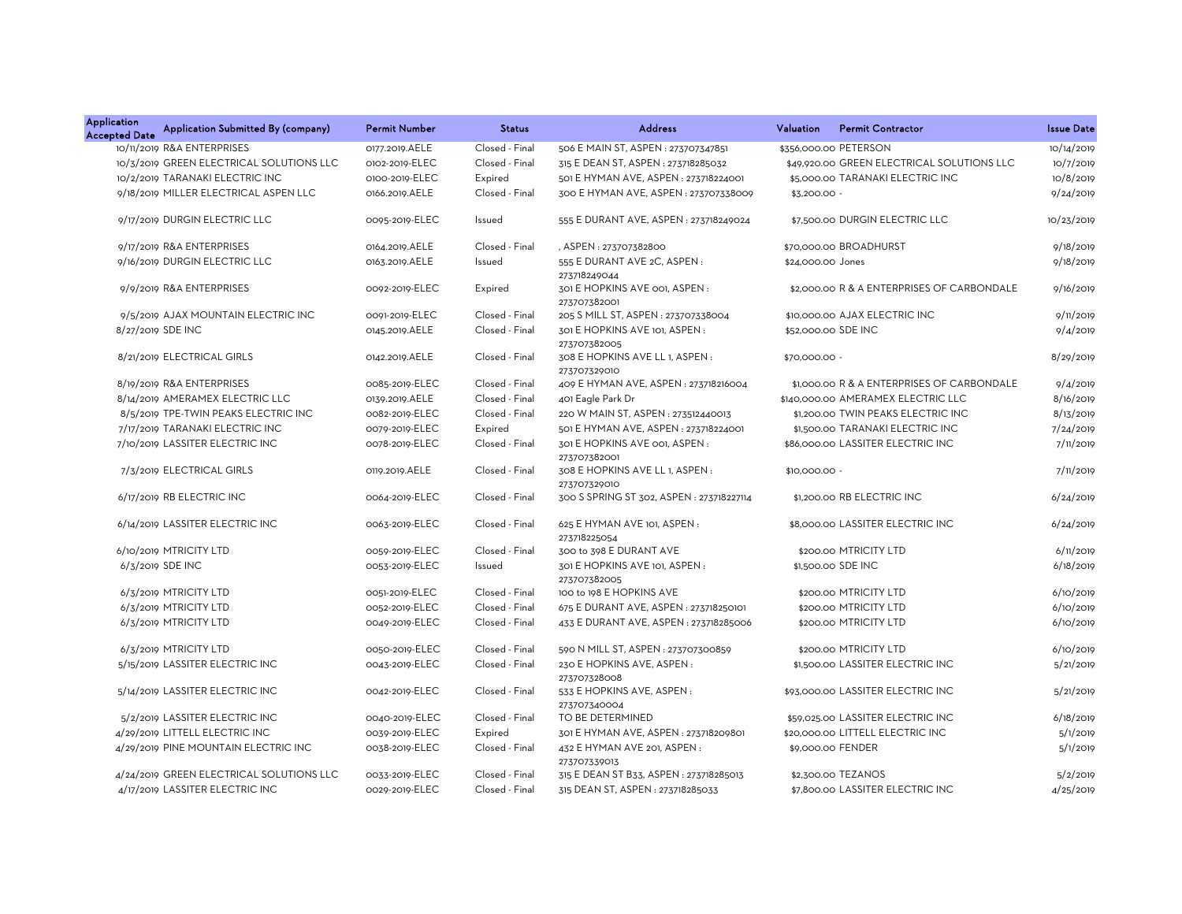| Application Accepted Date | Application Submitted By (company) | Permit Number | Status | Address | Valuation | Permit Contractor | Issue Date |
|---|---|---|---|---|---|---|---|
| 10/11/2019 | R&A ENTERPRISES | 0177.2019.AELE | Closed - Final | 506 E MAIN ST, ASPEN : 273707347851 | $356,000.00 | PETERSON | 10/14/2019 |
| 10/3/2019 | GREEN ELECTRICAL SOLUTIONS LLC | 0102-2019-ELEC | Closed - Final | 315 E DEAN ST, ASPEN : 273718285032 | $49,920.00 | GREEN ELECTRICAL SOLUTIONS LLC | 10/7/2019 |
| 10/2/2019 | TARANAKI ELECTRIC INC | 0100-2019-ELEC | Expired | 501 E HYMAN AVE, ASPEN : 273718224001 | $5,000.00 | TARANAKI ELECTRIC INC | 10/8/2019 |
| 9/18/2019 | MILLER ELECTRICAL ASPEN LLC | 0166.2019.AELE | Closed - Final | 300 E HYMAN AVE, ASPEN : 273707338009 | $3,200.00 | - | 9/24/2019 |
| 9/17/2019 | DURGIN ELECTRIC LLC | 0095-2019-ELEC | Issued | 555 E DURANT AVE, ASPEN : 273718249024 | $7,500.00 | DURGIN ELECTRIC LLC | 10/23/2019 |
| 9/17/2019 | R&A ENTERPRISES | 0164.2019.AELE | Closed - Final | , ASPEN : 273707382800 | $70,000.00 | BROADHURST | 9/18/2019 |
| 9/16/2019 | DURGIN ELECTRIC LLC | 0163.2019.AELE | Issued | 555 E DURANT AVE 2C, ASPEN : 273718249044 | $24,000.00 | Jones | 9/18/2019 |
| 9/9/2019 | R&A ENTERPRISES | 0092-2019-ELEC | Expired | 301 E HOPKINS AVE 001, ASPEN : 273707382001 | $2,000.00 | R & A ENTERPRISES OF CARBONDALE | 9/16/2019 |
| 9/5/2019 | AJAX MOUNTAIN ELECTRIC INC | 0091-2019-ELEC | Closed - Final | 205 S MILL ST, ASPEN : 273707338004 | $10,000.00 | AJAX ELECTRIC INC | 9/11/2019 |
| 8/27/2019 | SDE INC | 0145.2019.AELE | Closed - Final | 301 E HOPKINS AVE 101, ASPEN : 273707382005 | $52,000.00 | SDE INC | 9/4/2019 |
| 8/21/2019 | ELECTRICAL GIRLS | 0142.2019.AELE | Closed - Final | 308 E HOPKINS AVE LL 1, ASPEN : 273707329010 | $70,000.00 | - | 8/29/2019 |
| 8/19/2019 | R&A ENTERPRISES | 0085-2019-ELEC | Closed - Final | 409 E HYMAN AVE, ASPEN : 273718216004 | $1,000.00 | R & A ENTERPRISES OF CARBONDALE | 9/4/2019 |
| 8/14/2019 | AMERAMEX ELECTRIC LLC | 0139.2019.AELE | Closed - Final | 401 Eagle Park Dr | $140,000.00 | AMERAMEX ELECTRIC LLC | 8/16/2019 |
| 8/5/2019 | TPE-TWIN PEAKS ELECTRIC INC | 0082-2019-ELEC | Closed - Final | 220 W MAIN ST, ASPEN : 273512440013 | $1,200.00 | TWIN PEAKS ELECTRIC INC | 8/13/2019 |
| 7/17/2019 | TARANAKI ELECTRIC INC | 0079-2019-ELEC | Expired | 501 E HYMAN AVE, ASPEN : 273718224001 | $1,500.00 | TARANAKI ELECTRIC INC | 7/24/2019 |
| 7/10/2019 | LASSITER ELECTRIC INC | 0078-2019-ELEC | Closed - Final | 301 E HOPKINS AVE 001, ASPEN : 273707382001 | $86,000.00 | LASSITER ELECTRIC INC | 7/11/2019 |
| 7/3/2019 | ELECTRICAL GIRLS | 0119.2019.AELE | Closed - Final | 308 E HOPKINS AVE LL 1, ASPEN : 273707329010 | $10,000.00 | - | 7/11/2019 |
| 6/17/2019 | RB ELECTRIC INC | 0064-2019-ELEC | Closed - Final | 300 S SPRING ST 302, ASPEN : 273718227114 | $1,200.00 | RB ELECTRIC INC | 6/24/2019 |
| 6/14/2019 | LASSITER ELECTRIC INC | 0063-2019-ELEC | Closed - Final | 625 E HYMAN AVE 101, ASPEN : 273718225054 | $8,000.00 | LASSITER ELECTRIC INC | 6/24/2019 |
| 6/10/2019 | MTRICITY LTD | 0059-2019-ELEC | Closed - Final | 300 to 398 E DURANT AVE | $200.00 | MTRICITY LTD | 6/11/2019 |
| 6/3/2019 | SDE INC | 0053-2019-ELEC | Issued | 301 E HOPKINS AVE 101, ASPEN : 273707382005 | $1,500.00 | SDE INC | 6/18/2019 |
| 6/3/2019 | MTRICITY LTD | 0051-2019-ELEC | Closed - Final | 100 to 198 E HOPKINS AVE | $200.00 | MTRICITY LTD | 6/10/2019 |
| 6/3/2019 | MTRICITY LTD | 0052-2019-ELEC | Closed - Final | 675 E DURANT AVE, ASPEN : 273718250101 | $200.00 | MTRICITY LTD | 6/10/2019 |
| 6/3/2019 | MTRICITY LTD | 0049-2019-ELEC | Closed - Final | 433 E DURANT AVE, ASPEN : 273718285006 | $200.00 | MTRICITY LTD | 6/10/2019 |
| 6/3/2019 | MTRICITY LTD | 0050-2019-ELEC | Closed - Final | 590 N MILL ST, ASPEN : 273707300859 | $200.00 | MTRICITY LTD | 6/10/2019 |
| 5/15/2019 | LASSITER ELECTRIC INC | 0043-2019-ELEC | Closed - Final | 230 E HOPKINS AVE, ASPEN : 273707328008 | $1,500.00 | LASSITER ELECTRIC INC | 5/21/2019 |
| 5/14/2019 | LASSITER ELECTRIC INC | 0042-2019-ELEC | Closed - Final | 533 E HOPKINS AVE, ASPEN : 273707340004 | $93,000.00 | LASSITER ELECTRIC INC | 5/21/2019 |
| 5/2/2019 | LASSITER ELECTRIC INC | 0040-2019-ELEC | Closed - Final | TO BE DETERMINED | $59,025.00 | LASSITER ELECTRIC INC | 6/18/2019 |
| 4/29/2019 | LITTELL ELECTRIC INC | 0039-2019-ELEC | Expired | 301 E HYMAN AVE, ASPEN : 273718209801 | $20,000.00 | LITTELL ELECTRIC INC | 5/1/2019 |
| 4/29/2019 | PINE MOUNTAIN ELECTRIC INC | 0038-2019-ELEC | Closed - Final | 432 E HYMAN AVE 201, ASPEN : 273707339013 | $9,000.00 | FENDER | 5/1/2019 |
| 4/24/2019 | GREEN ELECTRICAL SOLUTIONS LLC | 0033-2019-ELEC | Closed - Final | 315 E DEAN ST B33, ASPEN : 273718285013 | $2,300.00 | TEZANOS | 5/2/2019 |
| 4/17/2019 | LASSITER ELECTRIC INC | 0029-2019-ELEC | Closed - Final | 315 DEAN ST, ASPEN : 273718285033 | $7,800.00 | LASSITER ELECTRIC INC | 4/25/2019 |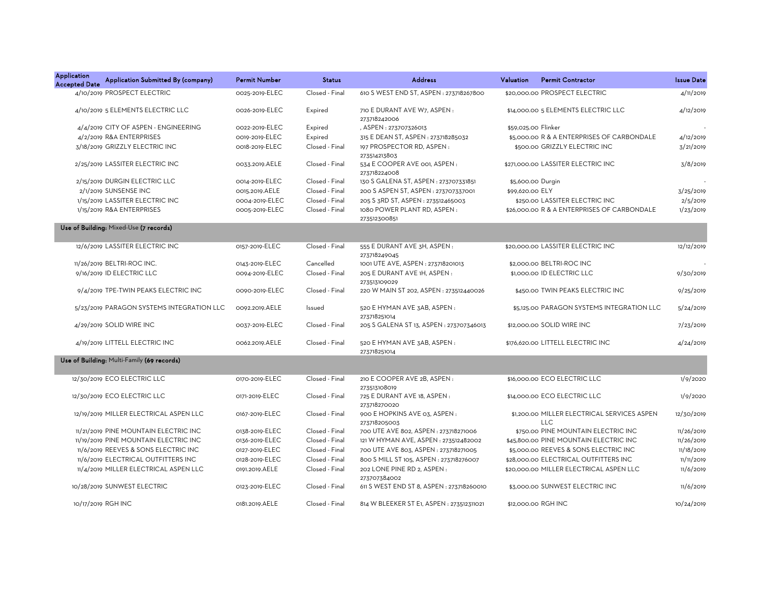| Application Accepted Date | Application Submitted By (company) | Permit Number | Status | Address | Valuation | Permit Contractor | Issue Date |
|---|---|---|---|---|---|---|---|
| 4/10/2019 | PROSPECT ELECTRIC | 0025-2019-ELEC | Closed - Final | 610 S WEST END ST, ASPEN : 273718267800 | $20,000.00 | PROSPECT ELECTRIC | 4/11/2019 |
| 4/10/2019 | 5 ELEMENTS ELECTRIC LLC | 0026-2019-ELEC | Expired | 710 E DURANT AVE W7, ASPEN : 273718242006 | $14,000.00 | 5 ELEMENTS ELECTRIC LLC | 4/12/2019 |
| 4/4/2019 | CITY OF ASPEN - ENGINEERING | 0022-2019-ELEC | Expired | , ASPEN : 273707326013 | $59,025.00 | Flinker | - |
| 4/2/2019 | R&A ENTERPRISES | 0019-2019-ELEC | Expired | 315 E DEAN ST, ASPEN : 273718285032 | $5,000.00 | R & A ENTERPRISES OF CARBONDALE | 4/12/2019 |
| 3/18/2019 | GRIZZLY ELECTRIC INC | 0018-2019-ELEC | Closed - Final | 197 PROSPECTOR RD, ASPEN : 273514213803 | $500.00 | GRIZZLY ELECTRIC INC | 3/21/2019 |
| 2/25/2019 | LASSITER ELECTRIC INC | 0033.2019.AELE | Closed - Final | 534 E COOPER AVE 001, ASPEN : 273718224008 | $271,000.00 | LASSITER ELECTRIC INC | 3/8/2019 |
| 2/15/2019 | DURGIN ELECTRIC LLC | 0014-2019-ELEC | Closed - Final | 130 S GALENA ST, ASPEN : 273707331851 | $5,600.00 | Durgin | - |
| 2/1/2019 | SUNSENSE INC | 0015.2019.AELE | Closed - Final | 200 S ASPEN ST, ASPEN : 273707337001 | $99,620.00 | ELY | 3/25/2019 |
| 1/15/2019 | LASSITER ELECTRIC INC | 0004-2019-ELEC | Closed - Final | 205 S 3RD ST, ASPEN : 273512465003 | $250.00 | LASSITER ELECTRIC INC | 2/5/2019 |
| 1/15/2019 | R&A ENTERPRISES | 0005-2019-ELEC | Closed - Final | 1080 POWER PLANT RD, ASPEN : 273512300851 | $26,000.00 | R & A ENTERPRISES OF CARBONDALE | 1/23/2019 |
| **Use of Building:** Mixed-Use **(7 records)** | | | | | | | |
| 12/6/2019 | LASSITER ELECTRIC INC | 0157-2019-ELEC | Closed - Final | 555 E DURANT AVE 3H, ASPEN : 273718249045 | $20,000.00 | LASSITER ELECTRIC INC | 12/12/2019 |
| 11/26/2019 | BELTRI-ROC INC. | 0143-2019-ELEC | Cancelled | 1001 UTE AVE, ASPEN : 273718201013 | $2,000.00 | BELTRI-ROC INC | - |
| 9/16/2019 | ID ELECTRIC LLC | 0094-2019-ELEC | Closed - Final | 205 E DURANT AVE 1H, ASPEN : 273513109029 | $1,000.00 | ID ELECTRIC LLC | 9/30/2019 |
| 9/4/2019 | TPE-TWIN PEAKS ELECTRIC INC | 0090-2019-ELEC | Closed - Final | 220 W MAIN ST 202, ASPEN : 273512440026 | $450.00 | TWIN PEAKS ELECTRIC INC | 9/25/2019 |
| 5/23/2019 | PARAGON SYSTEMS INTEGRATION LLC | 0092.2019.AELE | Issued | 520 E HYMAN AVE 3AB, ASPEN : 273718251014 | $5,125.00 | PARAGON SYSTEMS INTEGRATION LLC | 5/24/2019 |
| 4/29/2019 | SOLID WIRE INC | 0037-2019-ELEC | Closed - Final | 205 S GALENA ST 13, ASPEN : 273707346013 | $12,000.00 | SOLID WIRE INC | 7/23/2019 |
| 4/19/2019 | LITTELL ELECTRIC INC | 0062.2019.AELE | Closed - Final | 520 E HYMAN AVE 3AB, ASPEN : 273718251014 | $176,620.00 | LITTELL ELECTRIC INC | 4/24/2019 |
| **Use of Building:** Multi-Family **(69 records)** | | | | | | | |
| 12/30/2019 | ECO ELECTRIC LLC | 0170-2019-ELEC | Closed - Final | 210 E COOPER AVE 2B, ASPEN : 273513108019 | $16,000.00 | ECO ELECTRIC LLC | 1/9/2020 |
| 12/30/2019 | ECO ELECTRIC LLC | 0171-2019-ELEC | Closed - Final | 725 E DURANT AVE 18, ASPEN : 273718270020 | $14,000.00 | ECO ELECTRIC LLC | 1/9/2020 |
| 12/19/2019 | MILLER ELECTRICAL ASPEN LLC | 0167-2019-ELEC | Closed - Final | 900 E HOPKINS AVE 03, ASPEN : 273718205003 | $1,200.00 | MILLER ELECTRICAL SERVICES ASPEN LLC | 12/30/2019 |
| 11/21/2019 | PINE MOUNTAIN ELECTRIC INC | 0138-2019-ELEC | Closed - Final | 700 UTE AVE 802, ASPEN : 273718271006 | $750.00 | PINE MOUNTAIN ELECTRIC INC | 11/26/2019 |
| 11/19/2019 | PINE MOUNTAIN ELECTRIC INC | 0136-2019-ELEC | Closed - Final | 121 W HYMAN AVE, ASPEN : 273512482002 | $45,800.00 | PINE MOUNTAIN ELECTRIC INC | 11/26/2019 |
| 11/6/2019 | REEVES & SONS ELECTRIC INC | 0127-2019-ELEC | Closed - Final | 700 UTE AVE 803, ASPEN : 273718271005 | $5,000.00 | REEVES & SONS ELECTRIC INC | 11/18/2019 |
| 11/6/2019 | ELECTRICAL OUTFITTERS INC | 0128-2019-ELEC | Closed - Final | 800 S MILL ST 105, ASPEN : 273718276007 | $28,000.00 | ELECTRICAL OUTFITTERS INC | 11/11/2019 |
| 11/4/2019 | MILLER ELECTRICAL ASPEN LLC | 0191.2019.AELE | Closed - Final | 202 LONE PINE RD 2, ASPEN : 273707384002 | $20,000.00 | MILLER ELECTRICAL ASPEN LLC | 11/6/2019 |
| 10/28/2019 | SUNWEST ELECTRIC | 0123-2019-ELEC | Closed - Final | 611 S WEST END ST 8, ASPEN : 273718260010 | $3,000.00 | SUNWEST ELECTRIC INC | 11/6/2019 |
| 10/17/2019 | RGH INC | 0181.2019.AELE | Closed - Final | 814 W BLEEKER ST E1, ASPEN : 273512311021 | $12,000.00 | RGH INC | 10/24/2019 |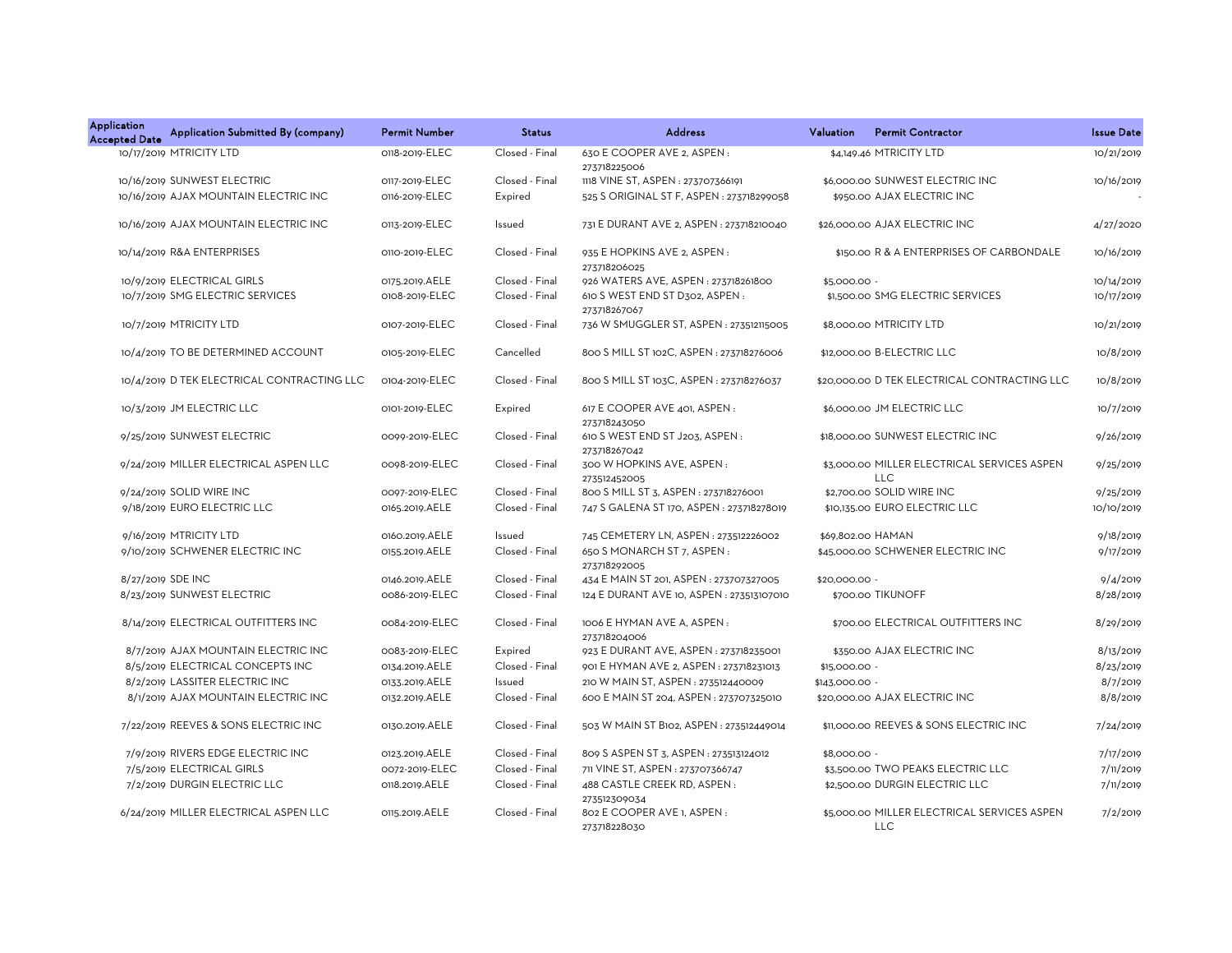| Application Accepted Date | Application Submitted By (company) | Permit Number | Status | Address | Valuation | Permit Contractor | Issue Date |
|---|---|---|---|---|---|---|---|
| 10/17/2019 | MTRICITY LTD | 0118-2019-ELEC | Closed - Final | 630 E COOPER AVE 2, ASPEN : 273718225006 | $4,149.46 | MTRICITY LTD | 10/21/2019 |
| 10/16/2019 | SUNWEST ELECTRIC | 0117-2019-ELEC | Closed - Final | 1118 VINE ST, ASPEN : 273707366191 | $6,000.00 | SUNWEST ELECTRIC INC | 10/16/2019 |
| 10/16/2019 | AJAX MOUNTAIN ELECTRIC INC | 0116-2019-ELEC | Expired | 525 S ORIGINAL ST F, ASPEN : 273718299058 | $950.00 | AJAX ELECTRIC INC | - |
| 10/16/2019 | AJAX MOUNTAIN ELECTRIC INC | 0113-2019-ELEC | Issued | 731 E DURANT AVE 2, ASPEN : 273718210040 | $26,000.00 | AJAX ELECTRIC INC | 4/27/2020 |
| 10/14/2019 | R&A ENTERPRISES | 0110-2019-ELEC | Closed - Final | 935 E HOPKINS AVE 2, ASPEN : 273718206025 | $150.00 | R & A ENTERPRISES OF CARBONDALE | 10/16/2019 |
| 10/9/2019 | ELECTRICAL GIRLS | 0175.2019.AELE | Closed - Final | 926 WATERS AVE, ASPEN : 273718261800 | $5,000.00 | - | 10/14/2019 |
| 10/7/2019 | SMG ELECTRIC SERVICES | 0108-2019-ELEC | Closed - Final | 610 S WEST END ST D302, ASPEN : 273718267067 | $1,500.00 | SMG ELECTRIC SERVICES | 10/17/2019 |
| 10/7/2019 | MTRICITY LTD | 0107-2019-ELEC | Closed - Final | 736 W SMUGGLER ST, ASPEN : 273512115005 | $8,000.00 | MTRICITY LTD | 10/21/2019 |
| 10/4/2019 | TO BE DETERMINED ACCOUNT | 0105-2019-ELEC | Cancelled | 800 S MILL ST 102C, ASPEN : 273718276006 | $12,000.00 | B-ELECTRIC LLC | 10/8/2019 |
| 10/4/2019 | D TEK ELECTRICAL CONTRACTING LLC | 0104-2019-ELEC | Closed - Final | 800 S MILL ST 103C, ASPEN : 273718276037 | $20,000.00 | D TEK ELECTRICAL CONTRACTING LLC | 10/8/2019 |
| 10/3/2019 | JM ELECTRIC LLC | 0101-2019-ELEC | Expired | 617 E COOPER AVE 401, ASPEN : 273718243050 | $6,000.00 | JM ELECTRIC LLC | 10/7/2019 |
| 9/25/2019 | SUNWEST ELECTRIC | 0099-2019-ELEC | Closed - Final | 610 S WEST END ST J203, ASPEN : 273718267042 | $18,000.00 | SUNWEST ELECTRIC INC | 9/26/2019 |
| 9/24/2019 | MILLER ELECTRICAL ASPEN LLC | 0098-2019-ELEC | Closed - Final | 300 W HOPKINS AVE, ASPEN : 273512452005 | $3,000.00 | MILLER ELECTRICAL SERVICES ASPEN LLC | 9/25/2019 |
| 9/24/2019 | SOLID WIRE INC | 0097-2019-ELEC | Closed - Final | 800 S MILL ST 3, ASPEN : 273718276001 | $2,700.00 | SOLID WIRE INC | 9/25/2019 |
| 9/18/2019 | EURO ELECTRIC LLC | 0165.2019.AELE | Closed - Final | 747 S GALENA ST 170, ASPEN : 273718278019 | $10,135.00 | EURO ELECTRIC LLC | 10/10/2019 |
| 9/16/2019 | MTRICITY LTD | 0160.2019.AELE | Issued | 745 CEMETERY LN, ASPEN : 273512226002 | $69,802.00 | HAMAN | 9/18/2019 |
| 9/10/2019 | SCHWENER ELECTRIC INC | 0155.2019.AELE | Closed - Final | 650 S MONARCH ST 7, ASPEN : 273718292005 | $45,000.00 | SCHWENER ELECTRIC INC | 9/17/2019 |
| 8/27/2019 | SDE INC | 0146.2019.AELE | Closed - Final | 434 E MAIN ST 201, ASPEN : 273707327005 | $20,000.00 | - | 9/4/2019 |
| 8/23/2019 | SUNWEST ELECTRIC | 0086-2019-ELEC | Closed - Final | 124 E DURANT AVE 10, ASPEN : 273513107010 | $700.00 | TIKUNOFF | 8/28/2019 |
| 8/14/2019 | ELECTRICAL OUTFITTERS INC | 0084-2019-ELEC | Closed - Final | 1006 E HYMAN AVE A, ASPEN : 273718204006 | $700.00 | ELECTRICAL OUTFITTERS INC | 8/29/2019 |
| 8/7/2019 | AJAX MOUNTAIN ELECTRIC INC | 0083-2019-ELEC | Expired | 923 E DURANT AVE, ASPEN : 273718235001 | $350.00 | AJAX ELECTRIC INC | 8/13/2019 |
| 8/5/2019 | ELECTRICAL CONCEPTS INC | 0134.2019.AELE | Closed - Final | 901 E HYMAN AVE 2, ASPEN : 273718231013 | $15,000.00 | - | 8/23/2019 |
| 8/2/2019 | LASSITER ELECTRIC INC | 0133.2019.AELE | Issued | 210 W MAIN ST, ASPEN : 273512440009 | $143,000.00 | - | 8/7/2019 |
| 8/1/2019 | AJAX MOUNTAIN ELECTRIC INC | 0132.2019.AELE | Closed - Final | 600 E MAIN ST 204, ASPEN : 273707325010 | $20,000.00 | AJAX ELECTRIC INC | 8/8/2019 |
| 7/22/2019 | REEVES & SONS ELECTRIC INC | 0130.2019.AELE | Closed - Final | 503 W MAIN ST B102, ASPEN : 273512449014 | $11,000.00 | REEVES & SONS ELECTRIC INC | 7/24/2019 |
| 7/9/2019 | RIVERS EDGE ELECTRIC INC | 0123.2019.AELE | Closed - Final | 809 S ASPEN ST 3, ASPEN : 273513124012 | $8,000.00 | - | 7/17/2019 |
| 7/5/2019 | ELECTRICAL GIRLS | 0072-2019-ELEC | Closed - Final | 711 VINE ST, ASPEN : 273707366747 | $3,500.00 | TWO PEAKS ELECTRIC LLC | 7/11/2019 |
| 7/2/2019 | DURGIN ELECTRIC LLC | 0118.2019.AELE | Closed - Final | 488 CASTLE CREEK RD, ASPEN : 273512309034 | $2,500.00 | DURGIN ELECTRIC LLC | 7/11/2019 |
| 6/24/2019 | MILLER ELECTRICAL ASPEN LLC | 0115.2019.AELE | Closed - Final | 802 E COOPER AVE 1, ASPEN : 273718228030 | $5,000.00 | MILLER ELECTRICAL SERVICES ASPEN LLC | 7/2/2019 |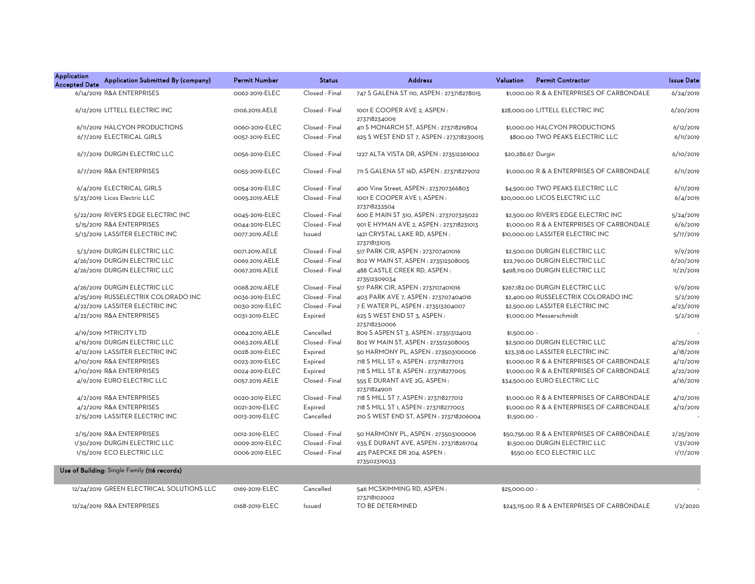| Application Accepted Date | Application Submitted By (company) | Permit Number | Status | Address | Valuation | Permit Contractor | Issue Date |
|---|---|---|---|---|---|---|---|
| 6/14/2019 | R&A ENTERPRISES | 0062-2019-ELEC | Closed - Final | 747 S GALENA ST 110, ASPEN : 273718278015 | $1,000.00 | R & A ENTERPRISES OF CARBONDALE | 6/24/2019 |
| 6/12/2019 | LITTELL ELECTRIC INC | 0106.2019.AELE | Closed - Final | 1001 E COOPER AVE 2, ASPEN : 273718234009 | $28,000.00 | LITTELL ELECTRIC INC | 6/20/2019 |
| 6/11/2019 | HALCYON PRODUCTIONS | 0060-2019-ELEC | Closed - Final | 411 S MONARCH ST, ASPEN : 273718219804 | $1,000.00 | HALCYON PRODUCTIONS | 6/12/2019 |
| 6/7/2019 | ELECTRICAL GIRLS | 0057-2019-ELEC | Closed - Final | 625 S WEST END ST 7, ASPEN : 273718230015 | $800.00 | TWO PEAKS ELECTRIC LLC | 6/11/2019 |
| 6/7/2019 | DURGIN ELECTRIC LLC | 0056-2019-ELEC | Closed - Final | 1227 ALTA VISTA DR, ASPEN : 273512261002 | $20,286.67 | Durgin | 6/10/2019 |
| 6/7/2019 | R&A ENTERPRISES | 0055-2019-ELEC | Closed - Final | 711 S GALENA ST 16D, ASPEN : 273718279012 | $1,000.00 | R & A ENTERPRISES OF CARBONDALE | 6/11/2019 |
| 6/4/2019 | ELECTRICAL GIRLS | 0054-2019-ELEC | Closed - Final | 400 Vine Street, ASPEN : 273707366803 | $4,500.00 | TWO PEAKS ELECTRIC LLC | 6/11/2019 |
| 5/23/2019 | Licos Electric LLC | 0095.2019.AELE | Closed - Final | 1001 E COOPER AVE 1, ASPEN : 273718233504 | $20,000.00 | LICOS ELECTRIC LLC | 6/4/2019 |
| 5/22/2019 | RIVER'S EDGE ELECTRIC INC | 0045-2019-ELEC | Closed - Final | 600 E MAIN ST 310, ASPEN : 273707325022 | $2,500.00 | RIVER'S EDGE ELECTRIC INC | 5/24/2019 |
| 5/15/2019 | R&A ENTERPRISES | 0044-2019-ELEC | Closed - Final | 901 E HYMAN AVE 2, ASPEN : 273718231013 | $1,000.00 | R & A ENTERPRISES OF CARBONDALE | 6/6/2019 |
| 5/13/2019 | LASSITER ELECTRIC INC | 0077.2019.AELE | Issued | 1421 CRYSTAL LAKE RD, ASPEN : 273718131015 | $10,000.00 | LASSITER ELECTRIC INC | 5/17/2019 |
| 5/3/2019 | DURGIN ELECTRIC LLC | 0071.2019.AELE | Closed - Final | 517 PARK CIR, ASPEN : 273707401016 | $2,500.00 | DURGIN ELECTRIC LLC | 9/9/2019 |
| 4/26/2019 | DURGIN ELECTRIC LLC | 0069.2019.AELE | Closed - Final | 802 W MAIN ST, ASPEN : 273512308005 | $22,790.00 | DURGIN ELECTRIC LLC | 6/20/2019 |
| 4/26/2019 | DURGIN ELECTRIC LLC | 0067.2019.AELE | Closed - Final | 488 CASTLE CREEK RD, ASPEN : 273512309034 | $498,119.00 | DURGIN ELECTRIC LLC | 11/21/2019 |
| 4/26/2019 | DURGIN ELECTRIC LLC | 0068.2019.AELE | Closed - Final | 517 PARK CIR, ASPEN : 273707401016 | $267,182.00 | DURGIN ELECTRIC LLC | 9/9/2019 |
| 4/25/2019 | RUSSELECTRIX COLORADO INC | 0036-2019-ELEC | Closed - Final | 403 PARK AVE 7, ASPEN : 273707404016 | $2,400.00 | RUSSELECTRIX COLORADO INC | 5/2/2019 |
| 4/22/2019 | LASSITER ELECTRIC INC | 0030-2019-ELEC | Closed - Final | 7 E WATER PL, ASPEN : 273513204007 | $2,500.00 | LASSITER ELECTRIC INC | 4/23/2019 |
| 4/22/2019 | R&A ENTERPRISES | 0031-2019-ELEC | Expired | 625 S WEST END ST 3, ASPEN : 273718230006 | $1,000.00 | Messerschmidt | 5/2/2019 |
| 4/19/2019 | MTRICITY LTD | 0064.2019.AELE | Cancelled | 809 S ASPEN ST 3, ASPEN : 273513124012 | $1,500.00 | - | - |
| 4/19/2019 | DURGIN ELECTRIC LLC | 0063.2019.AELE | Closed - Final | 802 W MAIN ST, ASPEN : 273512308005 | $2,500.00 | DURGIN ELECTRIC LLC | 4/25/2019 |
| 4/12/2019 | LASSITER ELECTRIC INC | 0028-2019-ELEC | Expired | 50 HARMONY PL, ASPEN : 273503100006 | $23,318.00 | LASSITER ELECTRIC INC | 4/18/2019 |
| 4/10/2019 | R&A ENTERPRISES | 0023-2019-ELEC | Expired | 718 S MILL ST 9, ASPEN : 273718277013 | $1,000.00 | R & A ENTERPRISES OF CARBONDALE | 4/12/2019 |
| 4/10/2019 | R&A ENTERPRISES | 0024-2019-ELEC | Expired | 718 S MILL ST 8, ASPEN : 273718277005 | $1,000.00 | R & A ENTERPRISES OF CARBONDALE | 4/22/2019 |
| 4/9/2019 | EURO ELECTRIC LLC | 0057.2019.AELE | Closed - Final | 555 E DURANT AVE 2G, ASPEN : 273718249011 | $34,500.00 | EURO ELECTRIC LLC | 4/16/2019 |
| 4/2/2019 | R&A ENTERPRISES | 0020-2019-ELEC | Closed - Final | 718 S MILL ST 7, ASPEN : 273718277012 | $1,000.00 | R & A ENTERPRISES OF CARBONDALE | 4/12/2019 |
| 4/2/2019 | R&A ENTERPRISES | 0021-2019-ELEC | Expired | 718 S MILL ST 1, ASPEN : 273718277003 | $1,000.00 | R & A ENTERPRISES OF CARBONDALE | 4/12/2019 |
| 2/15/2019 | LASSITER ELECTRIC INC | 0013-2019-ELEC | Cancelled | 210 S WEST END ST, ASPEN : 273718206004 | $1,500.00 | - | - |
| 2/15/2019 | R&A ENTERPRISES | 0012-2019-ELEC | Closed - Final | 50 HARMONY PL, ASPEN : 273503100006 | $50,756.00 | R & A ENTERPRISES OF CARBONDALE | 2/25/2019 |
| 1/30/2019 | DURGIN ELECTRIC LLC | 0009-2019-ELEC | Closed - Final | 935 E DURANT AVE, ASPEN : 273718261704 | $1,500.00 | DURGIN ELECTRIC LLC | 1/31/2019 |
| 1/15/2019 | ECO ELECTRIC LLC | 0006-2019-ELEC | Closed - Final | 425 PAEPCKE DR 204, ASPEN : 273502319033 | $550.00 | ECO ELECTRIC LLC | 1/17/2019 |
| **Use of Building:** Single Family **(116 records)** | | | | | | | |
| 12/24/2019 | GREEN ELECTRICAL SOLUTIONS LLC | 0169-2019-ELEC | Cancelled | 546 MCSKIMMING RD, ASPEN : 273718102002 | $25,000.00 | - | - |
| 12/24/2019 | R&A ENTERPRISES | 0168-2019-ELEC | Issued | TO BE DETERMINED | $243,115.00 | R & A ENTERPRISES OF CARBONDALE | 1/2/2020 |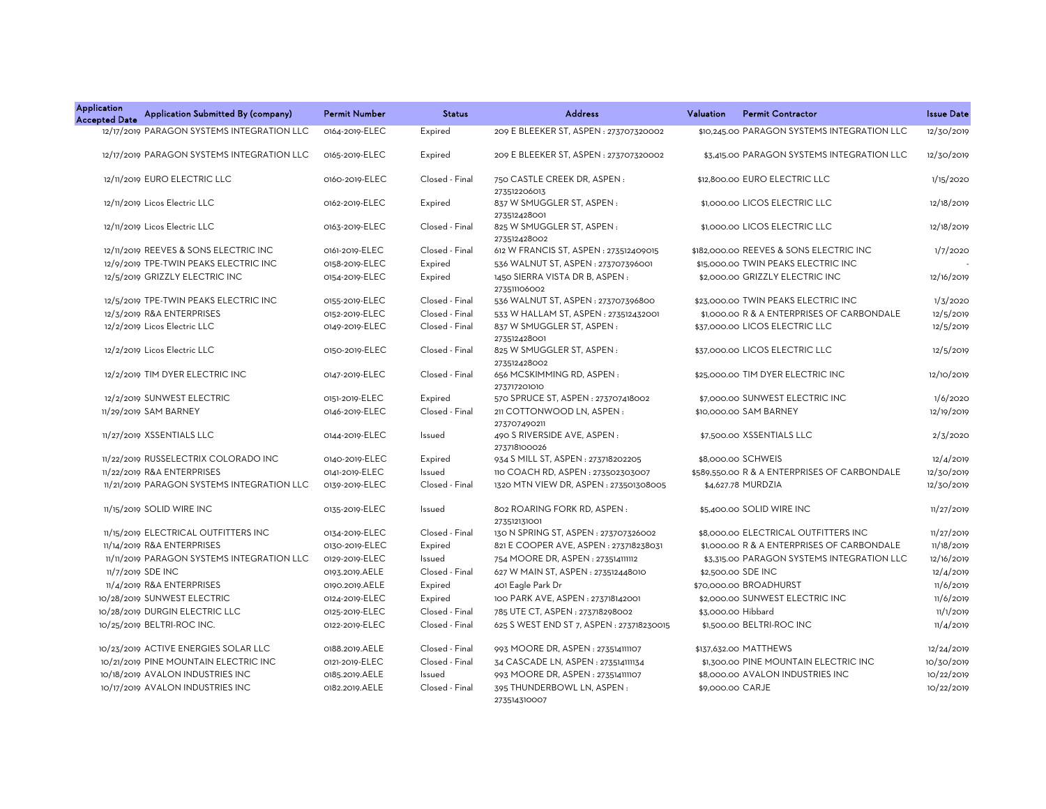| Application Accepted Date | Application Submitted By (company) | Permit Number | Status | Address | Valuation | Permit Contractor | Issue Date |
|---|---|---|---|---|---|---|---|
| 12/17/2019 | PARAGON SYSTEMS INTEGRATION LLC | 0164-2019-ELEC | Expired | 209 E BLEEKER ST, ASPEN : 273707320002 | $10,245.00 | PARAGON SYSTEMS INTEGRATION LLC | 12/30/2019 |
| 12/17/2019 | PARAGON SYSTEMS INTEGRATION LLC | 0165-2019-ELEC | Expired | 209 E BLEEKER ST, ASPEN : 273707320002 | $3,415.00 | PARAGON SYSTEMS INTEGRATION LLC | 12/30/2019 |
| 12/11/2019 | EURO ELECTRIC LLC | 0160-2019-ELEC | Closed - Final | 750 CASTLE CREEK DR, ASPEN : 273512206013 | $12,800.00 | EURO ELECTRIC LLC | 1/15/2020 |
| 12/11/2019 | Licos Electric LLC | 0162-2019-ELEC | Expired | 837 W SMUGGLER ST, ASPEN : 273512428001 | $1,000.00 | LICOS ELECTRIC LLC | 12/18/2019 |
| 12/11/2019 | Licos Electric LLC | 0163-2019-ELEC | Closed - Final | 825 W SMUGGLER ST, ASPEN : 273512428002 | $1,000.00 | LICOS ELECTRIC LLC | 12/18/2019 |
| 12/11/2019 | REEVES & SONS ELECTRIC INC | 0161-2019-ELEC | Closed - Final | 612 W FRANCIS ST, ASPEN : 273512409015 | $182,000.00 | REEVES & SONS ELECTRIC INC | 1/7/2020 |
| 12/9/2019 | TPE-TWIN PEAKS ELECTRIC INC | 0158-2019-ELEC | Expired | 536 WALNUT ST, ASPEN : 273707396001 | $15,000.00 | TWIN PEAKS ELECTRIC INC | - |
| 12/5/2019 | GRIZZLY ELECTRIC INC | 0154-2019-ELEC | Expired | 1450 SIERRA VISTA DR B, ASPEN : 273511106002 | $2,000.00 | GRIZZLY ELECTRIC INC | 12/16/2019 |
| 12/5/2019 | TPE-TWIN PEAKS ELECTRIC INC | 0155-2019-ELEC | Closed - Final | 536 WALNUT ST, ASPEN : 273707396800 | $23,000.00 | TWIN PEAKS ELECTRIC INC | 1/3/2020 |
| 12/3/2019 | R&A ENTERPRISES | 0152-2019-ELEC | Closed - Final | 533 W HALLAM ST, ASPEN : 273512432001 | $1,000.00 | R & A ENTERPRISES OF CARBONDALE | 12/5/2019 |
| 12/2/2019 | Licos Electric LLC | 0149-2019-ELEC | Closed - Final | 837 W SMUGGLER ST, ASPEN : 273512428001 | $37,000.00 | LICOS ELECTRIC LLC | 12/5/2019 |
| 12/2/2019 | Licos Electric LLC | 0150-2019-ELEC | Closed - Final | 825 W SMUGGLER ST, ASPEN : 273512428002 | $37,000.00 | LICOS ELECTRIC LLC | 12/5/2019 |
| 12/2/2019 | TIM DYER ELECTRIC INC | 0147-2019-ELEC | Closed - Final | 656 MCSKIMMING RD, ASPEN : 273717201010 | $25,000.00 | TIM DYER ELECTRIC INC | 12/10/2019 |
| 12/2/2019 | SUNWEST ELECTRIC | 0151-2019-ELEC | Expired | 570 SPRUCE ST, ASPEN : 273707418002 | $7,000.00 | SUNWEST ELECTRIC INC | 1/6/2020 |
| 11/29/2019 | SAM BARNEY | 0146-2019-ELEC | Closed - Final | 211 COTTONWOOD LN, ASPEN : 273707490211 | $10,000.00 | SAM BARNEY | 12/19/2019 |
| 11/27/2019 | XSSENTIALS LLC | 0144-2019-ELEC | Issued | 490 S RIVERSIDE AVE, ASPEN : 273718100026 | $7,500.00 | XSSENTIALS LLC | 2/3/2020 |
| 11/22/2019 | RUSSELECTRIX COLORADO INC | 0140-2019-ELEC | Expired | 934 S MILL ST, ASPEN : 273718202205 | $8,000.00 | SCHWEIS | 12/4/2019 |
| 11/22/2019 | R&A ENTERPRISES | 0141-2019-ELEC | Issued | 110 COACH RD, ASPEN : 273502303007 | $589,550.00 | R & A ENTERPRISES OF CARBONDALE | 12/30/2019 |
| 11/21/2019 | PARAGON SYSTEMS INTEGRATION LLC | 0139-2019-ELEC | Closed - Final | 1320 MTN VIEW DR, ASPEN : 273501308005 | $4,627.78 | MURDZIA | 12/30/2019 |
| 11/15/2019 | SOLID WIRE INC | 0135-2019-ELEC | Issued | 802 ROARING FORK RD, ASPEN : 273512131001 | $5,400.00 | SOLID WIRE INC | 11/27/2019 |
| 11/15/2019 | ELECTRICAL OUTFITTERS INC | 0134-2019-ELEC | Closed - Final | 130 N SPRING ST, ASPEN : 273707326002 | $8,000.00 | ELECTRICAL OUTFITTERS INC | 11/27/2019 |
| 11/14/2019 | R&A ENTERPRISES | 0130-2019-ELEC | Expired | 821 E COOPER AVE, ASPEN : 273718238031 | $1,000.00 | R & A ENTERPRISES OF CARBONDALE | 11/18/2019 |
| 11/11/2019 | PARAGON SYSTEMS INTEGRATION LLC | 0129-2019-ELEC | Issued | 754 MOORE DR, ASPEN : 273514111112 | $3,315.00 | PARAGON SYSTEMS INTEGRATION LLC | 12/16/2019 |
| 11/7/2019 | SDE INC | 0193.2019.AELE | Closed - Final | 627 W MAIN ST, ASPEN : 273512448010 | $2,500.00 | SDE INC | 12/4/2019 |
| 11/4/2019 | R&A ENTERPRISES | 0190.2019.AELE | Expired | 401 Eagle Park Dr | $70,000.00 | BROADHURST | 11/6/2019 |
| 10/28/2019 | SUNWEST ELECTRIC | 0124-2019-ELEC | Expired | 100 PARK AVE, ASPEN : 273718142001 | $2,000.00 | SUNWEST ELECTRIC INC | 11/6/2019 |
| 10/28/2019 | DURGIN ELECTRIC LLC | 0125-2019-ELEC | Closed - Final | 785 UTE CT, ASPEN : 273718298002 | $3,000.00 | Hibbard | 11/1/2019 |
| 10/25/2019 | BELTRI-ROC INC. | 0122-2019-ELEC | Closed - Final | 625 S WEST END ST 7, ASPEN : 273718230015 | $1,500.00 | BELTRI-ROC INC | 11/4/2019 |
| 10/23/2019 | ACTIVE ENERGIES SOLAR LLC | 0188.2019.AELE | Closed - Final | 993 MOORE DR, ASPEN : 273514111107 | $137,632.00 | MATTHEWS | 12/24/2019 |
| 10/21/2019 | PINE MOUNTAIN ELECTRIC INC | 0121-2019-ELEC | Closed - Final | 34 CASCADE LN, ASPEN : 273514111134 | $1,300.00 | PINE MOUNTAIN ELECTRIC INC | 10/30/2019 |
| 10/18/2019 | AVALON INDUSTRIES INC | 0185.2019.AELE | Issued | 993 MOORE DR, ASPEN : 273514111107 | $8,000.00 | AVALON INDUSTRIES INC | 10/22/2019 |
| 10/17/2019 | AVALON INDUSTRIES INC | 0182.2019.AELE | Closed - Final | 395 THUNDERBOWL LN, ASPEN : 273514310007 | $9,000.00 | CARJE | 10/22/2019 |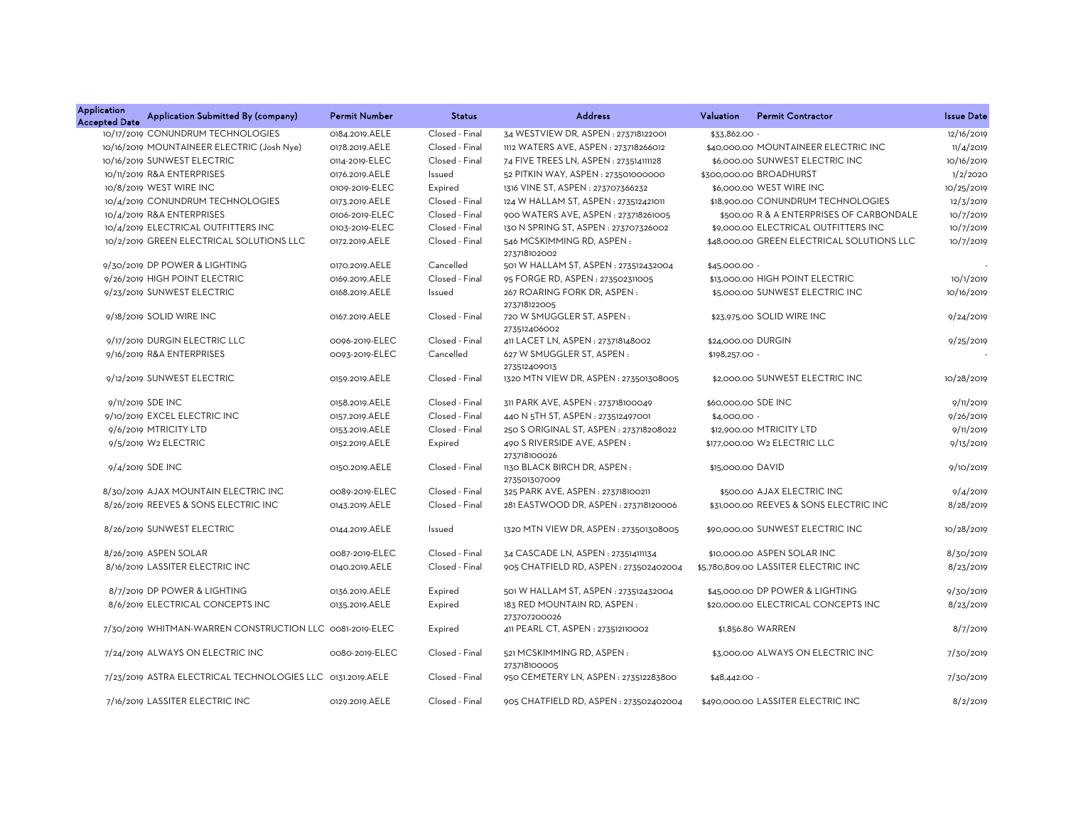| Application Accepted Date | Application Submitted By (company) | Permit Number | Status | Address | Valuation | Permit Contractor | Issue Date |
|---|---|---|---|---|---|---|---|
| 10/17/2019 | CONUNDRUM TECHNOLOGIES | 0184.2019.AELE | Closed - Final | 34 WESTVIEW DR, ASPEN : 273718122001 | $33,862.00 | - | 12/16/2019 |
| 10/16/2019 | MOUNTAINEER ELECTRIC (Josh Nye) | 0178.2019.AELE | Closed - Final | 1112 WATERS AVE, ASPEN : 273718266012 | $40,000.00 | MOUNTAINEER ELECTRIC INC | 11/4/2019 |
| 10/16/2019 | SUNWEST ELECTRIC | 0114-2019-ELEC | Closed - Final | 74 FIVE TREES LN, ASPEN : 273514111128 | $6,000.00 | SUNWEST ELECTRIC INC | 10/16/2019 |
| 10/11/2019 | R&A ENTERPRISES | 0176.2019.AELE | Issued | 52 PITKIN WAY, ASPEN : 273501000000 | $300,000.00 | BROADHURST | 1/2/2020 |
| 10/8/2019 | WEST WIRE INC | 0109-2019-ELEC | Expired | 1316 VINE ST, ASPEN : 273707366232 | $6,000.00 | WEST WIRE INC | 10/25/2019 |
| 10/4/2019 | CONUNDRUM TECHNOLOGIES | 0173.2019.AELE | Closed - Final | 124 W HALLAM ST, ASPEN : 273512421011 | $18,900.00 | CONUNDRUM TECHNOLOGIES | 12/3/2019 |
| 10/4/2019 | R&A ENTERPRISES | 0106-2019-ELEC | Closed - Final | 900 WATERS AVE, ASPEN : 273718261005 | $500.00 | R & A ENTERPRISES OF CARBONDALE | 10/7/2019 |
| 10/4/2019 | ELECTRICAL OUTFITTERS INC | 0103-2019-ELEC | Closed - Final | 130 N SPRING ST, ASPEN : 273707326002 | $9,000.00 | ELECTRICAL OUTFITTERS INC | 10/7/2019 |
| 10/2/2019 | GREEN ELECTRICAL SOLUTIONS LLC | 0172.2019.AELE | Closed - Final | 546 MCSKIMMING RD, ASPEN : 273718102002 | $48,000.00 | GREEN ELECTRICAL SOLUTIONS LLC | 10/7/2019 |
| 9/30/2019 | DP POWER & LIGHTING | 0170.2019.AELE | Cancelled | 501 W HALLAM ST, ASPEN : 273512432004 | $45,000.00 | - | - |
| 9/26/2019 | HIGH POINT ELECTRIC | 0169.2019.AELE | Closed - Final | 95 FORGE RD, ASPEN : 273502311005 | $13,000.00 | HIGH POINT ELECTRIC | 10/1/2019 |
| 9/23/2019 | SUNWEST ELECTRIC | 0168.2019.AELE | Issued | 267 ROARING FORK DR, ASPEN : 273718122005 | $5,000.00 | SUNWEST ELECTRIC INC | 10/16/2019 |
| 9/18/2019 | SOLID WIRE INC | 0167.2019.AELE | Closed - Final | 720 W SMUGGLER ST, ASPEN : 273512406002 | $23,975.00 | SOLID WIRE INC | 9/24/2019 |
| 9/17/2019 | DURGIN ELECTRIC LLC | 0096-2019-ELEC | Closed - Final | 411 LACET LN, ASPEN : 273718148002 | $24,000.00 | DURGIN | 9/25/2019 |
| 9/16/2019 | R&A ENTERPRISES | 0093-2019-ELEC | Cancelled | 627 W SMUGGLER ST, ASPEN : 273512409013 | $198,257.00 | - | - |
| 9/12/2019 | SUNWEST ELECTRIC | 0159.2019.AELE | Closed - Final | 1320 MTN VIEW DR, ASPEN : 273501308005 | $2,000.00 | SUNWEST ELECTRIC INC | 10/28/2019 |
| 9/11/2019 | SDE INC | 0158.2019.AELE | Closed - Final | 311 PARK AVE, ASPEN : 273718100049 | $60,000.00 | SDE INC | 9/11/2019 |
| 9/10/2019 | EXCEL ELECTRIC INC | 0157.2019.AELE | Closed - Final | 440 N 5TH ST, ASPEN : 273512497001 | $4,000.00 | - | 9/26/2019 |
| 9/6/2019 | MTRICITY LTD | 0153.2019.AELE | Closed - Final | 250 S ORIGINAL ST, ASPEN : 273718208022 | $12,900.00 | MTRICITY LTD | 9/11/2019 |
| 9/5/2019 | W2 ELECTRIC | 0152.2019.AELE | Expired | 490 S RIVERSIDE AVE, ASPEN : 273718100026 | $177,000.00 | W2 ELECTRIC LLC | 9/13/2019 |
| 9/4/2019 | SDE INC | 0150.2019.AELE | Closed - Final | 1130 BLACK BIRCH DR, ASPEN : 273501307009 | $15,000.00 | DAVID | 9/10/2019 |
| 8/30/2019 | AJAX MOUNTAIN ELECTRIC INC | 0089-2019-ELEC | Closed - Final | 325 PARK AVE, ASPEN : 273718100211 | $500.00 | AJAX ELECTRIC INC | 9/4/2019 |
| 8/26/2019 | REEVES & SONS ELECTRIC INC | 0143.2019.AELE | Closed - Final | 281 EASTWOOD DR, ASPEN : 273718120006 | $31,000.00 | REEVES & SONS ELECTRIC INC | 8/28/2019 |
| 8/26/2019 | SUNWEST ELECTRIC | 0144.2019.AELE | Issued | 1320 MTN VIEW DR, ASPEN : 273501308005 | $90,000.00 | SUNWEST ELECTRIC INC | 10/28/2019 |
| 8/26/2019 | ASPEN SOLAR | 0087-2019-ELEC | Closed - Final | 34 CASCADE LN, ASPEN : 273514111134 | $10,000.00 | ASPEN SOLAR INC | 8/30/2019 |
| 8/16/2019 | LASSITER ELECTRIC INC | 0140.2019.AELE | Closed - Final | 905 CHATFIELD RD, ASPEN : 273502402004 | $5,780,809.00 | LASSITER ELECTRIC INC | 8/23/2019 |
| 8/7/2019 | DP POWER & LIGHTING | 0136.2019.AELE | Expired | 501 W HALLAM ST, ASPEN : 273512432004 | $45,000.00 | DP POWER & LIGHTING | 9/30/2019 |
| 8/6/2019 | ELECTRICAL CONCEPTS INC | 0135.2019.AELE | Expired | 183 RED MOUNTAIN RD, ASPEN : 273707200026 | $20,000.00 | ELECTRICAL CONCEPTS INC | 8/23/2019 |
| 7/30/2019 | WHITMAN-WARREN CONSTRUCTION LLC | 0081-2019-ELEC | Expired | 411 PEARL CT, ASPEN : 273512110002 | $1,856.80 | WARREN | 8/7/2019 |
| 7/24/2019 | ALWAYS ON ELECTRIC INC | 0080-2019-ELEC | Closed - Final | 521 MCSKIMMING RD, ASPEN : 273718100005 | $3,000.00 | ALWAYS ON ELECTRIC INC | 7/30/2019 |
| 7/23/2019 | ASTRA ELECTRICAL TECHNOLOGIES LLC | 0131.2019.AELE | Closed - Final | 950 CEMETERY LN, ASPEN : 273512283800 | $48,442.00 | - | 7/30/2019 |
| 7/16/2019 | LASSITER ELECTRIC INC | 0129.2019.AELE | Closed - Final | 905 CHATFIELD RD, ASPEN : 273502402004 | $490,000.00 | LASSITER ELECTRIC INC | 8/2/2019 |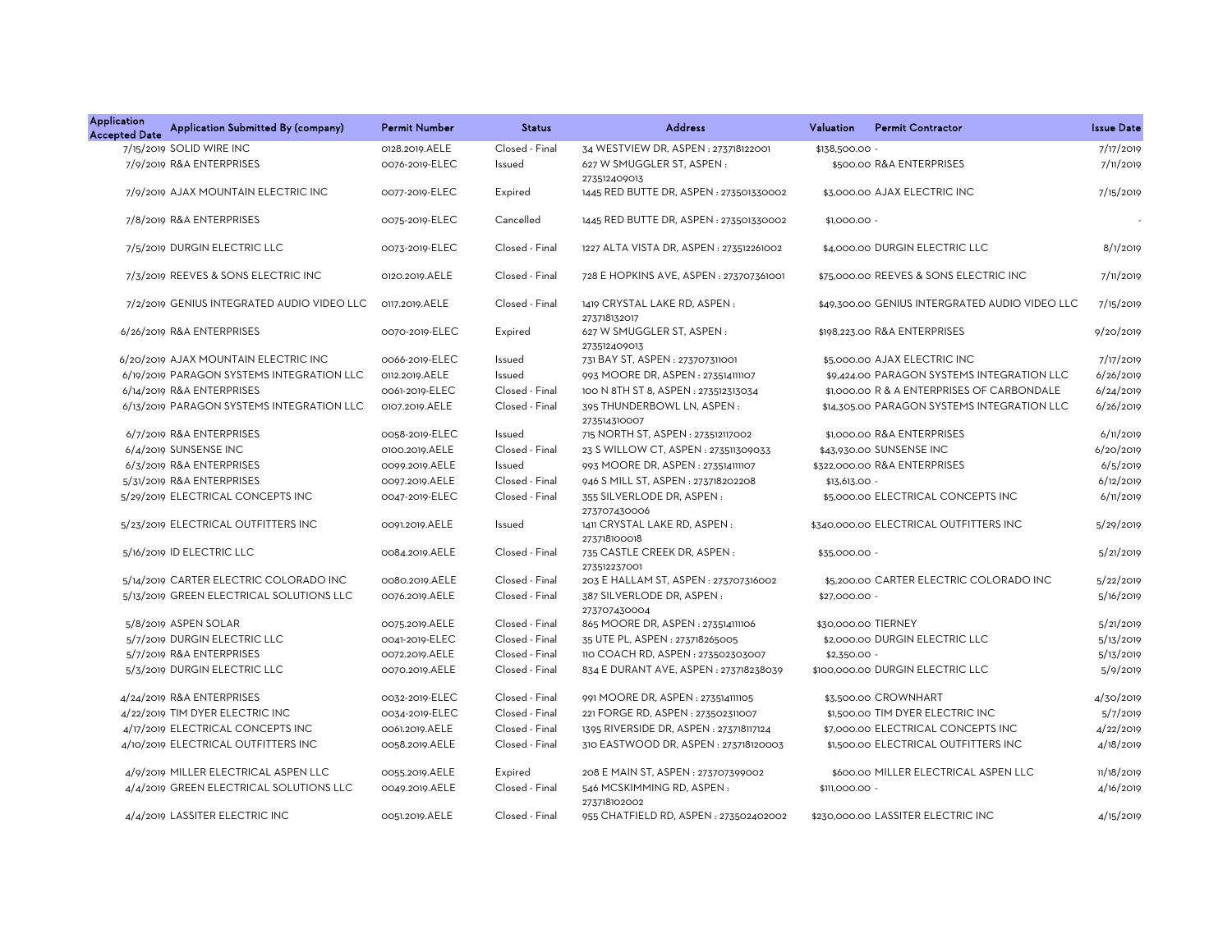| Application Accepted Date | Application Submitted By (company) | Permit Number | Status | Address | Valuation | Permit Contractor | Issue Date |
|---|---|---|---|---|---|---|---|
| 7/15/2019 | SOLID WIRE INC | 0128.2019.AELE | Closed - Final | 34 WESTVIEW DR, ASPEN : 273718122001 | $138,500.00 | - | 7/17/2019 |
| 7/9/2019 | R&A ENTERPRISES | 0076-2019-ELEC | Issued | 627 W SMUGGLER ST, ASPEN : 273512409013 | $500.00 | R&A ENTERPRISES | 7/11/2019 |
| 7/9/2019 | AJAX MOUNTAIN ELECTRIC INC | 0077-2019-ELEC | Expired | 1445 RED BUTTE DR, ASPEN : 273501330002 | $3,000.00 | AJAX ELECTRIC INC | 7/15/2019 |
| 7/8/2019 | R&A ENTERPRISES | 0075-2019-ELEC | Cancelled | 1445 RED BUTTE DR, ASPEN : 273501330002 | $1,000.00 | - | - |
| 7/5/2019 | DURGIN ELECTRIC LLC | 0073-2019-ELEC | Closed - Final | 1227 ALTA VISTA DR, ASPEN : 273512261002 | $4,000.00 | DURGIN ELECTRIC LLC | 8/1/2019 |
| 7/3/2019 | REEVES & SONS ELECTRIC INC | 0120.2019.AELE | Closed - Final | 728 E HOPKINS AVE, ASPEN : 273707361001 | $75,000.00 | REEVES & SONS ELECTRIC INC | 7/11/2019 |
| 7/2/2019 | GENIUS INTEGRATED AUDIO VIDEO LLC | 0117.2019.AELE | Closed - Final | 1419 CRYSTAL LAKE RD, ASPEN : 273718132017 | $49,300.00 | GENIUS INTERGRATED AUDIO VIDEO LLC | 7/15/2019 |
| 6/26/2019 | R&A ENTERPRISES | 0070-2019-ELEC | Expired | 627 W SMUGGLER ST, ASPEN : 273512409013 | $198,223.00 | R&A ENTERPRISES | 9/20/2019 |
| 6/20/2019 | AJAX MOUNTAIN ELECTRIC INC | 0066-2019-ELEC | Issued | 731 BAY ST, ASPEN : 273707311001 | $5,000.00 | AJAX ELECTRIC INC | 7/17/2019 |
| 6/19/2019 | PARAGON SYSTEMS INTEGRATION LLC | 0112.2019.AELE | Issued | 993 MOORE DR, ASPEN : 273514111107 | $9,424.00 | PARAGON SYSTEMS INTEGRATION LLC | 6/26/2019 |
| 6/14/2019 | R&A ENTERPRISES | 0061-2019-ELEC | Closed - Final | 100 N 8TH ST 8, ASPEN : 273512313034 | $1,000.00 | R & A ENTERPRISES OF CARBONDALE | 6/24/2019 |
| 6/13/2019 | PARAGON SYSTEMS INTEGRATION LLC | 0107.2019.AELE | Closed - Final | 395 THUNDERBOWL LN, ASPEN : 273514310007 | $14,305.00 | PARAGON SYSTEMS INTEGRATION LLC | 6/26/2019 |
| 6/7/2019 | R&A ENTERPRISES | 0058-2019-ELEC | Issued | 715 NORTH ST, ASPEN : 273512117002 | $1,000.00 | R&A ENTERPRISES | 6/11/2019 |
| 6/4/2019 | SUNSENSE INC | 0100.2019.AELE | Closed - Final | 23 S WILLOW CT, ASPEN : 273511309033 | $43,930.00 | SUNSENSE INC | 6/20/2019 |
| 6/3/2019 | R&A ENTERPRISES | 0099.2019.AELE | Issued | 993 MOORE DR, ASPEN : 273514111107 | $322,000.00 | R&A ENTERPRISES | 6/5/2019 |
| 5/31/2019 | R&A ENTERPRISES | 0097.2019.AELE | Closed - Final | 946 S MILL ST, ASPEN : 273718202208 | $13,613.00 | - | 6/12/2019 |
| 5/29/2019 | ELECTRICAL CONCEPTS INC | 0047-2019-ELEC | Closed - Final | 355 SILVERLODE DR, ASPEN : 273707430006 | $5,000.00 | ELECTRICAL CONCEPTS INC | 6/11/2019 |
| 5/23/2019 | ELECTRICAL OUTFITTERS INC | 0091.2019.AELE | Issued | 1411 CRYSTAL LAKE RD, ASPEN : 273718100018 | $340,000.00 | ELECTRICAL OUTFITTERS INC | 5/29/2019 |
| 5/16/2019 | ID ELECTRIC LLC | 0084.2019.AELE | Closed - Final | 735 CASTLE CREEK DR, ASPEN : 273512237001 | $35,000.00 | - | 5/21/2019 |
| 5/14/2019 | CARTER ELECTRIC COLORADO INC | 0080.2019.AELE | Closed - Final | 203 E HALLAM ST, ASPEN : 273707316002 | $5,200.00 | CARTER ELECTRIC COLORADO INC | 5/22/2019 |
| 5/13/2019 | GREEN ELECTRICAL SOLUTIONS LLC | 0076.2019.AELE | Closed - Final | 387 SILVERLODE DR, ASPEN : 273707430004 | $27,000.00 | - | 5/16/2019 |
| 5/8/2019 | ASPEN SOLAR | 0075.2019.AELE | Closed - Final | 865 MOORE DR, ASPEN : 273514111106 | $30,000.00 | TIERNEY | 5/21/2019 |
| 5/7/2019 | DURGIN ELECTRIC LLC | 0041-2019-ELEC | Closed - Final | 35 UTE PL, ASPEN : 273718265005 | $2,000.00 | DURGIN ELECTRIC LLC | 5/13/2019 |
| 5/7/2019 | R&A ENTERPRISES | 0072.2019.AELE | Closed - Final | 110 COACH RD, ASPEN : 273502303007 | $2,350.00 | - | 5/13/2019 |
| 5/3/2019 | DURGIN ELECTRIC LLC | 0070.2019.AELE | Closed - Final | 834 E DURANT AVE, ASPEN : 273718238039 | $100,000.00 | DURGIN ELECTRIC LLC | 5/9/2019 |
| 4/24/2019 | R&A ENTERPRISES | 0032-2019-ELEC | Closed - Final | 991 MOORE DR, ASPEN : 273514111105 | $3,500.00 | CROWNHART | 4/30/2019 |
| 4/22/2019 | TIM DYER ELECTRIC INC | 0034-2019-ELEC | Closed - Final | 221 FORGE RD, ASPEN : 273502311007 | $1,500.00 | TIM DYER ELECTRIC INC | 5/7/2019 |
| 4/17/2019 | ELECTRICAL CONCEPTS INC | 0061.2019.AELE | Closed - Final | 1395 RIVERSIDE DR, ASPEN : 273718117124 | $7,000.00 | ELECTRICAL CONCEPTS INC | 4/22/2019 |
| 4/10/2019 | ELECTRICAL OUTFITTERS INC | 0058.2019.AELE | Closed - Final | 310 EASTWOOD DR, ASPEN : 273718120003 | $1,500.00 | ELECTRICAL OUTFITTERS INC | 4/18/2019 |
| 4/9/2019 | MILLER ELECTRICAL ASPEN LLC | 0055.2019.AELE | Expired | 208 E MAIN ST, ASPEN : 273707399002 | $600.00 | MILLER ELECTRICAL ASPEN LLC | 11/18/2019 |
| 4/4/2019 | GREEN ELECTRICAL SOLUTIONS LLC | 0049.2019.AELE | Closed - Final | 546 MCSKIMMING RD, ASPEN : 273718102002 | $111,000.00 | - | 4/16/2019 |
| 4/4/2019 | LASSITER ELECTRIC INC | 0051.2019.AELE | Closed - Final | 955 CHATFIELD RD, ASPEN : 273502402002 | $230,000.00 | LASSITER ELECTRIC INC | 4/15/2019 |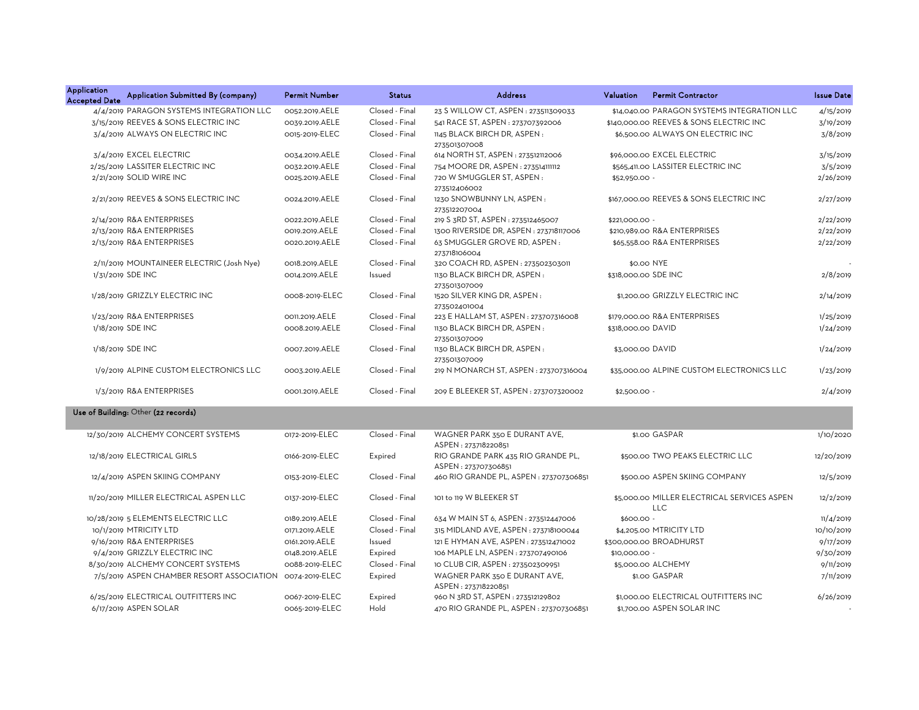| Application Accepted Date | Application Submitted By (company) | Permit Number | Status | Address | Valuation | Permit Contractor | Issue Date |
|---|---|---|---|---|---|---|---|
| 4/4/2019 | PARAGON SYSTEMS INTEGRATION LLC | 0052.2019.AELE | Closed - Final | 23 S WILLOW CT, ASPEN : 273511309033 | $14,040.00 | PARAGON SYSTEMS INTEGRATION LLC | 4/15/2019 |
| 3/15/2019 | REEVES & SONS ELECTRIC INC | 0039.2019.AELE | Closed - Final | 541 RACE ST, ASPEN : 273707392006 | $140,000.00 | REEVES & SONS ELECTRIC INC | 3/19/2019 |
| 3/4/2019 | ALWAYS ON ELECTRIC INC | 0015-2019-ELEC | Closed - Final | 1145 BLACK BIRCH DR, ASPEN : 273501307008 | $6,500.00 | ALWAYS ON ELECTRIC INC | 3/8/2019 |
| 3/4/2019 | EXCEL ELECTRIC | 0034.2019.AELE | Closed - Final | 614 NORTH ST, ASPEN : 273512112006 | $96,000.00 | EXCEL ELECTRIC | 3/15/2019 |
| 2/25/2019 | LASSITER ELECTRIC INC | 0032.2019.AELE | Closed - Final | 754 MOORE DR, ASPEN : 273514111112 | $565,411.00 | LASSITER ELECTRIC INC | 3/5/2019 |
| 2/21/2019 | SOLID WIRE INC | 0025.2019.AELE | Closed - Final | 720 W SMUGGLER ST, ASPEN : 273512406002 | $52,950.00 | - | 2/26/2019 |
| 2/21/2019 | REEVES & SONS ELECTRIC INC | 0024.2019.AELE | Closed - Final | 1230 SNOWBUNNY LN, ASPEN : 273512207004 | $167,000.00 | REEVES & SONS ELECTRIC INC | 2/27/2019 |
| 2/14/2019 | R&A ENTERPRISES | 0022.2019.AELE | Closed - Final | 219 S 3RD ST, ASPEN : 273512465007 | $221,000.00 | - | 2/22/2019 |
| 2/13/2019 | R&A ENTERPRISES | 0019.2019.AELE | Closed - Final | 1300 RIVERSIDE DR, ASPEN : 273718117006 | $210,989.00 | R&A ENTERPRISES | 2/22/2019 |
| 2/13/2019 | R&A ENTERPRISES | 0020.2019.AELE | Closed - Final | 63 SMUGGLER GROVE RD, ASPEN : 273718106004 | $65,558.00 | R&A ENTERPRISES | 2/22/2019 |
| 2/11/2019 | MOUNTAINEER ELECTRIC (Josh Nye) | 0018.2019.AELE | Closed - Final | 320 COACH RD, ASPEN : 273502303011 | $0.00 | NYE | - |
| 1/31/2019 | SDE INC | 0014.2019.AELE | Issued | 1130 BLACK BIRCH DR, ASPEN : 273501307009 | $318,000.00 | SDE INC | 2/8/2019 |
| 1/28/2019 | GRIZZLY ELECTRIC INC | 0008-2019-ELEC | Closed - Final | 1520 SILVER KING DR, ASPEN : 273502401004 | $1,200.00 | GRIZZLY ELECTRIC INC | 2/14/2019 |
| 1/23/2019 | R&A ENTERPRISES | 0011.2019.AELE | Closed - Final | 223 E HALLAM ST, ASPEN : 273707316008 | $179,000.00 | R&A ENTERPRISES | 1/25/2019 |
| 1/18/2019 | SDE INC | 0008.2019.AELE | Closed - Final | 1130 BLACK BIRCH DR, ASPEN : 273501307009 | $318,000.00 | DAVID | 1/24/2019 |
| 1/18/2019 | SDE INC | 0007.2019.AELE | Closed - Final | 1130 BLACK BIRCH DR, ASPEN : 273501307009 | $3,000.00 | DAVID | 1/24/2019 |
| 1/9/2019 | ALPINE CUSTOM ELECTRONICS LLC | 0003.2019.AELE | Closed - Final | 219 N MONARCH ST, ASPEN : 273707316004 | $35,000.00 | ALPINE CUSTOM ELECTRONICS LLC | 1/23/2019 |
| 1/3/2019 | R&A ENTERPRISES | 0001.2019.AELE | Closed - Final | 209 E BLEEKER ST, ASPEN : 273707320002 | $2,500.00 | - | 2/4/2019 |
| **Use of Building:** Other **(22 records)** | | | | | | | |
| 12/30/2019 | ALCHEMY CONCERT SYSTEMS | 0172-2019-ELEC | Closed - Final | WAGNER PARK 350 E DURANT AVE, ASPEN : 273718220851 | $1.00 | GASPAR | 1/10/2020 |
| 12/18/2019 | ELECTRICAL GIRLS | 0166-2019-ELEC | Expired | RIO GRANDE PARK 435 RIO GRANDE PL, ASPEN : 273707306851 | $500.00 | TWO PEAKS ELECTRIC LLC | 12/20/2019 |
| 12/4/2019 | ASPEN SKIING COMPANY | 0153-2019-ELEC | Closed - Final | 460 RIO GRANDE PL, ASPEN : 273707306851 | $500.00 | ASPEN SKIING COMPANY | 12/5/2019 |
| 11/20/2019 | MILLER ELECTRICAL ASPEN LLC | 0137-2019-ELEC | Closed - Final | 101 to 119 W BLEEKER ST | $5,000.00 | MILLER ELECTRICAL SERVICES ASPEN LLC | 12/2/2019 |
| 10/28/2019 | 5 ELEMENTS ELECTRIC LLC | 0189.2019.AELE | Closed - Final | 634 W MAIN ST 6, ASPEN : 273512447006 | $600.00 | - | 11/4/2019 |
| 10/1/2019 | MTRICITY LTD | 0171.2019.AELE | Closed - Final | 315 MIDLAND AVE, ASPEN : 273718100044 | $4,205.00 | MTRICITY LTD | 10/10/2019 |
| 9/16/2019 | R&A ENTERPRISES | 0161.2019.AELE | Issued | 121 E HYMAN AVE, ASPEN : 273512471002 | $300,000.00 | BROADHURST | 9/17/2019 |
| 9/4/2019 | GRIZZLY ELECTRIC INC | 0148.2019.AELE | Expired | 106 MAPLE LN, ASPEN : 273707490106 | $10,000.00 | - | 9/30/2019 |
| 8/30/2019 | ALCHEMY CONCERT SYSTEMS | 0088-2019-ELEC | Closed - Final | 10 CLUB CIR, ASPEN : 273502309951 | $5,000.00 | ALCHEMY | 9/11/2019 |
| 7/5/2019 | ASPEN CHAMBER RESORT ASSOCIATION | 0074-2019-ELEC | Expired | WAGNER PARK 350 E DURANT AVE, ASPEN : 273718220851 | $1.00 | GASPAR | 7/11/2019 |
| 6/25/2019 | ELECTRICAL OUTFITTERS INC | 0067-2019-ELEC | Expired | 960 N 3RD ST, ASPEN : 273512129802 | $1,000.00 | ELECTRICAL OUTFITTERS INC | 6/26/2019 |
| 6/17/2019 | ASPEN SOLAR | 0065-2019-ELEC | Hold | 470 RIO GRANDE PL, ASPEN : 273707306851 | $1,700.00 | ASPEN SOLAR INC | - |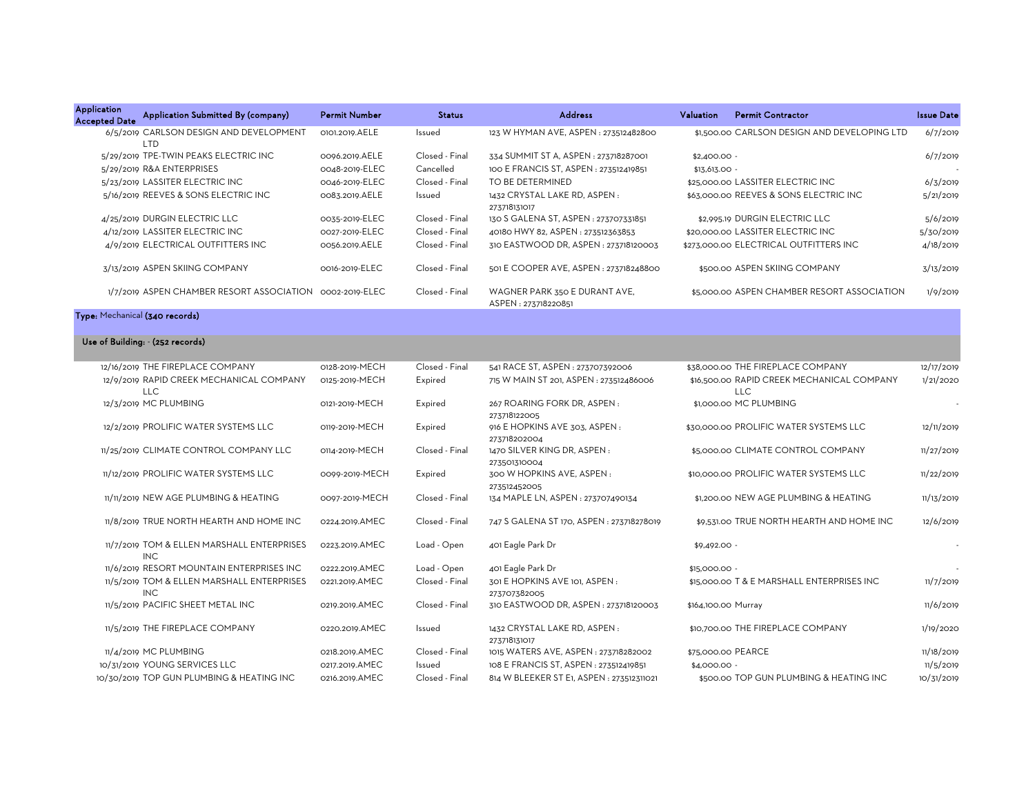| Application Accepted Date | Application Submitted By (company) | Permit Number | Status | Address | Valuation | Permit Contractor | Issue Date |
|---|---|---|---|---|---|---|---|
| 6/5/2019 | CARLSON DESIGN AND DEVELOPMENT LTD | 0101.2019.AELE | Issued | 123 W HYMAN AVE, ASPEN : 273512482800 | $1,500.00 | CARLSON DESIGN AND DEVELOPING LTD | 6/7/2019 |
| 5/29/2019 | TPE-TWIN PEAKS ELECTRIC INC | 0096.2019.AELE | Closed - Final | 334 SUMMIT ST A, ASPEN : 273718287001 | $2,400.00 | - | 6/7/2019 |
| 5/29/2019 | R&A ENTERPRISES | 0048-2019-ELEC | Cancelled | 100 E FRANCIS ST, ASPEN : 273512419851 | $13,613.00 | - | - |
| 5/23/2019 | LASSITER ELECTRIC INC | 0046-2019-ELEC | Closed - Final | TO BE DETERMINED | $25,000.00 | LASSITER ELECTRIC INC | 6/3/2019 |
| 5/16/2019 | REEVES & SONS ELECTRIC INC | 0083.2019.AELE | Issued | 1432 CRYSTAL LAKE RD, ASPEN : 273718131017 | $63,000.00 | REEVES & SONS ELECTRIC INC | 5/21/2019 |
| 4/25/2019 | DURGIN ELECTRIC LLC | 0035-2019-ELEC | Closed - Final | 130 S GALENA ST, ASPEN : 273707331851 | $2,995.19 | DURGIN ELECTRIC LLC | 5/6/2019 |
| 4/12/2019 | LASSITER ELECTRIC INC | 0027-2019-ELEC | Closed - Final | 40180 HWY 82, ASPEN : 273512363853 | $20,000.00 | LASSITER ELECTRIC INC | 5/30/2019 |
| 4/9/2019 | ELECTRICAL OUTFITTERS INC | 0056.2019.AELE | Closed - Final | 310 EASTWOOD DR, ASPEN : 273718120003 | $273,000.00 | ELECTRICAL OUTFITTERS INC | 4/18/2019 |
| 3/13/2019 | ASPEN SKIING COMPANY | 0016-2019-ELEC | Closed - Final | 501 E COOPER AVE, ASPEN : 273718248800 | $500.00 | ASPEN SKIING COMPANY | 3/13/2019 |
| 1/7/2019 | ASPEN CHAMBER RESORT ASSOCIATION | 0002-2019-ELEC | Closed - Final | WAGNER PARK 350 E DURANT AVE, ASPEN : 273718220851 | $5,000.00 | ASPEN CHAMBER RESORT ASSOCIATION | 1/9/2019 |

**Type:** Mechanical **(340 records)**

**Use of Building: - (252 records)**

| Application Accepted Date | Application Submitted By (company) | Permit Number | Status | Address | Valuation | Permit Contractor | Issue Date |
|---|---|---|---|---|---|---|---|
| 12/16/2019 | THE FIREPLACE COMPANY | 0128-2019-MECH | Closed - Final | 541 RACE ST, ASPEN : 273707392006 | $38,000.00 | THE FIREPLACE COMPANY | 12/17/2019 |
| 12/9/2019 | RAPID CREEK MECHANICAL COMPANY LLC | 0125-2019-MECH | Expired | 715 W MAIN ST 201, ASPEN : 273512486006 | $16,500.00 | RAPID CREEK MECHANICAL COMPANY LLC | 1/21/2020 |
| 12/3/2019 | MC PLUMBING | 0121-2019-MECH | Expired | 267 ROARING FORK DR, ASPEN : 273718122005 | $1,000.00 | MC PLUMBING | - |
| 12/2/2019 | PROLIFIC WATER SYSTEMS LLC | 0119-2019-MECH | Expired | 916 E HOPKINS AVE 303, ASPEN : 273718202004 | $30,000.00 | PROLIFIC WATER SYSTEMS LLC | 12/11/2019 |
| 11/25/2019 | CLIMATE CONTROL COMPANY LLC | 0114-2019-MECH | Closed - Final | 1470 SILVER KING DR, ASPEN : 273501310004 | $5,000.00 | CLIMATE CONTROL COMPANY | 11/27/2019 |
| 11/12/2019 | PROLIFIC WATER SYSTEMS LLC | 0099-2019-MECH | Expired | 300 W HOPKINS AVE, ASPEN : 273512452005 | $10,000.00 | PROLIFIC WATER SYSTEMS LLC | 11/22/2019 |
| 11/11/2019 | NEW AGE PLUMBING & HEATING | 0097-2019-MECH | Closed - Final | 134 MAPLE LN, ASPEN : 273707490134 | $1,200.00 | NEW AGE PLUMBING & HEATING | 11/13/2019 |
| 11/8/2019 | TRUE NORTH HEARTH AND HOME INC | 0224.2019.AMEC | Closed - Final | 747 S GALENA ST 170, ASPEN : 273718278019 | $9,531.00 | TRUE NORTH HEARTH AND HOME INC | 12/6/2019 |
| 11/7/2019 | TOM & ELLEN MARSHALL ENTERPRISES INC | 0223.2019.AMEC | Load - Open | 401 Eagle Park Dr | $9,492.00 | - | - |
| 11/6/2019 | RESORT MOUNTAIN ENTERPRISES INC | 0222.2019.AMEC | Load - Open | 401 Eagle Park Dr | $15,000.00 | - | - |
| 11/5/2019 | TOM & ELLEN MARSHALL ENTERPRISES INC | 0221.2019.AMEC | Closed - Final | 301 E HOPKINS AVE 101, ASPEN : 273707382005 | $15,000.00 | T & E MARSHALL ENTERPRISES INC | 11/7/2019 |
| 11/5/2019 | PACIFIC SHEET METAL INC | 0219.2019.AMEC | Closed - Final | 310 EASTWOOD DR, ASPEN : 273718120003 | $164,100.00 | Murray | 11/6/2019 |
| 11/5/2019 | THE FIREPLACE COMPANY | 0220.2019.AMEC | Issued | 1432 CRYSTAL LAKE RD, ASPEN : 273718131017 | $10,700.00 | THE FIREPLACE COMPANY | 1/19/2020 |
| 11/4/2019 | MC PLUMBING | 0218.2019.AMEC | Closed - Final | 1015 WATERS AVE, ASPEN : 273718282002 | $75,000.00 | PEARCE | 11/18/2019 |
| 10/31/2019 | YOUNG SERVICES LLC | 0217.2019.AMEC | Issued | 108 E FRANCIS ST, ASPEN : 273512419851 | $4,000.00 | - | 11/5/2019 |
| 10/30/2019 | TOP GUN PLUMBING & HEATING INC | 0216.2019.AMEC | Closed - Final | 814 W BLEEKER ST E1, ASPEN : 273512311021 | $500.00 | TOP GUN PLUMBING & HEATING INC | 10/31/2019 |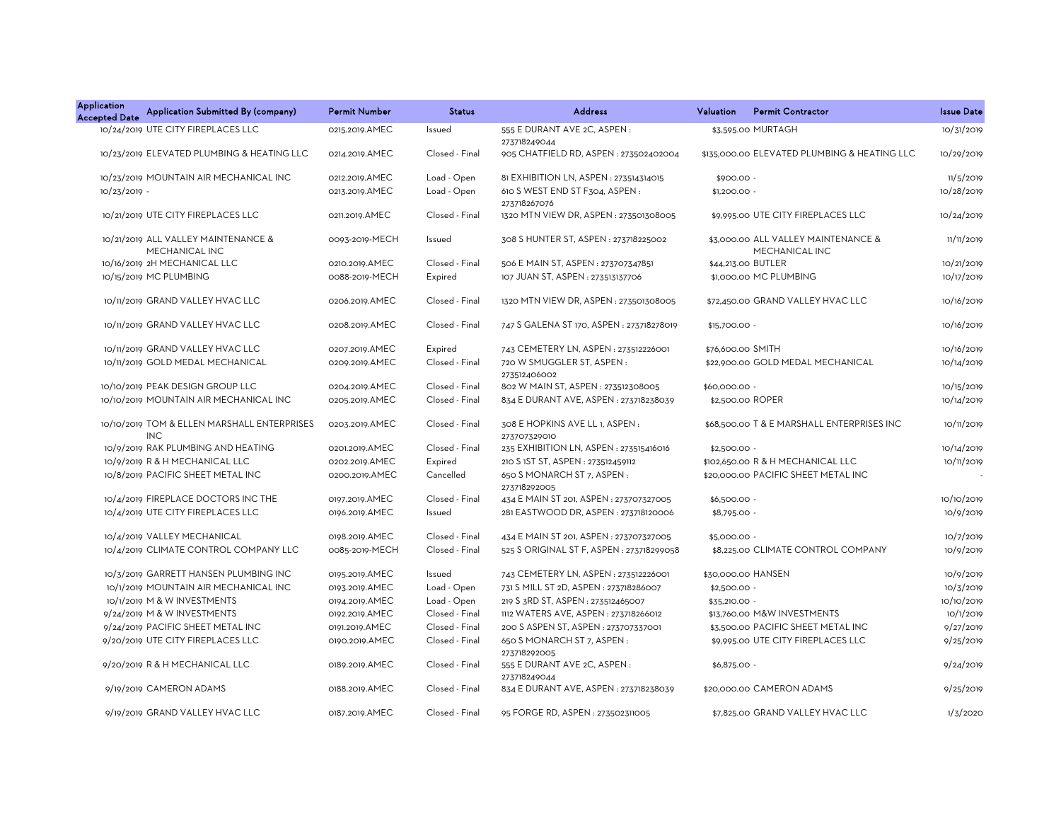| Application Accepted Date | Application Submitted By (company) | Permit Number | Status | Address | Valuation | Permit Contractor | Issue Date |
|---|---|---|---|---|---|---|---|
| 10/24/2019 | UTE CITY FIREPLACES LLC | 0215.2019.AMEC | Issued | 555 E DURANT AVE 2C, ASPEN : 273718249044 | $3,595.00 | MURTAGH | 10/31/2019 |
| 10/23/2019 | ELEVATED PLUMBING & HEATING LLC | 0214.2019.AMEC | Closed - Final | 905 CHATFIELD RD, ASPEN : 273502402004 | $135,000.00 | ELEVATED PLUMBING & HEATING LLC | 10/29/2019 |
| 10/23/2019 | MOUNTAIN AIR MECHANICAL INC | 0212.2019.AMEC | Load - Open | 81 EXHIBITION LN, ASPEN : 273514314015 | $900.00 | - | 11/5/2019 |
| 10/23/2019 | - | 0213.2019.AMEC | Load - Open | 610 S WEST END ST F304, ASPEN : 273718267076 | $1,200.00 | - | 10/28/2019 |
| 10/21/2019 | UTE CITY FIREPLACES LLC | 0211.2019.AMEC | Closed - Final | 1320 MTN VIEW DR, ASPEN : 273501308005 | $9,995.00 | UTE CITY FIREPLACES LLC | 10/24/2019 |
| 10/21/2019 | ALL VALLEY MAINTENANCE & MECHANICAL INC | 0093-2019-MECH | Issued | 308 S HUNTER ST, ASPEN : 273718225002 | $3,000.00 | ALL VALLEY MAINTENANCE & MECHANICAL INC | 11/1/2019 |
| 10/16/2019 | 2H MECHANICAL LLC | 0210.2019.AMEC | Closed - Final | 506 E MAIN ST, ASPEN : 273707347851 | $44,213.00 | BUTLER | 10/21/2019 |
| 10/15/2019 | MC PLUMBING | 0088-2019-MECH | Expired | 107 JUAN ST, ASPEN : 273513137706 | $1,000.00 | MC PLUMBING | 10/17/2019 |
| 10/11/2019 | GRAND VALLEY HVAC LLC | 0206.2019.AMEC | Closed - Final | 1320 MTN VIEW DR, ASPEN : 273501308005 | $72,450.00 | GRAND VALLEY HVAC LLC | 10/16/2019 |
| 10/11/2019 | GRAND VALLEY HVAC LLC | 0208.2019.AMEC | Closed - Final | 747 S GALENA ST 170, ASPEN : 273718278019 | $15,700.00 | - | 10/16/2019 |
| 10/11/2019 | GRAND VALLEY HVAC LLC | 0207.2019.AMEC | Expired | 743 CEMETERY LN, ASPEN : 273512226001 | $76,600.00 | SMITH | 10/16/2019 |
| 10/11/2019 | GOLD MEDAL MECHANICAL | 0209.2019.AMEC | Closed - Final | 720 W SMUGGLER ST, ASPEN : 273512406002 | $22,900.00 | GOLD MEDAL MECHANICAL | 10/14/2019 |
| 10/10/2019 | PEAK DESIGN GROUP LLC | 0204.2019.AMEC | Closed - Final | 802 W MAIN ST, ASPEN : 273512308005 | $60,000.00 | - | 10/15/2019 |
| 10/10/2019 | MOUNTAIN AIR MECHANICAL INC | 0205.2019.AMEC | Closed - Final | 834 E DURANT AVE, ASPEN : 273718238039 | $2,500.00 | ROPER | 10/14/2019 |
| 10/10/2019 | TOM & ELLEN MARSHALL ENTERPRISES INC | 0203.2019.AMEC | Closed - Final | 308 E HOPKINS AVE LL 1, ASPEN : 273707329010 | $68,500.00 | T & E MARSHALL ENTERPRISES INC | 10/11/2019 |
| 10/9/2019 | RAK PLUMBING AND HEATING | 0201.2019.AMEC | Closed - Final | 235 EXHIBITION LN, ASPEN : 273515416016 | $2,500.00 | - | 10/14/2019 |
| 10/9/2019 | R & H MECHANICAL LLC | 0202.2019.AMEC | Expired | 210 S 1ST ST, ASPEN : 273512459112 | $102,650.00 | R & H MECHANICAL LLC | 10/11/2019 |
| 10/8/2019 | PACIFIC SHEET METAL INC | 0200.2019.AMEC | Cancelled | 650 S MONARCH ST 7, ASPEN : 273718292005 | $20,000.00 | PACIFIC SHEET METAL INC | - |
| 10/4/2019 | FIREPLACE DOCTORS INC THE | 0197.2019.AMEC | Closed - Final | 434 E MAIN ST 201, ASPEN : 273707327005 | $6,500.00 | - | 10/10/2019 |
| 10/4/2019 | UTE CITY FIREPLACES LLC | 0196.2019.AMEC | Issued | 281 EASTWOOD DR, ASPEN : 273718120006 | $8,795.00 | - | 10/9/2019 |
| 10/4/2019 | VALLEY MECHANICAL | 0198.2019.AMEC | Closed - Final | 434 E MAIN ST 201, ASPEN : 273707327005 | $5,000.00 | - | 10/7/2019 |
| 10/4/2019 | CLIMATE CONTROL COMPANY LLC | 0085-2019-MECH | Closed - Final | 525 S ORIGINAL ST F, ASPEN : 273718299058 | $8,225.00 | CLIMATE CONTROL COMPANY | 10/9/2019 |
| 10/3/2019 | GARRETT HANSEN PLUMBING INC | 0195.2019.AMEC | Issued | 743 CEMETERY LN, ASPEN : 273512226001 | $30,000.00 | HANSEN | 10/9/2019 |
| 10/1/2019 | MOUNTAIN AIR MECHANICAL INC | 0193.2019.AMEC | Load - Open | 731 S MILL ST 2D, ASPEN : 273718286007 | $2,500.00 | - | 10/3/2019 |
| 10/1/2019 | M & W INVESTMENTS | 0194.2019.AMEC | Load - Open | 219 S 3RD ST, ASPEN : 273512465007 | $35,210.00 | - | 10/10/2019 |
| 9/24/2019 | M & W INVESTMENTS | 0192.2019.AMEC | Closed - Final | 1112 WATERS AVE, ASPEN : 273718266012 | $13,760.00 | M&W INVESTMENTS | 10/1/2019 |
| 9/24/2019 | PACIFIC SHEET METAL INC | 0191.2019.AMEC | Closed - Final | 200 S ASPEN ST, ASPEN : 273707337001 | $3,500.00 | PACIFIC SHEET METAL INC | 9/27/2019 |
| 9/20/2019 | UTE CITY FIREPLACES LLC | 0190.2019.AMEC | Closed - Final | 650 S MONARCH ST 7, ASPEN : 273718292005 | $9,995.00 | UTE CITY FIREPLACES LLC | 9/25/2019 |
| 9/20/2019 | R & H MECHANICAL LLC | 0189.2019.AMEC | Closed - Final | 555 E DURANT AVE 2C, ASPEN : 273718249044 | $6,875.00 | - | 9/24/2019 |
| 9/19/2019 | CAMERON ADAMS | 0188.2019.AMEC | Closed - Final | 834 E DURANT AVE, ASPEN : 273718238039 | $20,000.00 | CAMERON ADAMS | 9/25/2019 |
| 9/19/2019 | GRAND VALLEY HVAC LLC | 0187.2019.AMEC | Closed - Final | 95 FORGE RD, ASPEN : 273502311005 | $7,825.00 | GRAND VALLEY HVAC LLC | 1/3/2020 |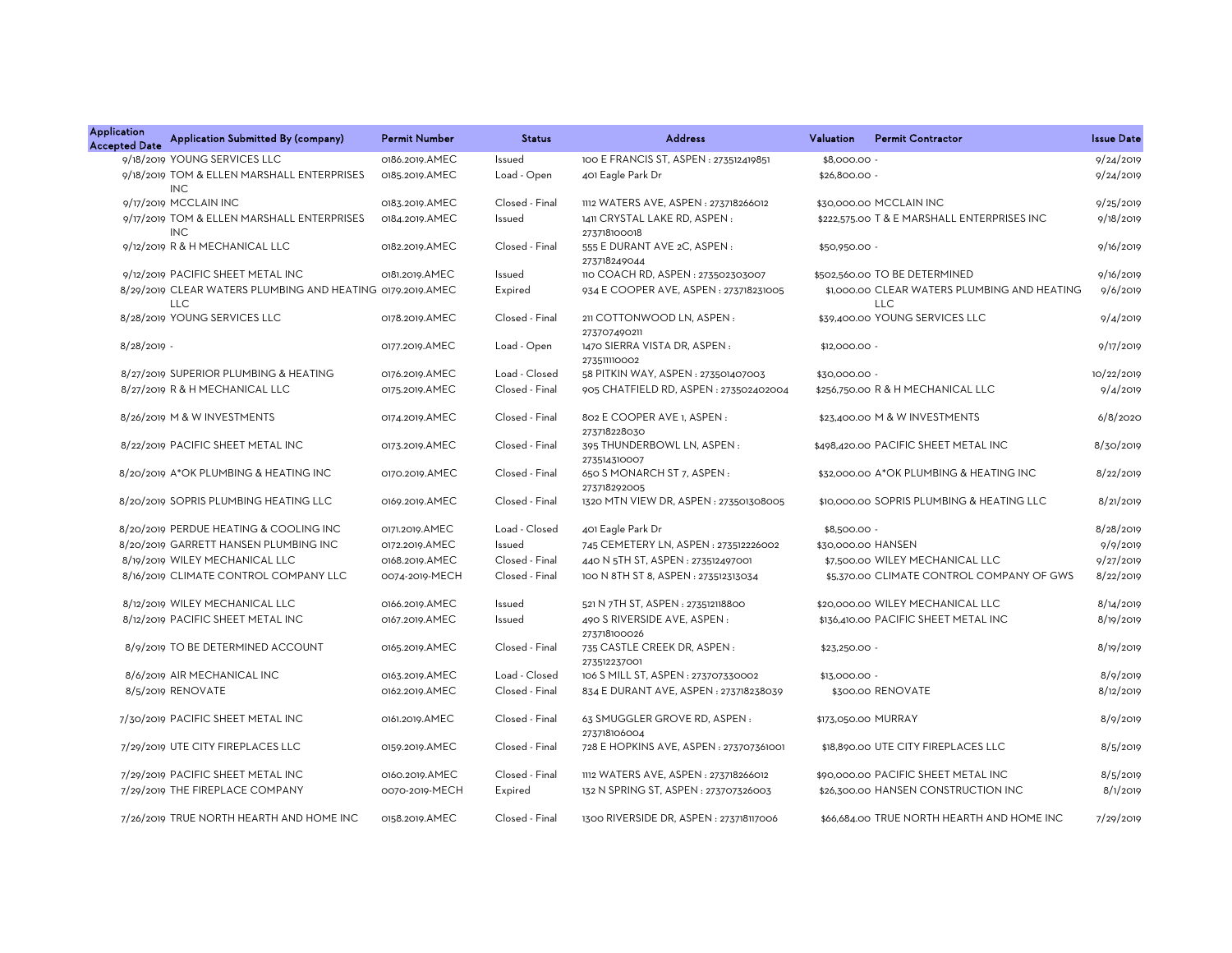| Application Accepted Date | Application Submitted By (company) | Permit Number | Status | Address | Valuation | Permit Contractor | Issue Date |
|---|---|---|---|---|---|---|---|
| 9/18/2019 | YOUNG SERVICES LLC | 0186.2019.AMEC | Issued | 100 E FRANCIS ST, ASPEN : 273512419851 | $8,000.00 | - | 9/24/2019 |
| 9/18/2019 | TOM & ELLEN MARSHALL ENTERPRISES INC | 0185.2019.AMEC | Load - Open | 401 Eagle Park Dr | $26,800.00 | - | 9/24/2019 |
| 9/17/2019 | MCCLAIN INC | 0183.2019.AMEC | Closed - Final | 1112 WATERS AVE, ASPEN : 273718266012 | $30,000.00 | MCCLAIN INC | 9/25/2019 |
| 9/17/2019 | TOM & ELLEN MARSHALL ENTERPRISES INC | 0184.2019.AMEC | Issued | 1411 CRYSTAL LAKE RD, ASPEN : 273718100018 | $222,575.00 | T & E MARSHALL ENTERPRISES INC | 9/18/2019 |
| 9/12/2019 | R & H MECHANICAL LLC | 0182.2019.AMEC | Closed - Final | 555 E DURANT AVE 2C, ASPEN : 273718249044 | $50,950.00 | - | 9/16/2019 |
| 9/12/2019 | PACIFIC SHEET METAL INC | 0181.2019.AMEC | Issued | 110 COACH RD, ASPEN : 273502303007 | $502,560.00 | TO BE DETERMINED | 9/16/2019 |
| 8/29/2019 | CLEAR WATERS PLUMBING AND HEATING LLC | 0179.2019.AMEC | Expired | 934 E COOPER AVE, ASPEN : 273718231005 | $1,000.00 | CLEAR WATERS PLUMBING AND HEATING LLC | 9/6/2019 |
| 8/28/2019 | YOUNG SERVICES LLC | 0178.2019.AMEC | Closed - Final | 211 COTTONWOOD LN, ASPEN : 273707490211 | $39,400.00 | YOUNG SERVICES LLC | 9/4/2019 |
| 8/28/2019 | - | 0177.2019.AMEC | Load - Open | 1470 SIERRA VISTA DR, ASPEN : 273511110002 | $12,000.00 | - | 9/17/2019 |
| 8/27/2019 | SUPERIOR PLUMBING & HEATING | 0176.2019.AMEC | Load - Closed | 58 PITKIN WAY, ASPEN : 273501407003 | $30,000.00 | - | 10/22/2019 |
| 8/27/2019 | R & H MECHANICAL LLC | 0175.2019.AMEC | Closed - Final | 905 CHATFIELD RD, ASPEN : 273502402004 | $256,750.00 | R & H MECHANICAL LLC | 9/4/2019 |
| 8/26/2019 | M & W INVESTMENTS | 0174.2019.AMEC | Closed - Final | 802 E COOPER AVE 1, ASPEN : 273718228030 | $23,400.00 | M & W INVESTMENTS | 6/8/2020 |
| 8/22/2019 | PACIFIC SHEET METAL INC | 0173.2019.AMEC | Closed - Final | 395 THUNDERBOWL LN, ASPEN : 273514310007 | $498,420.00 | PACIFIC SHEET METAL INC | 8/30/2019 |
| 8/20/2019 | A*OK PLUMBING & HEATING INC | 0170.2019.AMEC | Closed - Final | 650 S MONARCH ST 7, ASPEN : 273718292005 | $32,000.00 | A*OK PLUMBING & HEATING INC | 8/22/2019 |
| 8/20/2019 | SOPRIS PLUMBING HEATING LLC | 0169.2019.AMEC | Closed - Final | 1320 MTN VIEW DR, ASPEN : 273501308005 | $10,000.00 | SOPRIS PLUMBING & HEATING LLC | 8/21/2019 |
| 8/20/2019 | PERDUE HEATING & COOLING INC | 0171.2019.AMEC | Load - Closed | 401 Eagle Park Dr | $8,500.00 | - | 8/28/2019 |
| 8/20/2019 | GARRETT HANSEN PLUMBING INC | 0172.2019.AMEC | Issued | 745 CEMETERY LN, ASPEN : 273512226002 | $30,000.00 | HANSEN | 9/9/2019 |
| 8/19/2019 | WILEY MECHANICAL LLC | 0168.2019.AMEC | Closed - Final | 440 N 5TH ST, ASPEN : 273512497001 | $7,500.00 | WILEY MECHANICAL LLC | 9/27/2019 |
| 8/16/2019 | CLIMATE CONTROL COMPANY LLC | 0074-2019-MECH | Closed - Final | 100 N 8TH ST 8, ASPEN : 273512313034 | $5,370.00 | CLIMATE CONTROL COMPANY OF GWS | 8/22/2019 |
| 8/12/2019 | WILEY MECHANICAL LLC | 0166.2019.AMEC | Issued | 521 N 7TH ST, ASPEN : 273512118800 | $20,000.00 | WILEY MECHANICAL LLC | 8/14/2019 |
| 8/12/2019 | PACIFIC SHEET METAL INC | 0167.2019.AMEC | Issued | 490 S RIVERSIDE AVE, ASPEN : 273718100026 | $136,410.00 | PACIFIC SHEET METAL INC | 8/19/2019 |
| 8/9/2019 | TO BE DETERMINED ACCOUNT | 0165.2019.AMEC | Closed - Final | 735 CASTLE CREEK DR, ASPEN : 273512237001 | $23,250.00 | - | 8/19/2019 |
| 8/6/2019 | AIR MECHANICAL INC | 0163.2019.AMEC | Load - Closed | 106 S MILL ST, ASPEN : 273707330002 | $13,000.00 | - | 8/9/2019 |
| 8/5/2019 | RENOVATE | 0162.2019.AMEC | Closed - Final | 834 E DURANT AVE, ASPEN : 273718238039 | $300.00 | RENOVATE | 8/12/2019 |
| 7/30/2019 | PACIFIC SHEET METAL INC | 0161.2019.AMEC | Closed - Final | 63 SMUGGLER GROVE RD, ASPEN : 273718106004 | $173,050.00 | MURRAY | 8/9/2019 |
| 7/29/2019 | UTE CITY FIREPLACES LLC | 0159.2019.AMEC | Closed - Final | 728 E HOPKINS AVE, ASPEN : 273707361001 | $18,890.00 | UTE CITY FIREPLACES LLC | 8/5/2019 |
| 7/29/2019 | PACIFIC SHEET METAL INC | 0160.2019.AMEC | Closed - Final | 1112 WATERS AVE, ASPEN : 273718266012 | $90,000.00 | PACIFIC SHEET METAL INC | 8/5/2019 |
| 7/29/2019 | THE FIREPLACE COMPANY | 0070-2019-MECH | Expired | 132 N SPRING ST, ASPEN : 273707326003 | $26,300.00 | HANSEN CONSTRUCTION INC | 8/1/2019 |
| 7/26/2019 | TRUE NORTH HEARTH AND HOME INC | 0158.2019.AMEC | Closed - Final | 1300 RIVERSIDE DR, ASPEN : 273718117006 | $66,684.00 | TRUE NORTH HEARTH AND HOME INC | 7/29/2019 |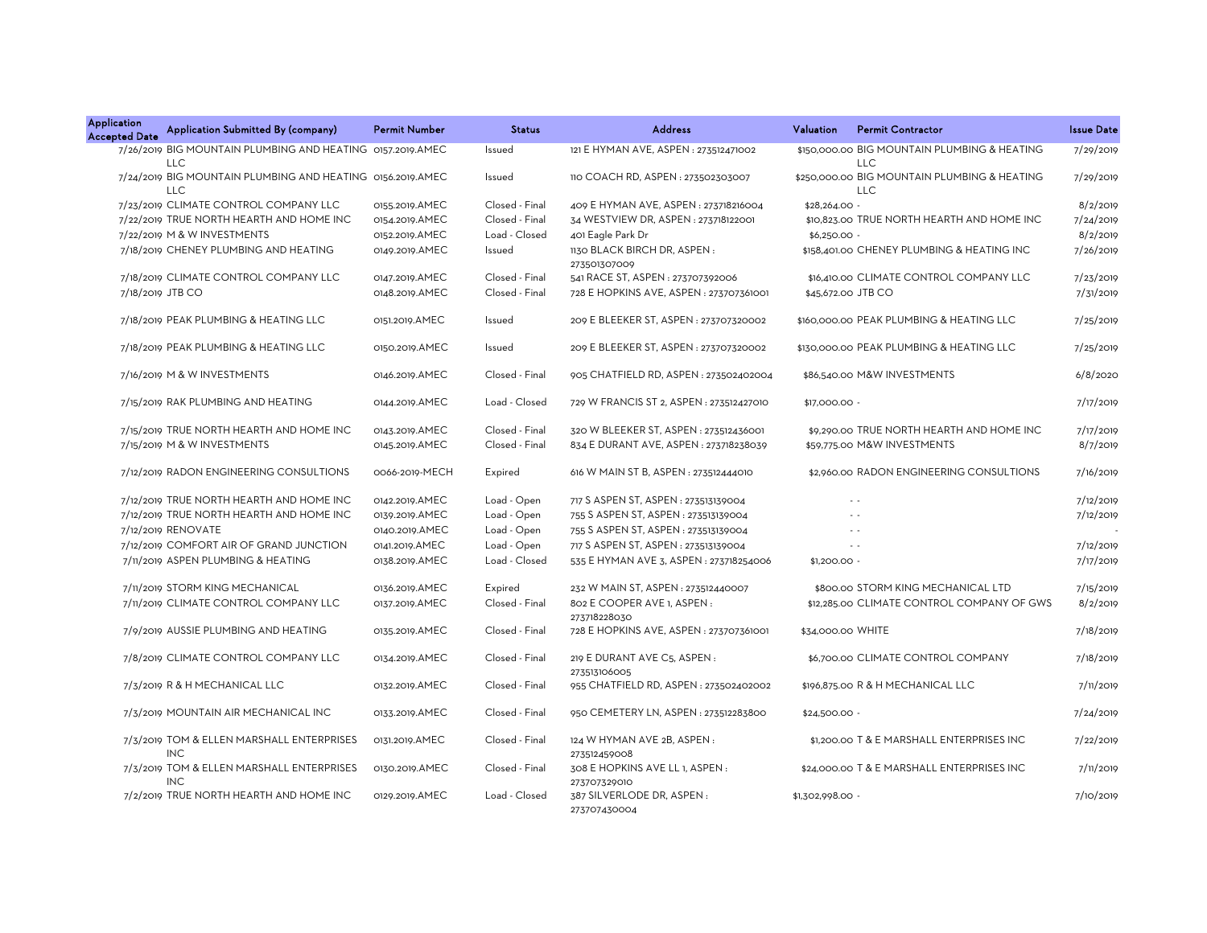| Application Accepted Date | Application Submitted By (company) | Permit Number | Status | Address | Valuation | Permit Contractor | Issue Date |
|---|---|---|---|---|---|---|---|
| 7/26/2019 | BIG MOUNTAIN PLUMBING AND HEATING LLC | 0157.2019.AMEC | Issued | 121 E HYMAN AVE, ASPEN : 273512471002 | $150,000.00 | BIG MOUNTAIN PLUMBING & HEATING LLC | 7/29/2019 |
| 7/24/2019 | BIG MOUNTAIN PLUMBING AND HEATING LLC | 0156.2019.AMEC | Issued | 110 COACH RD, ASPEN : 273502303007 | $250,000.00 | BIG MOUNTAIN PLUMBING & HEATING LLC | 7/29/2019 |
| 7/23/2019 | CLIMATE CONTROL COMPANY LLC | 0155.2019.AMEC | Closed - Final | 409 E HYMAN AVE, ASPEN : 273718216004 | $28,264.00 | - | 8/2/2019 |
| 7/22/2019 | TRUE NORTH HEARTH AND HOME INC | 0154.2019.AMEC | Closed - Final | 34 WESTVIEW DR, ASPEN : 273718122001 | $10,823.00 | TRUE NORTH HEARTH AND HOME INC | 7/24/2019 |
| 7/22/2019 | M & W INVESTMENTS | 0152.2019.AMEC | Load - Closed | 401 Eagle Park Dr | $6,250.00 | - | 8/2/2019 |
| 7/18/2019 | CHENEY PLUMBING AND HEATING | 0149.2019.AMEC | Issued | 1130 BLACK BIRCH DR, ASPEN : 273501307009 | $158,401.00 | CHENEY PLUMBING & HEATING INC | 7/26/2019 |
| 7/18/2019 | CLIMATE CONTROL COMPANY LLC | 0147.2019.AMEC | Closed - Final | 541 RACE ST, ASPEN : 273707392006 | $16,410.00 | CLIMATE CONTROL COMPANY LLC | 7/23/2019 |
| 7/18/2019 | JTB CO | 0148.2019.AMEC | Closed - Final | 728 E HOPKINS AVE, ASPEN : 273707361001 | $45,672.00 | JTB CO | 7/31/2019 |
| 7/18/2019 | PEAK PLUMBING & HEATING LLC | 0151.2019.AMEC | Issued | 209 E BLEEKER ST, ASPEN : 273707320002 | $160,000.00 | PEAK PLUMBING & HEATING LLC | 7/25/2019 |
| 7/18/2019 | PEAK PLUMBING & HEATING LLC | 0150.2019.AMEC | Issued | 209 E BLEEKER ST, ASPEN : 273707320002 | $130,000.00 | PEAK PLUMBING & HEATING LLC | 7/25/2019 |
| 7/16/2019 | M & W INVESTMENTS | 0146.2019.AMEC | Closed - Final | 905 CHATFIELD RD, ASPEN : 273502402004 | $86,540.00 | M&W INVESTMENTS | 6/8/2020 |
| 7/15/2019 | RAK PLUMBING AND HEATING | 0144.2019.AMEC | Load - Closed | 729 W FRANCIS ST 2, ASPEN : 273512427010 | $17,000.00 | - | 7/17/2019 |
| 7/15/2019 | TRUE NORTH HEARTH AND HOME INC | 0143.2019.AMEC | Closed - Final | 320 W BLEEKER ST, ASPEN : 273512436001 | $9,290.00 | TRUE NORTH HEARTH AND HOME INC | 7/17/2019 |
| 7/15/2019 | M & W INVESTMENTS | 0145.2019.AMEC | Closed - Final | 834 E DURANT AVE, ASPEN : 273718238039 | $59,775.00 | M&W INVESTMENTS | 8/7/2019 |
| 7/12/2019 | RADON ENGINEERING CONSULTIONS | 0066-2019-MECH | Expired | 616 W MAIN ST B, ASPEN : 273512444010 | $2,960.00 | RADON ENGINEERING CONSULTIONS | 7/16/2019 |
| 7/12/2019 | TRUE NORTH HEARTH AND HOME INC | 0142.2019.AMEC | Load - Open | 717 S ASPEN ST, ASPEN : 273513139004 | - | - | 7/12/2019 |
| 7/12/2019 | TRUE NORTH HEARTH AND HOME INC | 0139.2019.AMEC | Load - Open | 755 S ASPEN ST, ASPEN : 273513139004 | - | - | 7/12/2019 |
| 7/12/2019 | RENOVATE | 0140.2019.AMEC | Load - Open | 755 S ASPEN ST, ASPEN : 273513139004 | - | - | - |
| 7/12/2019 | COMFORT AIR OF GRAND JUNCTION | 0141.2019.AMEC | Load - Open | 717 S ASPEN ST, ASPEN : 273513139004 | - | - | 7/12/2019 |
| 7/11/2019 | ASPEN PLUMBING & HEATING | 0138.2019.AMEC | Load - Closed | 535 E HYMAN AVE 3, ASPEN : 273718254006 | $1,200.00 | - | 7/17/2019 |
| 7/11/2019 | STORM KING MECHANICAL | 0136.2019.AMEC | Expired | 232 W MAIN ST, ASPEN : 273512440007 | $800.00 | STORM KING MECHANICAL LTD | 7/15/2019 |
| 7/11/2019 | CLIMATE CONTROL COMPANY LLC | 0137.2019.AMEC | Closed - Final | 802 E COOPER AVE 1, ASPEN : 273718228030 | $12,285.00 | CLIMATE CONTROL COMPANY OF GWS | 8/2/2019 |
| 7/9/2019 | AUSSIE PLUMBING AND HEATING | 0135.2019.AMEC | Closed - Final | 728 E HOPKINS AVE, ASPEN : 273707361001 | $34,000.00 | WHITE | 7/18/2019 |
| 7/8/2019 | CLIMATE CONTROL COMPANY LLC | 0134.2019.AMEC | Closed - Final | 219 E DURANT AVE C5, ASPEN : 273513106005 | $6,700.00 | CLIMATE CONTROL COMPANY | 7/18/2019 |
| 7/3/2019 | R & H MECHANICAL LLC | 0132.2019.AMEC | Closed - Final | 955 CHATFIELD RD, ASPEN : 273502402002 | $196,875.00 | R & H MECHANICAL LLC | 7/11/2019 |
| 7/3/2019 | MOUNTAIN AIR MECHANICAL INC | 0133.2019.AMEC | Closed - Final | 950 CEMETERY LN, ASPEN : 273512283800 | $24,500.00 | - | 7/24/2019 |
| 7/3/2019 | TOM & ELLEN MARSHALL ENTERPRISES INC | 0131.2019.AMEC | Closed - Final | 124 W HYMAN AVE 2B, ASPEN : 273512459008 | $1,200.00 | T & E MARSHALL ENTERPRISES INC | 7/22/2019 |
| 7/3/2019 | TOM & ELLEN MARSHALL ENTERPRISES INC | 0130.2019.AMEC | Closed - Final | 308 E HOPKINS AVE LL 1, ASPEN : 273707329010 | $24,000.00 | T & E MARSHALL ENTERPRISES INC | 7/11/2019 |
| 7/2/2019 | TRUE NORTH HEARTH AND HOME INC | 0129.2019.AMEC | Load - Closed | 387 SILVERLODE DR, ASPEN : 273707430004 | $1,302,998.00 | - | 7/10/2019 |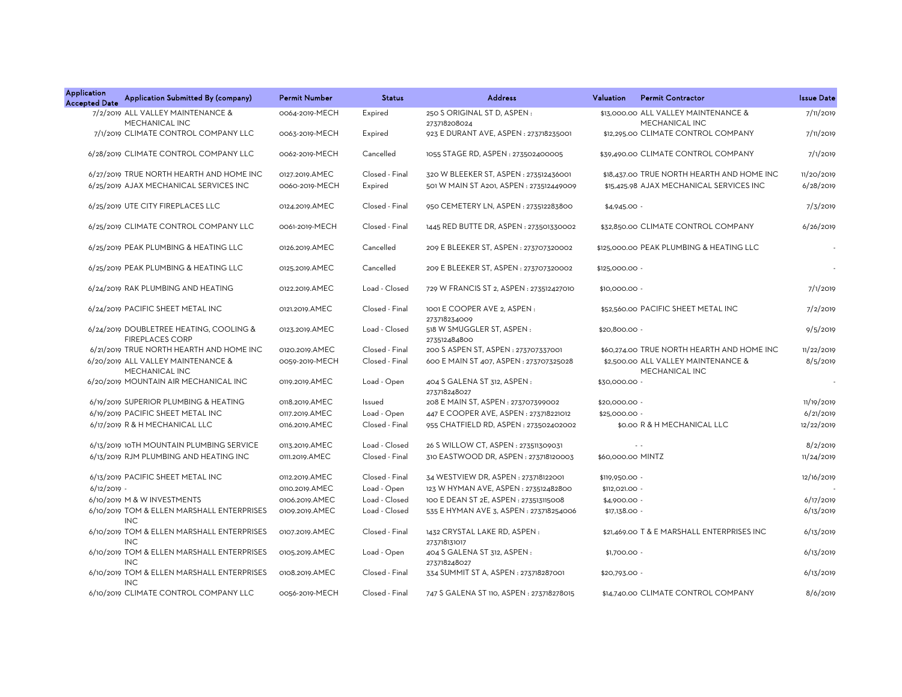| Application Accepted Date | Application Submitted By (company) | Permit Number | Status | Address | Valuation | Permit Contractor | Issue Date |
|---|---|---|---|---|---|---|---|
| 7/2/2019 | ALL VALLEY MAINTENANCE & MECHANICAL INC | 0064-2019-MECH | Expired | 250 S ORIGINAL ST D, ASPEN : 273718208024 | $13,000.00 | ALL VALLEY MAINTENANCE & MECHANICAL INC | 7/11/2019 |
| 7/1/2019 | CLIMATE CONTROL COMPANY LLC | 0063-2019-MECH | Expired | 923 E DURANT AVE, ASPEN : 273718235001 | $12,295.00 | CLIMATE CONTROL COMPANY | 7/11/2019 |
| 6/28/2019 | CLIMATE CONTROL COMPANY LLC | 0062-2019-MECH | Cancelled | 1055 STAGE RD, ASPEN : 273502400005 | $39,490.00 | CLIMATE CONTROL COMPANY | 7/1/2019 |
| 6/27/2019 | TRUE NORTH HEARTH AND HOME INC | 0127.2019.AMEC | Closed - Final | 320 W BLEEKER ST, ASPEN : 273512436001 | $18,437.00 | TRUE NORTH HEARTH AND HOME INC | 11/20/2019 |
| 6/25/2019 | AJAX MECHANICAL SERVICES INC | 0060-2019-MECH | Expired | 501 W MAIN ST A201, ASPEN : 273512449009 | $15,425.98 | AJAX MECHANICAL SERVICES INC | 6/28/2019 |
| 6/25/2019 | UTE CITY FIREPLACES LLC | 0124.2019.AMEC | Closed - Final | 950 CEMETERY LN, ASPEN : 273512283800 | $4,945.00 | - | 7/3/2019 |
| 6/25/2019 | CLIMATE CONTROL COMPANY LLC | 0061-2019-MECH | Closed - Final | 1445 RED BUTTE DR, ASPEN : 273501330002 | $32,850.00 | CLIMATE CONTROL COMPANY | 6/26/2019 |
| 6/25/2019 | PEAK PLUMBING & HEATING LLC | 0126.2019.AMEC | Cancelled | 209 E BLEEKER ST, ASPEN : 273707320002 | $125,000.00 | PEAK PLUMBING & HEATING LLC | - |
| 6/25/2019 | PEAK PLUMBING & HEATING LLC | 0125.2019.AMEC | Cancelled | 209 E BLEEKER ST, ASPEN : 273707320002 | $125,000.00 | - | - |
| 6/24/2019 | RAK PLUMBING AND HEATING | 0122.2019.AMEC | Load - Closed | 729 W FRANCIS ST 2, ASPEN : 273512427010 | $10,000.00 | - | 7/1/2019 |
| 6/24/2019 | PACIFIC SHEET METAL INC | 0121.2019.AMEC | Closed - Final | 1001 E COOPER AVE 2, ASPEN : 273718234009 | $52,560.00 | PACIFIC SHEET METAL INC | 7/2/2019 |
| 6/24/2019 | DOUBLETREE HEATING, COOLING & FIREPLACES CORP | 0123.2019.AMEC | Load - Closed | 518 W SMUGGLER ST, ASPEN : 273512484800 | $20,800.00 | - | 9/5/2019 |
| 6/21/2019 | TRUE NORTH HEARTH AND HOME INC | 0120.2019.AMEC | Closed - Final | 200 S ASPEN ST, ASPEN : 273707337001 | $60,274.00 | TRUE NORTH HEARTH AND HOME INC | 11/22/2019 |
| 6/20/2019 | ALL VALLEY MAINTENANCE & MECHANICAL INC | 0059-2019-MECH | Closed - Final | 600 E MAIN ST 407, ASPEN : 273707325028 | $2,500.00 | ALL VALLEY MAINTENANCE & MECHANICAL INC | 8/5/2019 |
| 6/20/2019 | MOUNTAIN AIR MECHANICAL INC | 0119.2019.AMEC | Load - Open | 404 S GALENA ST 312, ASPEN : 273718248027 | $30,000.00 | - | - |
| 6/19/2019 | SUPERIOR PLUMBING & HEATING | 0118.2019.AMEC | Issued | 208 E MAIN ST, ASPEN : 273707399002 | $20,000.00 | - | 11/19/2019 |
| 6/19/2019 | PACIFIC SHEET METAL INC | 0117.2019.AMEC | Load - Open | 447 E COOPER AVE, ASPEN : 273718221012 | $25,000.00 | - | 6/21/2019 |
| 6/17/2019 | R & H MECHANICAL LLC | 0116.2019.AMEC | Closed - Final | 955 CHATFIELD RD, ASPEN : 273502402002 | $0.00 | R & H MECHANICAL LLC | 12/22/2019 |
| 6/13/2019 | 10TH MOUNTAIN PLUMBING SERVICE | 0113.2019.AMEC | Load - Closed | 26 S WILLOW CT, ASPEN : 273511309031 | - | - | 8/2/2019 |
| 6/13/2019 | RJM PLUMBING AND HEATING INC | 0111.2019.AMEC | Closed - Final | 310 EASTWOOD DR, ASPEN : 273718120003 | $60,000.00 | MINTZ | 11/24/2019 |
| 6/13/2019 | PACIFIC SHEET METAL INC | 0112.2019.AMEC | Closed - Final | 34 WESTVIEW DR, ASPEN : 273718122001 | $119,950.00 | - | 12/16/2019 |
| 6/12/2019 | - | 0110.2019.AMEC | Load - Open | 123 W HYMAN AVE, ASPEN : 273512482800 | $112,021.00 | - | - |
| 6/10/2019 | M & W INVESTMENTS | 0106.2019.AMEC | Load - Closed | 100 E DEAN ST 2E, ASPEN : 273513115008 | $4,900.00 | - | 6/17/2019 |
| 6/10/2019 | TOM & ELLEN MARSHALL ENTERPRISES INC | 0109.2019.AMEC | Load - Closed | 535 E HYMAN AVE 3, ASPEN : 273718254006 | $17,138.00 | - | 6/13/2019 |
| 6/10/2019 | TOM & ELLEN MARSHALL ENTERPRISES INC | 0107.2019.AMEC | Closed - Final | 1432 CRYSTAL LAKE RD, ASPEN : 273718131017 | $21,469.00 | T & E MARSHALL ENTERPRISES INC | 6/13/2019 |
| 6/10/2019 | TOM & ELLEN MARSHALL ENTERPRISES INC | 0105.2019.AMEC | Load - Open | 404 S GALENA ST 312, ASPEN : 273718248027 | $1,700.00 | - | 6/13/2019 |
| 6/10/2019 | TOM & ELLEN MARSHALL ENTERPRISES INC | 0108.2019.AMEC | Closed - Final | 334 SUMMIT ST A, ASPEN : 273718287001 | $20,793.00 | - | 6/13/2019 |
| 6/10/2019 | CLIMATE CONTROL COMPANY LLC | 0056-2019-MECH | Closed - Final | 747 S GALENA ST 110, ASPEN : 273718278015 | $14,740.00 | CLIMATE CONTROL COMPANY | 8/6/2019 |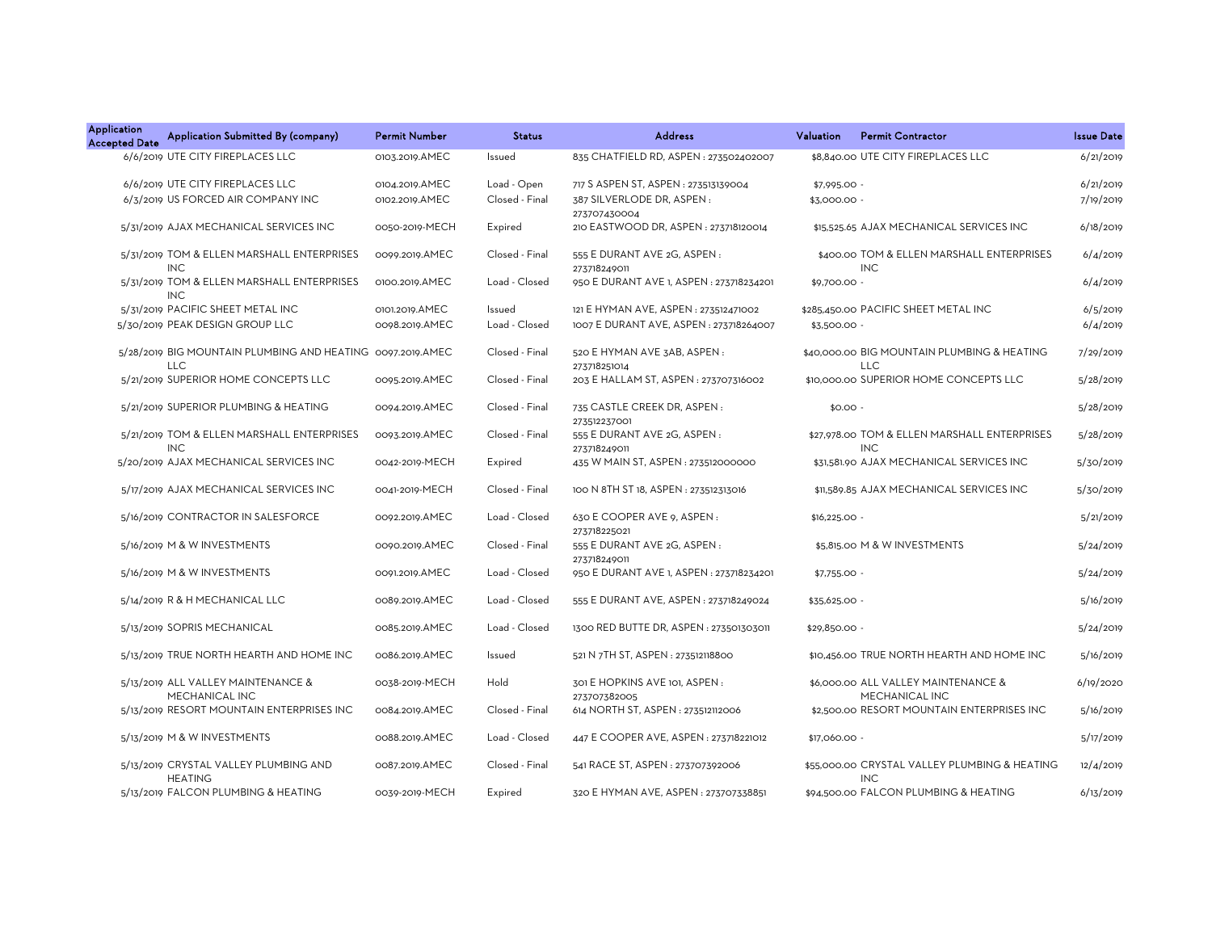| Application Accepted Date | Application Submitted By (company) | Permit Number | Status | Address | Valuation | Permit Contractor | Issue Date |
|---|---|---|---|---|---|---|---|
| 6/6/2019 | UTE CITY FIREPLACES LLC | 0103.2019.AMEC | Issued | 835 CHATFIELD RD, ASPEN : 273502402007 | $8,840.00 | UTE CITY FIREPLACES LLC | 6/21/2019 |
| 6/6/2019 | UTE CITY FIREPLACES LLC | 0104.2019.AMEC | Load - Open | 717 S ASPEN ST, ASPEN : 273513139004 | $7,995.00 | - | 6/21/2019 |
| 6/3/2019 | US FORCED AIR COMPANY INC | 0102.2019.AMEC | Closed - Final | 387 SILVERLODE DR, ASPEN : 273707430004 | $3,000.00 | - | 7/19/2019 |
| 5/31/2019 | AJAX MECHANICAL SERVICES INC | 0050-2019-MECH | Expired | 210 EASTWOOD DR, ASPEN : 273718120014 | $15,525.65 | AJAX MECHANICAL SERVICES INC | 6/18/2019 |
| 5/31/2019 | TOM & ELLEN MARSHALL ENTERPRISES INC | 0099.2019.AMEC | Closed - Final | 555 E DURANT AVE 2G, ASPEN : 273718249011 | $400.00 | TOM & ELLEN MARSHALL ENTERPRISES INC | 6/4/2019 |
| 5/31/2019 | TOM & ELLEN MARSHALL ENTERPRISES INC | 0100.2019.AMEC | Load - Closed | 950 E DURANT AVE 1, ASPEN : 273718234201 | $9,700.00 | - | 6/4/2019 |
| 5/31/2019 | PACIFIC SHEET METAL INC | 0101.2019.AMEC | Issued | 121 E HYMAN AVE, ASPEN : 273512471002 | $285,450.00 | PACIFIC SHEET METAL INC | 6/5/2019 |
| 5/30/2019 | PEAK DESIGN GROUP LLC | 0098.2019.AMEC | Load - Closed | 1007 E DURANT AVE, ASPEN : 273718264007 | $3,500.00 | - | 6/4/2019 |
| 5/28/2019 | BIG MOUNTAIN PLUMBING AND HEATING LLC | 0097.2019.AMEC | Closed - Final | 520 E HYMAN AVE 3AB, ASPEN : 273718251014 | $40,000.00 | BIG MOUNTAIN PLUMBING & HEATING LLC | 7/29/2019 |
| 5/21/2019 | SUPERIOR HOME CONCEPTS LLC | 0095.2019.AMEC | Closed - Final | 203 E HALLAM ST, ASPEN : 273707316002 | $10,000.00 | SUPERIOR HOME CONCEPTS LLC | 5/28/2019 |
| 5/21/2019 | SUPERIOR PLUMBING & HEATING | 0094.2019.AMEC | Closed - Final | 735 CASTLE CREEK DR, ASPEN : 273512237001 | $0.00 | - | 5/28/2019 |
| 5/21/2019 | TOM & ELLEN MARSHALL ENTERPRISES INC | 0093.2019.AMEC | Closed - Final | 555 E DURANT AVE 2G, ASPEN : 273718249011 | $27,978.00 | TOM & ELLEN MARSHALL ENTERPRISES INC | 5/28/2019 |
| 5/20/2019 | AJAX MECHANICAL SERVICES INC | 0042-2019-MECH | Expired | 435 W MAIN ST, ASPEN : 273512000000 | $31,581.90 | AJAX MECHANICAL SERVICES INC | 5/30/2019 |
| 5/17/2019 | AJAX MECHANICAL SERVICES INC | 0041-2019-MECH | Closed - Final | 100 N 8TH ST 18, ASPEN : 273512313016 | $11,589.85 | AJAX MECHANICAL SERVICES INC | 5/30/2019 |
| 5/16/2019 | CONTRACTOR IN SALESFORCE | 0092.2019.AMEC | Load - Closed | 630 E COOPER AVE 9, ASPEN : 273718225021 | $16,225.00 | - | 5/21/2019 |
| 5/16/2019 | M & W INVESTMENTS | 0090.2019.AMEC | Closed - Final | 555 E DURANT AVE 2G, ASPEN : 273718249011 | $5,815.00 | M & W INVESTMENTS | 5/24/2019 |
| 5/16/2019 | M & W INVESTMENTS | 0091.2019.AMEC | Load - Closed | 950 E DURANT AVE 1, ASPEN : 273718234201 | $7,755.00 | - | 5/24/2019 |
| 5/14/2019 | R & H MECHANICAL LLC | 0089.2019.AMEC | Load - Closed | 555 E DURANT AVE, ASPEN : 273718249024 | $35,625.00 | - | 5/16/2019 |
| 5/13/2019 | SOPRIS MECHANICAL | 0085.2019.AMEC | Load - Closed | 1300 RED BUTTE DR, ASPEN : 273501303011 | $29,850.00 | - | 5/24/2019 |
| 5/13/2019 | TRUE NORTH HEARTH AND HOME INC | 0086.2019.AMEC | Issued | 521 N 7TH ST, ASPEN : 273512118800 | $10,456.00 | TRUE NORTH HEARTH AND HOME INC | 5/16/2019 |
| 5/13/2019 | ALL VALLEY MAINTENANCE & MECHANICAL INC | 0038-2019-MECH | Hold | 301 E HOPKINS AVE 101, ASPEN : 273707382005 | $6,000.00 | ALL VALLEY MAINTENANCE & MECHANICAL INC | 6/19/2020 |
| 5/13/2019 | RESORT MOUNTAIN ENTERPRISES INC | 0084.2019.AMEC | Closed - Final | 614 NORTH ST, ASPEN : 273512112006 | $2,500.00 | RESORT MOUNTAIN ENTERPRISES INC | 5/16/2019 |
| 5/13/2019 | M & W INVESTMENTS | 0088.2019.AMEC | Load - Closed | 447 E COOPER AVE, ASPEN : 273718221012 | $17,060.00 | - | 5/17/2019 |
| 5/13/2019 | CRYSTAL VALLEY PLUMBING AND HEATING | 0087.2019.AMEC | Closed - Final | 541 RACE ST, ASPEN : 273707392006 | $55,000.00 | CRYSTAL VALLEY PLUMBING & HEATING INC | 12/4/2019 |
| 5/13/2019 | FALCON PLUMBING & HEATING | 0039-2019-MECH | Expired | 320 E HYMAN AVE, ASPEN : 273707338851 | $94,500.00 | FALCON PLUMBING & HEATING | 6/13/2019 |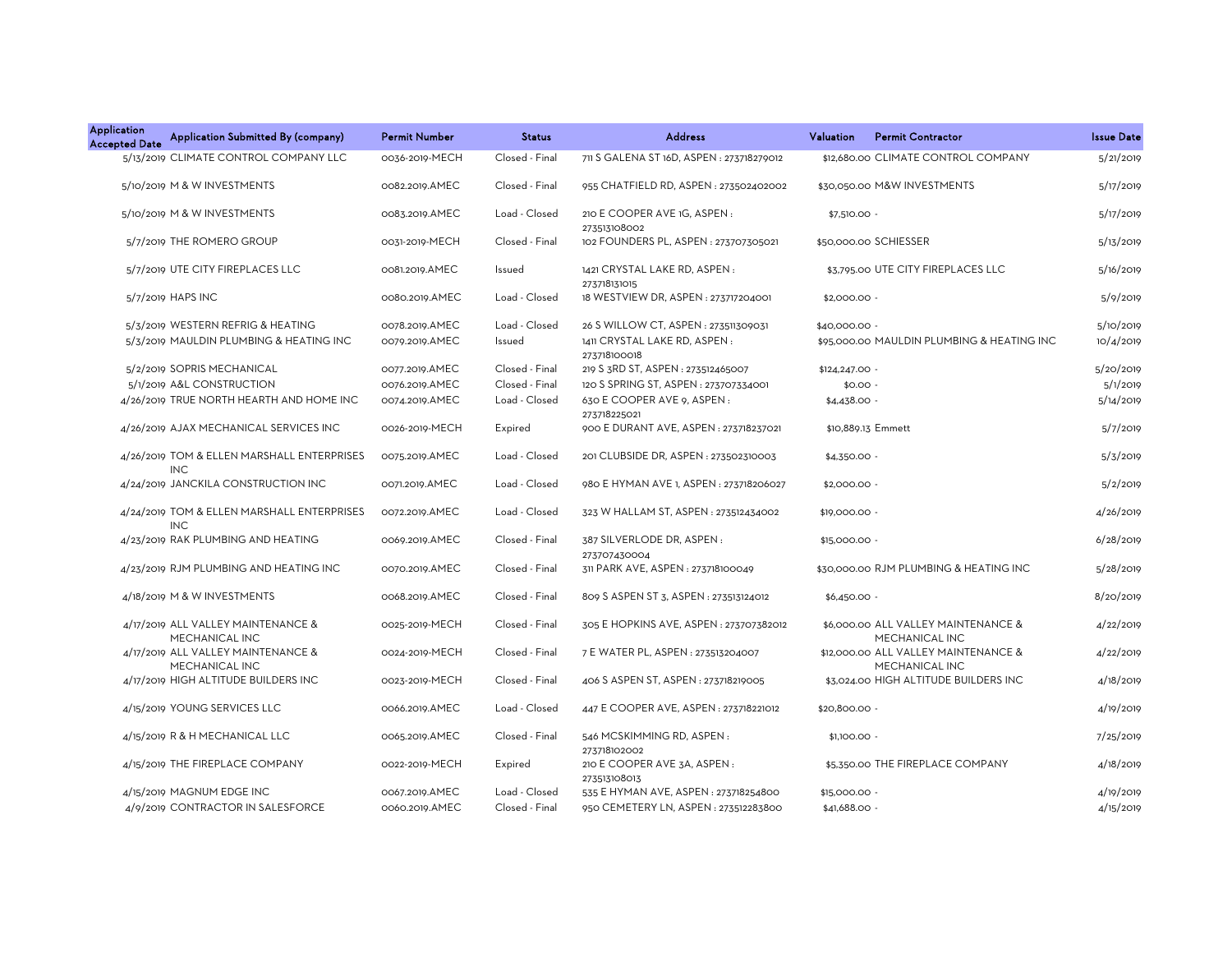| Application Accepted Date | Application Submitted By (company) | Permit Number | Status | Address | Valuation | Permit Contractor | Issue Date |
|---|---|---|---|---|---|---|---|
| 5/13/2019 | CLIMATE CONTROL COMPANY LLC | 0036-2019-MECH | Closed - Final | 711 S GALENA ST 16D, ASPEN : 273718279012 | $12,680.00 | CLIMATE CONTROL COMPANY | 5/21/2019 |
| 5/10/2019 | M & W INVESTMENTS | 0082.2019.AMEC | Closed - Final | 955 CHATFIELD RD, ASPEN : 273502402002 | $30,050.00 | M&W INVESTMENTS | 5/17/2019 |
| 5/10/2019 | M & W INVESTMENTS | 0083.2019.AMEC | Load - Closed | 210 E COOPER AVE 1G, ASPEN : 273513108002 | $7,510.00 | - | 5/17/2019 |
| 5/7/2019 | THE ROMERO GROUP | 0031-2019-MECH | Closed - Final | 102 FOUNDERS PL, ASPEN : 273707305021 | $50,000.00 | SCHIESSER | 5/13/2019 |
| 5/7/2019 | UTE CITY FIREPLACES LLC | 0081.2019.AMEC | Issued | 1421 CRYSTAL LAKE RD, ASPEN : 273718131015 | $3,795.00 | UTE CITY FIREPLACES LLC | 5/16/2019 |
| 5/7/2019 | HAPS INC | 0080.2019.AMEC | Load - Closed | 18 WESTVIEW DR, ASPEN : 273717204001 | $2,000.00 | - | 5/9/2019 |
| 5/3/2019 | WESTERN REFRIG & HEATING | 0078.2019.AMEC | Load - Closed | 26 S WILLOW CT, ASPEN : 273511309031 | $40,000.00 | - | 5/10/2019 |
| 5/3/2019 | MAULDIN PLUMBING & HEATING INC | 0079.2019.AMEC | Issued | 1411 CRYSTAL LAKE RD, ASPEN : 273718100018 | $95,000.00 | MAULDIN PLUMBING & HEATING INC | 10/4/2019 |
| 5/2/2019 | SOPRIS MECHANICAL | 0077.2019.AMEC | Closed - Final | 219 S 3RD ST, ASPEN : 273512465007 | $124,247.00 | - | 5/20/2019 |
| 5/1/2019 | A&L CONSTRUCTION | 0076.2019.AMEC | Closed - Final | 120 S SPRING ST, ASPEN : 273707334001 | $0.00 | - | 5/1/2019 |
| 4/26/2019 | TRUE NORTH HEARTH AND HOME INC | 0074.2019.AMEC | Load - Closed | 630 E COOPER AVE 9, ASPEN : 273718225021 | $4,438.00 | - | 5/14/2019 |
| 4/26/2019 | AJAX MECHANICAL SERVICES INC | 0026-2019-MECH | Expired | 900 E DURANT AVE, ASPEN : 273718237021 | $10,889.13 | Emmett | 5/7/2019 |
| 4/26/2019 | TOM & ELLEN MARSHALL ENTERPRISES INC | 0075.2019.AMEC | Load - Closed | 201 CLUBSIDE DR, ASPEN : 273502310003 | $4,350.00 | - | 5/3/2019 |
| 4/24/2019 | JANCKILA CONSTRUCTION INC | 0071.2019.AMEC | Load - Closed | 980 E HYMAN AVE 1, ASPEN : 273718206027 | $2,000.00 | - | 5/2/2019 |
| 4/24/2019 | TOM & ELLEN MARSHALL ENTERPRISES INC | 0072.2019.AMEC | Load - Closed | 323 W HALLAM ST, ASPEN : 273512434002 | $19,000.00 | - | 4/26/2019 |
| 4/23/2019 | RAK PLUMBING AND HEATING | 0069.2019.AMEC | Closed - Final | 387 SILVERLODE DR, ASPEN : 273707430004 | $15,000.00 | - | 6/28/2019 |
| 4/23/2019 | RJM PLUMBING AND HEATING INC | 0070.2019.AMEC | Closed - Final | 311 PARK AVE, ASPEN : 273718100049 | $30,000.00 | RJM PLUMBING & HEATING INC | 5/28/2019 |
| 4/18/2019 | M & W INVESTMENTS | 0068.2019.AMEC | Closed - Final | 809 S ASPEN ST 3, ASPEN : 273513124012 | $6,450.00 | - | 8/20/2019 |
| 4/17/2019 | ALL VALLEY MAINTENANCE & MECHANICAL INC | 0025-2019-MECH | Closed - Final | 305 E HOPKINS AVE, ASPEN : 273707382012 | $6,000.00 | ALL VALLEY MAINTENANCE & MECHANICAL INC | 4/22/2019 |
| 4/17/2019 | ALL VALLEY MAINTENANCE & MECHANICAL INC | 0024-2019-MECH | Closed - Final | 7 E WATER PL, ASPEN : 273513204007 | $12,000.00 | ALL VALLEY MAINTENANCE & MECHANICAL INC | 4/22/2019 |
| 4/17/2019 | HIGH ALTITUDE BUILDERS INC | 0023-2019-MECH | Closed - Final | 406 S ASPEN ST, ASPEN : 273718219005 | $3,024.00 | HIGH ALTITUDE BUILDERS INC | 4/18/2019 |
| 4/15/2019 | YOUNG SERVICES LLC | 0066.2019.AMEC | Load - Closed | 447 E COOPER AVE, ASPEN : 273718221012 | $20,800.00 | - | 4/19/2019 |
| 4/15/2019 | R & H MECHANICAL LLC | 0065.2019.AMEC | Closed - Final | 546 MCSKIMMING RD, ASPEN : 273718102002 | $1,100.00 | - | 7/25/2019 |
| 4/15/2019 | THE FIREPLACE COMPANY | 0022-2019-MECH | Expired | 210 E COOPER AVE 3A, ASPEN : 273513108013 | $5,350.00 | THE FIREPLACE COMPANY | 4/18/2019 |
| 4/15/2019 | MAGNUM EDGE INC | 0067.2019.AMEC | Load - Closed | 535 E HYMAN AVE, ASPEN : 273718254800 | $15,000.00 | - | 4/19/2019 |
| 4/9/2019 | CONTRACTOR IN SALESFORCE | 0060.2019.AMEC | Closed - Final | 950 CEMETERY LN, ASPEN : 273512283800 | $41,688.00 | - | 4/15/2019 |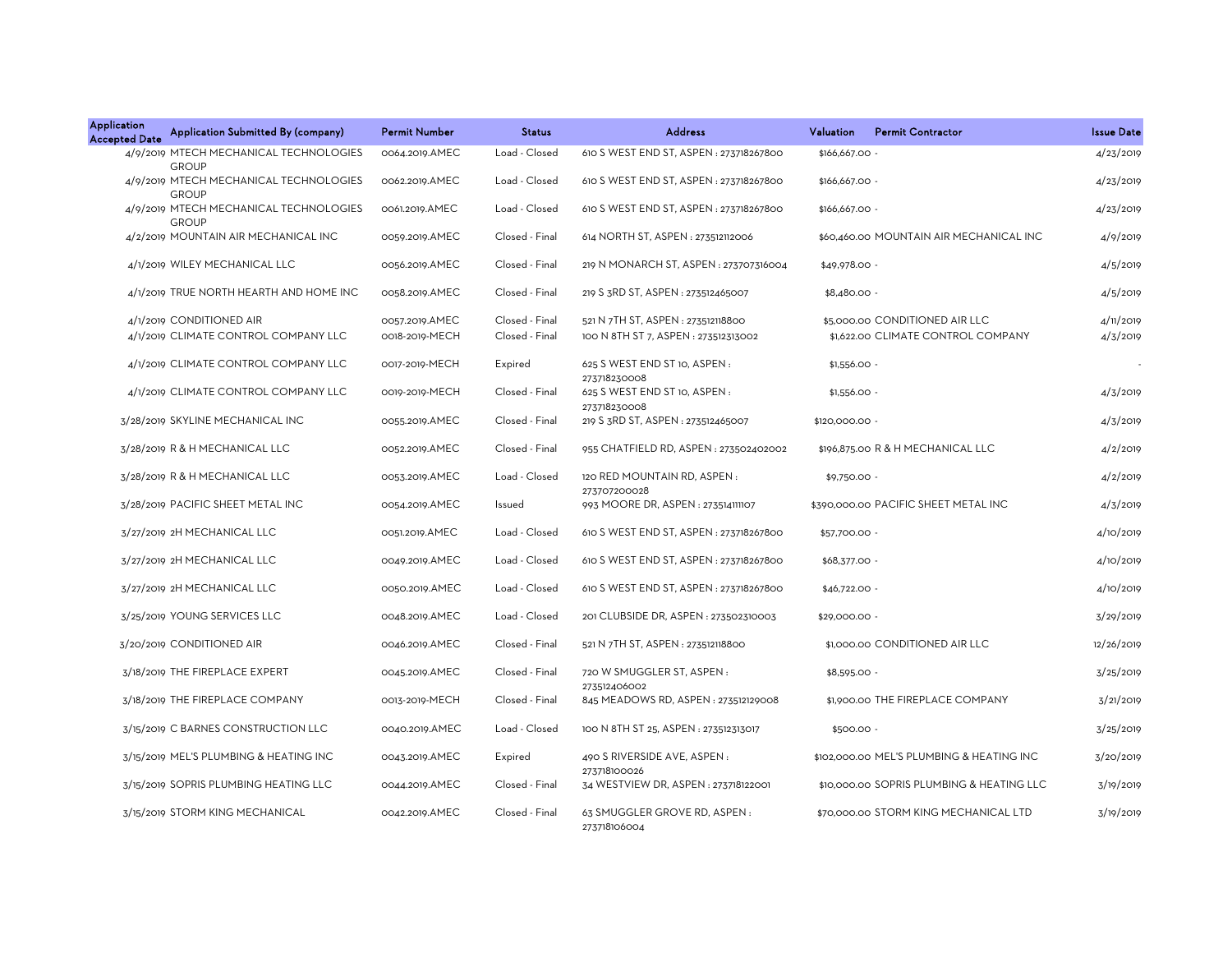| Application Accepted Date | Application Submitted By (company) | Permit Number | Status | Address | Valuation | Permit Contractor | Issue Date |
|---|---|---|---|---|---|---|---|
| 4/9/2019 | MTECH MECHANICAL TECHNOLOGIES GROUP | 0064.2019.AMEC | Load - Closed | 610 S WEST END ST, ASPEN : 273718267800 | $166,667.00 | - | 4/23/2019 |
| 4/9/2019 | MTECH MECHANICAL TECHNOLOGIES GROUP | 0062.2019.AMEC | Load - Closed | 610 S WEST END ST, ASPEN : 273718267800 | $166,667.00 | - | 4/23/2019 |
| 4/9/2019 | MTECH MECHANICAL TECHNOLOGIES GROUP | 0061.2019.AMEC | Load - Closed | 610 S WEST END ST, ASPEN : 273718267800 | $166,667.00 | - | 4/23/2019 |
| 4/2/2019 | MOUNTAIN AIR MECHANICAL INC | 0059.2019.AMEC | Closed - Final | 614 NORTH ST, ASPEN : 273512112006 | $60,460.00 | MOUNTAIN AIR MECHANICAL INC | 4/9/2019 |
| 4/1/2019 | WILEY MECHANICAL LLC | 0056.2019.AMEC | Closed - Final | 219 N MONARCH ST, ASPEN : 273707316004 | $49,978.00 | - | 4/5/2019 |
| 4/1/2019 | TRUE NORTH HEARTH AND HOME INC | 0058.2019.AMEC | Closed - Final | 219 S 3RD ST, ASPEN : 273512465007 | $8,480.00 | - | 4/5/2019 |
| 4/1/2019 | CONDITIONED AIR | 0057.2019.AMEC | Closed - Final | 521 N 7TH ST, ASPEN : 273512118800 | $5,000.00 | CONDITIONED AIR LLC | 4/11/2019 |
| 4/1/2019 | CLIMATE CONTROL COMPANY LLC | 0018-2019-MECH | Closed - Final | 100 N 8TH ST 7, ASPEN : 273512313002 | $1,622.00 | CLIMATE CONTROL COMPANY | 4/3/2019 |
| 4/1/2019 | CLIMATE CONTROL COMPANY LLC | 0017-2019-MECH | Expired | 625 S WEST END ST 10, ASPEN : 273718230008 | $1,556.00 | - | - |
| 4/1/2019 | CLIMATE CONTROL COMPANY LLC | 0019-2019-MECH | Closed - Final | 625 S WEST END ST 10, ASPEN : 273718230008 | $1,556.00 | - | 4/3/2019 |
| 3/28/2019 | SKYLINE MECHANICAL INC | 0055.2019.AMEC | Closed - Final | 219 S 3RD ST, ASPEN : 273512465007 | $120,000.00 | - | 4/3/2019 |
| 3/28/2019 | R & H MECHANICAL LLC | 0052.2019.AMEC | Closed - Final | 955 CHATFIELD RD, ASPEN : 273502402002 | $196,875.00 | R & H MECHANICAL LLC | 4/2/2019 |
| 3/28/2019 | R & H MECHANICAL LLC | 0053.2019.AMEC | Load - Closed | 120 RED MOUNTAIN RD, ASPEN : 273707200028 | $9,750.00 | - | 4/2/2019 |
| 3/28/2019 | PACIFIC SHEET METAL INC | 0054.2019.AMEC | Issued | 993 MOORE DR, ASPEN : 273514111107 | $390,000.00 | PACIFIC SHEET METAL INC | 4/3/2019 |
| 3/27/2019 | 2H MECHANICAL LLC | 0051.2019.AMEC | Load - Closed | 610 S WEST END ST, ASPEN : 273718267800 | $57,700.00 | - | 4/10/2019 |
| 3/27/2019 | 2H MECHANICAL LLC | 0049.2019.AMEC | Load - Closed | 610 S WEST END ST, ASPEN : 273718267800 | $68,377.00 | - | 4/10/2019 |
| 3/27/2019 | 2H MECHANICAL LLC | 0050.2019.AMEC | Load - Closed | 610 S WEST END ST, ASPEN : 273718267800 | $46,722.00 | - | 4/10/2019 |
| 3/25/2019 | YOUNG SERVICES LLC | 0048.2019.AMEC | Load - Closed | 201 CLUBSIDE DR, ASPEN : 273502310003 | $29,000.00 | - | 3/29/2019 |
| 3/20/2019 | CONDITIONED AIR | 0046.2019.AMEC | Closed - Final | 521 N 7TH ST, ASPEN : 273512118800 | $1,000.00 | CONDITIONED AIR LLC | 12/26/2019 |
| 3/18/2019 | THE FIREPLACE EXPERT | 0045.2019.AMEC | Closed - Final | 720 W SMUGGLER ST, ASPEN : 273512406002 | $8,595.00 | - | 3/25/2019 |
| 3/18/2019 | THE FIREPLACE COMPANY | 0013-2019-MECH | Closed - Final | 845 MEADOWS RD, ASPEN : 273512129008 | $1,900.00 | THE FIREPLACE COMPANY | 3/21/2019 |
| 3/15/2019 | C BARNES CONSTRUCTION LLC | 0040.2019.AMEC | Load - Closed | 100 N 8TH ST 25, ASPEN : 273512313017 | $500.00 | - | 3/25/2019 |
| 3/15/2019 | MEL'S PLUMBING & HEATING INC | 0043.2019.AMEC | Expired | 490 S RIVERSIDE AVE, ASPEN : 273718100026 | $102,000.00 | MEL'S PLUMBING & HEATING INC | 3/20/2019 |
| 3/15/2019 | SOPRIS PLUMBING HEATING LLC | 0044.2019.AMEC | Closed - Final | 34 WESTVIEW DR, ASPEN : 273718122001 | $10,000.00 | SOPRIS PLUMBING & HEATING LLC | 3/19/2019 |
| 3/15/2019 | STORM KING MECHANICAL | 0042.2019.AMEC | Closed - Final | 63 SMUGGLER GROVE RD, ASPEN : 273718106004 | $70,000.00 | STORM KING MECHANICAL LTD | 3/19/2019 |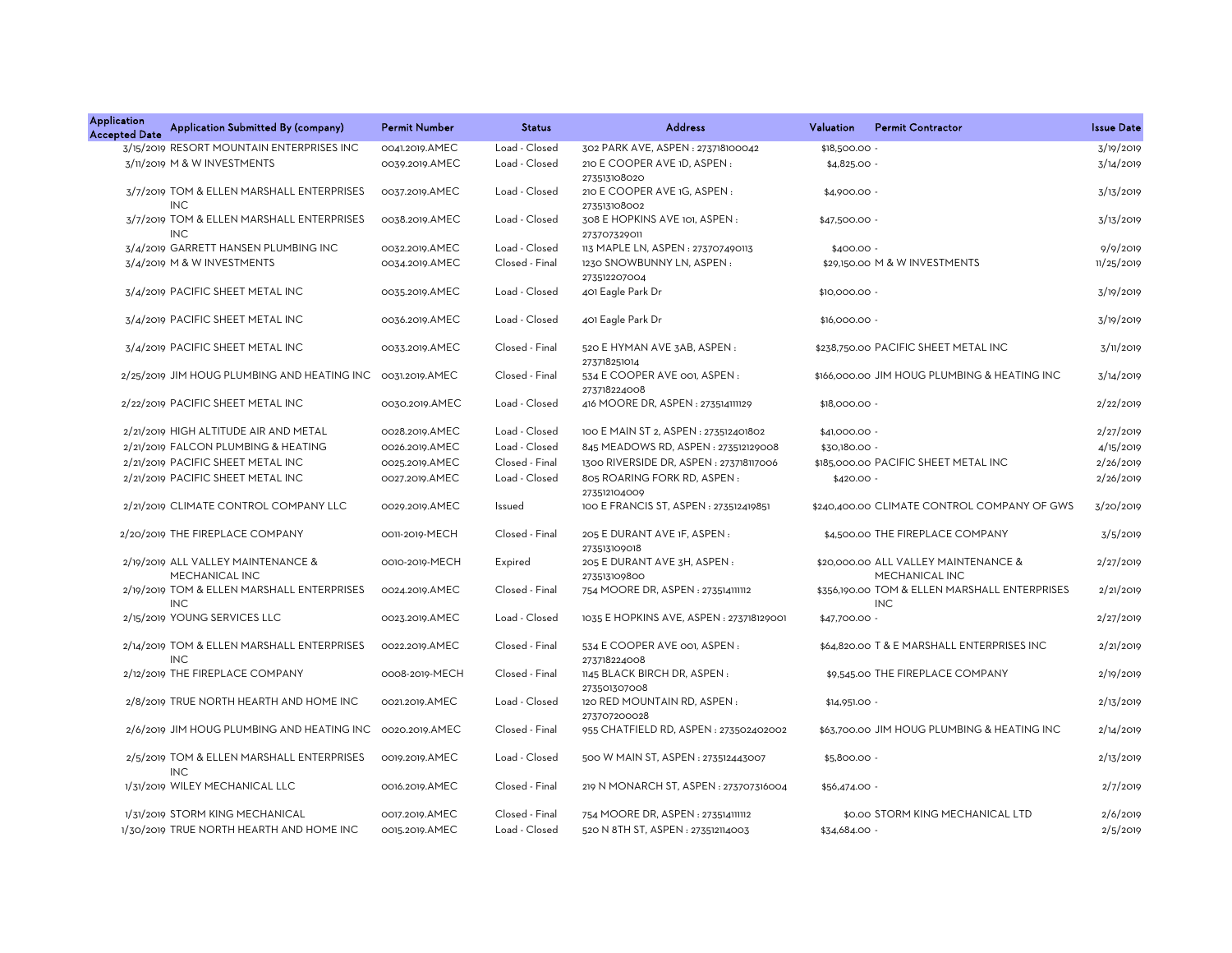| Application Accepted Date | Application Submitted By (company) | Permit Number | Status | Address | Valuation | Permit Contractor | Issue Date |
|---|---|---|---|---|---|---|---|
| 3/15/2019 | RESORT MOUNTAIN ENTERPRISES INC | 0041.2019.AMEC | Load - Closed | 302 PARK AVE, ASPEN : 273718100042 | $18,500.00 | - | 3/19/2019 |
| 3/11/2019 | M & W INVESTMENTS | 0039.2019.AMEC | Load - Closed | 210 E COOPER AVE 1D, ASPEN : 273513108020 | $4,825.00 | - | 3/14/2019 |
| 3/7/2019 | TOM & ELLEN MARSHALL ENTERPRISES INC | 0037.2019.AMEC | Load - Closed | 210 E COOPER AVE 1G, ASPEN : 273513108002 | $4,900.00 | - | 3/13/2019 |
| 3/7/2019 | TOM & ELLEN MARSHALL ENTERPRISES INC | 0038.2019.AMEC | Load - Closed | 308 E HOPKINS AVE 101, ASPEN : 273707329011 | $47,500.00 | - | 3/13/2019 |
| 3/4/2019 | GARRETT HANSEN PLUMBING INC | 0032.2019.AMEC | Load - Closed | 113 MAPLE LN, ASPEN : 273707490113 | $400.00 | - | 9/9/2019 |
| 3/4/2019 | M & W INVESTMENTS | 0034.2019.AMEC | Closed - Final | 1230 SNOWBUNNY LN, ASPEN : 273512207004 | $29,150.00 | M & W INVESTMENTS | 11/25/2019 |
| 3/4/2019 | PACIFIC SHEET METAL INC | 0035.2019.AMEC | Load - Closed | 401 Eagle Park Dr | $10,000.00 | - | 3/19/2019 |
| 3/4/2019 | PACIFIC SHEET METAL INC | 0036.2019.AMEC | Load - Closed | 401 Eagle Park Dr | $16,000.00 | - | 3/19/2019 |
| 3/4/2019 | PACIFIC SHEET METAL INC | 0033.2019.AMEC | Closed - Final | 520 E HYMAN AVE 3AB, ASPEN : 273718251014 | $238,750.00 | PACIFIC SHEET METAL INC | 3/11/2019 |
| 2/25/2019 | JIM HOUG PLUMBING AND HEATING INC | 0031.2019.AMEC | Closed - Final | 534 E COOPER AVE 001, ASPEN : 273718224008 | $166,000.00 | JIM HOUG PLUMBING & HEATING INC | 3/14/2019 |
| 2/22/2019 | PACIFIC SHEET METAL INC | 0030.2019.AMEC | Load - Closed | 416 MOORE DR, ASPEN : 273514111129 | $18,000.00 | - | 2/22/2019 |
| 2/21/2019 | HIGH ALTITUDE AIR AND METAL | 0028.2019.AMEC | Load - Closed | 100 E MAIN ST 2, ASPEN : 273512401802 | $41,000.00 | - | 2/27/2019 |
| 2/21/2019 | FALCON PLUMBING & HEATING | 0026.2019.AMEC | Load - Closed | 845 MEADOWS RD, ASPEN : 273512129008 | $30,180.00 | - | 4/15/2019 |
| 2/21/2019 | PACIFIC SHEET METAL INC | 0025.2019.AMEC | Closed - Final | 1300 RIVERSIDE DR, ASPEN : 273718117006 | $185,000.00 | PACIFIC SHEET METAL INC | 2/26/2019 |
| 2/21/2019 | PACIFIC SHEET METAL INC | 0027.2019.AMEC | Load - Closed | 805 ROARING FORK RD, ASPEN : 273512104009 | $420.00 | - | 2/26/2019 |
| 2/21/2019 | CLIMATE CONTROL COMPANY LLC | 0029.2019.AMEC | Issued | 100 E FRANCIS ST, ASPEN : 273512419851 | $240,400.00 | CLIMATE CONTROL COMPANY OF GWS | 3/20/2019 |
| 2/20/2019 | THE FIREPLACE COMPANY | 0011-2019-MECH | Closed - Final | 205 E DURANT AVE 1F, ASPEN : 273513109018 | $4,500.00 | THE FIREPLACE COMPANY | 3/5/2019 |
| 2/19/2019 | ALL VALLEY MAINTENANCE & MECHANICAL INC | 0010-2019-MECH | Expired | 205 E DURANT AVE 3H, ASPEN : 273513109800 | $20,000.00 | ALL VALLEY MAINTENANCE & MECHANICAL INC | 2/27/2019 |
| 2/19/2019 | TOM & ELLEN MARSHALL ENTERPRISES INC | 0024.2019.AMEC | Closed - Final | 754 MOORE DR, ASPEN : 273514111112 | $356,190.00 | TOM & ELLEN MARSHALL ENTERPRISES INC | 2/21/2019 |
| 2/15/2019 | YOUNG SERVICES LLC | 0023.2019.AMEC | Load - Closed | 1035 E HOPKINS AVE, ASPEN : 273718129001 | $47,700.00 | - | 2/27/2019 |
| 2/14/2019 | TOM & ELLEN MARSHALL ENTERPRISES INC | 0022.2019.AMEC | Closed - Final | 534 E COOPER AVE 001, ASPEN : 273718224008 | $64,820.00 | T & E MARSHALL ENTERPRISES INC | 2/21/2019 |
| 2/12/2019 | THE FIREPLACE COMPANY | 0008-2019-MECH | Closed - Final | 1145 BLACK BIRCH DR, ASPEN : 273501307008 | $9,545.00 | THE FIREPLACE COMPANY | 2/19/2019 |
| 2/8/2019 | TRUE NORTH HEARTH AND HOME INC | 0021.2019.AMEC | Load - Closed | 120 RED MOUNTAIN RD, ASPEN : 273707200028 | $14,951.00 | - | 2/13/2019 |
| 2/6/2019 | JIM HOUG PLUMBING AND HEATING INC | 0020.2019.AMEC | Closed - Final | 955 CHATFIELD RD, ASPEN : 273502402002 | $63,700.00 | JIM HOUG PLUMBING & HEATING INC | 2/14/2019 |
| 2/5/2019 | TOM & ELLEN MARSHALL ENTERPRISES INC | 0019.2019.AMEC | Load - Closed | 500 W MAIN ST, ASPEN : 273512443007 | $5,800.00 | - | 2/13/2019 |
| 1/31/2019 | WILEY MECHANICAL LLC | 0016.2019.AMEC | Closed - Final | 219 N MONARCH ST, ASPEN : 273707316004 | $56,474.00 | - | 2/7/2019 |
| 1/31/2019 | STORM KING MECHANICAL | 0017.2019.AMEC | Closed - Final | 754 MOORE DR, ASPEN : 273514111112 | $0.00 | STORM KING MECHANICAL LTD | 2/6/2019 |
| 1/30/2019 | TRUE NORTH HEARTH AND HOME INC | 0015.2019.AMEC | Load - Closed | 520 N 8TH ST, ASPEN : 273512114003 | $34,684.00 | - | 2/5/2019 |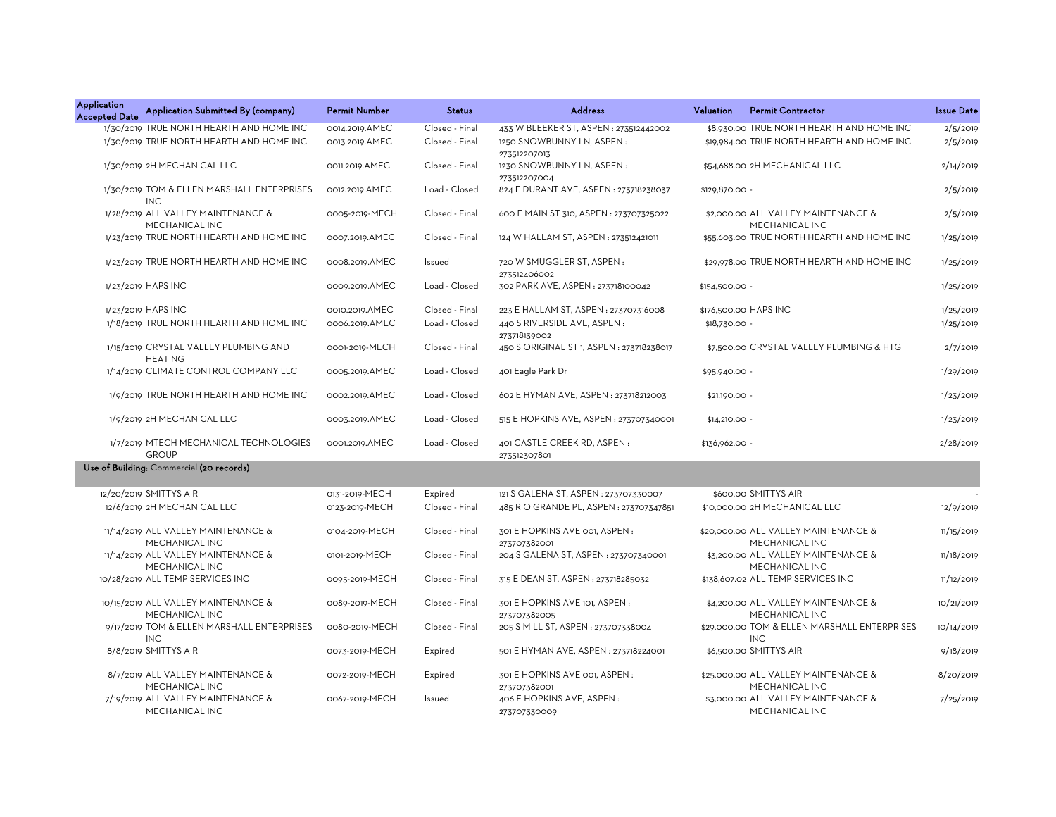| Application Accepted Date | Application Submitted By (company) | Permit Number | Status | Address | Valuation | Permit Contractor | Issue Date |
|---|---|---|---|---|---|---|---|
| 1/30/2019 | TRUE NORTH HEARTH AND HOME INC | 0014.2019.AMEC | Closed - Final | 433 W BLEEKER ST, ASPEN : 273512442002 | $8,930.00 | TRUE NORTH HEARTH AND HOME INC | 2/5/2019 |
| 1/30/2019 | TRUE NORTH HEARTH AND HOME INC | 0013.2019.AMEC | Closed - Final | 1250 SNOWBUNNY LN, ASPEN : 273512207013 | $19,984.00 | TRUE NORTH HEARTH AND HOME INC | 2/5/2019 |
| 1/30/2019 | 2H MECHANICAL LLC | 0011.2019.AMEC | Closed - Final | 1230 SNOWBUNNY LN, ASPEN : 273512207004 | $54,688.00 | 2H MECHANICAL LLC | 2/14/2019 |
| 1/30/2019 | TOM & ELLEN MARSHALL ENTERPRISES INC | 0012.2019.AMEC | Load - Closed | 824 E DURANT AVE, ASPEN : 273718238037 | $129,870.00 | - | 2/5/2019 |
| 1/28/2019 | ALL VALLEY MAINTENANCE & MECHANICAL INC | 0005-2019-MECH | Closed - Final | 600 E MAIN ST 310, ASPEN : 273707325022 | $2,000.00 | ALL VALLEY MAINTENANCE & MECHANICAL INC | 2/5/2019 |
| 1/23/2019 | TRUE NORTH HEARTH AND HOME INC | 0007.2019.AMEC | Closed - Final | 124 W HALLAM ST, ASPEN : 273512421011 | $55,603.00 | TRUE NORTH HEARTH AND HOME INC | 1/25/2019 |
| 1/23/2019 | TRUE NORTH HEARTH AND HOME INC | 0008.2019.AMEC | Issued | 720 W SMUGGLER ST, ASPEN : 273512406002 | $29,978.00 | TRUE NORTH HEARTH AND HOME INC | 1/25/2019 |
| 1/23/2019 | HAPS INC | 0009.2019.AMEC | Load - Closed | 302 PARK AVE, ASPEN : 273718100042 | $154,500.00 | - | 1/25/2019 |
| 1/23/2019 | HAPS INC | 0010.2019.AMEC | Closed - Final | 223 E HALLAM ST, ASPEN : 273707316008 | $176,500.00 | HAPS INC | 1/25/2019 |
| 1/18/2019 | TRUE NORTH HEARTH AND HOME INC | 0006.2019.AMEC | Load - Closed | 440 S RIVERSIDE AVE, ASPEN : 273718139002 | $18,730.00 | - | 1/25/2019 |
| 1/15/2019 | CRYSTAL VALLEY PLUMBING AND HEATING | 0001-2019-MECH | Closed - Final | 450 S ORIGINAL ST 1, ASPEN : 273718238017 | $7,500.00 | CRYSTAL VALLEY PLUMBING & HTG | 2/7/2019 |
| 1/14/2019 | CLIMATE CONTROL COMPANY LLC | 0005.2019.AMEC | Load - Closed | 401 Eagle Park Dr | $95,940.00 | - | 1/29/2019 |
| 1/9/2019 | TRUE NORTH HEARTH AND HOME INC | 0002.2019.AMEC | Load - Closed | 602 E HYMAN AVE, ASPEN : 273718212003 | $21,190.00 | - | 1/23/2019 |
| 1/9/2019 | 2H MECHANICAL LLC | 0003.2019.AMEC | Load - Closed | 515 E HOPKINS AVE, ASPEN : 273707340001 | $14,210.00 | - | 1/23/2019 |
| 1/7/2019 | MTECH MECHANICAL TECHNOLOGIES GROUP | 0001.2019.AMEC | Load - Closed | 401 CASTLE CREEK RD, ASPEN : 273512307801 | $136,962.00 | - | 2/28/2019 |
| **Use of Building:** Commercial **(20 records)** | | | | | | | |
| 12/20/2019 | SMITTYS AIR | 0131-2019-MECH | Expired | 121 S GALENA ST, ASPEN : 273707330007 | $600.00 | SMITTYS AIR | - |
| 12/6/2019 | 2H MECHANICAL LLC | 0123-2019-MECH | Closed - Final | 485 RIO GRANDE PL, ASPEN : 273707347851 | $10,000.00 | 2H MECHANICAL LLC | 12/9/2019 |
| 11/14/2019 | ALL VALLEY MAINTENANCE & MECHANICAL INC | 0104-2019-MECH | Closed - Final | 301 E HOPKINS AVE 001, ASPEN : 273707382001 | $20,000.00 | ALL VALLEY MAINTENANCE & MECHANICAL INC | 11/15/2019 |
| 11/14/2019 | ALL VALLEY MAINTENANCE & MECHANICAL INC | 0101-2019-MECH | Closed - Final | 204 S GALENA ST, ASPEN : 273707340001 | $3,200.00 | ALL VALLEY MAINTENANCE & MECHANICAL INC | 11/18/2019 |
| 10/28/2019 | ALL TEMP SERVICES INC | 0095-2019-MECH | Closed - Final | 315 E DEAN ST, ASPEN : 273718285032 | $138,607.02 | ALL TEMP SERVICES INC | 11/12/2019 |
| 10/15/2019 | ALL VALLEY MAINTENANCE & MECHANICAL INC | 0089-2019-MECH | Closed - Final | 301 E HOPKINS AVE 101, ASPEN : 273707382005 | $4,200.00 | ALL VALLEY MAINTENANCE & MECHANICAL INC | 10/21/2019 |
| 9/17/2019 | TOM & ELLEN MARSHALL ENTERPRISES INC | 0080-2019-MECH | Closed - Final | 205 S MILL ST, ASPEN : 273707338004 | $29,000.00 | TOM & ELLEN MARSHALL ENTERPRISES INC | 10/14/2019 |
| 8/8/2019 | SMITTYS AIR | 0073-2019-MECH | Expired | 501 E HYMAN AVE, ASPEN : 273718224001 | $6,500.00 | SMITTYS AIR | 9/18/2019 |
| 8/7/2019 | ALL VALLEY MAINTENANCE & MECHANICAL INC | 0072-2019-MECH | Expired | 301 E HOPKINS AVE 001, ASPEN : 273707382001 | $25,000.00 | ALL VALLEY MAINTENANCE & MECHANICAL INC | 8/20/2019 |
| 7/19/2019 | ALL VALLEY MAINTENANCE & MECHANICAL INC | 0067-2019-MECH | Issued | 406 E HOPKINS AVE, ASPEN : 273707330009 | $3,000.00 | ALL VALLEY MAINTENANCE & MECHANICAL INC | 7/25/2019 |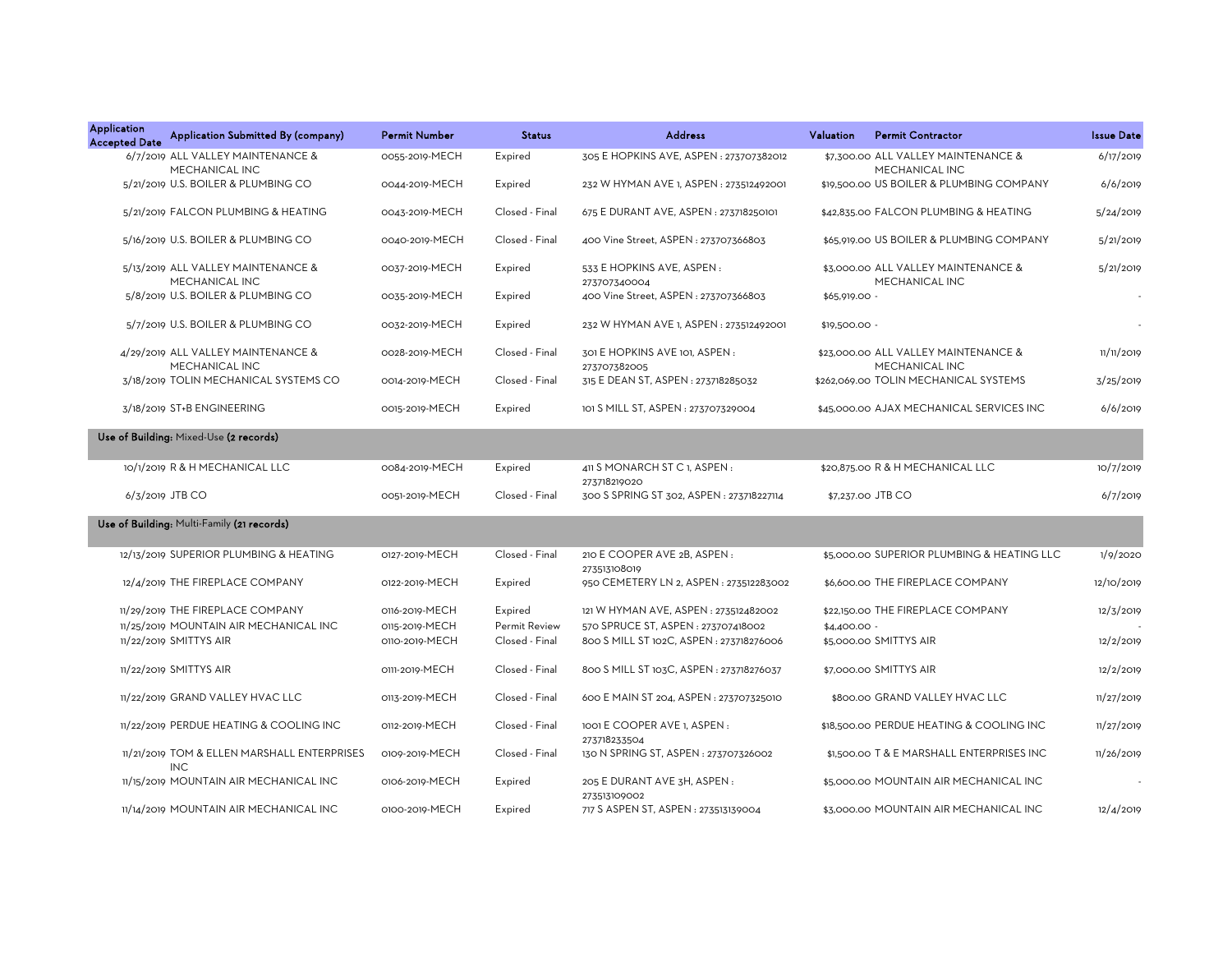| Application Accepted Date | Application Submitted By (company) | Permit Number | Status | Address | Valuation | Permit Contractor | Issue Date |
|---|---|---|---|---|---|---|---|
| 6/7/2019 | ALL VALLEY MAINTENANCE & MECHANICAL INC | 0055-2019-MECH | Expired | 305 E HOPKINS AVE, ASPEN : 273707382012 | $7,300.00 | ALL VALLEY MAINTENANCE & MECHANICAL INC | 6/17/2019 |
| 5/21/2019 | U.S. BOILER & PLUMBING CO | 0044-2019-MECH | Expired | 232 W HYMAN AVE 1, ASPEN : 273512492001 | $19,500.00 | US BOILER & PLUMBING COMPANY | 6/6/2019 |
| 5/21/2019 | FALCON PLUMBING & HEATING | 0043-2019-MECH | Closed - Final | 675 E DURANT AVE, ASPEN : 273718250101 | $42,835.00 | FALCON PLUMBING & HEATING | 5/24/2019 |
| 5/16/2019 | U.S. BOILER & PLUMBING CO | 0040-2019-MECH | Closed - Final | 400 Vine Street, ASPEN : 273707366803 | $65,919.00 | US BOILER & PLUMBING COMPANY | 5/21/2019 |
| 5/13/2019 | ALL VALLEY MAINTENANCE & MECHANICAL INC | 0037-2019-MECH | Expired | 533 E HOPKINS AVE, ASPEN : 273707340004 | $3,000.00 | ALL VALLEY MAINTENANCE & MECHANICAL INC | 5/21/2019 |
| 5/8/2019 | U.S. BOILER & PLUMBING CO | 0035-2019-MECH | Expired | 400 Vine Street, ASPEN : 273707366803 | $65,919.00 | - | - |
| 5/7/2019 | U.S. BOILER & PLUMBING CO | 0032-2019-MECH | Expired | 232 W HYMAN AVE 1, ASPEN : 273512492001 | $19,500.00 | - | - |
| 4/29/2019 | ALL VALLEY MAINTENANCE & MECHANICAL INC | 0028-2019-MECH | Closed - Final | 301 E HOPKINS AVE 101, ASPEN : 273707382005 | $23,000.00 | ALL VALLEY MAINTENANCE & MECHANICAL INC | 11/11/2019 |
| 3/18/2019 | TOLIN MECHANICAL SYSTEMS CO | 0014-2019-MECH | Closed - Final | 315 E DEAN ST, ASPEN : 273718285032 | $262,069.00 | TOLIN MECHANICAL SYSTEMS | 3/25/2019 |
| 3/18/2019 | ST+B ENGINEERING | 0015-2019-MECH | Expired | 101 S MILL ST, ASPEN : 273707329004 | $45,000.00 | AJAX MECHANICAL SERVICES INC | 6/6/2019 |
| **Use of Building:** Mixed-Use **(2 records)** | | | | | | | |
| 10/1/2019 | R & H MECHANICAL LLC | 0084-2019-MECH | Expired | 411 S MONARCH ST C 1, ASPEN : 273718219020 | $20,875.00 | R & H MECHANICAL LLC | 10/7/2019 |
| 6/3/2019 | JTB CO | 0051-2019-MECH | Closed - Final | 300 S SPRING ST 302, ASPEN : 273718227114 | $7,237.00 | JTB CO | 6/7/2019 |
| **Use of Building:** Multi-Family **(21 records)** | | | | | | | |
| 12/13/2019 | SUPERIOR PLUMBING & HEATING | 0127-2019-MECH | Closed - Final | 210 E COOPER AVE 2B, ASPEN : 273513108019 | $5,000.00 | SUPERIOR PLUMBING & HEATING LLC | 1/9/2020 |
| 12/4/2019 | THE FIREPLACE COMPANY | 0122-2019-MECH | Expired | 950 CEMETERY LN 2, ASPEN : 273512283002 | $6,600.00 | THE FIREPLACE COMPANY | 12/10/2019 |
| 11/29/2019 | THE FIREPLACE COMPANY | 0116-2019-MECH | Expired | 121 W HYMAN AVE, ASPEN : 273512482002 | $22,150.00 | THE FIREPLACE COMPANY | 12/3/2019 |
| 11/25/2019 | MOUNTAIN AIR MECHANICAL INC | 0115-2019-MECH | Permit Review | 570 SPRUCE ST, ASPEN : 273707418002 | $4,400.00 | - | - |
| 11/22/2019 | SMITTYS AIR | 0110-2019-MECH | Closed - Final | 800 S MILL ST 102C, ASPEN : 273718276006 | $5,000.00 | SMITTYS AIR | 12/2/2019 |
| 11/22/2019 | SMITTYS AIR | 0111-2019-MECH | Closed - Final | 800 S MILL ST 103C, ASPEN : 273718276037 | $7,000.00 | SMITTYS AIR | 12/2/2019 |
| 11/22/2019 | GRAND VALLEY HVAC LLC | 0113-2019-MECH | Closed - Final | 600 E MAIN ST 204, ASPEN : 273707325010 | $800.00 | GRAND VALLEY HVAC LLC | 11/27/2019 |
| 11/22/2019 | PERDUE HEATING & COOLING INC | 0112-2019-MECH | Closed - Final | 1001 E COOPER AVE 1, ASPEN : 273718233504 | $18,500.00 | PERDUE HEATING & COOLING INC | 11/27/2019 |
| 11/21/2019 | TOM & ELLEN MARSHALL ENTERPRISES INC | 0109-2019-MECH | Closed - Final | 130 N SPRING ST, ASPEN : 273707326002 | $1,500.00 | T & E MARSHALL ENTERPRISES INC | 11/26/2019 |
| 11/15/2019 | MOUNTAIN AIR MECHANICAL INC | 0106-2019-MECH | Expired | 205 E DURANT AVE 3H, ASPEN : 273513109002 | $5,000.00 | MOUNTAIN AIR MECHANICAL INC | - |
| 11/14/2019 | MOUNTAIN AIR MECHANICAL INC | 0100-2019-MECH | Expired | 717 S ASPEN ST, ASPEN : 273513139004 | $3,000.00 | MOUNTAIN AIR MECHANICAL INC | 12/4/2019 |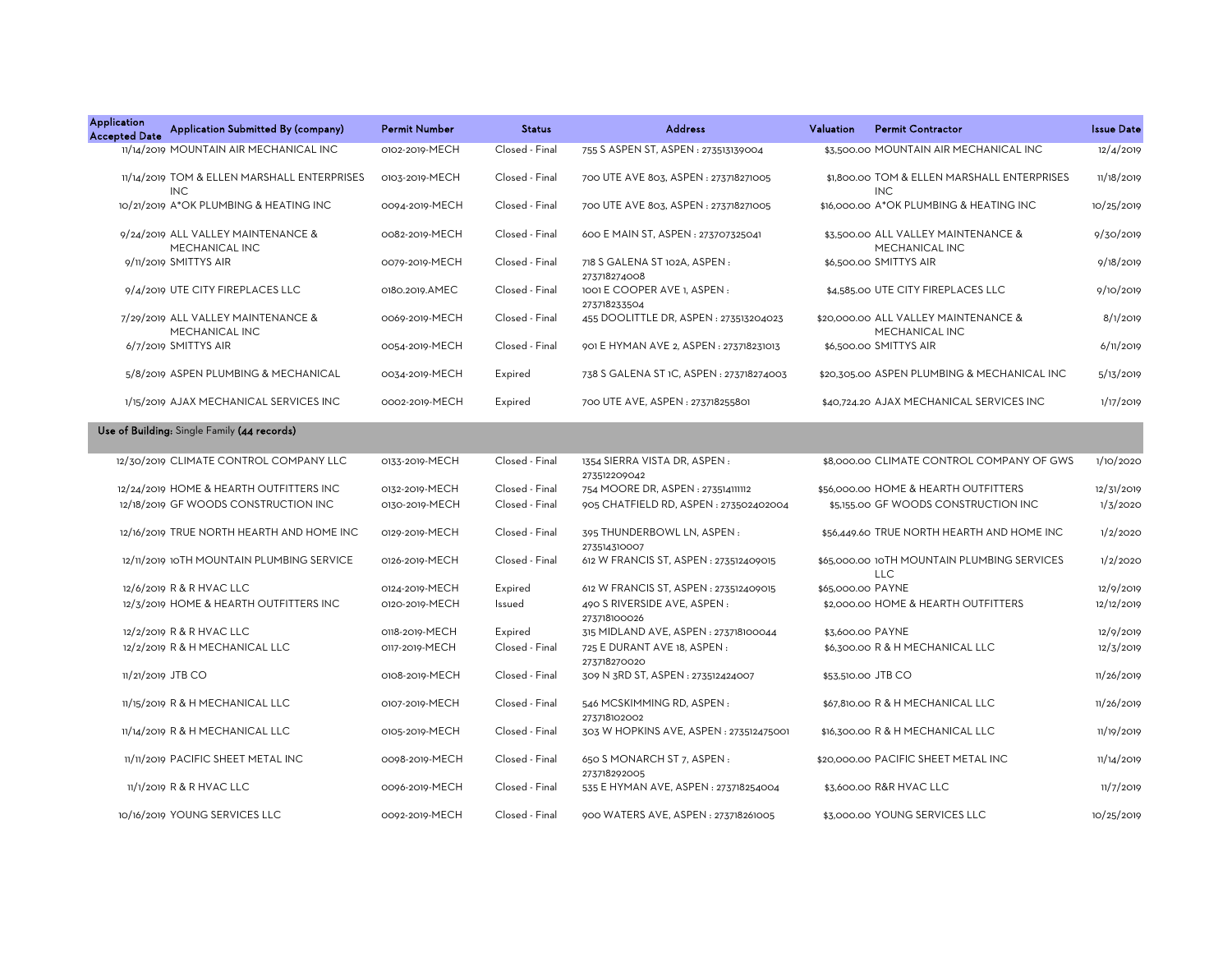| Application Accepted Date | Application Submitted By (company) | Permit Number | Status | Address | Valuation | Permit Contractor | Issue Date |
|---|---|---|---|---|---|---|---|
| 11/14/2019 | MOUNTAIN AIR MECHANICAL INC | 0102-2019-MECH | Closed - Final | 755 S ASPEN ST, ASPEN : 273513139004 | $3,500.00 | MOUNTAIN AIR MECHANICAL INC | 12/4/2019 |
| 11/14/2019 | TOM & ELLEN MARSHALL ENTERPRISES INC | 0103-2019-MECH | Closed - Final | 700 UTE AVE 803, ASPEN : 273718271005 | $1,800.00 | TOM & ELLEN MARSHALL ENTERPRISES INC | 11/18/2019 |
| 10/21/2019 | A*OK PLUMBING & HEATING INC | 0094-2019-MECH | Closed - Final | 700 UTE AVE 803, ASPEN : 273718271005 | $16,000.00 | A*OK PLUMBING & HEATING INC | 10/25/2019 |
| 9/24/2019 | ALL VALLEY MAINTENANCE & MECHANICAL INC | 0082-2019-MECH | Closed - Final | 600 E MAIN ST, ASPEN : 273707325041 | $3,500.00 | ALL VALLEY MAINTENANCE & MECHANICAL INC | 9/30/2019 |
| 9/11/2019 | SMITTYS AIR | 0079-2019-MECH | Closed - Final | 718 S GALENA ST 102A, ASPEN : 273718274008 | $6,500.00 | SMITTYS AIR | 9/18/2019 |
| 9/4/2019 | UTE CITY FIREPLACES LLC | 0180.2019.AMEC | Closed - Final | 1001 E COOPER AVE 1, ASPEN : 273718233504 | $4,585.00 | UTE CITY FIREPLACES LLC | 9/10/2019 |
| 7/29/2019 | ALL VALLEY MAINTENANCE & MECHANICAL INC | 0069-2019-MECH | Closed - Final | 455 DOOLITTLE DR, ASPEN : 273513204023 | $20,000.00 | ALL VALLEY MAINTENANCE & MECHANICAL INC | 8/1/2019 |
| 6/7/2019 | SMITTYS AIR | 0054-2019-MECH | Closed - Final | 901 E HYMAN AVE 2, ASPEN : 273718231013 | $6,500.00 | SMITTYS AIR | 6/11/2019 |
| 5/8/2019 | ASPEN PLUMBING & MECHANICAL | 0034-2019-MECH | Expired | 738 S GALENA ST 1C, ASPEN : 273718274003 | $20,305.00 | ASPEN PLUMBING & MECHANICAL INC | 5/13/2019 |
| 1/15/2019 | AJAX MECHANICAL SERVICES INC | 0002-2019-MECH | Expired | 700 UTE AVE, ASPEN : 273718255801 | $40,724.20 | AJAX MECHANICAL SERVICES INC | 1/17/2019 |
| **Use of Building:** Single Family **(44 records)** | | | | | | | |
| 12/30/2019 | CLIMATE CONTROL COMPANY LLC | 0133-2019-MECH | Closed - Final | 1354 SIERRA VISTA DR, ASPEN : 273512209042 | $8,000.00 | CLIMATE CONTROL COMPANY OF GWS | 1/10/2020 |
| 12/24/2019 | HOME & HEARTH OUTFITTERS INC | 0132-2019-MECH | Closed - Final | 754 MOORE DR, ASPEN : 273514111112 | $56,000.00 | HOME & HEARTH OUTFITTERS | 12/31/2019 |
| 12/18/2019 | GF WOODS CONSTRUCTION INC | 0130-2019-MECH | Closed - Final | 905 CHATFIELD RD, ASPEN : 273502402004 | $5,155.00 | GF WOODS CONSTRUCTION INC | 1/3/2020 |
| 12/16/2019 | TRUE NORTH HEARTH AND HOME INC | 0129-2019-MECH | Closed - Final | 395 THUNDERBOWL LN, ASPEN : 273514310007 | $56,449.60 | TRUE NORTH HEARTH AND HOME INC | 1/2/2020 |
| 12/11/2019 | 10TH MOUNTAIN PLUMBING SERVICE | 0126-2019-MECH | Closed - Final | 612 W FRANCIS ST, ASPEN : 273512409015 | $65,000.00 | 10TH MOUNTAIN PLUMBING SERVICES LLC | 1/2/2020 |
| 12/6/2019 | R & R HVAC LLC | 0124-2019-MECH | Expired | 612 W FRANCIS ST, ASPEN : 273512409015 | $65,000.00 | PAYNE | 12/9/2019 |
| 12/3/2019 | HOME & HEARTH OUTFITTERS INC | 0120-2019-MECH | Issued | 490 S RIVERSIDE AVE, ASPEN : 273718100026 | $2,000.00 | HOME & HEARTH OUTFITTERS | 12/12/2019 |
| 12/2/2019 | R & R HVAC LLC | 0118-2019-MECH | Expired | 315 MIDLAND AVE, ASPEN : 273718100044 | $3,600.00 | PAYNE | 12/9/2019 |
| 12/2/2019 | R & H MECHANICAL LLC | 0117-2019-MECH | Closed - Final | 725 E DURANT AVE 18, ASPEN : 273718270020 | $6,300.00 | R & H MECHANICAL LLC | 12/3/2019 |
| 11/21/2019 | JTB CO | 0108-2019-MECH | Closed - Final | 309 N 3RD ST, ASPEN : 273512424007 | $53,510.00 | JTB CO | 11/26/2019 |
| 11/15/2019 | R & H MECHANICAL LLC | 0107-2019-MECH | Closed - Final | 546 MCSKIMMING RD, ASPEN : 273718102002 | $67,810.00 | R & H MECHANICAL LLC | 11/26/2019 |
| 11/14/2019 | R & H MECHANICAL LLC | 0105-2019-MECH | Closed - Final | 303 W HOPKINS AVE, ASPEN : 273512475001 | $16,300.00 | R & H MECHANICAL LLC | 11/19/2019 |
| 11/11/2019 | PACIFIC SHEET METAL INC | 0098-2019-MECH | Closed - Final | 650 S MONARCH ST 7, ASPEN : 273718292005 | $20,000.00 | PACIFIC SHEET METAL INC | 11/14/2019 |
| 11/1/2019 | R & R HVAC LLC | 0096-2019-MECH | Closed - Final | 535 E HYMAN AVE, ASPEN : 273718254004 | $3,600.00 | R&R HVAC LLC | 11/7/2019 |
| 10/16/2019 | YOUNG SERVICES LLC | 0092-2019-MECH | Closed - Final | 900 WATERS AVE, ASPEN : 273718261005 | $3,000.00 | YOUNG SERVICES LLC | 10/25/2019 |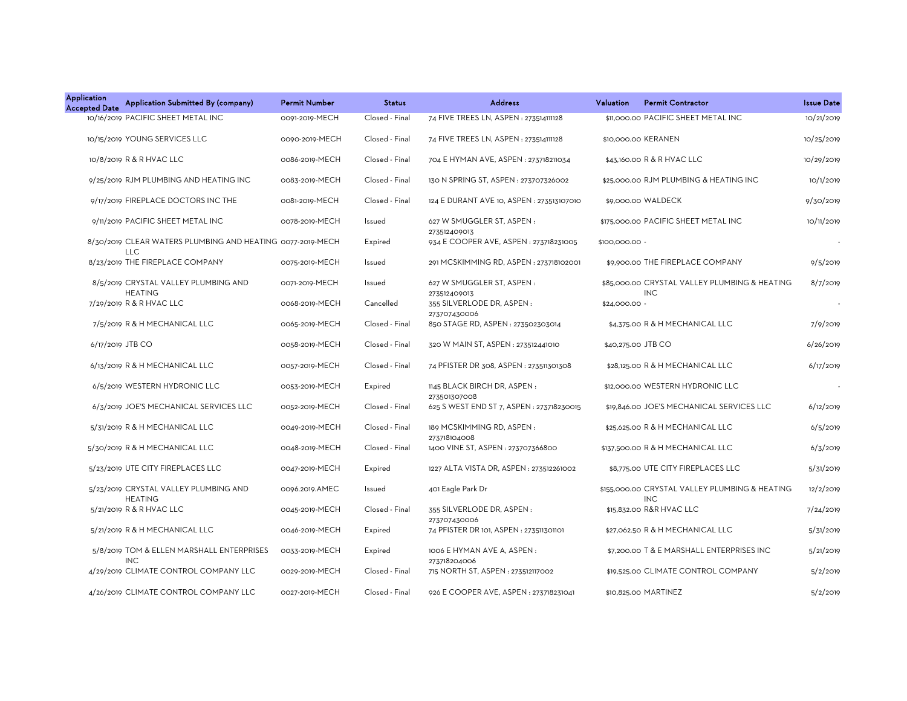| Application Accepted Date | Application Submitted By (company) | Permit Number | Status | Address | Valuation | Permit Contractor | Issue Date |
|---|---|---|---|---|---|---|---|
| 10/16/2019 | PACIFIC SHEET METAL INC | 0091-2019-MECH | Closed - Final | 74 FIVE TREES LN, ASPEN : 273514111128 | $11,000.00 | PACIFIC SHEET METAL INC | 10/21/2019 |
| 10/15/2019 | YOUNG SERVICES LLC | 0090-2019-MECH | Closed - Final | 74 FIVE TREES LN, ASPEN : 273514111128 | $10,000.00 | KERANEN | 10/25/2019 |
| 10/8/2019 | R & R HVAC LLC | 0086-2019-MECH | Closed - Final | 704 E HYMAN AVE, ASPEN : 273718211034 | $43,160.00 | R & R HVAC LLC | 10/29/2019 |
| 9/25/2019 | RJM PLUMBING AND HEATING INC | 0083-2019-MECH | Closed - Final | 130 N SPRING ST, ASPEN : 273707326002 | $25,000.00 | RJM PLUMBING & HEATING INC | 10/1/2019 |
| 9/17/2019 | FIREPLACE DOCTORS INC THE | 0081-2019-MECH | Closed - Final | 124 E DURANT AVE 10, ASPEN : 273513107010 | $9,000.00 | WALDECK | 9/30/2019 |
| 9/11/2019 | PACIFIC SHEET METAL INC | 0078-2019-MECH | Issued | 627 W SMUGGLER ST, ASPEN : 273512409013 | $175,000.00 | PACIFIC SHEET METAL INC | 10/11/2019 |
| 8/30/2019 | CLEAR WATERS PLUMBING AND HEATING LLC | 0077-2019-MECH | Expired | 934 E COOPER AVE, ASPEN : 273718231005 | $100,000.00 | - | - |
| 8/23/2019 | THE FIREPLACE COMPANY | 0075-2019-MECH | Issued | 291 MCSKIMMING RD, ASPEN : 273718102001 | $9,900.00 | THE FIREPLACE COMPANY | 9/5/2019 |
| 8/5/2019 | CRYSTAL VALLEY PLUMBING AND HEATING | 0071-2019-MECH | Issued | 627 W SMUGGLER ST, ASPEN : 273512409013 | $85,000.00 | CRYSTAL VALLEY PLUMBING & HEATING INC | 8/7/2019 |
| 7/29/2019 | R & R HVAC LLC | 0068-2019-MECH | Cancelled | 355 SILVERLODE DR, ASPEN : 273707430006 | $24,000.00 | - | - |
| 7/5/2019 | R & H MECHANICAL LLC | 0065-2019-MECH | Closed - Final | 850 STAGE RD, ASPEN : 273502303014 | $4,375.00 | R & H MECHANICAL LLC | 7/9/2019 |
| 6/17/2019 | JTB CO | 0058-2019-MECH | Closed - Final | 320 W MAIN ST, ASPEN : 273512441010 | $40,275.00 | JTB CO | 6/26/2019 |
| 6/13/2019 | R & H MECHANICAL LLC | 0057-2019-MECH | Closed - Final | 74 PFISTER DR 308, ASPEN : 273511301308 | $28,125.00 | R & H MECHANICAL LLC | 6/17/2019 |
| 6/5/2019 | WESTERN HYDRONIC LLC | 0053-2019-MECH | Expired | 1145 BLACK BIRCH DR, ASPEN : 273501307008 | $12,000.00 | WESTERN HYDRONIC LLC | - |
| 6/3/2019 | JOE'S MECHANICAL SERVICES LLC | 0052-2019-MECH | Closed - Final | 625 S WEST END ST 7, ASPEN : 273718230015 | $19,846.00 | JOE'S MECHANICAL SERVICES LLC | 6/12/2019 |
| 5/31/2019 | R & H MECHANICAL LLC | 0049-2019-MECH | Closed - Final | 189 MCSKIMMING RD, ASPEN : 273718104008 | $25,625.00 | R & H MECHANICAL LLC | 6/5/2019 |
| 5/30/2019 | R & H MECHANICAL LLC | 0048-2019-MECH | Closed - Final | 1400 VINE ST, ASPEN : 273707366800 | $137,500.00 | R & H MECHANICAL LLC | 6/3/2019 |
| 5/23/2019 | UTE CITY FIREPLACES LLC | 0047-2019-MECH | Expired | 1227 ALTA VISTA DR, ASPEN : 273512261002 | $8,775.00 | UTE CITY FIREPLACES LLC | 5/31/2019 |
| 5/23/2019 | CRYSTAL VALLEY PLUMBING AND HEATING | 0096.2019.AMEC | Issued | 401 Eagle Park Dr | $155,000.00 | CRYSTAL VALLEY PLUMBING & HEATING INC | 12/2/2019 |
| 5/21/2019 | R & R HVAC LLC | 0045-2019-MECH | Closed - Final | 355 SILVERLODE DR, ASPEN : 273707430006 | $15,832.00 | R&R HVAC LLC | 7/24/2019 |
| 5/21/2019 | R & H MECHANICAL LLC | 0046-2019-MECH | Expired | 74 PFISTER DR 101, ASPEN : 273511301101 | $27,062.50 | R & H MECHANICAL LLC | 5/31/2019 |
| 5/8/2019 | TOM & ELLEN MARSHALL ENTERPRISES INC | 0033-2019-MECH | Expired | 1006 E HYMAN AVE A, ASPEN : 273718204006 | $7,200.00 | T & E MARSHALL ENTERPRISES INC | 5/21/2019 |
| 4/29/2019 | CLIMATE CONTROL COMPANY LLC | 0029-2019-MECH | Closed - Final | 715 NORTH ST, ASPEN : 273512117002 | $19,525.00 | CLIMATE CONTROL COMPANY | 5/2/2019 |
| 4/26/2019 | CLIMATE CONTROL COMPANY LLC | 0027-2019-MECH | Closed - Final | 926 E COOPER AVE, ASPEN : 273718231041 | $10,825.00 | MARTINEZ | 5/2/2019 |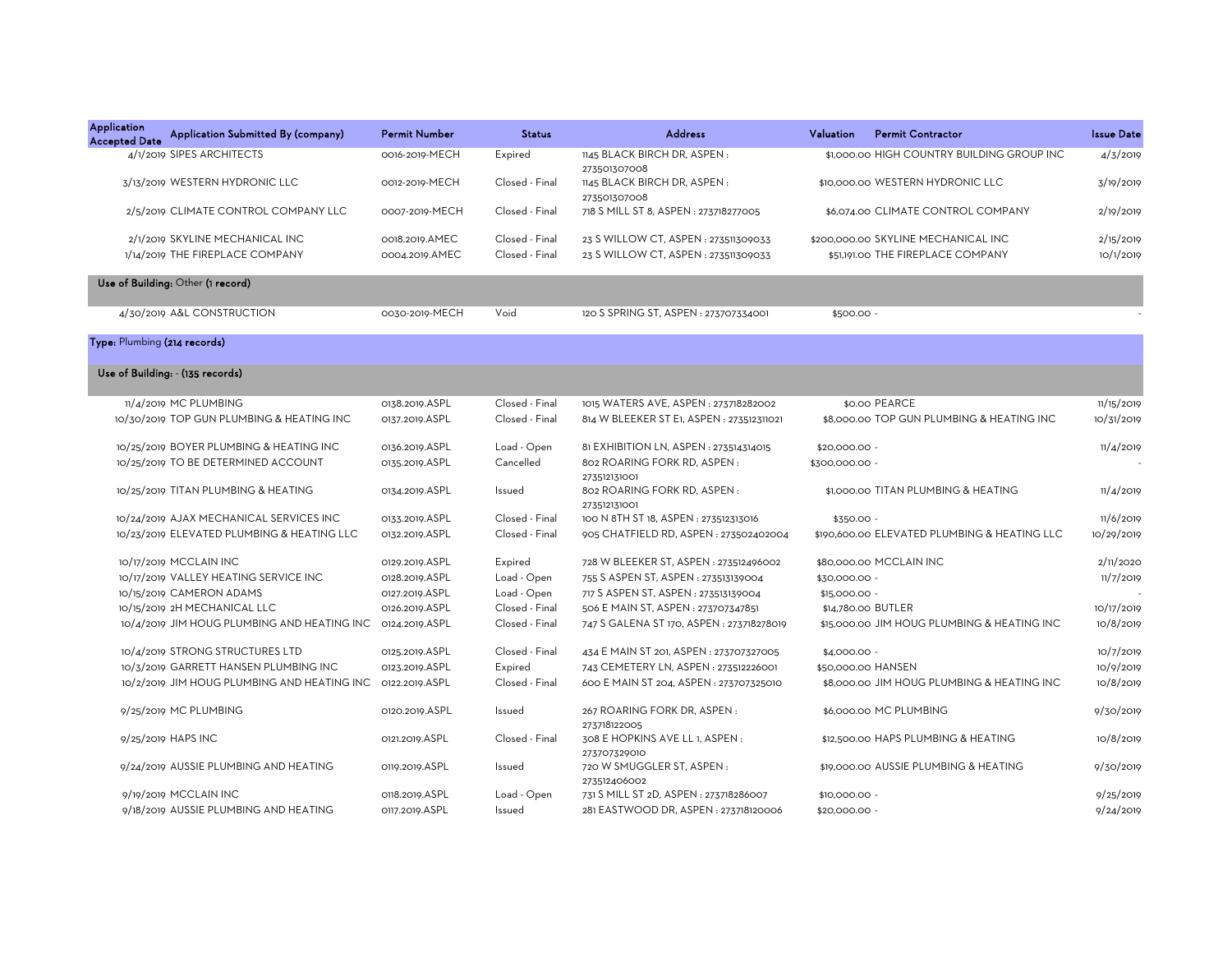| Application Accepted Date | Application Submitted By (company) | Permit Number | Status | Address | Valuation | Permit Contractor | Issue Date |
|---|---|---|---|---|---|---|---|
| 4/1/2019 | SIPES ARCHITECTS | 0016-2019-MECH | Expired | 1145 BLACK BIRCH DR, ASPEN : 273501307008 | $1,000.00 | HIGH COUNTRY BUILDING GROUP INC | 4/3/2019 |
| 3/13/2019 | WESTERN HYDRONIC LLC | 0012-2019-MECH | Closed - Final | 1145 BLACK BIRCH DR, ASPEN : 273501307008 | $10,000.00 | WESTERN HYDRONIC LLC | 3/19/2019 |
| 2/5/2019 | CLIMATE CONTROL COMPANY LLC | 0007-2019-MECH | Closed - Final | 718 S MILL ST 8, ASPEN : 273718277005 | $6,074.00 | CLIMATE CONTROL COMPANY | 2/19/2019 |
| 2/1/2019 | SKYLINE MECHANICAL INC | 0018.2019.AMEC | Closed - Final | 23 S WILLOW CT, ASPEN : 273511309033 | $200,000.00 | SKYLINE MECHANICAL INC | 2/15/2019 |
| 1/14/2019 | THE FIREPLACE COMPANY | 0004.2019.AMEC | Closed - Final | 23 S WILLOW CT, ASPEN : 273511309033 | $51,191.00 | THE FIREPLACE COMPANY | 10/1/2019 |
| **Use of Building:** Other **(1 record)** | | | | | | | |
| 4/30/2019 | A&L CONSTRUCTION | 0030-2019-MECH | Void | 120 S SPRING ST, ASPEN : 273707334001 | $500.00 | - | - |
| **Type:** Plumbing **(214 records)** | | | | | | | |
| **Use of Building:** - **(135 records)** | | | | | | | |
| 11/4/2019 | MC PLUMBING | 0138.2019.ASPL | Closed - Final | 1015 WATERS AVE, ASPEN : 273718282002 | $0.00 | PEARCE | 11/15/2019 |
| 10/30/2019 | TOP GUN PLUMBING & HEATING INC | 0137.2019.ASPL | Closed - Final | 814 W BLEEKER ST E1, ASPEN : 273512311021 | $8,000.00 | TOP GUN PLUMBING & HEATING INC | 10/31/2019 |
| 10/25/2019 | BOYER PLUMBING & HEATING INC | 0136.2019.ASPL | Load - Open | 81 EXHIBITION LN, ASPEN : 273514314015 | $20,000.00 | - | 11/4/2019 |
| 10/25/2019 | TO BE DETERMINED ACCOUNT | 0135.2019.ASPL | Cancelled | 802 ROARING FORK RD, ASPEN : 273512131001 | $300,000.00 | - | - |
| 10/25/2019 | TITAN PLUMBING & HEATING | 0134.2019.ASPL | Issued | 802 ROARING FORK RD, ASPEN : 273512131001 | $1,000.00 | TITAN PLUMBING & HEATING | 11/4/2019 |
| 10/24/2019 | AJAX MECHANICAL SERVICES INC | 0133.2019.ASPL | Closed - Final | 100 N 8TH ST 18, ASPEN : 273512313016 | $350.00 | - | 11/6/2019 |
| 10/23/2019 | ELEVATED PLUMBING & HEATING LLC | 0132.2019.ASPL | Closed - Final | 905 CHATFIELD RD, ASPEN : 273502402004 | $190,600.00 | ELEVATED PLUMBING & HEATING LLC | 10/29/2019 |
| 10/17/2019 | MCCLAIN INC | 0129.2019.ASPL | Expired | 728 W BLEEKER ST, ASPEN : 273512496002 | $80,000.00 | MCCLAIN INC | 2/11/2020 |
| 10/17/2019 | VALLEY HEATING SERVICE INC | 0128.2019.ASPL | Load - Open | 755 S ASPEN ST, ASPEN : 273513139004 | $30,000.00 | - | 11/7/2019 |
| 10/15/2019 | CAMERON ADAMS | 0127.2019.ASPL | Load - Open | 717 S ASPEN ST, ASPEN : 273513139004 | $15,000.00 | - | - |
| 10/15/2019 | 2H MECHANICAL LLC | 0126.2019.ASPL | Closed - Final | 506 E MAIN ST, ASPEN : 273707347851 | $14,780.00 | BUTLER | 10/17/2019 |
| 10/4/2019 | JIM HOUG PLUMBING AND HEATING INC | 0124.2019.ASPL | Closed - Final | 747 S GALENA ST 170, ASPEN : 273718278019 | $15,000.00 | JIM HOUG PLUMBING & HEATING INC | 10/8/2019 |
| 10/4/2019 | STRONG STRUCTURES LTD | 0125.2019.ASPL | Closed - Final | 434 E MAIN ST 201, ASPEN : 273707327005 | $4,000.00 | - | 10/7/2019 |
| 10/3/2019 | GARRETT HANSEN PLUMBING INC | 0123.2019.ASPL | Expired | 743 CEMETERY LN, ASPEN : 273512226001 | $50,000.00 | HANSEN | 10/9/2019 |
| 10/2/2019 | JIM HOUG PLUMBING AND HEATING INC | 0122.2019.ASPL | Closed - Final | 600 E MAIN ST 204, ASPEN : 273707325010 | $8,000.00 | JIM HOUG PLUMBING & HEATING INC | 10/8/2019 |
| 9/25/2019 | MC PLUMBING | 0120.2019.ASPL | Issued | 267 ROARING FORK DR, ASPEN : 273718122005 | $6,000.00 | MC PLUMBING | 9/30/2019 |
| 9/25/2019 | HAPS INC | 0121.2019.ASPL | Closed - Final | 308 E HOPKINS AVE LL 1, ASPEN : 273707329010 | $12,500.00 | HAPS PLUMBING & HEATING | 10/8/2019 |
| 9/24/2019 | AUSSIE PLUMBING AND HEATING | 0119.2019.ASPL | Issued | 720 W SMUGGLER ST, ASPEN : 273512406002 | $19,000.00 | AUSSIE PLUMBING & HEATING | 9/30/2019 |
| 9/19/2019 | MCCLAIN INC | 0118.2019.ASPL | Load - Open | 731 S MILL ST 2D, ASPEN : 273718286007 | $10,000.00 | - | 9/25/2019 |
| 9/18/2019 | AUSSIE PLUMBING AND HEATING | 0117.2019.ASPL | Issued | 281 EASTWOOD DR, ASPEN : 273718120006 | $20,000.00 | - | 9/24/2019 |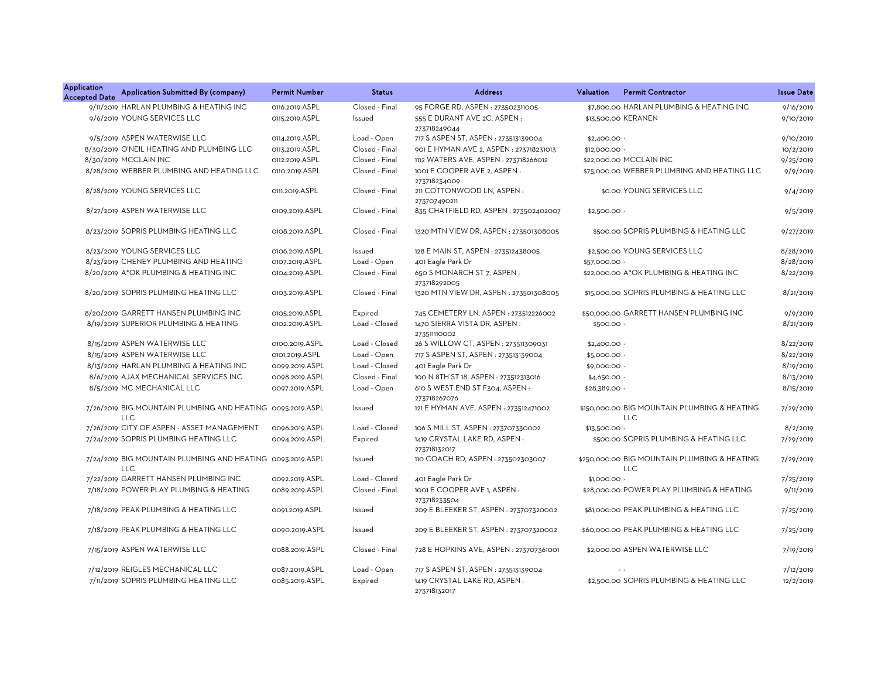| Application Accepted Date | Application Submitted By (company) | Permit Number | Status | Address | Valuation | Permit Contractor | Issue Date |
|---|---|---|---|---|---|---|---|
| 9/11/2019 | HARLAN PLUMBING & HEATING INC | 0116.2019.ASPL | Closed - Final | 95 FORGE RD, ASPEN : 273502311005 | $7,800.00 | HARLAN PLUMBING & HEATING INC | 9/16/2019 |
| 9/6/2019 | YOUNG SERVICES LLC | 0115.2019.ASPL | Issued | 555 E DURANT AVE 2C, ASPEN : 273718249044 | $13,500.00 | KERANEN | 9/10/2019 |
| 9/5/2019 | ASPEN WATERWISE LLC | 0114.2019.ASPL | Load - Open | 717 S ASPEN ST, ASPEN : 273513139004 | $2,400.00 | - | 9/10/2019 |
| 8/30/2019 | O'NEIL HEATING AND PLUMBING LLC | 0113.2019.ASPL | Closed - Final | 901 E HYMAN AVE 2, ASPEN : 273718231013 | $12,000.00 | - | 10/2/2019 |
| 8/30/2019 | MCCLAIN INC | 0112.2019.ASPL | Closed - Final | 1112 WATERS AVE, ASPEN : 273718266012 | $22,000.00 | MCCLAIN INC | 9/25/2019 |
| 8/28/2019 | WEBBER PLUMBING AND HEATING LLC | 0110.2019.ASPL | Closed - Final | 1001 E COOPER AVE 2, ASPEN : 273718234009 | $75,000.00 | WEBBER PLUMBING AND HEATING LLC | 9/9/2019 |
| 8/28/2019 | YOUNG SERVICES LLC | 0111.2019.ASPL | Closed - Final | 211 COTTONWOOD LN, ASPEN : 273707490211 | $0.00 | YOUNG SERVICES LLC | 9/4/2019 |
| 8/27/2019 | ASPEN WATERWISE LLC | 0109.2019.ASPL | Closed - Final | 835 CHATFIELD RD, ASPEN : 273502402007 | $2,500.00 | - | 9/5/2019 |
| 8/23/2019 | SOPRIS PLUMBING HEATING LLC | 0108.2019.ASPL | Closed - Final | 1320 MTN VIEW DR, ASPEN : 273501308005 | $500.00 | SOPRIS PLUMBING & HEATING LLC | 9/27/2019 |
| 8/23/2019 | YOUNG SERVICES LLC | 0106.2019.ASPL | Issued | 128 E MAIN ST, ASPEN : 273512438005 | $2,500.00 | YOUNG SERVICES LLC | 8/28/2019 |
| 8/23/2019 | CHENEY PLUMBING AND HEATING | 0107.2019.ASPL | Load - Open | 401 Eagle Park Dr | $57,000.00 | - | 8/28/2019 |
| 8/20/2019 | A*OK PLUMBING & HEATING INC | 0104.2019.ASPL | Closed - Final | 650 S MONARCH ST 7, ASPEN : 273718292005 | $22,000.00 | A*OK PLUMBING & HEATING INC | 8/22/2019 |
| 8/20/2019 | SOPRIS PLUMBING HEATING LLC | 0103.2019.ASPL | Closed - Final | 1320 MTN VIEW DR, ASPEN : 273501308005 | $15,000.00 | SOPRIS PLUMBING & HEATING LLC | 8/21/2019 |
| 8/20/2019 | GARRETT HANSEN PLUMBING INC | 0105.2019.ASPL | Expired | 745 CEMETERY LN, ASPEN : 273512226002 | $50,000.00 | GARRETT HANSEN PLUMBING INC | 9/9/2019 |
| 8/19/2019 | SUPERIOR PLUMBING & HEATING | 0102.2019.ASPL | Load - Closed | 1470 SIERRA VISTA DR, ASPEN : 273511110002 | $500.00 | - | 8/21/2019 |
| 8/15/2019 | ASPEN WATERWISE LLC | 0100.2019.ASPL | Load - Closed | 26 S WILLOW CT, ASPEN : 273511309031 | $2,400.00 | - | 8/22/2019 |
| 8/15/2019 | ASPEN WATERWISE LLC | 0101.2019.ASPL | Load - Open | 717 S ASPEN ST, ASPEN : 273513139004 | $5,000.00 | - | 8/22/2019 |
| 8/13/2019 | HARLAN PLUMBING & HEATING INC | 0099.2019.ASPL | Load - Closed | 401 Eagle Park Dr | $9,000.00 | - | 8/19/2019 |
| 8/6/2019 | AJAX MECHANICAL SERVICES INC | 0098.2019.ASPL | Closed - Final | 100 N 8TH ST 18, ASPEN : 273512313016 | $4,650.00 | - | 8/13/2019 |
| 8/5/2019 | MC MECHANICAL LLC | 0097.2019.ASPL | Load - Open | 610 S WEST END ST F304, ASPEN : 273718267076 | $28,389.00 | - | 8/15/2019 |
| 7/26/2019 | BIG MOUNTAIN PLUMBING AND HEATING LLC | 0095.2019.ASPL | Issued | 121 E HYMAN AVE, ASPEN : 273512471002 | $150,000.00 | BIG MOUNTAIN PLUMBING & HEATING LLC | 7/29/2019 |
| 7/26/2019 | CITY OF ASPEN - ASSET MANAGEMENT | 0096.2019.ASPL | Load - Closed | 106 S MILL ST, ASPEN : 273707330002 | $13,500.00 | - | 8/2/2019 |
| 7/24/2019 | SOPRIS PLUMBING HEATING LLC | 0094.2019.ASPL | Expired | 1419 CRYSTAL LAKE RD, ASPEN : 273718132017 | $500.00 | SOPRIS PLUMBING & HEATING LLC | 7/29/2019 |
| 7/24/2019 | BIG MOUNTAIN PLUMBING AND HEATING LLC | 0093.2019.ASPL | Issued | 110 COACH RD, ASPEN : 273502303007 | $250,000.00 | BIG MOUNTAIN PLUMBING & HEATING LLC | 7/29/2019 |
| 7/22/2019 | GARRETT HANSEN PLUMBING INC | 0092.2019.ASPL | Load - Closed | 401 Eagle Park Dr | $1,000.00 | - | 7/25/2019 |
| 7/18/2019 | POWER PLAY PLUMBING & HEATING | 0089.2019.ASPL | Closed - Final | 1001 E COOPER AVE 1, ASPEN : 273718233504 | $28,000.00 | POWER PLAY PLUMBING & HEATING | 9/11/2019 |
| 7/18/2019 | PEAK PLUMBING & HEATING LLC | 0091.2019.ASPL | Issued | 209 E BLEEKER ST, ASPEN : 273707320002 | $81,000.00 | PEAK PLUMBING & HEATING LLC | 7/25/2019 |
| 7/18/2019 | PEAK PLUMBING & HEATING LLC | 0090.2019.ASPL | Issued | 209 E BLEEKER ST, ASPEN : 273707320002 | $60,000.00 | PEAK PLUMBING & HEATING LLC | 7/25/2019 |
| 7/15/2019 | ASPEN WATERWISE LLC | 0088.2019.ASPL | Closed - Final | 728 E HOPKINS AVE, ASPEN : 273707361001 | $2,000.00 | ASPEN WATERWISE LLC | 7/19/2019 |
| 7/12/2019 | REIGLES MECHANICAL LLC | 0087.2019.ASPL | Load - Open | 717 S ASPEN ST, ASPEN : 273513139004 | - | - | 7/12/2019 |
| 7/11/2019 | SOPRIS PLUMBING HEATING LLC | 0085.2019.ASPL | Expired | 1419 CRYSTAL LAKE RD, ASPEN : 273718132017 | $2,500.00 | SOPRIS PLUMBING & HEATING LLC | 12/2/2019 |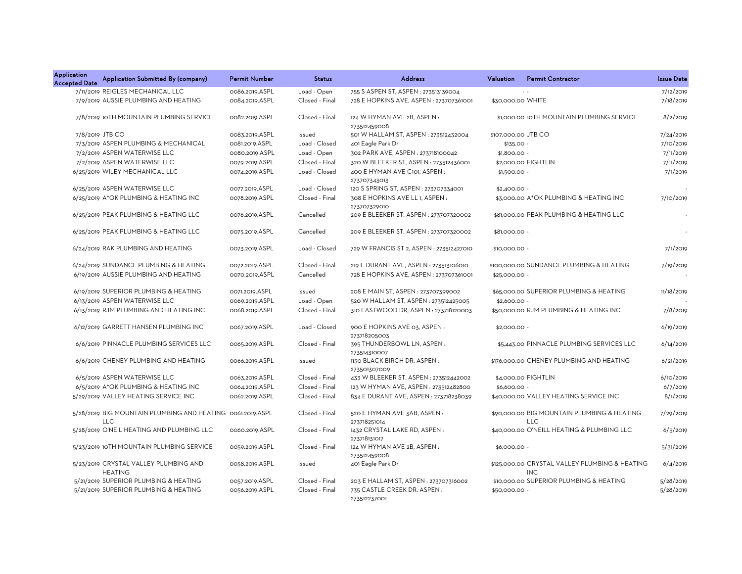| Application Accepted Date | Application Submitted By (company) | Permit Number | Status | Address | Valuation | Permit Contractor | Issue Date |
|---|---|---|---|---|---|---|---|
| 7/11/2019 | REIGLES MECHANICAL LLC | 0086.2019.ASPL | Load - Open | 755 S ASPEN ST, ASPEN : 273513139004 | - | - | 7/12/2019 |
| 7/9/2019 | AUSSIE PLUMBING AND HEATING | 0084.2019.ASPL | Closed - Final | 728 E HOPKINS AVE, ASPEN : 273707361001 | $30,000.00 | WHITE | 7/18/2019 |
| 7/8/2019 | 10TH MOUNTAIN PLUMBING SERVICE | 0082.2019.ASPL | Closed - Final | 124 W HYMAN AVE 2B, ASPEN : 273512459008 | $1,000.00 | 10TH MOUNTAIN PLUMBING SERVICE | 8/2/2019 |
| 7/8/2019 | JTB CO | 0083.2019.ASPL | Issued | 501 W HALLAM ST, ASPEN : 273512432004 | $107,000.00 | JTB CO | 7/24/2019 |
| 7/3/2019 | ASPEN PLUMBING & MECHANICAL | 0081.2019.ASPL | Load - Closed | 401 Eagle Park Dr | $135.00 | - | 7/10/2019 |
| 7/2/2019 | ASPEN WATERWISE LLC | 0080.2019.ASPL | Load - Open | 302 PARK AVE, ASPEN : 273718100042 | $1,800.00 | - | 7/11/2019 |
| 7/2/2019 | ASPEN WATERWISE LLC | 0079.2019.ASPL | Closed - Final | 320 W BLEEKER ST, ASPEN : 273512436001 | $2,000.00 | FIGHTLIN | 7/11/2019 |
| 6/25/2019 | WILEY MECHANICAL LLC | 0074.2019.ASPL | Load - Closed | 400 E HYMAN AVE C101, ASPEN : 273707343013 | $1,500.00 | - | 7/1/2019 |
| 6/25/2019 | ASPEN WATERWISE LLC | 0077.2019.ASPL | Load - Closed | 120 S SPRING ST, ASPEN : 273707334001 | $2,400.00 | - | - |
| 6/25/2019 | A*OK PLUMBING & HEATING INC | 0078.2019.ASPL | Closed - Final | 308 E HOPKINS AVE LL 1, ASPEN : 273707329010 | $3,000.00 | A*OK PLUMBING & HEATING INC | 7/10/2019 |
| 6/25/2019 | PEAK PLUMBING & HEATING LLC | 0076.2019.ASPL | Cancelled | 209 E BLEEKER ST, ASPEN : 273707320002 | $81,000.00 | PEAK PLUMBING & HEATING LLC | - |
| 6/25/2019 | PEAK PLUMBING & HEATING LLC | 0075.2019.ASPL | Cancelled | 209 E BLEEKER ST, ASPEN : 273707320002 | $81,000.00 | - | - |
| 6/24/2019 | RAK PLUMBING AND HEATING | 0073.2019.ASPL | Load - Closed | 729 W FRANCIS ST 2, ASPEN : 273512427010 | $10,000.00 | - | 7/1/2019 |
| 6/24/2019 | SUNDANCE PLUMBING & HEATING | 0072.2019.ASPL | Closed - Final | 219 E DURANT AVE, ASPEN : 273513106010 | $100,000.00 | SUNDANCE PLUMBING & HEATING | 7/19/2019 |
| 6/19/2019 | AUSSIE PLUMBING AND HEATING | 0070.2019.ASPL | Cancelled | 728 E HOPKINS AVE, ASPEN : 273707361001 | $25,000.00 | - | - |
| 6/19/2019 | SUPERIOR PLUMBING & HEATING | 0071.2019.ASPL | Issued | 208 E MAIN ST, ASPEN : 273707399002 | $65,000.00 | SUPERIOR PLUMBING & HEATING | 11/18/2019 |
| 6/13/2019 | ASPEN WATERWISE LLC | 0069.2019.ASPL | Load - Open | 520 W HALLAM ST, ASPEN : 273512425005 | $2,600.00 | - | - |
| 6/13/2019 | RJM PLUMBING AND HEATING INC | 0068.2019.ASPL | Closed - Final | 310 EASTWOOD DR, ASPEN : 273718120003 | $50,000.00 | RJM PLUMBING & HEATING INC | 7/8/2019 |
| 6/12/2019 | GARRETT HANSEN PLUMBING INC | 0067.2019.ASPL | Load - Closed | 900 E HOPKINS AVE 03, ASPEN : 273718205003 | $2,000.00 | - | 6/19/2019 |
| 6/6/2019 | PINNACLE PLUMBING SERVICES LLC | 0065.2019.ASPL | Closed - Final | 395 THUNDERBOWL LN, ASPEN : 273514310007 | $5,443.00 | PINNACLE PLUMBING SERVICES LLC | 6/14/2019 |
| 6/6/2019 | CHENEY PLUMBING AND HEATING | 0066.2019.ASPL | Issued | 1130 BLACK BIRCH DR, ASPEN : 273501307009 | $176,000.00 | CHENEY PLUMBING AND HEATING | 6/21/2019 |
| 6/5/2019 | ASPEN WATERWISE LLC | 0063.2019.ASPL | Closed - Final | 433 W BLEEKER ST, ASPEN : 273512442002 | $4,000.00 | FIGHTLIN | 6/10/2019 |
| 6/5/2019 | A*OK PLUMBING & HEATING INC | 0064.2019.ASPL | Closed - Final | 123 W HYMAN AVE, ASPEN : 273512482800 | $6,600.00 | - | 6/7/2019 |
| 5/29/2019 | VALLEY HEATING SERVICE INC | 0062.2019.ASPL | Closed - Final | 834 E DURANT AVE, ASPEN : 273718238039 | $40,000.00 | VALLEY HEATING SERVICE INC | 8/1/2019 |
| 5/28/2019 | BIG MOUNTAIN PLUMBING AND HEATING LLC | 0061.2019.ASPL | Closed - Final | 520 E HYMAN AVE 3AB, ASPEN : 273718251014 | $90,000.00 | BIG MOUNTAIN PLUMBING & HEATING LLC | 7/29/2019 |
| 5/28/2019 | O'NEIL HEATING AND PLUMBING LLC | 0060.2019.ASPL | Closed - Final | 1432 CRYSTAL LAKE RD, ASPEN : 273718131017 | $40,000.00 | O'NEILL HEATING & PLUMBING LLC | 6/5/2019 |
| 5/23/2019 | 10TH MOUNTAIN PLUMBING SERVICE | 0059.2019.ASPL | Closed - Final | 124 W HYMAN AVE 2B, ASPEN : 273512459008 | $6,000.00 | - | 5/31/2019 |
| 5/23/2019 | CRYSTAL VALLEY PLUMBING AND HEATING | 0058.2019.ASPL | Issued | 401 Eagle Park Dr | $125,000.00 | CRYSTAL VALLEY PLUMBING & HEATING INC | 6/4/2019 |
| 5/21/2019 | SUPERIOR PLUMBING & HEATING | 0057.2019.ASPL | Closed - Final | 203 E HALLAM ST, ASPEN : 273707316002 | $10,000.00 | SUPERIOR PLUMBING & HEATING | 5/28/2019 |
| 5/21/2019 | SUPERIOR PLUMBING & HEATING | 0056.2019.ASPL | Closed - Final | 735 CASTLE CREEK DR, ASPEN : 273512237001 | $50,000.00 | - | 5/28/2019 |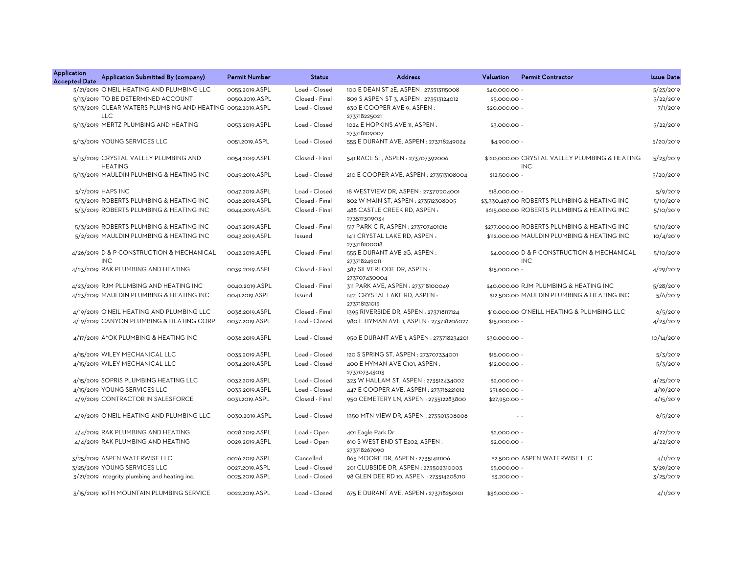| Application Accepted Date | Application Submitted By (company) | Permit Number | Status | Address | Valuation | Permit Contractor | Issue Date |
|---|---|---|---|---|---|---|---|
| 5/21/2019 | O'NEIL HEATING AND PLUMBING LLC | 0055.2019.ASPL | Load - Closed | 100 E DEAN ST 2E, ASPEN : 273513115008 | $40,000.00 | - | 5/23/2019 |
| 5/13/2019 | TO BE DETERMINED ACCOUNT | 0050.2019.ASPL | Closed - Final | 809 S ASPEN ST 3, ASPEN : 273513124012 | $5,000.00 | - | 5/22/2019 |
| 5/13/2019 | CLEAR WATERS PLUMBING AND HEATING LLC | 0052.2019.ASPL | Load - Closed | 630 E COOPER AVE 9, ASPEN : 273718225021 | $20,000.00 | - | 7/1/2019 |
| 5/13/2019 | MERTZ PLUMBING AND HEATING | 0053.2019.ASPL | Load - Closed | 1024 E HOPKINS AVE 11, ASPEN : 273718109007 | $3,000.00 | - | 5/22/2019 |
| 5/13/2019 | YOUNG SERVICES LLC | 0051.2019.ASPL | Load - Closed | 555 E DURANT AVE, ASPEN : 273718249024 | $4,900.00 | - | 5/20/2019 |
| 5/13/2019 | CRYSTAL VALLEY PLUMBING AND HEATING | 0054.2019.ASPL | Closed - Final | 541 RACE ST, ASPEN : 273707392006 | $120,000.00 | CRYSTAL VALLEY PLUMBING & HEATING INC | 5/23/2019 |
| 5/13/2019 | MAULDIN PLUMBING & HEATING INC | 0049.2019.ASPL | Load - Closed | 210 E COOPER AVE, ASPEN : 273513108004 | $12,500.00 | - | 5/20/2019 |
| 5/7/2019 | HAPS INC | 0047.2019.ASPL | Load - Closed | 18 WESTVIEW DR, ASPEN : 273717204001 | $18,000.00 | - | 5/9/2019 |
| 5/3/2019 | ROBERTS PLUMBING & HEATING INC | 0046.2019.ASPL | Closed - Final | 802 W MAIN ST, ASPEN : 273512308005 | $3,330,467.00 | ROBERTS PLUMBING & HEATING INC | 5/10/2019 |
| 5/3/2019 | ROBERTS PLUMBING & HEATING INC | 0044.2019.ASPL | Closed - Final | 488 CASTLE CREEK RD, ASPEN : 273512309034 | $615,000.00 | ROBERTS PLUMBING & HEATING INC | 5/10/2019 |
| 5/3/2019 | ROBERTS PLUMBING & HEATING INC | 0045.2019.ASPL | Closed - Final | 517 PARK CIR, ASPEN : 273707401016 | $277,000.00 | ROBERTS PLUMBING & HEATING INC | 5/10/2019 |
| 5/2/2019 | MAULDIN PLUMBING & HEATING INC | 0043.2019.ASPL | Issued | 1411 CRYSTAL LAKE RD, ASPEN : 273718100018 | $112,000.00 | MAULDIN PLUMBING & HEATING INC | 10/4/2019 |
| 4/26/2019 | D & P CONSTRUCTION & MECHANICAL INC | 0042.2019.ASPL | Closed - Final | 555 E DURANT AVE 2G, ASPEN : 273718249011 | $4,000.00 | D & P CONSTRUCTION & MECHANICAL INC | 5/10/2019 |
| 4/23/2019 | RAK PLUMBING AND HEATING | 0039.2019.ASPL | Closed - Final | 387 SILVERLODE DR, ASPEN : 273707430004 | $15,000.00 | - | 4/29/2019 |
| 4/23/2019 | RJM PLUMBING AND HEATING INC | 0040.2019.ASPL | Closed - Final | 311 PARK AVE, ASPEN : 273718100049 | $40,000.00 | RJM PLUMBING & HEATING INC | 5/28/2019 |
| 4/23/2019 | MAULDIN PLUMBING & HEATING INC | 0041.2019.ASPL | Issued | 1421 CRYSTAL LAKE RD, ASPEN : 273718131015 | $12,500.00 | MAULDIN PLUMBING & HEATING INC | 5/6/2019 |
| 4/19/2019 | O'NEIL HEATING AND PLUMBING LLC | 0038.2019.ASPL | Closed - Final | 1395 RIVERSIDE DR, ASPEN : 273718117124 | $10,000.00 | O'NEILL HEATING & PLUMBING LLC | 6/5/2019 |
| 4/19/2019 | CANYON PLUMBING & HEATING CORP | 0037.2019.ASPL | Load - Closed | 980 E HYMAN AVE 1, ASPEN : 273718206027 | $15,000.00 | - | 4/23/2019 |
| 4/17/2019 | A*OK PLUMBING & HEATING INC | 0036.2019.ASPL | Load - Closed | 950 E DURANT AVE 1, ASPEN : 273718234201 | $30,000.00 | - | 10/14/2019 |
| 4/15/2019 | WILEY MECHANICAL LLC | 0035.2019.ASPL | Load - Closed | 120 S SPRING ST, ASPEN : 273707334001 | $15,000.00 | - | 5/3/2019 |
| 4/15/2019 | WILEY MECHANICAL LLC | 0034.2019.ASPL | Load - Closed | 400 E HYMAN AVE C101, ASPEN : 273707343013 | $12,000.00 | - | 5/3/2019 |
| 4/15/2019 | SOPRIS PLUMBING HEATING LLC | 0032.2019.ASPL | Load - Closed | 323 W HALLAM ST, ASPEN : 273512434002 | $2,000.00 | - | 4/25/2019 |
| 4/15/2019 | YOUNG SERVICES LLC | 0033.2019.ASPL | Load - Closed | 447 E COOPER AVE, ASPEN : 273718221012 | $51,600.00 | - | 4/19/2019 |
| 4/9/2019 | CONTRACTOR IN SALESFORCE | 0031.2019.ASPL | Closed - Final | 950 CEMETERY LN, ASPEN : 273512283800 | $27,950.00 | - | 4/15/2019 |
| 4/9/2019 | O'NEIL HEATING AND PLUMBING LLC | 0030.2019.ASPL | Load - Closed | 1350 MTN VIEW DR, ASPEN : 273501308008 | - | - | 6/5/2019 |
| 4/4/2019 | RAK PLUMBING AND HEATING | 0028.2019.ASPL | Load - Open | 401 Eagle Park Dr | $2,000.00 | - | 4/22/2019 |
| 4/4/2019 | RAK PLUMBING AND HEATING | 0029.2019.ASPL | Load - Open | 610 S WEST END ST E202, ASPEN : 273718267090 | $2,000.00 | - | 4/22/2019 |
| 3/25/2019 | ASPEN WATERWISE LLC | 0026.2019.ASPL | Cancelled | 865 MOORE DR, ASPEN : 273514111106 | $2,500.00 | ASPEN WATERWISE LLC | 4/1/2019 |
| 3/25/2019 | YOUNG SERVICES LLC | 0027.2019.ASPL | Load - Closed | 201 CLUBSIDE DR, ASPEN : 273502310003 | $5,000.00 | - | 3/29/2019 |
| 3/21/2019 | integrity plumbing and heating inc. | 0025.2019.ASPL | Load - Closed | 98 GLEN DEE RD 10, ASPEN : 273514208710 | $3,200.00 | - | 3/25/2019 |
| 3/15/2019 | 10TH MOUNTAIN PLUMBING SERVICE | 0022.2019.ASPL | Load - Closed | 675 E DURANT AVE, ASPEN : 273718250101 | $36,000.00 | - | 4/1/2019 |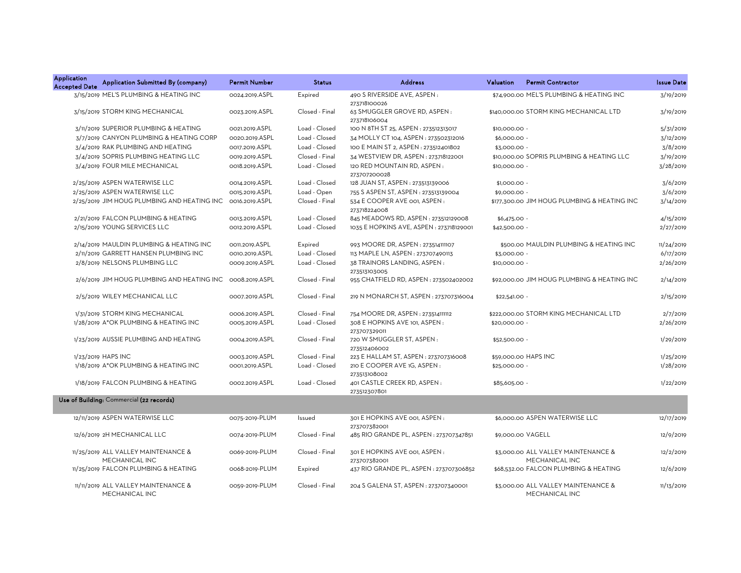| Application Accepted Date | Application Submitted By (company) | Permit Number | Status | Address | Valuation | Permit Contractor | Issue Date |
|---|---|---|---|---|---|---|---|
| 3/15/2019 | MEL'S PLUMBING & HEATING INC | 0024.2019.ASPL | Expired | 490 S RIVERSIDE AVE, ASPEN : 273718100026 | $74,900.00 | MEL'S PLUMBING & HEATING INC | 3/19/2019 |
| 3/15/2019 | STORM KING MECHANICAL | 0023.2019.ASPL | Closed - Final | 63 SMUGGLER GROVE RD, ASPEN : 273718106004 | $140,000.00 | STORM KING MECHANICAL LTD | 3/19/2019 |
| 3/11/2019 | SUPERIOR PLUMBING & HEATING | 0021.2019.ASPL | Load - Closed | 100 N 8TH ST 25, ASPEN : 273512313017 | $10,000.00 | - | 5/31/2019 |
| 3/7/2019 | CANYON PLUMBING & HEATING CORP | 0020.2019.ASPL | Load - Closed | 34 MOLLY CT 104, ASPEN : 273502312016 | $6,000.00 | - | 3/12/2019 |
| 3/4/2019 | RAK PLUMBING AND HEATING | 0017.2019.ASPL | Load - Closed | 100 E MAIN ST 2, ASPEN : 273512401802 | $3,000.00 | - | 3/8/2019 |
| 3/4/2019 | SOPRIS PLUMBING HEATING LLC | 0019.2019.ASPL | Closed - Final | 34 WESTVIEW DR, ASPEN : 273718122001 | $10,000.00 | SOPRIS PLUMBING & HEATING LLC | 3/19/2019 |
| 3/4/2019 | FOUR MILE MECHANICAL | 0018.2019.ASPL | Load - Closed | 120 RED MOUNTAIN RD, ASPEN : 273707200028 | $10,000.00 | - | 3/28/2019 |
| 2/25/2019 | ASPEN WATERWISE LLC | 0014.2019.ASPL | Load - Closed | 128 JUAN ST, ASPEN : 273513139006 | $1,000.00 | - | 3/6/2019 |
| 2/25/2019 | ASPEN WATERWISE LLC | 0015.2019.ASPL | Load - Open | 755 S ASPEN ST, ASPEN : 273513139004 | $9,000.00 | - | 3/6/2019 |
| 2/25/2019 | JIM HOUG PLUMBING AND HEATING INC | 0016.2019.ASPL | Closed - Final | 534 E COOPER AVE 001, ASPEN : 273718224008 | $177,300.00 | JIM HOUG PLUMBING & HEATING INC | 3/14/2019 |
| 2/21/2019 | FALCON PLUMBING & HEATING | 0013.2019.ASPL | Load - Closed | 845 MEADOWS RD, ASPEN : 273512129008 | $6,475.00 | - | 4/15/2019 |
| 2/15/2019 | YOUNG SERVICES LLC | 0012.2019.ASPL | Load - Closed | 1035 E HOPKINS AVE, ASPEN : 273718129001 | $42,500.00 | - | 2/27/2019 |
| 2/14/2019 | MAULDIN PLUMBING & HEATING INC | 0011.2019.ASPL | Expired | 993 MOORE DR, ASPEN : 273514111107 | $500.00 | MAULDIN PLUMBING & HEATING INC | 11/24/2019 |
| 2/11/2019 | GARRETT HANSEN PLUMBING INC | 0010.2019.ASPL | Load - Closed | 113 MAPLE LN, ASPEN : 273707490113 | $3,000.00 | - | 6/17/2019 |
| 2/8/2019 | NELSONS PLUMBING LLC | 0009.2019.ASPL | Load - Closed | 38 TRAINORS LANDING, ASPEN : 273513103005 | $10,000.00 | - | 2/26/2019 |
| 2/6/2019 | JIM HOUG PLUMBING AND HEATING INC | 0008.2019.ASPL | Closed - Final | 955 CHATFIELD RD, ASPEN : 273502402002 | $92,000.00 | JIM HOUG PLUMBING & HEATING INC | 2/14/2019 |
| 2/5/2019 | WILEY MECHANICAL LLC | 0007.2019.ASPL | Closed - Final | 219 N MONARCH ST, ASPEN : 273707316004 | $22,541.00 | - | 2/15/2019 |
| 1/31/2019 | STORM KING MECHANICAL | 0006.2019.ASPL | Closed - Final | 754 MOORE DR, ASPEN : 273514111112 | $222,000.00 | STORM KING MECHANICAL LTD | 2/7/2019 |
| 1/28/2019 | A*OK PLUMBING & HEATING INC | 0005.2019.ASPL | Load - Closed | 308 E HOPKINS AVE 101, ASPEN : 273707329011 | $20,000.00 | - | 2/26/2019 |
| 1/23/2019 | AUSSIE PLUMBING AND HEATING | 0004.2019.ASPL | Closed - Final | 720 W SMUGGLER ST, ASPEN : 273512406002 | $52,500.00 | - | 1/29/2019 |
| 1/23/2019 | HAPS INC | 0003.2019.ASPL | Closed - Final | 223 E HALLAM ST, ASPEN : 273707316008 | $59,000.00 | HAPS INC | 1/25/2019 |
| 1/18/2019 | A*OK PLUMBING & HEATING INC | 0001.2019.ASPL | Load - Closed | 210 E COOPER AVE 1G, ASPEN : 273513108002 | $25,000.00 | - | 1/28/2019 |
| 1/18/2019 | FALCON PLUMBING & HEATING | 0002.2019.ASPL | Load - Closed | 401 CASTLE CREEK RD, ASPEN : 273512307801 | $85,605.00 | - | 1/22/2019 |
| **Use of Building:** Commercial **(22 records)** | | | | | | | |
| 12/11/2019 | ASPEN WATERWISE LLC | 0075-2019-PLUM | Issued | 301 E HOPKINS AVE 001, ASPEN : 273707382001 | $6,000.00 | ASPEN WATERWISE LLC | 12/17/2019 |
| 12/6/2019 | 2H MECHANICAL LLC | 0074-2019-PLUM | Closed - Final | 485 RIO GRANDE PL, ASPEN : 273707347851 | $9,000.00 | VAGELL | 12/9/2019 |
| 11/25/2019 | ALL VALLEY MAINTENANCE & MECHANICAL INC | 0069-2019-PLUM | Closed - Final | 301 E HOPKINS AVE 001, ASPEN : 273707382001 | $3,000.00 | ALL VALLEY MAINTENANCE & MECHANICAL INC | 12/2/2019 |
| 11/25/2019 | FALCON PLUMBING & HEATING | 0068-2019-PLUM | Expired | 437 RIO GRANDE PL, ASPEN : 273707306852 | $68,532.00 | FALCON PLUMBING & HEATING | 12/6/2019 |
| 11/11/2019 | ALL VALLEY MAINTENANCE & MECHANICAL INC | 0059-2019-PLUM | Closed - Final | 204 S GALENA ST, ASPEN : 273707340001 | $3,000.00 | ALL VALLEY MAINTENANCE & MECHANICAL INC | 11/13/2019 |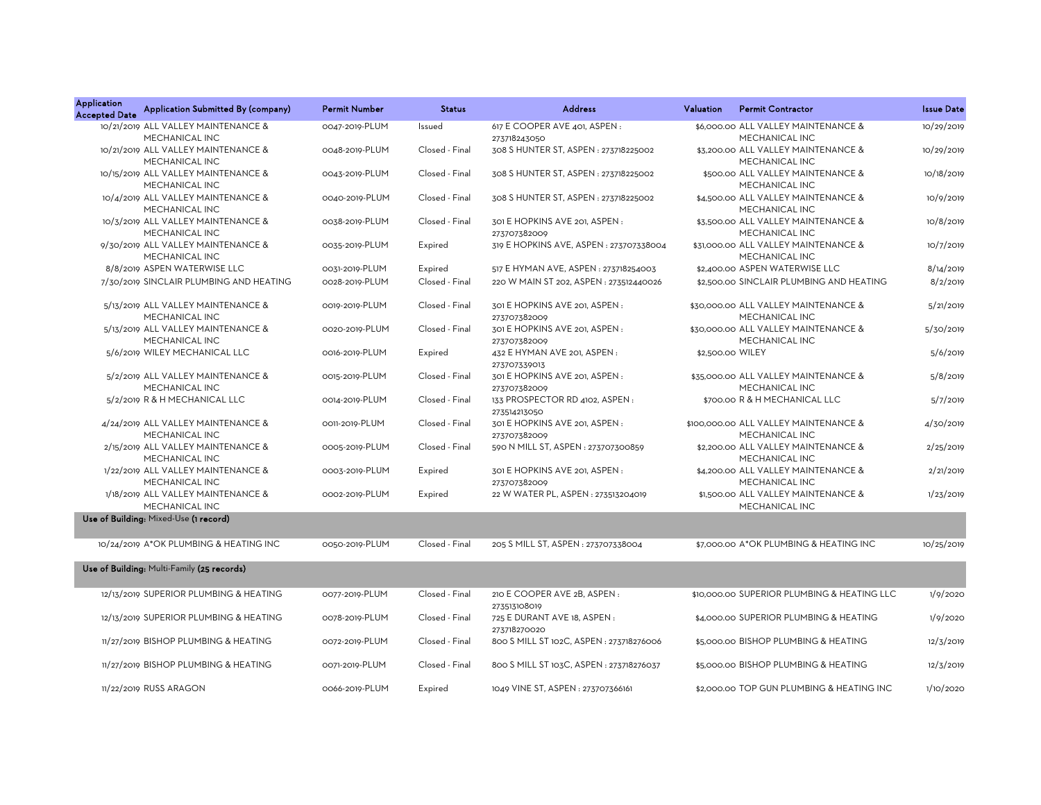| Application Accepted Date | Application Submitted By (company) | Permit Number | Status | Address | Valuation | Permit Contractor | Issue Date |
|---|---|---|---|---|---|---|---|
| 10/21/2019 | ALL VALLEY MAINTENANCE & MECHANICAL INC | 0047-2019-PLUM | Issued | 617 E COOPER AVE 401, ASPEN : 273718243050 | $6,000.00 | ALL VALLEY MAINTENANCE & MECHANICAL INC | 10/29/2019 |
| 10/21/2019 | ALL VALLEY MAINTENANCE & MECHANICAL INC | 0048-2019-PLUM | Closed - Final | 308 S HUNTER ST, ASPEN : 273718225002 | $3,200.00 | ALL VALLEY MAINTENANCE & MECHANICAL INC | 10/29/2019 |
| 10/15/2019 | ALL VALLEY MAINTENANCE & MECHANICAL INC | 0043-2019-PLUM | Closed - Final | 308 S HUNTER ST, ASPEN : 273718225002 | $500.00 | ALL VALLEY MAINTENANCE & MECHANICAL INC | 10/18/2019 |
| 10/4/2019 | ALL VALLEY MAINTENANCE & MECHANICAL INC | 0040-2019-PLUM | Closed - Final | 308 S HUNTER ST, ASPEN : 273718225002 | $4,500.00 | ALL VALLEY MAINTENANCE & MECHANICAL INC | 10/9/2019 |
| 10/3/2019 | ALL VALLEY MAINTENANCE & MECHANICAL INC | 0038-2019-PLUM | Closed - Final | 301 E HOPKINS AVE 201, ASPEN : 273707382009 | $3,500.00 | ALL VALLEY MAINTENANCE & MECHANICAL INC | 10/8/2019 |
| 9/30/2019 | ALL VALLEY MAINTENANCE & MECHANICAL INC | 0035-2019-PLUM | Expired | 319 E HOPKINS AVE, ASPEN : 273707338004 | $31,000.00 | ALL VALLEY MAINTENANCE & MECHANICAL INC | 10/7/2019 |
| 8/8/2019 | ASPEN WATERWISE LLC | 0031-2019-PLUM | Expired | 517 E HYMAN AVE, ASPEN : 273718254003 | $2,400.00 | ASPEN WATERWISE LLC | 8/14/2019 |
| 7/30/2019 | SINCLAIR PLUMBING AND HEATING | 0028-2019-PLUM | Closed - Final | 220 W MAIN ST 202, ASPEN : 273512440026 | $2,500.00 | SINCLAIR PLUMBING AND HEATING | 8/2/2019 |
| 5/13/2019 | ALL VALLEY MAINTENANCE & MECHANICAL INC | 0019-2019-PLUM | Closed - Final | 301 E HOPKINS AVE 201, ASPEN : 273707382009 | $30,000.00 | ALL VALLEY MAINTENANCE & MECHANICAL INC | 5/21/2019 |
| 5/13/2019 | ALL VALLEY MAINTENANCE & MECHANICAL INC | 0020-2019-PLUM | Closed - Final | 301 E HOPKINS AVE 201, ASPEN : 273707382009 | $30,000.00 | ALL VALLEY MAINTENANCE & MECHANICAL INC | 5/30/2019 |
| 5/6/2019 | WILEY MECHANICAL LLC | 0016-2019-PLUM | Expired | 432 E HYMAN AVE 201, ASPEN : 273707339013 | $2,500.00 | WILEY | 5/6/2019 |
| 5/2/2019 | ALL VALLEY MAINTENANCE & MECHANICAL INC | 0015-2019-PLUM | Closed - Final | 301 E HOPKINS AVE 201, ASPEN : 273707382009 | $35,000.00 | ALL VALLEY MAINTENANCE & MECHANICAL INC | 5/8/2019 |
| 5/2/2019 | R & H MECHANICAL LLC | 0014-2019-PLUM | Closed - Final | 133 PROSPECTOR RD 4102, ASPEN : 273514213050 | $700.00 | R & H MECHANICAL LLC | 5/7/2019 |
| 4/24/2019 | ALL VALLEY MAINTENANCE & MECHANICAL INC | 0011-2019-PLUM | Closed - Final | 301 E HOPKINS AVE 201, ASPEN : 273707382009 | $100,000.00 | ALL VALLEY MAINTENANCE & MECHANICAL INC | 4/30/2019 |
| 2/15/2019 | ALL VALLEY MAINTENANCE & MECHANICAL INC | 0005-2019-PLUM | Closed - Final | 590 N MILL ST, ASPEN : 273707300859 | $2,200.00 | ALL VALLEY MAINTENANCE & MECHANICAL INC | 2/25/2019 |
| 1/22/2019 | ALL VALLEY MAINTENANCE & MECHANICAL INC | 0003-2019-PLUM | Expired | 301 E HOPKINS AVE 201, ASPEN : 273707382009 | $4,200.00 | ALL VALLEY MAINTENANCE & MECHANICAL INC | 2/21/2019 |
| 1/18/2019 | ALL VALLEY MAINTENANCE & MECHANICAL INC | 0002-2019-PLUM | Expired | 22 W WATER PL, ASPEN : 273513204019 | $1,500.00 | ALL VALLEY MAINTENANCE & MECHANICAL INC | 1/23/2019 |
| **Use of Building:** Mixed-Use **(1 record)** | | | | | | | |
| 10/24/2019 | A*OK PLUMBING & HEATING INC | 0050-2019-PLUM | Closed - Final | 205 S MILL ST, ASPEN : 273707338004 | $7,000.00 | A*OK PLUMBING & HEATING INC | 10/25/2019 |
| **Use of Building:** Multi-Family **(25 records)** | | | | | | | |
| 12/13/2019 | SUPERIOR PLUMBING & HEATING | 0077-2019-PLUM | Closed - Final | 210 E COOPER AVE 2B, ASPEN : 273513108019 | $10,000.00 | SUPERIOR PLUMBING & HEATING LLC | 1/9/2020 |
| 12/13/2019 | SUPERIOR PLUMBING & HEATING | 0078-2019-PLUM | Closed - Final | 725 E DURANT AVE 18, ASPEN : 273718270020 | $4,000.00 | SUPERIOR PLUMBING & HEATING | 1/9/2020 |
| 11/27/2019 | BISHOP PLUMBING & HEATING | 0072-2019-PLUM | Closed - Final | 800 S MILL ST 102C, ASPEN : 273718276006 | $5,000.00 | BISHOP PLUMBING & HEATING | 12/3/2019 |
| 11/27/2019 | BISHOP PLUMBING & HEATING | 0071-2019-PLUM | Closed - Final | 800 S MILL ST 103C, ASPEN : 273718276037 | $5,000.00 | BISHOP PLUMBING & HEATING | 12/3/2019 |
| 11/22/2019 | RUSS ARAGON | 0066-2019-PLUM | Expired | 1049 VINE ST, ASPEN : 273707366161 | $2,000.00 | TOP GUN PLUMBING & HEATING INC | 1/10/2020 |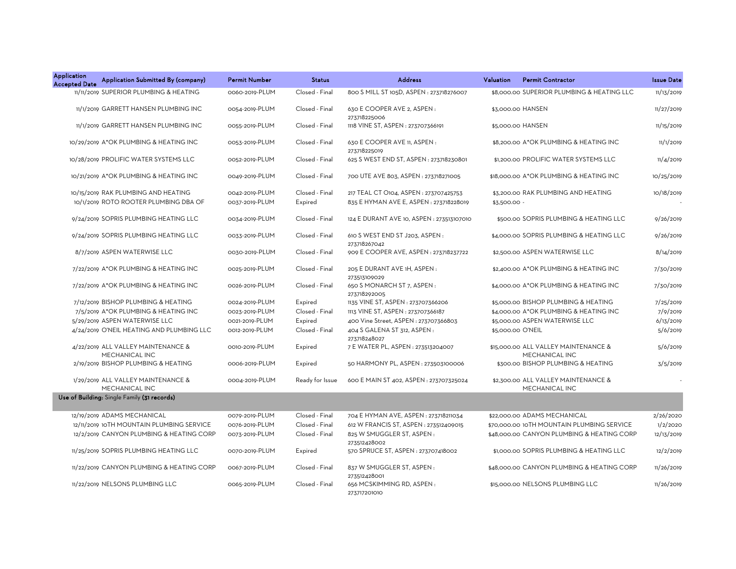| Application Accepted Date | Application Submitted By (company) | Permit Number | Status | Address | Valuation | Permit Contractor | Issue Date |
|---|---|---|---|---|---|---|---|
| 11/11/2019 | SUPERIOR PLUMBING & HEATING | 0060-2019-PLUM | Closed - Final | 800 S MILL ST 105D, ASPEN : 273718276007 | $8,000.00 | SUPERIOR PLUMBING & HEATING LLC | 11/13/2019 |
| 11/1/2019 | GARRETT HANSEN PLUMBING INC | 0054-2019-PLUM | Closed - Final | 630 E COOPER AVE 2, ASPEN : 273718225006 | $3,000.00 | HANSEN | 11/27/2019 |
| 11/1/2019 | GARRETT HANSEN PLUMBING INC | 0055-2019-PLUM | Closed - Final | 1118 VINE ST, ASPEN : 273707366191 | $5,000.00 | HANSEN | 11/15/2019 |
| 10/29/2019 | A*OK PLUMBING & HEATING INC | 0053-2019-PLUM | Closed - Final | 630 E COOPER AVE 11, ASPEN : 273718225019 | $8,200.00 | A*OK PLUMBING & HEATING INC | 11/1/2019 |
| 10/28/2019 | PROLIFIC WATER SYSTEMS LLC | 0052-2019-PLUM | Closed - Final | 625 S WEST END ST, ASPEN : 273718230801 | $1,200.00 | PROLIFIC WATER SYSTEMS LLC | 11/4/2019 |
| 10/21/2019 | A*OK PLUMBING & HEATING INC | 0049-2019-PLUM | Closed - Final | 700 UTE AVE 803, ASPEN : 273718271005 | $18,000.00 | A*OK PLUMBING & HEATING INC | 10/25/2019 |
| 10/15/2019 | RAK PLUMBING AND HEATING | 0042-2019-PLUM | Closed - Final | 217 TEAL CT O104, ASPEN : 273707425753 | $3,200.00 | RAK PLUMBING AND HEATING | 10/18/2019 |
| 10/1/2019 | ROTO ROOTER PLUMBING DBA OF | 0037-2019-PLUM | Expired | 835 E HYMAN AVE E, ASPEN : 273718228019 | $3,500.00 | - | - |
| 9/24/2019 | SOPRIS PLUMBING HEATING LLC | 0034-2019-PLUM | Closed - Final | 124 E DURANT AVE 10, ASPEN : 273513107010 | $500.00 | SOPRIS PLUMBING & HEATING LLC | 9/26/2019 |
| 9/24/2019 | SOPRIS PLUMBING HEATING LLC | 0033-2019-PLUM | Closed - Final | 610 S WEST END ST J203, ASPEN : 273718267042 | $4,000.00 | SOPRIS PLUMBING & HEATING LLC | 9/26/2019 |
| 8/7/2019 | ASPEN WATERWISE LLC | 0030-2019-PLUM | Closed - Final | 909 E COOPER AVE, ASPEN : 273718237722 | $2,500.00 | ASPEN WATERWISE LLC | 8/14/2019 |
| 7/22/2019 | A*OK PLUMBING & HEATING INC | 0025-2019-PLUM | Closed - Final | 205 E DURANT AVE 1H, ASPEN : 273513109029 | $2,400.00 | A*OK PLUMBING & HEATING INC | 7/30/2019 |
| 7/22/2019 | A*OK PLUMBING & HEATING INC | 0026-2019-PLUM | Closed - Final | 650 S MONARCH ST 7, ASPEN : 273718292005 | $4,000.00 | A*OK PLUMBING & HEATING INC | 7/30/2019 |
| 7/12/2019 | BISHOP PLUMBING & HEATING | 0024-2019-PLUM | Expired | 1135 VINE ST, ASPEN : 273707366206 | $5,000.00 | BISHOP PLUMBING & HEATING | 7/25/2019 |
| 7/5/2019 | A*OK PLUMBING & HEATING INC | 0023-2019-PLUM | Closed - Final | 1113 VINE ST, ASPEN : 273707366187 | $4,000.00 | A*OK PLUMBING & HEATING INC | 7/9/2019 |
| 5/29/2019 | ASPEN WATERWISE LLC | 0021-2019-PLUM | Expired | 400 Vine Street, ASPEN : 273707366803 | $5,000.00 | ASPEN WATERWISE LLC | 6/13/2019 |
| 4/24/2019 | O'NEIL HEATING AND PLUMBING LLC | 0012-2019-PLUM | Closed - Final | 404 S GALENA ST 312, ASPEN : 273718248027 | $5,000.00 | O'NEIL | 5/6/2019 |
| 4/22/2019 | ALL VALLEY MAINTENANCE & MECHANICAL INC | 0010-2019-PLUM | Expired | 7 E WATER PL, ASPEN : 273513204007 | $15,000.00 | ALL VALLEY MAINTENANCE & MECHANICAL INC | 5/6/2019 |
| 2/19/2019 | BISHOP PLUMBING & HEATING | 0006-2019-PLUM | Expired | 50 HARMONY PL, ASPEN : 273503100006 | $300.00 | BISHOP PLUMBING & HEATING | 3/5/2019 |
| 1/29/2019 | ALL VALLEY MAINTENANCE & MECHANICAL INC | 0004-2019-PLUM | Ready for Issue | 600 E MAIN ST 402, ASPEN : 273707325024 | $2,300.00 | ALL VALLEY MAINTENANCE & MECHANICAL INC | - |
| **Use of Building:** Single Family **(31 records)** | | | | | | | |
| 12/19/2019 | ADAMS MECHANICAL | 0079-2019-PLUM | Closed - Final | 704 E HYMAN AVE, ASPEN : 273718211034 | $22,000.00 | ADAMS MECHANICAL | 2/26/2020 |
| 12/11/2019 | 10TH MOUNTAIN PLUMBING SERVICE | 0076-2019-PLUM | Closed - Final | 612 W FRANCIS ST, ASPEN : 273512409015 | $70,000.00 | 10TH MOUNTAIN PLUMBING SERVICE | 1/2/2020 |
| 12/2/2019 | CANYON PLUMBING & HEATING CORP | 0073-2019-PLUM | Closed - Final | 825 W SMUGGLER ST, ASPEN : 273512428002 | $48,000.00 | CANYON PLUMBING & HEATING CORP | 12/13/2019 |
| 11/25/2019 | SOPRIS PLUMBING HEATING LLC | 0070-2019-PLUM | Expired | 570 SPRUCE ST, ASPEN : 273707418002 | $1,000.00 | SOPRIS PLUMBING & HEATING LLC | 12/2/2019 |
| 11/22/2019 | CANYON PLUMBING & HEATING CORP | 0067-2019-PLUM | Closed - Final | 837 W SMUGGLER ST, ASPEN : 273512428001 | $48,000.00 | CANYON PLUMBING & HEATING CORP | 11/26/2019 |
| 11/22/2019 | NELSONS PLUMBING LLC | 0065-2019-PLUM | Closed - Final | 656 MCSKIMMING RD, ASPEN : 273717201010 | $15,000.00 | NELSONS PLUMBING LLC | 11/26/2019 |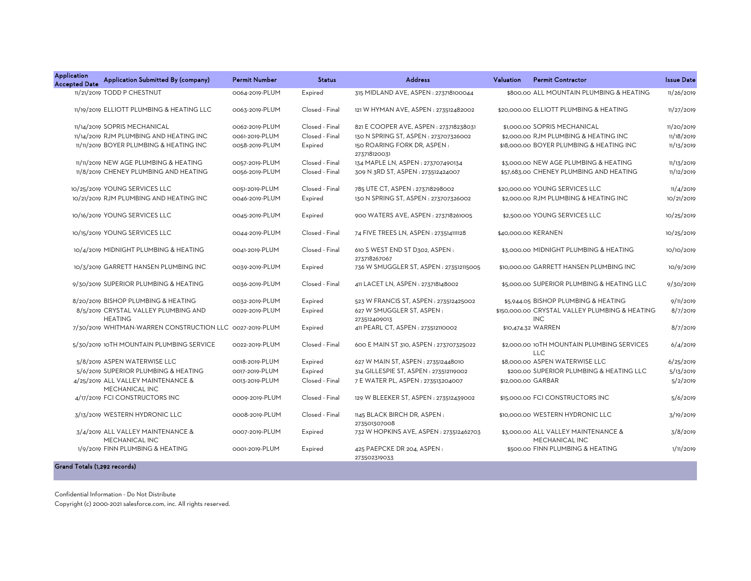| Application Accepted Date | Application Submitted By (company) | Permit Number | Status | Address | Valuation | Permit Contractor | Issue Date |
|---|---|---|---|---|---|---|---|
| 11/21/2019 | TODD P CHESTNUT | 0064-2019-PLUM | Expired | 315 MIDLAND AVE, ASPEN : 273718100044 | $800.00 | ALL MOUNTAIN PLUMBING & HEATING | 11/26/2019 |
| 11/19/2019 | ELLIOTT PLUMBING & HEATING LLC | 0063-2019-PLUM | Closed - Final | 121 W HYMAN AVE, ASPEN : 273512482002 | $20,000.00 | ELLIOTT PLUMBING & HEATING | 11/27/2019 |
| 11/14/2019 | SOPRIS MECHANICAL | 0062-2019-PLUM | Closed - Final | 821 E COOPER AVE, ASPEN : 273718238031 | $1,000.00 | SOPRIS MECHANICAL | 11/20/2019 |
| 11/14/2019 | RJM PLUMBING AND HEATING INC | 0061-2019-PLUM | Closed - Final | 130 N SPRING ST, ASPEN : 273707326002 | $2,000.00 | RJM PLUMBING & HEATING INC | 11/18/2019 |
| 11/11/2019 | BOYER PLUMBING & HEATING INC | 0058-2019-PLUM | Expired | 150 ROARING FORK DR, ASPEN : 273718120031 | $18,000.00 | BOYER PLUMBING & HEATING INC | 11/13/2019 |
| 11/11/2019 | NEW AGE PLUMBING & HEATING | 0057-2019-PLUM | Closed - Final | 134 MAPLE LN, ASPEN : 273707490134 | $3,000.00 | NEW AGE PLUMBING & HEATING | 11/13/2019 |
| 11/8/2019 | CHENEY PLUMBING AND HEATING | 0056-2019-PLUM | Closed - Final | 309 N 3RD ST, ASPEN : 273512424007 | $57,683.00 | CHENEY PLUMBING AND HEATING | 11/12/2019 |
| 10/25/2019 | YOUNG SERVICES LLC | 0051-2019-PLUM | Closed - Final | 785 UTE CT, ASPEN : 273718298002 | $20,000.00 | YOUNG SERVICES LLC | 11/4/2019 |
| 10/21/2019 | RJM PLUMBING AND HEATING INC | 0046-2019-PLUM | Expired | 130 N SPRING ST, ASPEN : 273707326002 | $2,000.00 | RJM PLUMBING & HEATING INC | 10/21/2019 |
| 10/16/2019 | YOUNG SERVICES LLC | 0045-2019-PLUM | Expired | 900 WATERS AVE, ASPEN : 273718261005 | $2,500.00 | YOUNG SERVICES LLC | 10/25/2019 |
| 10/15/2019 | YOUNG SERVICES LLC | 0044-2019-PLUM | Closed - Final | 74 FIVE TREES LN, ASPEN : 273514111128 | $40,000.00 | KERANEN | 10/25/2019 |
| 10/4/2019 | MIDNIGHT PLUMBING & HEATING | 0041-2019-PLUM | Closed - Final | 610 S WEST END ST D302, ASPEN : 273718267067 | $3,000.00 | MIDNIGHT PLUMBING & HEATING | 10/10/2019 |
| 10/3/2019 | GARRETT HANSEN PLUMBING INC | 0039-2019-PLUM | Expired | 736 W SMUGGLER ST, ASPEN : 273512115005 | $10,000.00 | GARRETT HANSEN PLUMBING INC | 10/9/2019 |
| 9/30/2019 | SUPERIOR PLUMBING & HEATING | 0036-2019-PLUM | Closed - Final | 411 LACET LN, ASPEN : 273718148002 | $5,000.00 | SUPERIOR PLUMBING & HEATING LLC | 9/30/2019 |
| 8/20/2019 | BISHOP PLUMBING & HEATING | 0032-2019-PLUM | Expired | 523 W FRANCIS ST, ASPEN : 273512425002 | $5,944.05 | BISHOP PLUMBING & HEATING | 9/11/2019 |
| 8/5/2019 | CRYSTAL VALLEY PLUMBING AND HEATING | 0029-2019-PLUM | Expired | 627 W SMUGGLER ST, ASPEN : 273512409013 | $150,000.00 | CRYSTAL VALLEY PLUMBING & HEATING INC | 8/7/2019 |
| 7/30/2019 | WHITMAN-WARREN CONSTRUCTION LLC | 0027-2019-PLUM | Expired | 411 PEARL CT, ASPEN : 273512110002 | $10,474.32 | WARREN | 8/7/2019 |
| 5/30/2019 | 10TH MOUNTAIN PLUMBING SERVICE | 0022-2019-PLUM | Closed - Final | 600 E MAIN ST 310, ASPEN : 273707325022 | $2,000.00 | 10TH MOUNTAIN PLUMBING SERVICES LLC | 6/4/2019 |
| 5/8/2019 | ASPEN WATERWISE LLC | 0018-2019-PLUM | Expired | 627 W MAIN ST, ASPEN : 273512448010 | $8,000.00 | ASPEN WATERWISE LLC | 6/25/2019 |
| 5/6/2019 | SUPERIOR PLUMBING & HEATING | 0017-2019-PLUM | Expired | 314 GILLESPIE ST, ASPEN : 273512119002 | $200.00 | SUPERIOR PLUMBING & HEATING LLC | 5/13/2019 |
| 4/25/2019 | ALL VALLEY MAINTENANCE & MECHANICAL INC | 0013-2019-PLUM | Closed - Final | 7 E WATER PL, ASPEN : 273513204007 | $12,000.00 | GARBAR | 5/2/2019 |
| 4/17/2019 | FCI CONSTRUCTORS INC | 0009-2019-PLUM | Closed - Final | 129 W BLEEKER ST, ASPEN : 273512439002 | $15,000.00 | FCI CONSTRUCTORS INC | 5/6/2019 |
| 3/13/2019 | WESTERN HYDRONIC LLC | 0008-2019-PLUM | Closed - Final | 1145 BLACK BIRCH DR, ASPEN : 273501307008 | $10,000.00 | WESTERN HYDRONIC LLC | 3/19/2019 |
| 3/4/2019 | ALL VALLEY MAINTENANCE & MECHANICAL INC | 0007-2019-PLUM | Expired | 732 W HOPKINS AVE, ASPEN : 273512462703 | $3,000.00 | ALL VALLEY MAINTENANCE & MECHANICAL INC | 3/8/2019 |
| 1/9/2019 | FINN PLUMBING & HEATING | 0001-2019-PLUM | Expired | 425 PAEPCKE DR 204, ASPEN : 273502319033 | $500.00 | FINN PLUMBING & HEATING | 1/11/2019 |
| **Grand Totals (1,292 records)** | | | | | | | |

Confidential Information - Do Not Distribute

Copyright (c) 2000-2021 salesforce.com, inc. All rights reserved.